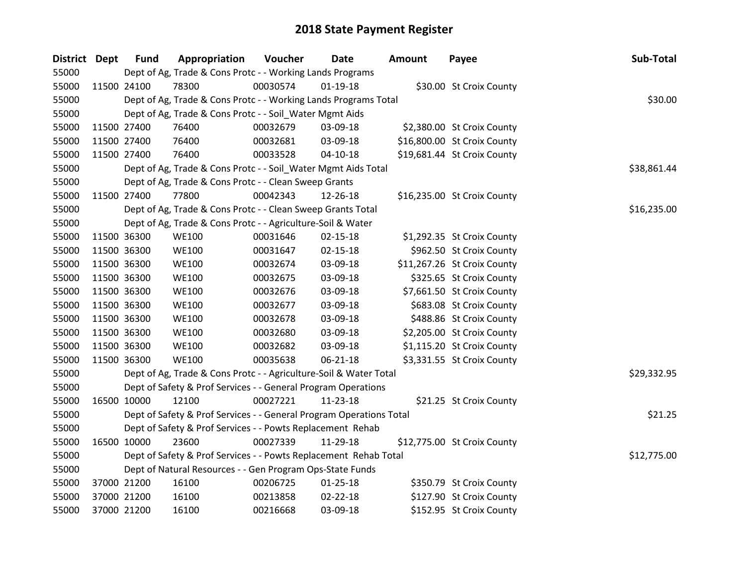# 2018 State Payment Register

| District | Dept | Fund | Appropriation | Voucher | Date | Amount | Payee | Sub-Total |
|---|---|---|---|---|---|---|---|---|
| 55000 | Dept of Ag, Trade & Cons Protc - - Working Lands Programs | | | | | | | |
| 55000 | 11500 | 24100 | 78300 | 00030574 | 01-19-18 | $30.00 | St Croix County | |
| 55000 | Dept of Ag, Trade & Cons Protc - - Working Lands Programs Total | | | | | | | $30.00 |
| 55000 | Dept of Ag, Trade & Cons Protc - - Soil_Water Mgmt Aids | | | | | | | |
| 55000 | 11500 | 27400 | 76400 | 00032679 | 03-09-18 | $2,380.00 | St Croix County | |
| 55000 | 11500 | 27400 | 76400 | 00032681 | 03-09-18 | $16,800.00 | St Croix County | |
| 55000 | 11500 | 27400 | 76400 | 00033528 | 04-10-18 | $19,681.44 | St Croix County | |
| 55000 | Dept of Ag, Trade & Cons Protc - - Soil_Water Mgmt Aids Total | | | | | | | $38,861.44 |
| 55000 | Dept of Ag, Trade & Cons Protc - - Clean Sweep Grants | | | | | | | |
| 55000 | 11500 | 27400 | 77800 | 00042343 | 12-26-18 | $16,235.00 | St Croix County | |
| 55000 | Dept of Ag, Trade & Cons Protc - - Clean Sweep Grants Total | | | | | | | $16,235.00 |
| 55000 | Dept of Ag, Trade & Cons Protc - - Agriculture-Soil & Water | | | | | | | |
| 55000 | 11500 | 36300 | WE100 | 00031646 | 02-15-18 | $1,292.35 | St Croix County | |
| 55000 | 11500 | 36300 | WE100 | 00031647 | 02-15-18 | $962.50 | St Croix County | |
| 55000 | 11500 | 36300 | WE100 | 00032674 | 03-09-18 | $11,267.26 | St Croix County | |
| 55000 | 11500 | 36300 | WE100 | 00032675 | 03-09-18 | $325.65 | St Croix County | |
| 55000 | 11500 | 36300 | WE100 | 00032676 | 03-09-18 | $7,661.50 | St Croix County | |
| 55000 | 11500 | 36300 | WE100 | 00032677 | 03-09-18 | $683.08 | St Croix County | |
| 55000 | 11500 | 36300 | WE100 | 00032678 | 03-09-18 | $488.86 | St Croix County | |
| 55000 | 11500 | 36300 | WE100 | 00032680 | 03-09-18 | $2,205.00 | St Croix County | |
| 55000 | 11500 | 36300 | WE100 | 00032682 | 03-09-18 | $1,115.20 | St Croix County | |
| 55000 | 11500 | 36300 | WE100 | 00035638 | 06-21-18 | $3,331.55 | St Croix County | |
| 55000 | Dept of Ag, Trade & Cons Protc - - Agriculture-Soil & Water Total | | | | | | | $29,332.95 |
| 55000 | Dept of Safety & Prof Services - - General Program Operations | | | | | | | |
| 55000 | 16500 | 10000 | 12100 | 00027221 | 11-23-18 | $21.25 | St Croix County | |
| 55000 | Dept of Safety & Prof Services - - General Program Operations Total | | | | | | | $21.25 |
| 55000 | Dept of Safety & Prof Services - - Powts Replacement Rehab | | | | | | | |
| 55000 | 16500 | 10000 | 23600 | 00027339 | 11-29-18 | $12,775.00 | St Croix County | |
| 55000 | Dept of Safety & Prof Services - - Powts Replacement Rehab Total | | | | | | | $12,775.00 |
| 55000 | Dept of Natural Resources - - Gen Program Ops-State Funds | | | | | | | |
| 55000 | 37000 | 21200 | 16100 | 00206725 | 01-25-18 | $350.79 | St Croix County | |
| 55000 | 37000 | 21200 | 16100 | 00213858 | 02-22-18 | $127.90 | St Croix County | |
| 55000 | 37000 | 21200 | 16100 | 00216668 | 03-09-18 | $152.95 | St Croix County | |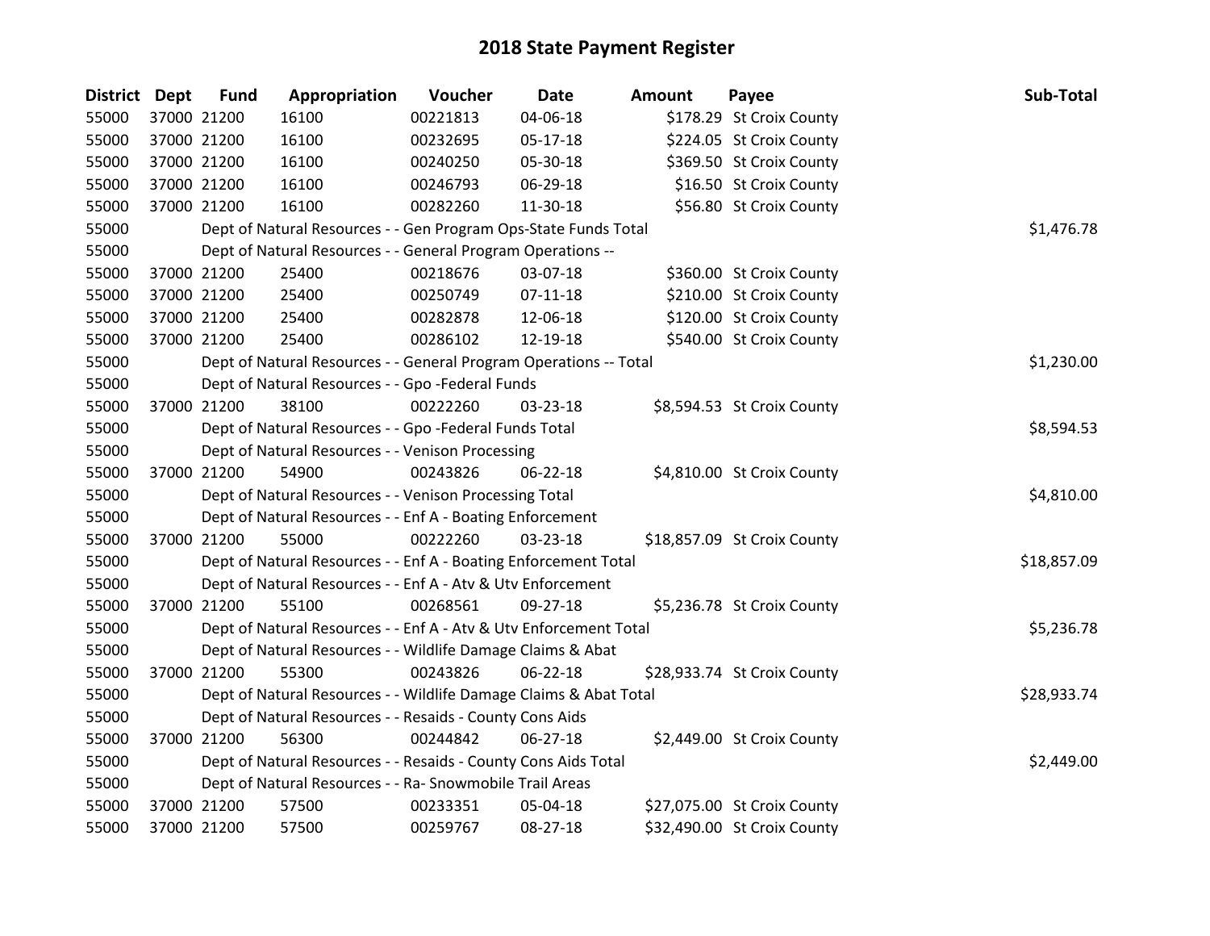# 2018 State Payment Register

| District | Dept | Fund | Appropriation | Voucher | Date | Amount | Payee | Sub-Total |
|---|---|---|---|---|---|---|---|---|
| 55000 | 37000 | 21200 | 16100 | 00221813 | 04-06-18 | $178.29 | St Croix County | |
| 55000 | 37000 | 21200 | 16100 | 00232695 | 05-17-18 | $224.05 | St Croix County | |
| 55000 | 37000 | 21200 | 16100 | 00240250 | 05-30-18 | $369.50 | St Croix County | |
| 55000 | 37000 | 21200 | 16100 | 00246793 | 06-29-18 | $16.50 | St Croix County | |
| 55000 | 37000 | 21200 | 16100 | 00282260 | 11-30-18 | $56.80 | St Croix County | |
| 55000 | Dept of Natural Resources - - Gen Program Ops-State Funds Total | | | | | | | $1,476.78 |
| 55000 | Dept of Natural Resources - - General Program Operations -- | | | | | | | |
| 55000 | 37000 | 21200 | 25400 | 00218676 | 03-07-18 | $360.00 | St Croix County | |
| 55000 | 37000 | 21200 | 25400 | 00250749 | 07-11-18 | $210.00 | St Croix County | |
| 55000 | 37000 | 21200 | 25400 | 00282878 | 12-06-18 | $120.00 | St Croix County | |
| 55000 | 37000 | 21200 | 25400 | 00286102 | 12-19-18 | $540.00 | St Croix County | |
| 55000 | Dept of Natural Resources - - General Program Operations -- Total | | | | | | | $1,230.00 |
| 55000 | Dept of Natural Resources - - Gpo -Federal Funds | | | | | | | |
| 55000 | 37000 | 21200 | 38100 | 00222260 | 03-23-18 | $8,594.53 | St Croix County | |
| 55000 | Dept of Natural Resources - - Gpo -Federal Funds Total | | | | | | | $8,594.53 |
| 55000 | Dept of Natural Resources - - Venison Processing | | | | | | | |
| 55000 | 37000 | 21200 | 54900 | 00243826 | 06-22-18 | $4,810.00 | St Croix County | |
| 55000 | Dept of Natural Resources - - Venison Processing Total | | | | | | | $4,810.00 |
| 55000 | Dept of Natural Resources - - Enf A - Boating Enforcement | | | | | | | |
| 55000 | 37000 | 21200 | 55000 | 00222260 | 03-23-18 | $18,857.09 | St Croix County | |
| 55000 | Dept of Natural Resources - - Enf A - Boating Enforcement Total | | | | | | | $18,857.09 |
| 55000 | Dept of Natural Resources - - Enf A - Atv & Utv Enforcement | | | | | | | |
| 55000 | 37000 | 21200 | 55100 | 00268561 | 09-27-18 | $5,236.78 | St Croix County | |
| 55000 | Dept of Natural Resources - - Enf A - Atv & Utv Enforcement Total | | | | | | | $5,236.78 |
| 55000 | Dept of Natural Resources - - Wildlife Damage Claims & Abat | | | | | | | |
| 55000 | 37000 | 21200 | 55300 | 00243826 | 06-22-18 | $28,933.74 | St Croix County | |
| 55000 | Dept of Natural Resources - - Wildlife Damage Claims & Abat Total | | | | | | | $28,933.74 |
| 55000 | Dept of Natural Resources - - Resaids - County Cons Aids | | | | | | | |
| 55000 | 37000 | 21200 | 56300 | 00244842 | 06-27-18 | $2,449.00 | St Croix County | |
| 55000 | Dept of Natural Resources - - Resaids - County Cons Aids Total | | | | | | | $2,449.00 |
| 55000 | Dept of Natural Resources - - Ra- Snowmobile Trail Areas | | | | | | | |
| 55000 | 37000 | 21200 | 57500 | 00233351 | 05-04-18 | $27,075.00 | St Croix County | |
| 55000 | 37000 | 21200 | 57500 | 00259767 | 08-27-18 | $32,490.00 | St Croix County | |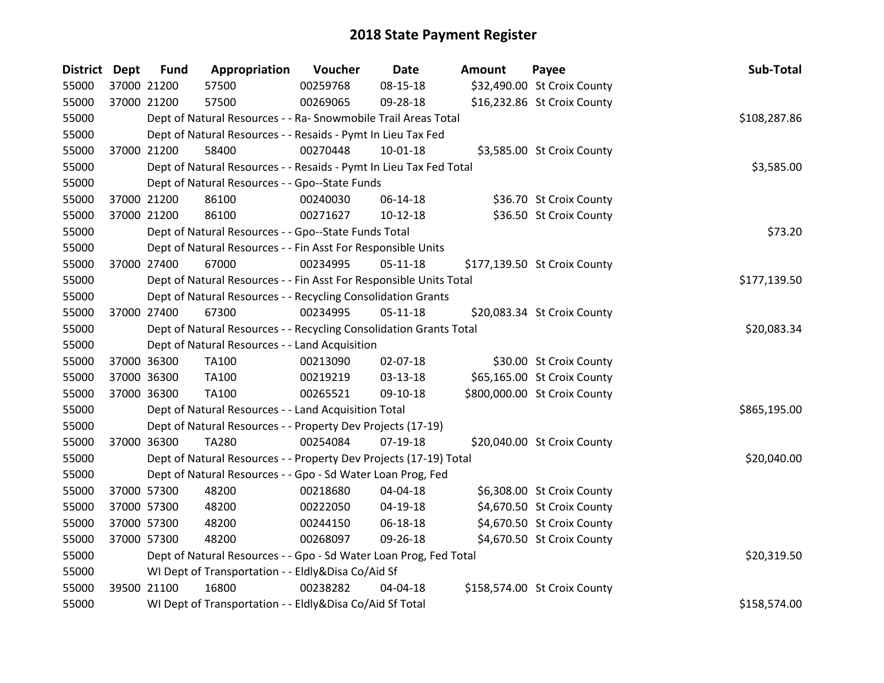# 2018 State Payment Register

| District | Dept | Fund | Appropriation | Voucher | Date | Amount | Payee | Sub-Total |
|---|---|---|---|---|---|---|---|---|
| 55000 | 37000 | 21200 | 57500 | 00259768 | 08-15-18 | $32,490.00 | St Croix County | |
| 55000 | 37000 | 21200 | 57500 | 00269065 | 09-28-18 | $16,232.86 | St Croix County | |
| 55000 | | Dept of Natural Resources - - Ra- Snowmobile Trail Areas Total | | | | | | $108,287.86 |
| 55000 | | Dept of Natural Resources - - Resaids - Pymt In Lieu Tax Fed | | | | | | |
| 55000 | 37000 | 21200 | 58400 | 00270448 | 10-01-18 | $3,585.00 | St Croix County | |
| 55000 | | Dept of Natural Resources - - Resaids - Pymt In Lieu Tax Fed Total | | | | | | $3,585.00 |
| 55000 | | Dept of Natural Resources - - Gpo--State Funds | | | | | | |
| 55000 | 37000 | 21200 | 86100 | 00240030 | 06-14-18 | $36.70 | St Croix County | |
| 55000 | 37000 | 21200 | 86100 | 00271627 | 10-12-18 | $36.50 | St Croix County | |
| 55000 | | Dept of Natural Resources - - Gpo--State Funds Total | | | | | | $73.20 |
| 55000 | | Dept of Natural Resources - - Fin Asst For Responsible Units | | | | | | |
| 55000 | 37000 | 27400 | 67000 | 00234995 | 05-11-18 | $177,139.50 | St Croix County | |
| 55000 | | Dept of Natural Resources - - Fin Asst For Responsible Units Total | | | | | | $177,139.50 |
| 55000 | | Dept of Natural Resources - - Recycling Consolidation Grants | | | | | | |
| 55000 | 37000 | 27400 | 67300 | 00234995 | 05-11-18 | $20,083.34 | St Croix County | |
| 55000 | | Dept of Natural Resources - - Recycling Consolidation Grants Total | | | | | | $20,083.34 |
| 55000 | | Dept of Natural Resources - - Land Acquisition | | | | | | |
| 55000 | 37000 | 36300 | TA100 | 00213090 | 02-07-18 | $30.00 | St Croix County | |
| 55000 | 37000 | 36300 | TA100 | 00219219 | 03-13-18 | $65,165.00 | St Croix County | |
| 55000 | 37000 | 36300 | TA100 | 00265521 | 09-10-18 | $800,000.00 | St Croix County | |
| 55000 | | Dept of Natural Resources - - Land Acquisition Total | | | | | | $865,195.00 |
| 55000 | | Dept of Natural Resources - - Property Dev Projects (17-19) | | | | | | |
| 55000 | 37000 | 36300 | TA280 | 00254084 | 07-19-18 | $20,040.00 | St Croix County | |
| 55000 | | Dept of Natural Resources - - Property Dev Projects (17-19) Total | | | | | | $20,040.00 |
| 55000 | | Dept of Natural Resources - - Gpo - Sd Water Loan Prog, Fed | | | | | | |
| 55000 | 37000 | 57300 | 48200 | 00218680 | 04-04-18 | $6,308.00 | St Croix County | |
| 55000 | 37000 | 57300 | 48200 | 00222050 | 04-19-18 | $4,670.50 | St Croix County | |
| 55000 | 37000 | 57300 | 48200 | 00244150 | 06-18-18 | $4,670.50 | St Croix County | |
| 55000 | 37000 | 57300 | 48200 | 00268097 | 09-26-18 | $4,670.50 | St Croix County | |
| 55000 | | Dept of Natural Resources - - Gpo - Sd Water Loan Prog, Fed Total | | | | | | $20,319.50 |
| 55000 | | WI Dept of Transportation - - Eldly&Disa Co/Aid Sf | | | | | | |
| 55000 | 39500 | 21100 | 16800 | 00238282 | 04-04-18 | $158,574.00 | St Croix County | |
| 55000 | | WI Dept of Transportation - - Eldly&Disa Co/Aid Sf Total | | | | | | $158,574.00 |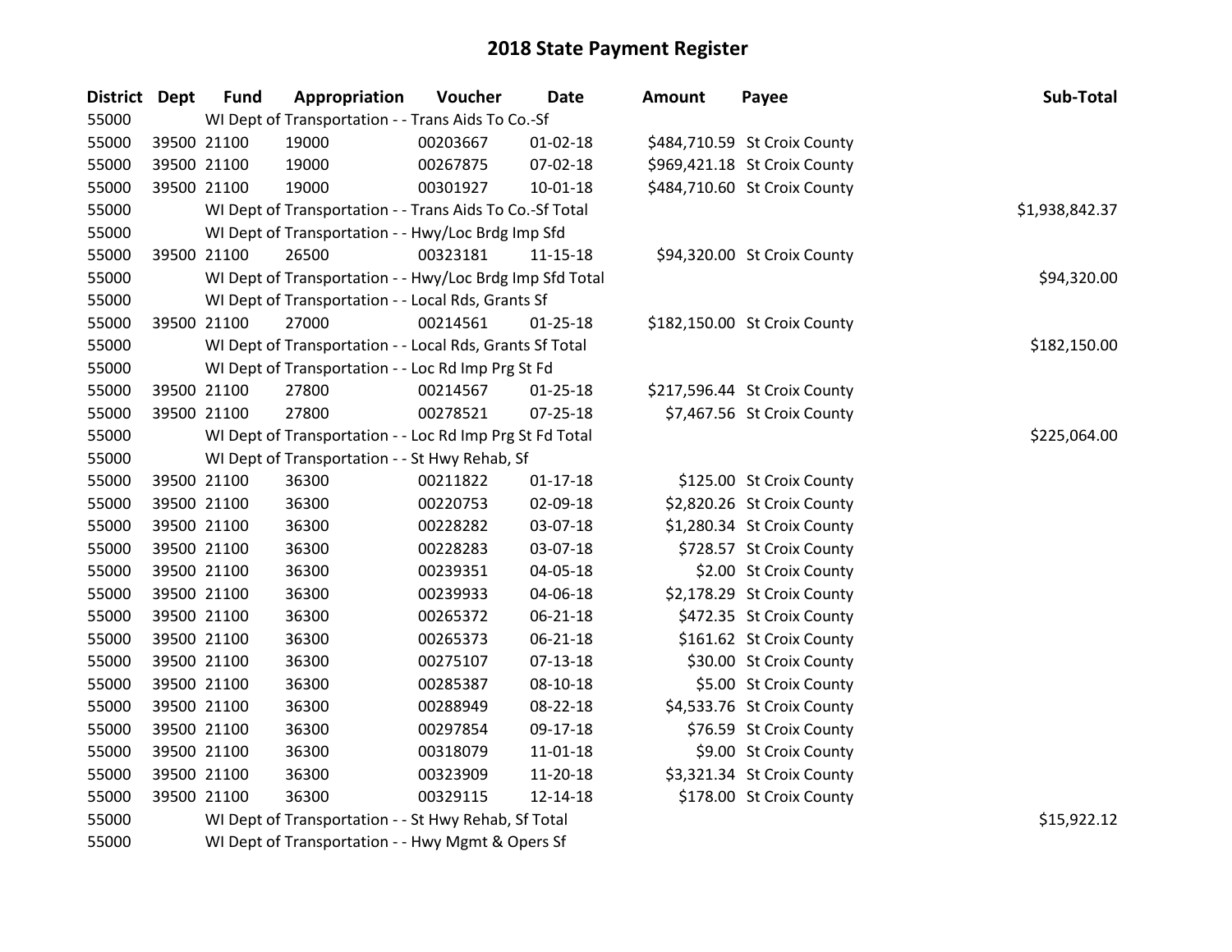# 2018 State Payment Register

| District | Dept | Fund | Appropriation | Voucher | Date | Amount | Payee | Sub-Total |
|---|---|---|---|---|---|---|---|---|
| 55000 | | WI Dept of Transportation - - Trans Aids To Co.-Sf | | | | | | |
| 55000 | 39500 | 21100 | 19000 | 00203667 | 01-02-18 | $484,710.59 | St Croix County | |
| 55000 | 39500 | 21100 | 19000 | 00267875 | 07-02-18 | $969,421.18 | St Croix County | |
| 55000 | 39500 | 21100 | 19000 | 00301927 | 10-01-18 | $484,710.60 | St Croix County | |
| 55000 | | WI Dept of Transportation - - Trans Aids To Co.-Sf Total | | | | | | $1,938,842.37 |
| 55000 | | WI Dept of Transportation - - Hwy/Loc Brdg Imp Sfd | | | | | | |
| 55000 | 39500 | 21100 | 26500 | 00323181 | 11-15-18 | $94,320.00 | St Croix County | |
| 55000 | | WI Dept of Transportation - - Hwy/Loc Brdg Imp Sfd Total | | | | | | $94,320.00 |
| 55000 | | WI Dept of Transportation - - Local Rds, Grants Sf | | | | | | |
| 55000 | 39500 | 21100 | 27000 | 00214561 | 01-25-18 | $182,150.00 | St Croix County | |
| 55000 | | WI Dept of Transportation - - Local Rds, Grants Sf Total | | | | | | $182,150.00 |
| 55000 | | WI Dept of Transportation - - Loc Rd Imp Prg St Fd | | | | | | |
| 55000 | 39500 | 21100 | 27800 | 00214567 | 01-25-18 | $217,596.44 | St Croix County | |
| 55000 | 39500 | 21100 | 27800 | 00278521 | 07-25-18 | $7,467.56 | St Croix County | |
| 55000 | | WI Dept of Transportation - - Loc Rd Imp Prg St Fd Total | | | | | | $225,064.00 |
| 55000 | | WI Dept of Transportation - - St Hwy Rehab, Sf | | | | | | |
| 55000 | 39500 | 21100 | 36300 | 00211822 | 01-17-18 | $125.00 | St Croix County | |
| 55000 | 39500 | 21100 | 36300 | 00220753 | 02-09-18 | $2,820.26 | St Croix County | |
| 55000 | 39500 | 21100 | 36300 | 00228282 | 03-07-18 | $1,280.34 | St Croix County | |
| 55000 | 39500 | 21100 | 36300 | 00228283 | 03-07-18 | $728.57 | St Croix County | |
| 55000 | 39500 | 21100 | 36300 | 00239351 | 04-05-18 | $2.00 | St Croix County | |
| 55000 | 39500 | 21100 | 36300 | 00239933 | 04-06-18 | $2,178.29 | St Croix County | |
| 55000 | 39500 | 21100 | 36300 | 00265372 | 06-21-18 | $472.35 | St Croix County | |
| 55000 | 39500 | 21100 | 36300 | 00265373 | 06-21-18 | $161.62 | St Croix County | |
| 55000 | 39500 | 21100 | 36300 | 00275107 | 07-13-18 | $30.00 | St Croix County | |
| 55000 | 39500 | 21100 | 36300 | 00285387 | 08-10-18 | $5.00 | St Croix County | |
| 55000 | 39500 | 21100 | 36300 | 00288949 | 08-22-18 | $4,533.76 | St Croix County | |
| 55000 | 39500 | 21100 | 36300 | 00297854 | 09-17-18 | $76.59 | St Croix County | |
| 55000 | 39500 | 21100 | 36300 | 00318079 | 11-01-18 | $9.00 | St Croix County | |
| 55000 | 39500 | 21100 | 36300 | 00323909 | 11-20-18 | $3,321.34 | St Croix County | |
| 55000 | 39500 | 21100 | 36300 | 00329115 | 12-14-18 | $178.00 | St Croix County | |
| 55000 | | WI Dept of Transportation - - St Hwy Rehab, Sf Total | | | | | | $15,922.12 |
| 55000 | | WI Dept of Transportation - - Hwy Mgmt & Opers Sf | | | | | | |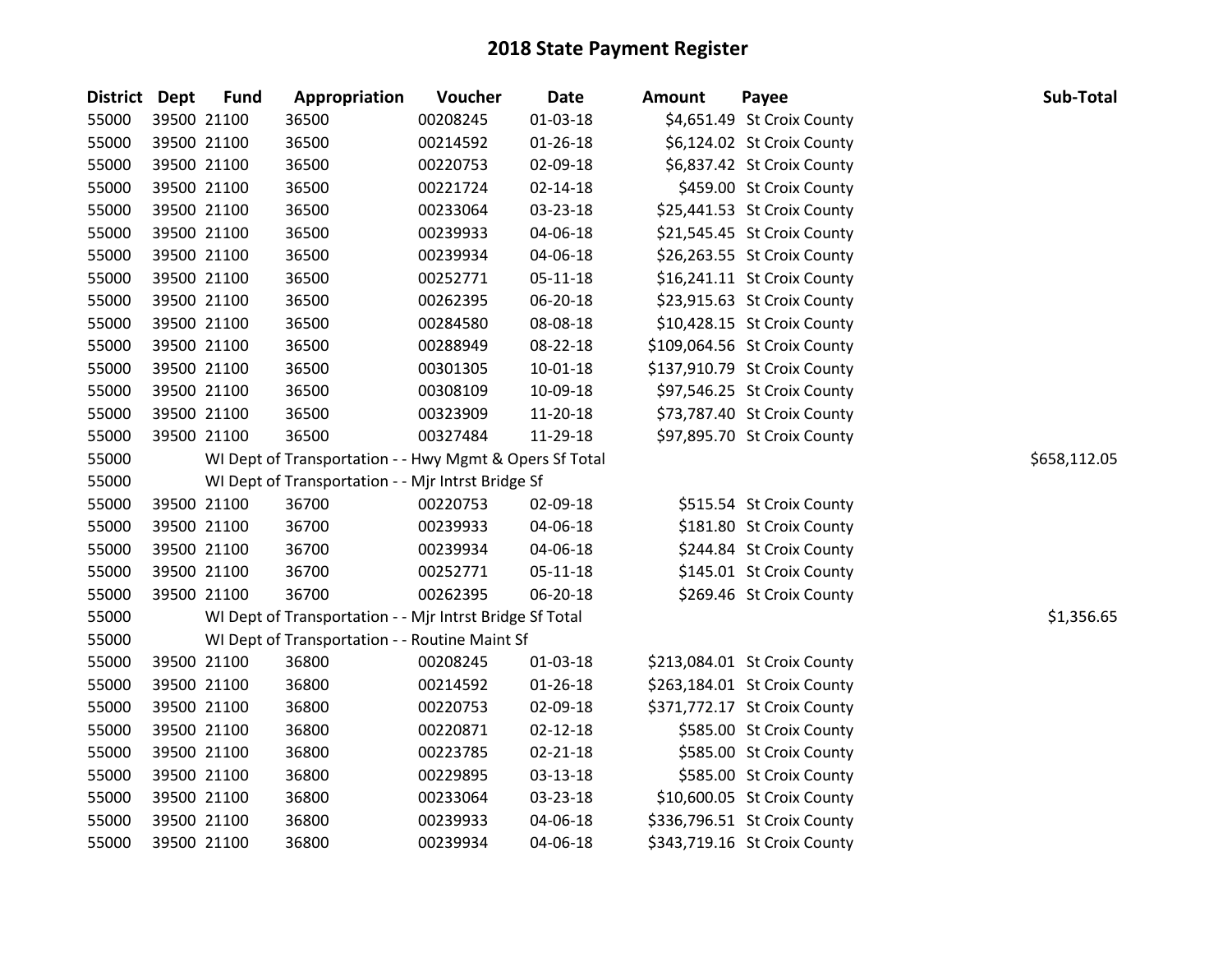# 2018 State Payment Register

| District | Dept | Fund | Appropriation | Voucher | Date | Amount | Payee | Sub-Total |
|---|---|---|---|---|---|---|---|---|
| 55000 | 39500 | 21100 | 36500 | 00208245 | 01-03-18 | $4,651.49 | St Croix County | |
| 55000 | 39500 | 21100 | 36500 | 00214592 | 01-26-18 | $6,124.02 | St Croix County | |
| 55000 | 39500 | 21100 | 36500 | 00220753 | 02-09-18 | $6,837.42 | St Croix County | |
| 55000 | 39500 | 21100 | 36500 | 00221724 | 02-14-18 | $459.00 | St Croix County | |
| 55000 | 39500 | 21100 | 36500 | 00233064 | 03-23-18 | $25,441.53 | St Croix County | |
| 55000 | 39500 | 21100 | 36500 | 00239933 | 04-06-18 | $21,545.45 | St Croix County | |
| 55000 | 39500 | 21100 | 36500 | 00239934 | 04-06-18 | $26,263.55 | St Croix County | |
| 55000 | 39500 | 21100 | 36500 | 00252771 | 05-11-18 | $16,241.11 | St Croix County | |
| 55000 | 39500 | 21100 | 36500 | 00262395 | 06-20-18 | $23,915.63 | St Croix County | |
| 55000 | 39500 | 21100 | 36500 | 00284580 | 08-08-18 | $10,428.15 | St Croix County | |
| 55000 | 39500 | 21100 | 36500 | 00288949 | 08-22-18 | $109,064.56 | St Croix County | |
| 55000 | 39500 | 21100 | 36500 | 00301305 | 10-01-18 | $137,910.79 | St Croix County | |
| 55000 | 39500 | 21100 | 36500 | 00308109 | 10-09-18 | $97,546.25 | St Croix County | |
| 55000 | 39500 | 21100 | 36500 | 00323909 | 11-20-18 | $73,787.40 | St Croix County | |
| 55000 | 39500 | 21100 | 36500 | 00327484 | 11-29-18 | $97,895.70 | St Croix County | |
| 55000 | | WI Dept of Transportation - - Hwy Mgmt & Opers Sf Total | | | | | | $658,112.05 |
| 55000 | | WI Dept of Transportation - - Mjr Intrst Bridge Sf | | | | | | |
| 55000 | 39500 | 21100 | 36700 | 00220753 | 02-09-18 | $515.54 | St Croix County | |
| 55000 | 39500 | 21100 | 36700 | 00239933 | 04-06-18 | $181.80 | St Croix County | |
| 55000 | 39500 | 21100 | 36700 | 00239934 | 04-06-18 | $244.84 | St Croix County | |
| 55000 | 39500 | 21100 | 36700 | 00252771 | 05-11-18 | $145.01 | St Croix County | |
| 55000 | 39500 | 21100 | 36700 | 00262395 | 06-20-18 | $269.46 | St Croix County | |
| 55000 | | WI Dept of Transportation - - Mjr Intrst Bridge Sf Total | | | | | | $1,356.65 |
| 55000 | | WI Dept of Transportation - - Routine Maint Sf | | | | | | |
| 55000 | 39500 | 21100 | 36800 | 00208245 | 01-03-18 | $213,084.01 | St Croix County | |
| 55000 | 39500 | 21100 | 36800 | 00214592 | 01-26-18 | $263,184.01 | St Croix County | |
| 55000 | 39500 | 21100 | 36800 | 00220753 | 02-09-18 | $371,772.17 | St Croix County | |
| 55000 | 39500 | 21100 | 36800 | 00220871 | 02-12-18 | $585.00 | St Croix County | |
| 55000 | 39500 | 21100 | 36800 | 00223785 | 02-21-18 | $585.00 | St Croix County | |
| 55000 | 39500 | 21100 | 36800 | 00229895 | 03-13-18 | $585.00 | St Croix County | |
| 55000 | 39500 | 21100 | 36800 | 00233064 | 03-23-18 | $10,600.05 | St Croix County | |
| 55000 | 39500 | 21100 | 36800 | 00239933 | 04-06-18 | $336,796.51 | St Croix County | |
| 55000 | 39500 | 21100 | 36800 | 00239934 | 04-06-18 | $343,719.16 | St Croix County | |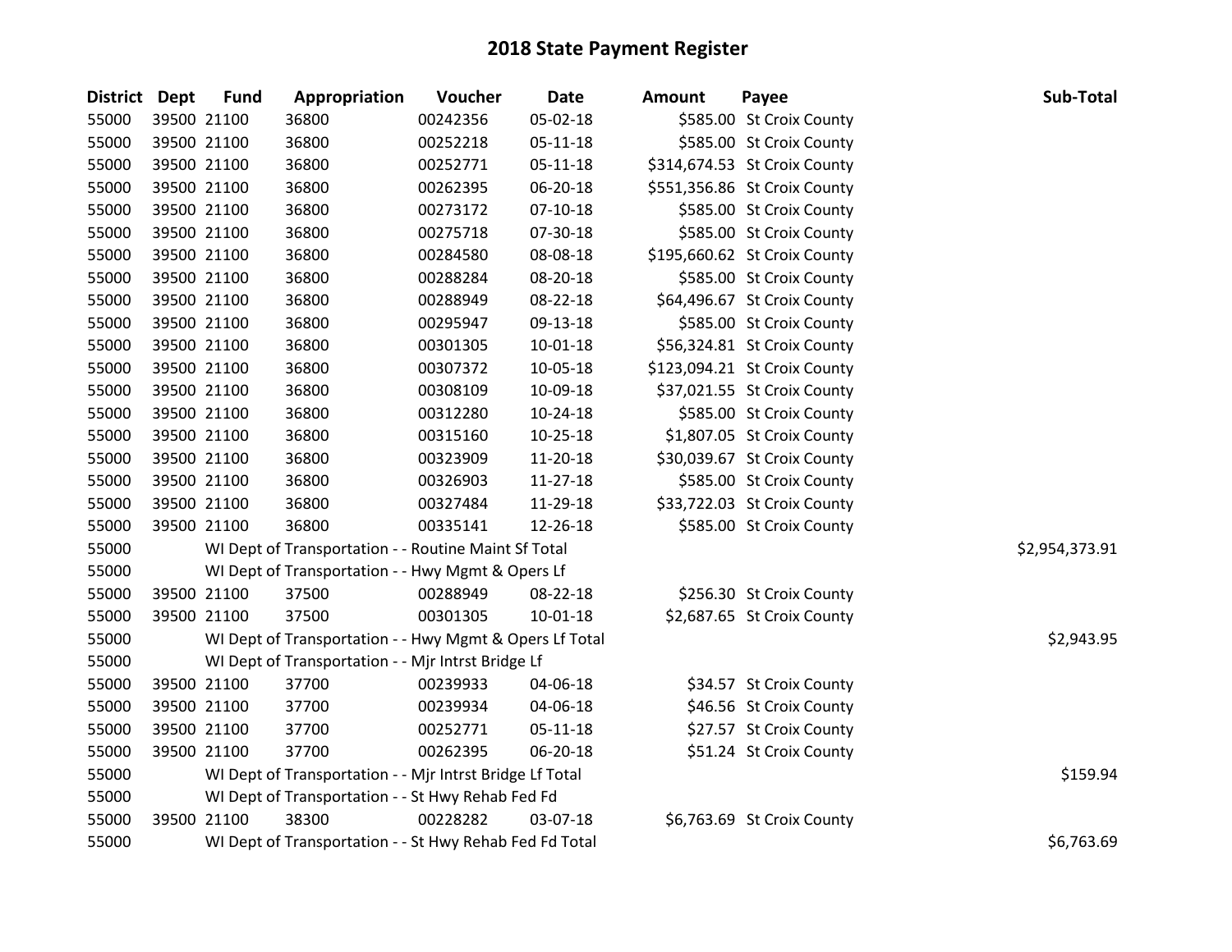# 2018 State Payment Register

| District | Dept | Fund | Appropriation | Voucher | Date | Amount | Payee | Sub-Total |
|---|---|---|---|---|---|---|---|---|
| 55000 | 39500 | 21100 | 36800 | 00242356 | 05-02-18 | $585.00 | St Croix County | |
| 55000 | 39500 | 21100 | 36800 | 00252218 | 05-11-18 | $585.00 | St Croix County | |
| 55000 | 39500 | 21100 | 36800 | 00252771 | 05-11-18 | $314,674.53 | St Croix County | |
| 55000 | 39500 | 21100 | 36800 | 00262395 | 06-20-18 | $551,356.86 | St Croix County | |
| 55000 | 39500 | 21100 | 36800 | 00273172 | 07-10-18 | $585.00 | St Croix County | |
| 55000 | 39500 | 21100 | 36800 | 00275718 | 07-30-18 | $585.00 | St Croix County | |
| 55000 | 39500 | 21100 | 36800 | 00284580 | 08-08-18 | $195,660.62 | St Croix County | |
| 55000 | 39500 | 21100 | 36800 | 00288284 | 08-20-18 | $585.00 | St Croix County | |
| 55000 | 39500 | 21100 | 36800 | 00288949 | 08-22-18 | $64,496.67 | St Croix County | |
| 55000 | 39500 | 21100 | 36800 | 00295947 | 09-13-18 | $585.00 | St Croix County | |
| 55000 | 39500 | 21100 | 36800 | 00301305 | 10-01-18 | $56,324.81 | St Croix County | |
| 55000 | 39500 | 21100 | 36800 | 00307372 | 10-05-18 | $123,094.21 | St Croix County | |
| 55000 | 39500 | 21100 | 36800 | 00308109 | 10-09-18 | $37,021.55 | St Croix County | |
| 55000 | 39500 | 21100 | 36800 | 00312280 | 10-24-18 | $585.00 | St Croix County | |
| 55000 | 39500 | 21100 | 36800 | 00315160 | 10-25-18 | $1,807.05 | St Croix County | |
| 55000 | 39500 | 21100 | 36800 | 00323909 | 11-20-18 | $30,039.67 | St Croix County | |
| 55000 | 39500 | 21100 | 36800 | 00326903 | 11-27-18 | $585.00 | St Croix County | |
| 55000 | 39500 | 21100 | 36800 | 00327484 | 11-29-18 | $33,722.03 | St Croix County | |
| 55000 | 39500 | 21100 | 36800 | 00335141 | 12-26-18 | $585.00 | St Croix County | |
| 55000 | | | WI Dept of Transportation - - Routine Maint Sf Total | | | | | $2,954,373.91 |
| 55000 | | | WI Dept of Transportation - - Hwy Mgmt & Opers Lf | | | | | |
| 55000 | 39500 | 21100 | 37500 | 00288949 | 08-22-18 | $256.30 | St Croix County | |
| 55000 | 39500 | 21100 | 37500 | 00301305 | 10-01-18 | $2,687.65 | St Croix County | |
| 55000 | | | WI Dept of Transportation - - Hwy Mgmt & Opers Lf Total | | | | | $2,943.95 |
| 55000 | | | WI Dept of Transportation - - Mjr Intrst Bridge Lf | | | | | |
| 55000 | 39500 | 21100 | 37700 | 00239933 | 04-06-18 | $34.57 | St Croix County | |
| 55000 | 39500 | 21100 | 37700 | 00239934 | 04-06-18 | $46.56 | St Croix County | |
| 55000 | 39500 | 21100 | 37700 | 00252771 | 05-11-18 | $27.57 | St Croix County | |
| 55000 | 39500 | 21100 | 37700 | 00262395 | 06-20-18 | $51.24 | St Croix County | |
| 55000 | | | WI Dept of Transportation - - Mjr Intrst Bridge Lf Total | | | | | $159.94 |
| 55000 | | | WI Dept of Transportation - - St Hwy Rehab Fed Fd | | | | | |
| 55000 | 39500 | 21100 | 38300 | 00228282 | 03-07-18 | $6,763.69 | St Croix County | |
| 55000 | | | WI Dept of Transportation - - St Hwy Rehab Fed Fd Total | | | | | $6,763.69 |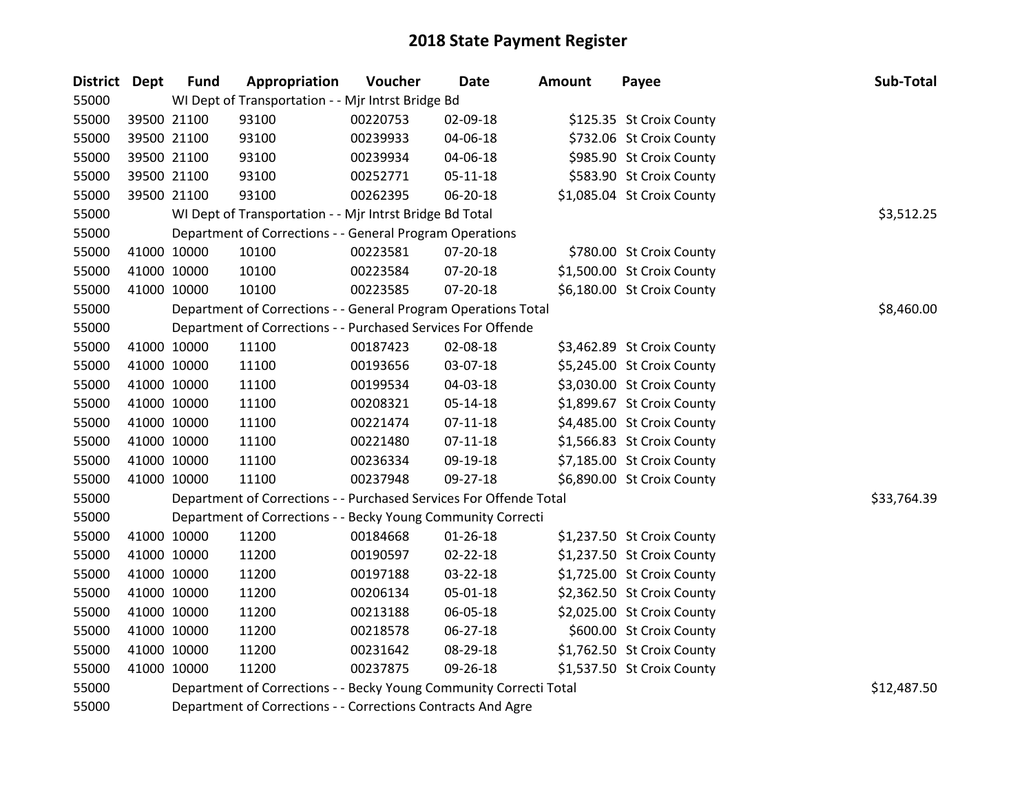# 2018 State Payment Register

| District | Dept | Fund | Appropriation | Voucher | Date | Amount | Payee | Sub-Total |
|---|---|---|---|---|---|---|---|---|
| 55000 | | WI Dept of Transportation - - Mjr Intrst Bridge Bd | | | | | | |
| 55000 | 39500 | 21100 | 93100 | 00220753 | 02-09-18 | $125.35 | St Croix County | |
| 55000 | 39500 | 21100 | 93100 | 00239933 | 04-06-18 | $732.06 | St Croix County | |
| 55000 | 39500 | 21100 | 93100 | 00239934 | 04-06-18 | $985.90 | St Croix County | |
| 55000 | 39500 | 21100 | 93100 | 00252771 | 05-11-18 | $583.90 | St Croix County | |
| 55000 | 39500 | 21100 | 93100 | 00262395 | 06-20-18 | $1,085.04 | St Croix County | |
| 55000 | | WI Dept of Transportation - - Mjr Intrst Bridge Bd Total | | | | | | $3,512.25 |
| 55000 | | Department of Corrections - - General Program Operations | | | | | | |
| 55000 | 41000 | 10000 | 10100 | 00223581 | 07-20-18 | $780.00 | St Croix County | |
| 55000 | 41000 | 10000 | 10100 | 00223584 | 07-20-18 | $1,500.00 | St Croix County | |
| 55000 | 41000 | 10000 | 10100 | 00223585 | 07-20-18 | $6,180.00 | St Croix County | |
| 55000 | | Department of Corrections - - General Program Operations Total | | | | | | $8,460.00 |
| 55000 | | Department of Corrections - - Purchased Services For Offende | | | | | | |
| 55000 | 41000 | 10000 | 11100 | 00187423 | 02-08-18 | $3,462.89 | St Croix County | |
| 55000 | 41000 | 10000 | 11100 | 00193656 | 03-07-18 | $5,245.00 | St Croix County | |
| 55000 | 41000 | 10000 | 11100 | 00199534 | 04-03-18 | $3,030.00 | St Croix County | |
| 55000 | 41000 | 10000 | 11100 | 00208321 | 05-14-18 | $1,899.67 | St Croix County | |
| 55000 | 41000 | 10000 | 11100 | 00221474 | 07-11-18 | $4,485.00 | St Croix County | |
| 55000 | 41000 | 10000 | 11100 | 00221480 | 07-11-18 | $1,566.83 | St Croix County | |
| 55000 | 41000 | 10000 | 11100 | 00236334 | 09-19-18 | $7,185.00 | St Croix County | |
| 55000 | 41000 | 10000 | 11100 | 00237948 | 09-27-18 | $6,890.00 | St Croix County | |
| 55000 | | Department of Corrections - - Purchased Services For Offende Total | | | | | | $33,764.39 |
| 55000 | | Department of Corrections - - Becky Young Community Correcti | | | | | | |
| 55000 | 41000 | 10000 | 11200 | 00184668 | 01-26-18 | $1,237.50 | St Croix County | |
| 55000 | 41000 | 10000 | 11200 | 00190597 | 02-22-18 | $1,237.50 | St Croix County | |
| 55000 | 41000 | 10000 | 11200 | 00197188 | 03-22-18 | $1,725.00 | St Croix County | |
| 55000 | 41000 | 10000 | 11200 | 00206134 | 05-01-18 | $2,362.50 | St Croix County | |
| 55000 | 41000 | 10000 | 11200 | 00213188 | 06-05-18 | $2,025.00 | St Croix County | |
| 55000 | 41000 | 10000 | 11200 | 00218578 | 06-27-18 | $600.00 | St Croix County | |
| 55000 | 41000 | 10000 | 11200 | 00231642 | 08-29-18 | $1,762.50 | St Croix County | |
| 55000 | 41000 | 10000 | 11200 | 00237875 | 09-26-18 | $1,537.50 | St Croix County | |
| 55000 | | Department of Corrections - - Becky Young Community Correcti Total | | | | | | $12,487.50 |
| 55000 | | Department of Corrections - - Corrections Contracts And Agre | | | | | | |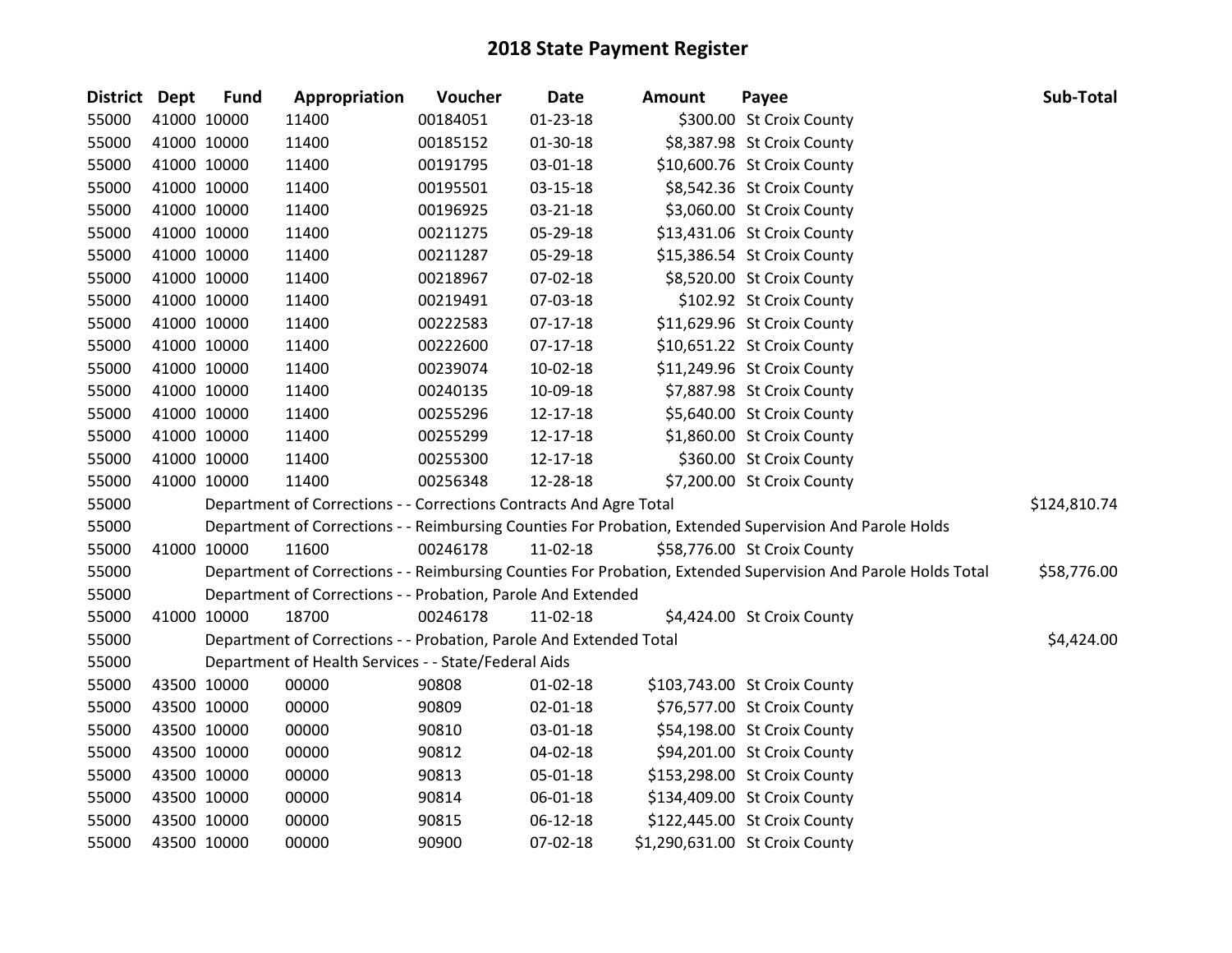# 2018 State Payment Register

| District | Dept | Fund | Appropriation | Voucher | Date | Amount | Payee | Sub-Total |
|---|---|---|---|---|---|---|---|---|
| 55000 | 41000 | 10000 | 11400 | 00184051 | 01-23-18 | $300.00 | St Croix County | |
| 55000 | 41000 | 10000 | 11400 | 00185152 | 01-30-18 | $8,387.98 | St Croix County | |
| 55000 | 41000 | 10000 | 11400 | 00191795 | 03-01-18 | $10,600.76 | St Croix County | |
| 55000 | 41000 | 10000 | 11400 | 00195501 | 03-15-18 | $8,542.36 | St Croix County | |
| 55000 | 41000 | 10000 | 11400 | 00196925 | 03-21-18 | $3,060.00 | St Croix County | |
| 55000 | 41000 | 10000 | 11400 | 00211275 | 05-29-18 | $13,431.06 | St Croix County | |
| 55000 | 41000 | 10000 | 11400 | 00211287 | 05-29-18 | $15,386.54 | St Croix County | |
| 55000 | 41000 | 10000 | 11400 | 00218967 | 07-02-18 | $8,520.00 | St Croix County | |
| 55000 | 41000 | 10000 | 11400 | 00219491 | 07-03-18 | $102.92 | St Croix County | |
| 55000 | 41000 | 10000 | 11400 | 00222583 | 07-17-18 | $11,629.96 | St Croix County | |
| 55000 | 41000 | 10000 | 11400 | 00222600 | 07-17-18 | $10,651.22 | St Croix County | |
| 55000 | 41000 | 10000 | 11400 | 00239074 | 10-02-18 | $11,249.96 | St Croix County | |
| 55000 | 41000 | 10000 | 11400 | 00240135 | 10-09-18 | $7,887.98 | St Croix County | |
| 55000 | 41000 | 10000 | 11400 | 00255296 | 12-17-18 | $5,640.00 | St Croix County | |
| 55000 | 41000 | 10000 | 11400 | 00255299 | 12-17-18 | $1,860.00 | St Croix County | |
| 55000 | 41000 | 10000 | 11400 | 00255300 | 12-17-18 | $360.00 | St Croix County | |
| 55000 | 41000 | 10000 | 11400 | 00256348 | 12-28-18 | $7,200.00 | St Croix County | |
| 55000 | | | Department of Corrections - - Corrections Contracts And Agre Total | | | | | $124,810.74 |
| 55000 | | | Department of Corrections - - Reimbursing Counties For Probation, Extended Supervision And Parole Holds | | | | | |
| 55000 | 41000 | 10000 | 11600 | 00246178 | 11-02-18 | $58,776.00 | St Croix County | |
| 55000 | | | Department of Corrections - - Reimbursing Counties For Probation, Extended Supervision And Parole Holds Total | | | | | $58,776.00 |
| 55000 | | | Department of Corrections - - Probation, Parole And Extended | | | | | |
| 55000 | 41000 | 10000 | 18700 | 00246178 | 11-02-18 | $4,424.00 | St Croix County | |
| 55000 | | | Department of Corrections - - Probation, Parole And Extended Total | | | | | $4,424.00 |
| 55000 | | | Department of Health Services - - State/Federal Aids | | | | | |
| 55000 | 43500 | 10000 | 00000 | 90808 | 01-02-18 | $103,743.00 | St Croix County | |
| 55000 | 43500 | 10000 | 00000 | 90809 | 02-01-18 | $76,577.00 | St Croix County | |
| 55000 | 43500 | 10000 | 00000 | 90810 | 03-01-18 | $54,198.00 | St Croix County | |
| 55000 | 43500 | 10000 | 00000 | 90812 | 04-02-18 | $94,201.00 | St Croix County | |
| 55000 | 43500 | 10000 | 00000 | 90813 | 05-01-18 | $153,298.00 | St Croix County | |
| 55000 | 43500 | 10000 | 00000 | 90814 | 06-01-18 | $134,409.00 | St Croix County | |
| 55000 | 43500 | 10000 | 00000 | 90815 | 06-12-18 | $122,445.00 | St Croix County | |
| 55000 | 43500 | 10000 | 00000 | 90900 | 07-02-18 | $1,290,631.00 | St Croix County | |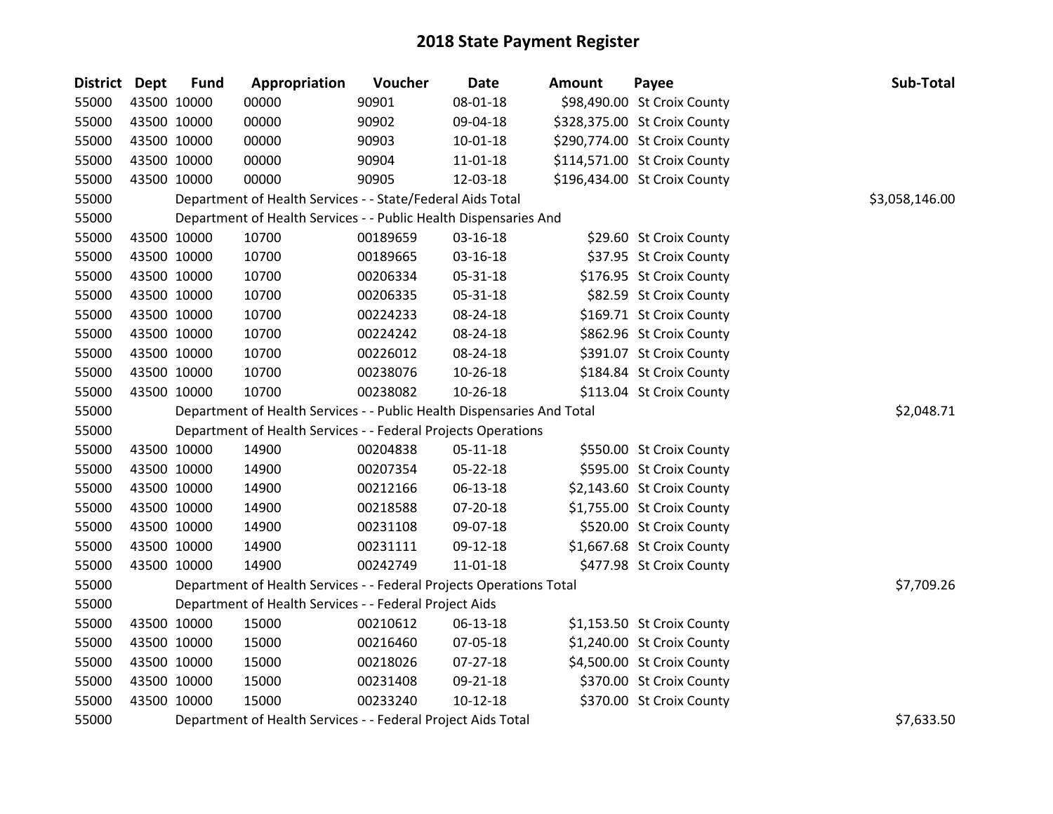# 2018 State Payment Register

| District | Dept | Fund | Appropriation | Voucher | Date | Amount | Payee | Sub-Total |
|---|---|---|---|---|---|---|---|---|
| 55000 | 43500 | 10000 | 00000 | 90901 | 08-01-18 | $98,490.00 | St Croix County | |
| 55000 | 43500 | 10000 | 00000 | 90902 | 09-04-18 | $328,375.00 | St Croix County | |
| 55000 | 43500 | 10000 | 00000 | 90903 | 10-01-18 | $290,774.00 | St Croix County | |
| 55000 | 43500 | 10000 | 00000 | 90904 | 11-01-18 | $114,571.00 | St Croix County | |
| 55000 | 43500 | 10000 | 00000 | 90905 | 12-03-18 | $196,434.00 | St Croix County | |
| 55000 | | Department of Health Services - - State/Federal Aids Total | | | | | | $3,058,146.00 |
| 55000 | | Department of Health Services - - Public Health Dispensaries And | | | | | | |
| 55000 | 43500 | 10000 | 10700 | 00189659 | 03-16-18 | $29.60 | St Croix County | |
| 55000 | 43500 | 10000 | 10700 | 00189665 | 03-16-18 | $37.95 | St Croix County | |
| 55000 | 43500 | 10000 | 10700 | 00206334 | 05-31-18 | $176.95 | St Croix County | |
| 55000 | 43500 | 10000 | 10700 | 00206335 | 05-31-18 | $82.59 | St Croix County | |
| 55000 | 43500 | 10000 | 10700 | 00224233 | 08-24-18 | $169.71 | St Croix County | |
| 55000 | 43500 | 10000 | 10700 | 00224242 | 08-24-18 | $862.96 | St Croix County | |
| 55000 | 43500 | 10000 | 10700 | 00226012 | 08-24-18 | $391.07 | St Croix County | |
| 55000 | 43500 | 10000 | 10700 | 00238076 | 10-26-18 | $184.84 | St Croix County | |
| 55000 | 43500 | 10000 | 10700 | 00238082 | 10-26-18 | $113.04 | St Croix County | |
| 55000 | | Department of Health Services - - Public Health Dispensaries And Total | | | | | | $2,048.71 |
| 55000 | | Department of Health Services - - Federal Projects Operations | | | | | | |
| 55000 | 43500 | 10000 | 14900 | 00204838 | 05-11-18 | $550.00 | St Croix County | |
| 55000 | 43500 | 10000 | 14900 | 00207354 | 05-22-18 | $595.00 | St Croix County | |
| 55000 | 43500 | 10000 | 14900 | 00212166 | 06-13-18 | $2,143.60 | St Croix County | |
| 55000 | 43500 | 10000 | 14900 | 00218588 | 07-20-18 | $1,755.00 | St Croix County | |
| 55000 | 43500 | 10000 | 14900 | 00231108 | 09-07-18 | $520.00 | St Croix County | |
| 55000 | 43500 | 10000 | 14900 | 00231111 | 09-12-18 | $1,667.68 | St Croix County | |
| 55000 | 43500 | 10000 | 14900 | 00242749 | 11-01-18 | $477.98 | St Croix County | |
| 55000 | | Department of Health Services - - Federal Projects Operations Total | | | | | | $7,709.26 |
| 55000 | | Department of Health Services - - Federal Project Aids | | | | | | |
| 55000 | 43500 | 10000 | 15000 | 00210612 | 06-13-18 | $1,153.50 | St Croix County | |
| 55000 | 43500 | 10000 | 15000 | 00216460 | 07-05-18 | $1,240.00 | St Croix County | |
| 55000 | 43500 | 10000 | 15000 | 00218026 | 07-27-18 | $4,500.00 | St Croix County | |
| 55000 | 43500 | 10000 | 15000 | 00231408 | 09-21-18 | $370.00 | St Croix County | |
| 55000 | 43500 | 10000 | 15000 | 00233240 | 10-12-18 | $370.00 | St Croix County | |
| 55000 | | Department of Health Services - - Federal Project Aids Total | | | | | | $7,633.50 |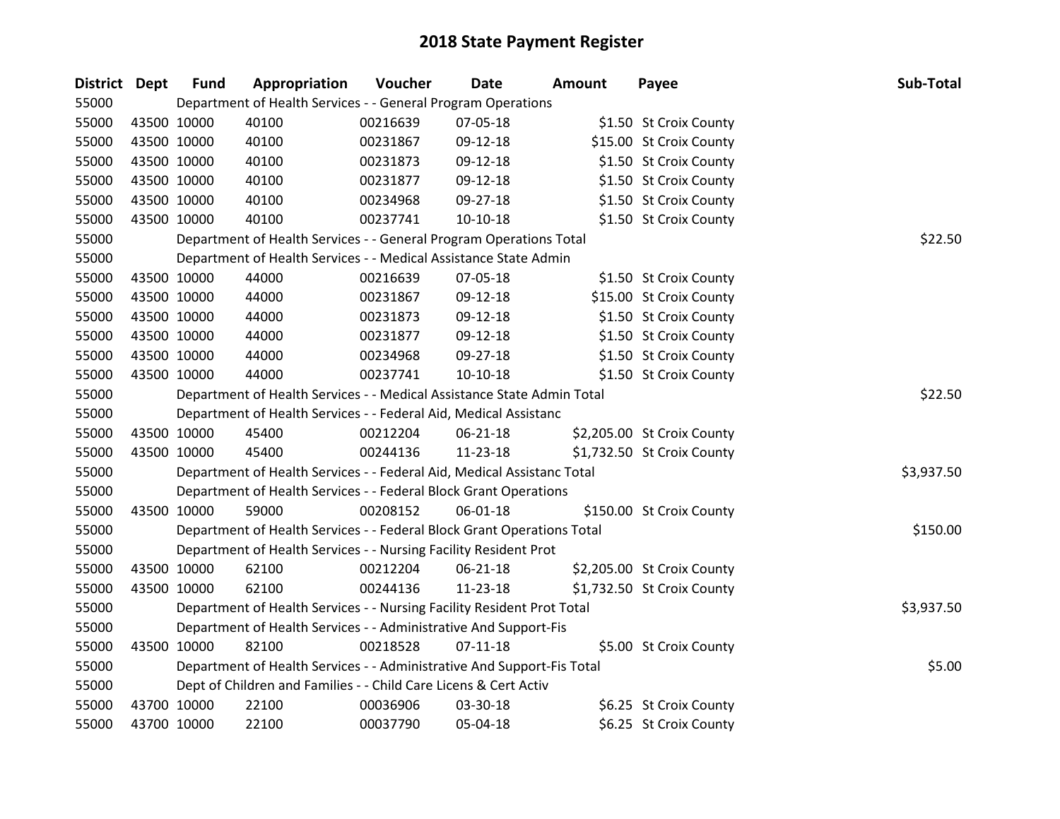# 2018 State Payment Register

| District | Dept | Fund | Appropriation | Voucher | Date | Amount | Payee | Sub-Total |
|---|---|---|---|---|---|---|---|---|
| 55000 | Department of Health Services - - General Program Operations | | | | | | | |
| 55000 | 43500 | 10000 | 40100 | 00216639 | 07-05-18 | $1.50 | St Croix County | |
| 55000 | 43500 | 10000 | 40100 | 00231867 | 09-12-18 | $15.00 | St Croix County | |
| 55000 | 43500 | 10000 | 40100 | 00231873 | 09-12-18 | $1.50 | St Croix County | |
| 55000 | 43500 | 10000 | 40100 | 00231877 | 09-12-18 | $1.50 | St Croix County | |
| 55000 | 43500 | 10000 | 40100 | 00234968 | 09-27-18 | $1.50 | St Croix County | |
| 55000 | 43500 | 10000 | 40100 | 00237741 | 10-10-18 | $1.50 | St Croix County | |
| 55000 | Department of Health Services - - General Program Operations Total | | | | | | | $22.50 |
| 55000 | Department of Health Services - - Medical Assistance State Admin | | | | | | | |
| 55000 | 43500 | 10000 | 44000 | 00216639 | 07-05-18 | $1.50 | St Croix County | |
| 55000 | 43500 | 10000 | 44000 | 00231867 | 09-12-18 | $15.00 | St Croix County | |
| 55000 | 43500 | 10000 | 44000 | 00231873 | 09-12-18 | $1.50 | St Croix County | |
| 55000 | 43500 | 10000 | 44000 | 00231877 | 09-12-18 | $1.50 | St Croix County | |
| 55000 | 43500 | 10000 | 44000 | 00234968 | 09-27-18 | $1.50 | St Croix County | |
| 55000 | 43500 | 10000 | 44000 | 00237741 | 10-10-18 | $1.50 | St Croix County | |
| 55000 | Department of Health Services - - Medical Assistance State Admin Total | | | | | | | $22.50 |
| 55000 | Department of Health Services - - Federal Aid, Medical Assistanc | | | | | | | |
| 55000 | 43500 | 10000 | 45400 | 00212204 | 06-21-18 | $2,205.00 | St Croix County | |
| 55000 | 43500 | 10000 | 45400 | 00244136 | 11-23-18 | $1,732.50 | St Croix County | |
| 55000 | Department of Health Services - - Federal Aid, Medical Assistanc Total | | | | | | | $3,937.50 |
| 55000 | Department of Health Services - - Federal Block Grant Operations | | | | | | | |
| 55000 | 43500 | 10000 | 59000 | 00208152 | 06-01-18 | $150.00 | St Croix County | |
| 55000 | Department of Health Services - - Federal Block Grant Operations Total | | | | | | | $150.00 |
| 55000 | Department of Health Services - - Nursing Facility Resident Prot | | | | | | | |
| 55000 | 43500 | 10000 | 62100 | 00212204 | 06-21-18 | $2,205.00 | St Croix County | |
| 55000 | 43500 | 10000 | 62100 | 00244136 | 11-23-18 | $1,732.50 | St Croix County | |
| 55000 | Department of Health Services - - Nursing Facility Resident Prot Total | | | | | | | $3,937.50 |
| 55000 | Department of Health Services - - Administrative And Support-Fis | | | | | | | |
| 55000 | 43500 | 10000 | 82100 | 00218528 | 07-11-18 | $5.00 | St Croix County | |
| 55000 | Department of Health Services - - Administrative And Support-Fis Total | | | | | | | $5.00 |
| 55000 | Dept of Children and Families - - Child Care Licens & Cert Activ | | | | | | | |
| 55000 | 43700 | 10000 | 22100 | 00036906 | 03-30-18 | $6.25 | St Croix County | |
| 55000 | 43700 | 10000 | 22100 | 00037790 | 05-04-18 | $6.25 | St Croix County | |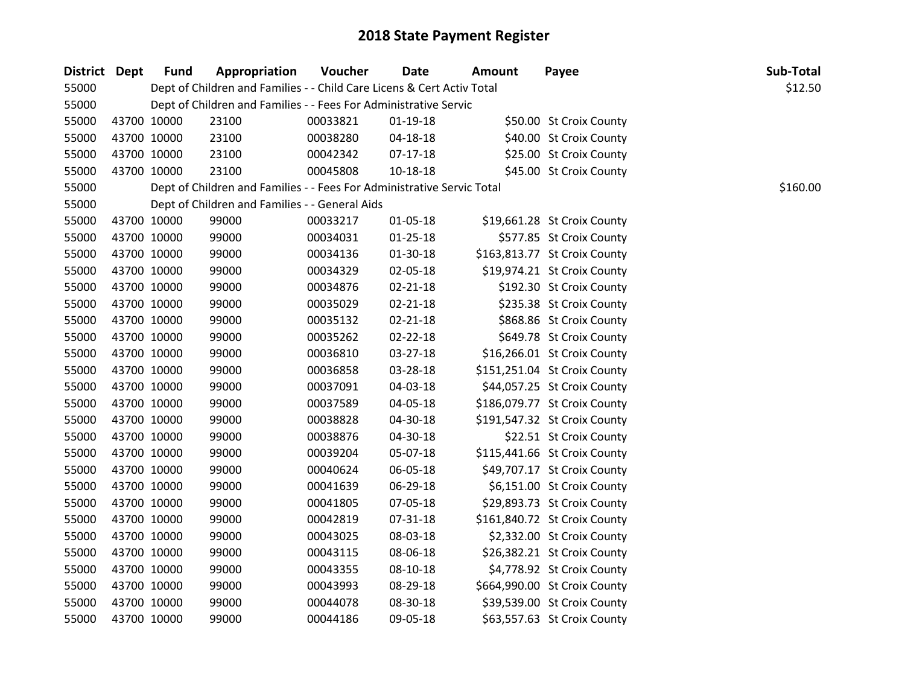# 2018 State Payment Register

| District | Dept | Fund | Appropriation | Voucher | Date | Amount | Payee | Sub-Total |
|---|---|---|---|---|---|---|---|---|
| 55000 | | Dept of Children and Families - - Child Care Licens & Cert Activ Total | | | | | | $12.50 |
| 55000 | | Dept of Children and Families - - Fees For Administrative Servic | | | | | | |
| 55000 | 43700 | 10000 | 23100 | 00033821 | 01-19-18 | $50.00 | St Croix County | |
| 55000 | 43700 | 10000 | 23100 | 00038280 | 04-18-18 | $40.00 | St Croix County | |
| 55000 | 43700 | 10000 | 23100 | 00042342 | 07-17-18 | $25.00 | St Croix County | |
| 55000 | 43700 | 10000 | 23100 | 00045808 | 10-18-18 | $45.00 | St Croix County | |
| 55000 | | Dept of Children and Families - - Fees For Administrative Servic Total | | | | | | $160.00 |
| 55000 | | Dept of Children and Families - - General Aids | | | | | | |
| 55000 | 43700 | 10000 | 99000 | 00033217 | 01-05-18 | $19,661.28 | St Croix County | |
| 55000 | 43700 | 10000 | 99000 | 00034031 | 01-25-18 | $577.85 | St Croix County | |
| 55000 | 43700 | 10000 | 99000 | 00034136 | 01-30-18 | $163,813.77 | St Croix County | |
| 55000 | 43700 | 10000 | 99000 | 00034329 | 02-05-18 | $19,974.21 | St Croix County | |
| 55000 | 43700 | 10000 | 99000 | 00034876 | 02-21-18 | $192.30 | St Croix County | |
| 55000 | 43700 | 10000 | 99000 | 00035029 | 02-21-18 | $235.38 | St Croix County | |
| 55000 | 43700 | 10000 | 99000 | 00035132 | 02-21-18 | $868.86 | St Croix County | |
| 55000 | 43700 | 10000 | 99000 | 00035262 | 02-22-18 | $649.78 | St Croix County | |
| 55000 | 43700 | 10000 | 99000 | 00036810 | 03-27-18 | $16,266.01 | St Croix County | |
| 55000 | 43700 | 10000 | 99000 | 00036858 | 03-28-18 | $151,251.04 | St Croix County | |
| 55000 | 43700 | 10000 | 99000 | 00037091 | 04-03-18 | $44,057.25 | St Croix County | |
| 55000 | 43700 | 10000 | 99000 | 00037589 | 04-05-18 | $186,079.77 | St Croix County | |
| 55000 | 43700 | 10000 | 99000 | 00038828 | 04-30-18 | $191,547.32 | St Croix County | |
| 55000 | 43700 | 10000 | 99000 | 00038876 | 04-30-18 | $22.51 | St Croix County | |
| 55000 | 43700 | 10000 | 99000 | 00039204 | 05-07-18 | $115,441.66 | St Croix County | |
| 55000 | 43700 | 10000 | 99000 | 00040624 | 06-05-18 | $49,707.17 | St Croix County | |
| 55000 | 43700 | 10000 | 99000 | 00041639 | 06-29-18 | $6,151.00 | St Croix County | |
| 55000 | 43700 | 10000 | 99000 | 00041805 | 07-05-18 | $29,893.73 | St Croix County | |
| 55000 | 43700 | 10000 | 99000 | 00042819 | 07-31-18 | $161,840.72 | St Croix County | |
| 55000 | 43700 | 10000 | 99000 | 00043025 | 08-03-18 | $2,332.00 | St Croix County | |
| 55000 | 43700 | 10000 | 99000 | 00043115 | 08-06-18 | $26,382.21 | St Croix County | |
| 55000 | 43700 | 10000 | 99000 | 00043355 | 08-10-18 | $4,778.92 | St Croix County | |
| 55000 | 43700 | 10000 | 99000 | 00043993 | 08-29-18 | $664,990.00 | St Croix County | |
| 55000 | 43700 | 10000 | 99000 | 00044078 | 08-30-18 | $39,539.00 | St Croix County | |
| 55000 | 43700 | 10000 | 99000 | 00044186 | 09-05-18 | $63,557.63 | St Croix County | |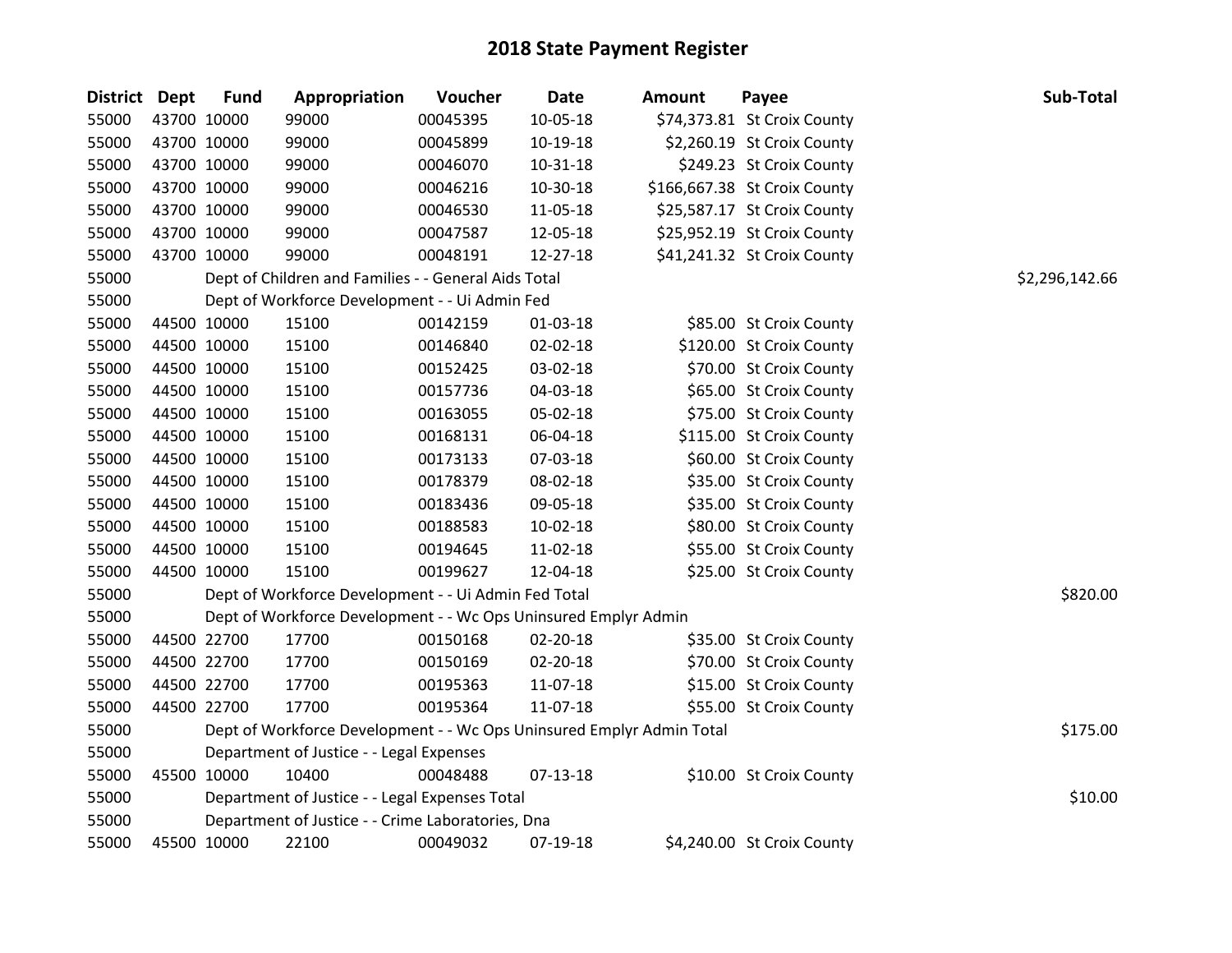# 2018 State Payment Register

| District | Dept | Fund | Appropriation | Voucher | Date | Amount | Payee | Sub-Total |
|---|---|---|---|---|---|---|---|---|
| 55000 | 43700 | 10000 | 99000 | 00045395 | 10-05-18 | $74,373.81 | St Croix County | |
| 55000 | 43700 | 10000 | 99000 | 00045899 | 10-19-18 | $2,260.19 | St Croix County | |
| 55000 | 43700 | 10000 | 99000 | 00046070 | 10-31-18 | $249.23 | St Croix County | |
| 55000 | 43700 | 10000 | 99000 | 00046216 | 10-30-18 | $166,667.38 | St Croix County | |
| 55000 | 43700 | 10000 | 99000 | 00046530 | 11-05-18 | $25,587.17 | St Croix County | |
| 55000 | 43700 | 10000 | 99000 | 00047587 | 12-05-18 | $25,952.19 | St Croix County | |
| 55000 | 43700 | 10000 | 99000 | 00048191 | 12-27-18 | $41,241.32 | St Croix County | |
| 55000 | | Dept of Children and Families - - General Aids Total | | | | | | $2,296,142.66 |
| 55000 | | Dept of Workforce Development - - Ui Admin Fed | | | | | | |
| 55000 | 44500 | 10000 | 15100 | 00142159 | 01-03-18 | $85.00 | St Croix County | |
| 55000 | 44500 | 10000 | 15100 | 00146840 | 02-02-18 | $120.00 | St Croix County | |
| 55000 | 44500 | 10000 | 15100 | 00152425 | 03-02-18 | $70.00 | St Croix County | |
| 55000 | 44500 | 10000 | 15100 | 00157736 | 04-03-18 | $65.00 | St Croix County | |
| 55000 | 44500 | 10000 | 15100 | 00163055 | 05-02-18 | $75.00 | St Croix County | |
| 55000 | 44500 | 10000 | 15100 | 00168131 | 06-04-18 | $115.00 | St Croix County | |
| 55000 | 44500 | 10000 | 15100 | 00173133 | 07-03-18 | $60.00 | St Croix County | |
| 55000 | 44500 | 10000 | 15100 | 00178379 | 08-02-18 | $35.00 | St Croix County | |
| 55000 | 44500 | 10000 | 15100 | 00183436 | 09-05-18 | $35.00 | St Croix County | |
| 55000 | 44500 | 10000 | 15100 | 00188583 | 10-02-18 | $80.00 | St Croix County | |
| 55000 | 44500 | 10000 | 15100 | 00194645 | 11-02-18 | $55.00 | St Croix County | |
| 55000 | 44500 | 10000 | 15100 | 00199627 | 12-04-18 | $25.00 | St Croix County | |
| 55000 | | Dept of Workforce Development - - Ui Admin Fed Total | | | | | | $820.00 |
| 55000 | | Dept of Workforce Development - - Wc Ops Uninsured Emplyr Admin | | | | | | |
| 55000 | 44500 | 22700 | 17700 | 00150168 | 02-20-18 | $35.00 | St Croix County | |
| 55000 | 44500 | 22700 | 17700 | 00150169 | 02-20-18 | $70.00 | St Croix County | |
| 55000 | 44500 | 22700 | 17700 | 00195363 | 11-07-18 | $15.00 | St Croix County | |
| 55000 | 44500 | 22700 | 17700 | 00195364 | 11-07-18 | $55.00 | St Croix County | |
| 55000 | | Dept of Workforce Development - - Wc Ops Uninsured Emplyr Admin Total | | | | | | $175.00 |
| 55000 | | Department of Justice - - Legal Expenses | | | | | | |
| 55000 | 45500 | 10000 | 10400 | 00048488 | 07-13-18 | $10.00 | St Croix County | |
| 55000 | | Department of Justice - - Legal Expenses Total | | | | | | $10.00 |
| 55000 | | Department of Justice - - Crime Laboratories, Dna | | | | | | |
| 55000 | 45500 | 10000 | 22100 | 00049032 | 07-19-18 | $4,240.00 | St Croix County | |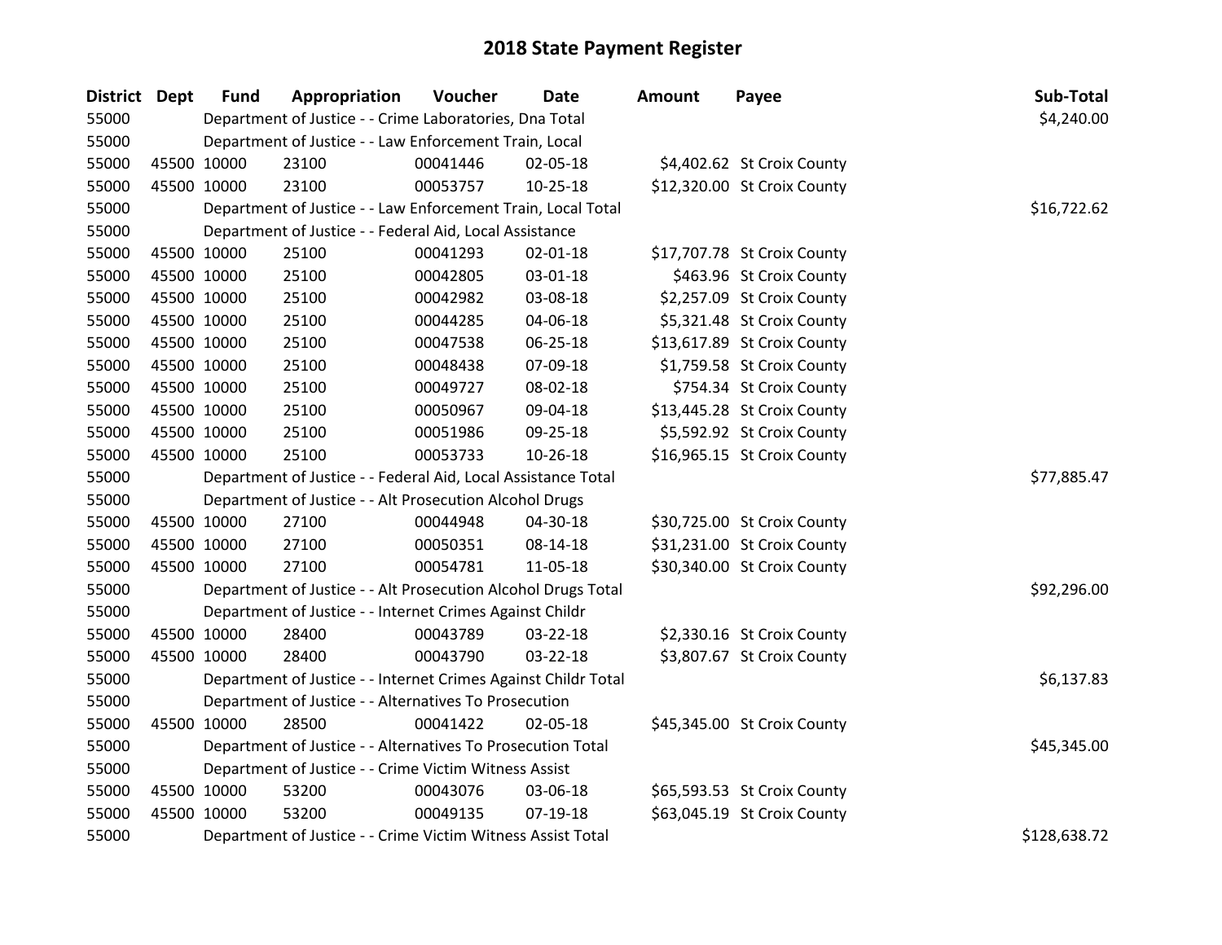# 2018 State Payment Register

| District | Dept | Fund | Appropriation | Voucher | Date | Amount | Payee | Sub-Total |
|---|---|---|---|---|---|---|---|---|
| 55000 | | Department of Justice - - Crime Laboratories, Dna Total | | | | | | $4,240.00 |
| 55000 | | Department of Justice - - Law Enforcement Train, Local | | | | | | |
| 55000 | 45500 | 10000 | 23100 | 00041446 | 02-05-18 | $4,402.62 | St Croix County | |
| 55000 | 45500 | 10000 | 23100 | 00053757 | 10-25-18 | $12,320.00 | St Croix County | |
| 55000 | | Department of Justice - - Law Enforcement Train, Local Total | | | | | | $16,722.62 |
| 55000 | | Department of Justice - - Federal Aid, Local Assistance | | | | | | |
| 55000 | 45500 | 10000 | 25100 | 00041293 | 02-01-18 | $17,707.78 | St Croix County | |
| 55000 | 45500 | 10000 | 25100 | 00042805 | 03-01-18 | $463.96 | St Croix County | |
| 55000 | 45500 | 10000 | 25100 | 00042982 | 03-08-18 | $2,257.09 | St Croix County | |
| 55000 | 45500 | 10000 | 25100 | 00044285 | 04-06-18 | $5,321.48 | St Croix County | |
| 55000 | 45500 | 10000 | 25100 | 00047538 | 06-25-18 | $13,617.89 | St Croix County | |
| 55000 | 45500 | 10000 | 25100 | 00048438 | 07-09-18 | $1,759.58 | St Croix County | |
| 55000 | 45500 | 10000 | 25100 | 00049727 | 08-02-18 | $754.34 | St Croix County | |
| 55000 | 45500 | 10000 | 25100 | 00050967 | 09-04-18 | $13,445.28 | St Croix County | |
| 55000 | 45500 | 10000 | 25100 | 00051986 | 09-25-18 | $5,592.92 | St Croix County | |
| 55000 | 45500 | 10000 | 25100 | 00053733 | 10-26-18 | $16,965.15 | St Croix County | |
| 55000 | | Department of Justice - - Federal Aid, Local Assistance Total | | | | | | $77,885.47 |
| 55000 | | Department of Justice - - Alt Prosecution Alcohol Drugs | | | | | | |
| 55000 | 45500 | 10000 | 27100 | 00044948 | 04-30-18 | $30,725.00 | St Croix County | |
| 55000 | 45500 | 10000 | 27100 | 00050351 | 08-14-18 | $31,231.00 | St Croix County | |
| 55000 | 45500 | 10000 | 27100 | 00054781 | 11-05-18 | $30,340.00 | St Croix County | |
| 55000 | | Department of Justice - - Alt Prosecution Alcohol Drugs Total | | | | | | $92,296.00 |
| 55000 | | Department of Justice - - Internet Crimes Against Childr | | | | | | |
| 55000 | 45500 | 10000 | 28400 | 00043789 | 03-22-18 | $2,330.16 | St Croix County | |
| 55000 | 45500 | 10000 | 28400 | 00043790 | 03-22-18 | $3,807.67 | St Croix County | |
| 55000 | | Department of Justice - - Internet Crimes Against Childr Total | | | | | | $6,137.83 |
| 55000 | | Department of Justice - - Alternatives To Prosecution | | | | | | |
| 55000 | 45500 | 10000 | 28500 | 00041422 | 02-05-18 | $45,345.00 | St Croix County | |
| 55000 | | Department of Justice - - Alternatives To Prosecution Total | | | | | | $45,345.00 |
| 55000 | | Department of Justice - - Crime Victim Witness Assist | | | | | | |
| 55000 | 45500 | 10000 | 53200 | 00043076 | 03-06-18 | $65,593.53 | St Croix County | |
| 55000 | 45500 | 10000 | 53200 | 00049135 | 07-19-18 | $63,045.19 | St Croix County | |
| 55000 | | Department of Justice - - Crime Victim Witness Assist Total | | | | | | $128,638.72 |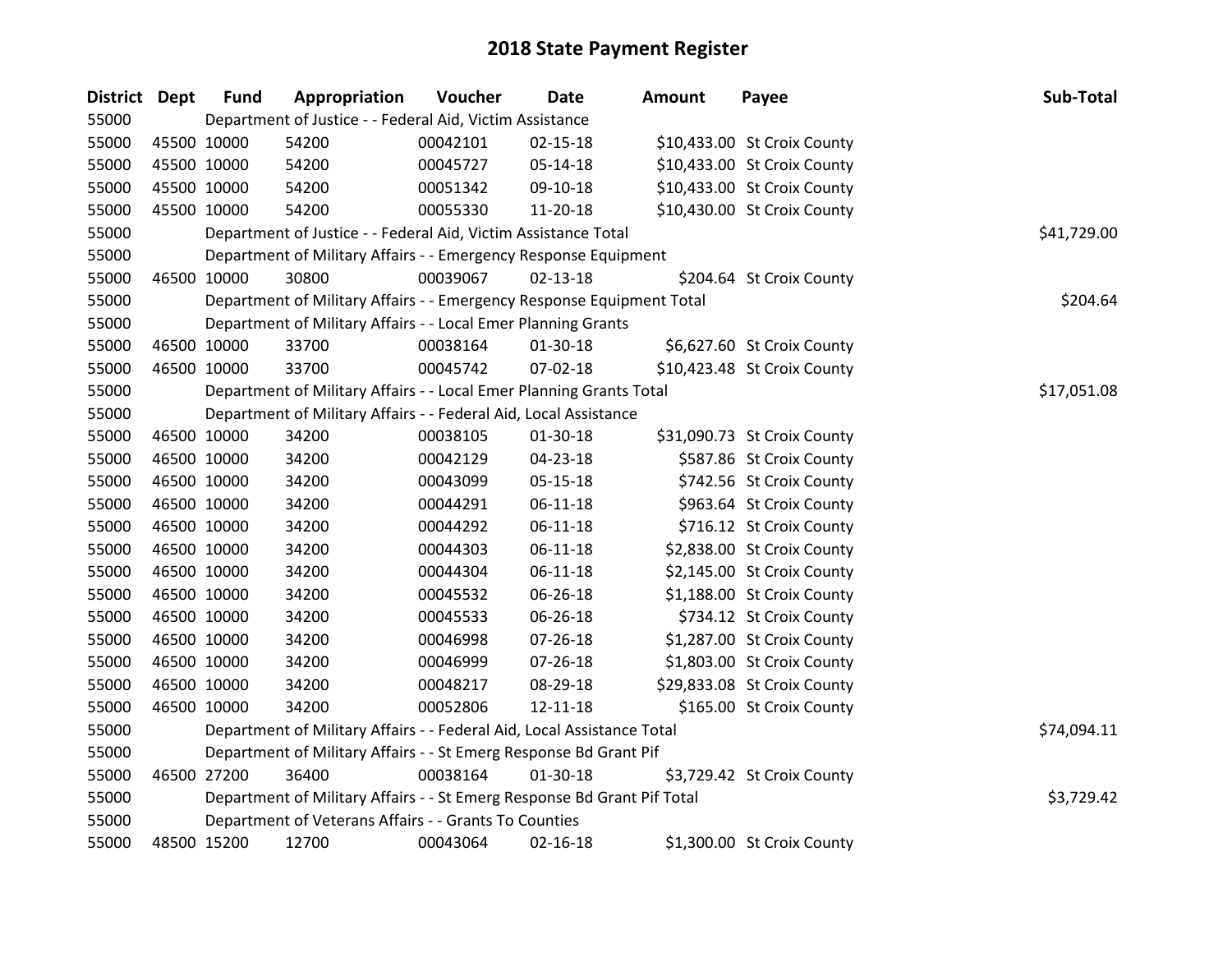# 2018 State Payment Register

| District | Dept | Fund | Appropriation | Voucher | Date | Amount | Payee | Sub-Total |
|---|---|---|---|---|---|---|---|---|
| 55000 | Department of Justice - - Federal Aid, Victim Assistance | | | | | | | |
| 55000 | 45500 | 10000 | 54200 | 00042101 | 02-15-18 | $10,433.00 | St Croix County | |
| 55000 | 45500 | 10000 | 54200 | 00045727 | 05-14-18 | $10,433.00 | St Croix County | |
| 55000 | 45500 | 10000 | 54200 | 00051342 | 09-10-18 | $10,433.00 | St Croix County | |
| 55000 | 45500 | 10000 | 54200 | 00055330 | 11-20-18 | $10,430.00 | St Croix County | |
| 55000 | Department of Justice - - Federal Aid, Victim Assistance Total | | | | | | | $41,729.00 |
| 55000 | Department of Military Affairs - - Emergency Response Equipment | | | | | | | |
| 55000 | 46500 | 10000 | 30800 | 00039067 | 02-13-18 | $204.64 | St Croix County | |
| 55000 | Department of Military Affairs - - Emergency Response Equipment Total | | | | | | | $204.64 |
| 55000 | Department of Military Affairs - - Local Emer Planning Grants | | | | | | | |
| 55000 | 46500 | 10000 | 33700 | 00038164 | 01-30-18 | $6,627.60 | St Croix County | |
| 55000 | 46500 | 10000 | 33700 | 00045742 | 07-02-18 | $10,423.48 | St Croix County | |
| 55000 | Department of Military Affairs - - Local Emer Planning Grants Total | | | | | | | $17,051.08 |
| 55000 | Department of Military Affairs - - Federal Aid, Local Assistance | | | | | | | |
| 55000 | 46500 | 10000 | 34200 | 00038105 | 01-30-18 | $31,090.73 | St Croix County | |
| 55000 | 46500 | 10000 | 34200 | 00042129 | 04-23-18 | $587.86 | St Croix County | |
| 55000 | 46500 | 10000 | 34200 | 00043099 | 05-15-18 | $742.56 | St Croix County | |
| 55000 | 46500 | 10000 | 34200 | 00044291 | 06-11-18 | $963.64 | St Croix County | |
| 55000 | 46500 | 10000 | 34200 | 00044292 | 06-11-18 | $716.12 | St Croix County | |
| 55000 | 46500 | 10000 | 34200 | 00044303 | 06-11-18 | $2,838.00 | St Croix County | |
| 55000 | 46500 | 10000 | 34200 | 00044304 | 06-11-18 | $2,145.00 | St Croix County | |
| 55000 | 46500 | 10000 | 34200 | 00045532 | 06-26-18 | $1,188.00 | St Croix County | |
| 55000 | 46500 | 10000 | 34200 | 00045533 | 06-26-18 | $734.12 | St Croix County | |
| 55000 | 46500 | 10000 | 34200 | 00046998 | 07-26-18 | $1,287.00 | St Croix County | |
| 55000 | 46500 | 10000 | 34200 | 00046999 | 07-26-18 | $1,803.00 | St Croix County | |
| 55000 | 46500 | 10000 | 34200 | 00048217 | 08-29-18 | $29,833.08 | St Croix County | |
| 55000 | 46500 | 10000 | 34200 | 00052806 | 12-11-18 | $165.00 | St Croix County | |
| 55000 | Department of Military Affairs - - Federal Aid, Local Assistance Total | | | | | | | $74,094.11 |
| 55000 | Department of Military Affairs - - St Emerg Response Bd Grant Pif | | | | | | | |
| 55000 | 46500 | 27200 | 36400 | 00038164 | 01-30-18 | $3,729.42 | St Croix County | |
| 55000 | Department of Military Affairs - - St Emerg Response Bd Grant Pif Total | | | | | | | $3,729.42 |
| 55000 | Department of Veterans Affairs - - Grants To Counties | | | | | | | |
| 55000 | 48500 | 15200 | 12700 | 00043064 | 02-16-18 | $1,300.00 | St Croix County | |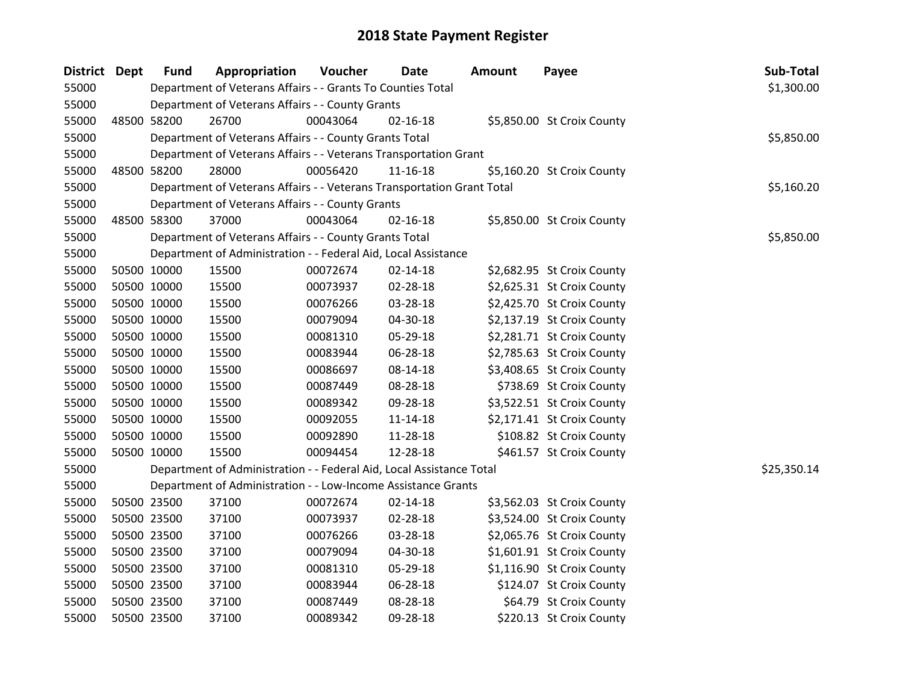# 2018 State Payment Register

| District | Dept | Fund | Appropriation | Voucher | Date | Amount | Payee | Sub-Total |
|---|---|---|---|---|---|---|---|---|
| 55000 | | Department of Veterans Affairs - - Grants To Counties Total | | | | | | $1,300.00 |
| 55000 | | Department of Veterans Affairs - - County Grants | | | | | | |
| 55000 | 48500 | 58200 | 26700 | 00043064 | 02-16-18 | $5,850.00 | St Croix County | |
| 55000 | | Department of Veterans Affairs - - County Grants Total | | | | | | $5,850.00 |
| 55000 | | Department of Veterans Affairs - - Veterans Transportation Grant | | | | | | |
| 55000 | 48500 | 58200 | 28000 | 00056420 | 11-16-18 | $5,160.20 | St Croix County | |
| 55000 | | Department of Veterans Affairs - - Veterans Transportation Grant Total | | | | | | $5,160.20 |
| 55000 | | Department of Veterans Affairs - - County Grants | | | | | | |
| 55000 | 48500 | 58300 | 37000 | 00043064 | 02-16-18 | $5,850.00 | St Croix County | |
| 55000 | | Department of Veterans Affairs - - County Grants Total | | | | | | $5,850.00 |
| 55000 | | Department of Administration - - Federal Aid, Local Assistance | | | | | | |
| 55000 | 50500 | 10000 | 15500 | 00072674 | 02-14-18 | $2,682.95 | St Croix County | |
| 55000 | 50500 | 10000 | 15500 | 00073937 | 02-28-18 | $2,625.31 | St Croix County | |
| 55000 | 50500 | 10000 | 15500 | 00076266 | 03-28-18 | $2,425.70 | St Croix County | |
| 55000 | 50500 | 10000 | 15500 | 00079094 | 04-30-18 | $2,137.19 | St Croix County | |
| 55000 | 50500 | 10000 | 15500 | 00081310 | 05-29-18 | $2,281.71 | St Croix County | |
| 55000 | 50500 | 10000 | 15500 | 00083944 | 06-28-18 | $2,785.63 | St Croix County | |
| 55000 | 50500 | 10000 | 15500 | 00086697 | 08-14-18 | $3,408.65 | St Croix County | |
| 55000 | 50500 | 10000 | 15500 | 00087449 | 08-28-18 | $738.69 | St Croix County | |
| 55000 | 50500 | 10000 | 15500 | 00089342 | 09-28-18 | $3,522.51 | St Croix County | |
| 55000 | 50500 | 10000 | 15500 | 00092055 | 11-14-18 | $2,171.41 | St Croix County | |
| 55000 | 50500 | 10000 | 15500 | 00092890 | 11-28-18 | $108.82 | St Croix County | |
| 55000 | 50500 | 10000 | 15500 | 00094454 | 12-28-18 | $461.57 | St Croix County | |
| 55000 | | Department of Administration - - Federal Aid, Local Assistance Total | | | | | | $25,350.14 |
| 55000 | | Department of Administration - - Low-Income Assistance Grants | | | | | | |
| 55000 | 50500 | 23500 | 37100 | 00072674 | 02-14-18 | $3,562.03 | St Croix County | |
| 55000 | 50500 | 23500 | 37100 | 00073937 | 02-28-18 | $3,524.00 | St Croix County | |
| 55000 | 50500 | 23500 | 37100 | 00076266 | 03-28-18 | $2,065.76 | St Croix County | |
| 55000 | 50500 | 23500 | 37100 | 00079094 | 04-30-18 | $1,601.91 | St Croix County | |
| 55000 | 50500 | 23500 | 37100 | 00081310 | 05-29-18 | $1,116.90 | St Croix County | |
| 55000 | 50500 | 23500 | 37100 | 00083944 | 06-28-18 | $124.07 | St Croix County | |
| 55000 | 50500 | 23500 | 37100 | 00087449 | 08-28-18 | $64.79 | St Croix County | |
| 55000 | 50500 | 23500 | 37100 | 00089342 | 09-28-18 | $220.13 | St Croix County | |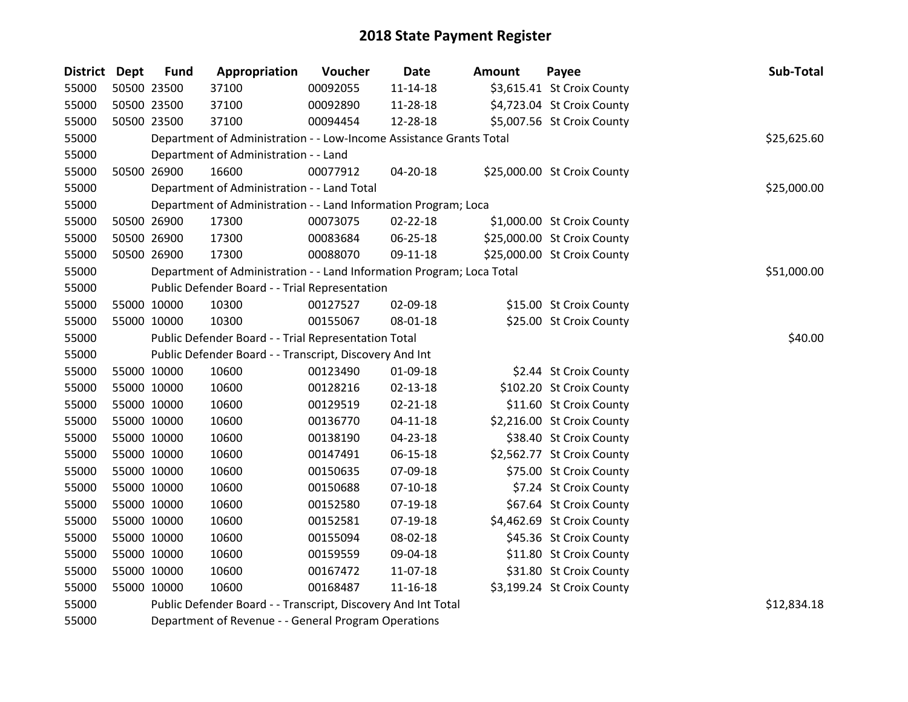# 2018 State Payment Register

| District | Dept | Fund | Appropriation | Voucher | Date | Amount | Payee | Sub-Total |
|---|---|---|---|---|---|---|---|---|
| 55000 | 50500 | 23500 | 37100 | 00092055 | 11-14-18 | $3,615.41 | St Croix County | |
| 55000 | 50500 | 23500 | 37100 | 00092890 | 11-28-18 | $4,723.04 | St Croix County | |
| 55000 | 50500 | 23500 | 37100 | 00094454 | 12-28-18 | $5,007.56 | St Croix County | |
| 55000 | | Department of Administration - - Low-Income Assistance Grants Total | | | | | | $25,625.60 |
| 55000 | | Department of Administration - - Land | | | | | | |
| 55000 | 50500 | 26900 | 16600 | 00077912 | 04-20-18 | $25,000.00 | St Croix County | |
| 55000 | | Department of Administration - - Land Total | | | | | | $25,000.00 |
| 55000 | | Department of Administration - - Land Information Program; Loca | | | | | | |
| 55000 | 50500 | 26900 | 17300 | 00073075 | 02-22-18 | $1,000.00 | St Croix County | |
| 55000 | 50500 | 26900 | 17300 | 00083684 | 06-25-18 | $25,000.00 | St Croix County | |
| 55000 | 50500 | 26900 | 17300 | 00088070 | 09-11-18 | $25,000.00 | St Croix County | |
| 55000 | | Department of Administration - - Land Information Program; Loca Total | | | | | | $51,000.00 |
| 55000 | | Public Defender Board - - Trial Representation | | | | | | |
| 55000 | 55000 | 10000 | 10300 | 00127527 | 02-09-18 | $15.00 | St Croix County | |
| 55000 | 55000 | 10000 | 10300 | 00155067 | 08-01-18 | $25.00 | St Croix County | |
| 55000 | | Public Defender Board - - Trial Representation Total | | | | | | $40.00 |
| 55000 | | Public Defender Board - - Transcript, Discovery And Int | | | | | | |
| 55000 | 55000 | 10000 | 10600 | 00123490 | 01-09-18 | $2.44 | St Croix County | |
| 55000 | 55000 | 10000 | 10600 | 00128216 | 02-13-18 | $102.20 | St Croix County | |
| 55000 | 55000 | 10000 | 10600 | 00129519 | 02-21-18 | $11.60 | St Croix County | |
| 55000 | 55000 | 10000 | 10600 | 00136770 | 04-11-18 | $2,216.00 | St Croix County | |
| 55000 | 55000 | 10000 | 10600 | 00138190 | 04-23-18 | $38.40 | St Croix County | |
| 55000 | 55000 | 10000 | 10600 | 00147491 | 06-15-18 | $2,562.77 | St Croix County | |
| 55000 | 55000 | 10000 | 10600 | 00150635 | 07-09-18 | $75.00 | St Croix County | |
| 55000 | 55000 | 10000 | 10600 | 00150688 | 07-10-18 | $7.24 | St Croix County | |
| 55000 | 55000 | 10000 | 10600 | 00152580 | 07-19-18 | $67.64 | St Croix County | |
| 55000 | 55000 | 10000 | 10600 | 00152581 | 07-19-18 | $4,462.69 | St Croix County | |
| 55000 | 55000 | 10000 | 10600 | 00155094 | 08-02-18 | $45.36 | St Croix County | |
| 55000 | 55000 | 10000 | 10600 | 00159559 | 09-04-18 | $11.80 | St Croix County | |
| 55000 | 55000 | 10000 | 10600 | 00167472 | 11-07-18 | $31.80 | St Croix County | |
| 55000 | 55000 | 10000 | 10600 | 00168487 | 11-16-18 | $3,199.24 | St Croix County | |
| 55000 | | Public Defender Board - - Transcript, Discovery And Int Total | | | | | | $12,834.18 |
| 55000 | | Department of Revenue - - General Program Operations | | | | | | |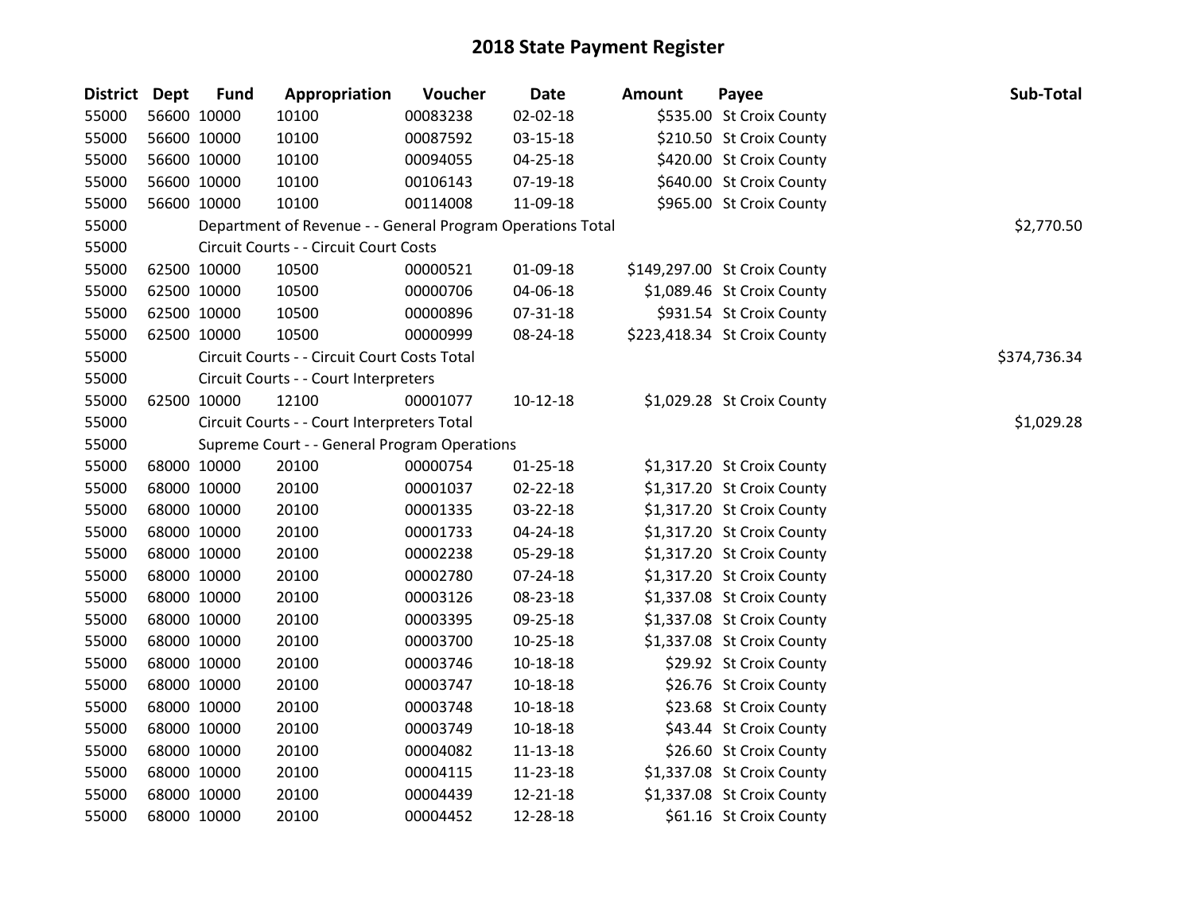# 2018 State Payment Register

| District | Dept | Fund | Appropriation | Voucher | Date | Amount | Payee | Sub-Total |
|---|---|---|---|---|---|---|---|---|
| 55000 | 56600 | 10000 | 10100 | 00083238 | 02-02-18 | $535.00 | St Croix County | |
| 55000 | 56600 | 10000 | 10100 | 00087592 | 03-15-18 | $210.50 | St Croix County | |
| 55000 | 56600 | 10000 | 10100 | 00094055 | 04-25-18 | $420.00 | St Croix County | |
| 55000 | 56600 | 10000 | 10100 | 00106143 | 07-19-18 | $640.00 | St Croix County | |
| 55000 | 56600 | 10000 | 10100 | 00114008 | 11-09-18 | $965.00 | St Croix County | |
| 55000 | | Department of Revenue - - General Program Operations Total | | | | | | $2,770.50 |
| 55000 | | Circuit Courts - - Circuit Court Costs | | | | | | |
| 55000 | 62500 | 10000 | 10500 | 00000521 | 01-09-18 | $149,297.00 | St Croix County | |
| 55000 | 62500 | 10000 | 10500 | 00000706 | 04-06-18 | $1,089.46 | St Croix County | |
| 55000 | 62500 | 10000 | 10500 | 00000896 | 07-31-18 | $931.54 | St Croix County | |
| 55000 | 62500 | 10000 | 10500 | 00000999 | 08-24-18 | $223,418.34 | St Croix County | |
| 55000 | | Circuit Courts - - Circuit Court Costs Total | | | | | | $374,736.34 |
| 55000 | | Circuit Courts - - Court Interpreters | | | | | | |
| 55000 | 62500 | 10000 | 12100 | 00001077 | 10-12-18 | $1,029.28 | St Croix County | |
| 55000 | | Circuit Courts - - Court Interpreters Total | | | | | | $1,029.28 |
| 55000 | | Supreme Court - - General Program Operations | | | | | | |
| 55000 | 68000 | 10000 | 20100 | 00000754 | 01-25-18 | $1,317.20 | St Croix County | |
| 55000 | 68000 | 10000 | 20100 | 00001037 | 02-22-18 | $1,317.20 | St Croix County | |
| 55000 | 68000 | 10000 | 20100 | 00001335 | 03-22-18 | $1,317.20 | St Croix County | |
| 55000 | 68000 | 10000 | 20100 | 00001733 | 04-24-18 | $1,317.20 | St Croix County | |
| 55000 | 68000 | 10000 | 20100 | 00002238 | 05-29-18 | $1,317.20 | St Croix County | |
| 55000 | 68000 | 10000 | 20100 | 00002780 | 07-24-18 | $1,317.20 | St Croix County | |
| 55000 | 68000 | 10000 | 20100 | 00003126 | 08-23-18 | $1,337.08 | St Croix County | |
| 55000 | 68000 | 10000 | 20100 | 00003395 | 09-25-18 | $1,337.08 | St Croix County | |
| 55000 | 68000 | 10000 | 20100 | 00003700 | 10-25-18 | $1,337.08 | St Croix County | |
| 55000 | 68000 | 10000 | 20100 | 00003746 | 10-18-18 | $29.92 | St Croix County | |
| 55000 | 68000 | 10000 | 20100 | 00003747 | 10-18-18 | $26.76 | St Croix County | |
| 55000 | 68000 | 10000 | 20100 | 00003748 | 10-18-18 | $23.68 | St Croix County | |
| 55000 | 68000 | 10000 | 20100 | 00003749 | 10-18-18 | $43.44 | St Croix County | |
| 55000 | 68000 | 10000 | 20100 | 00004082 | 11-13-18 | $26.60 | St Croix County | |
| 55000 | 68000 | 10000 | 20100 | 00004115 | 11-23-18 | $1,337.08 | St Croix County | |
| 55000 | 68000 | 10000 | 20100 | 00004439 | 12-21-18 | $1,337.08 | St Croix County | |
| 55000 | 68000 | 10000 | 20100 | 00004452 | 12-28-18 | $61.16 | St Croix County | |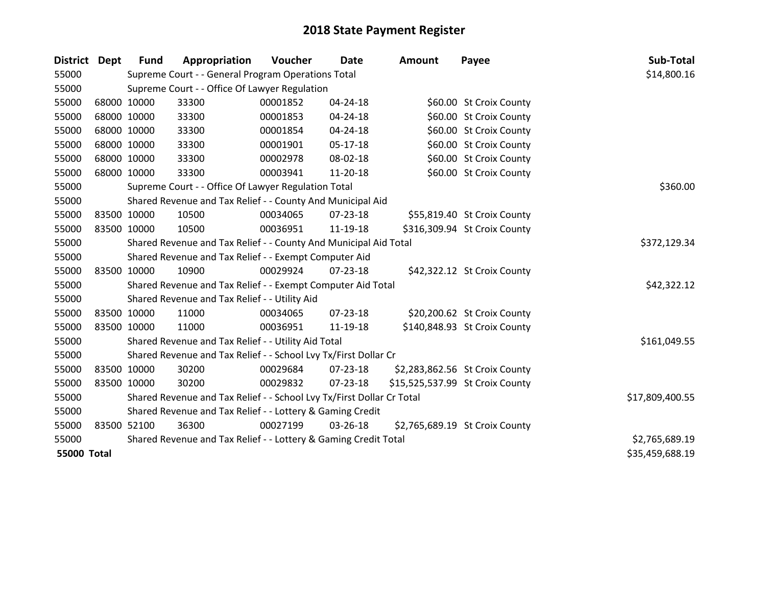# 2018 State Payment Register

| District | Dept | Fund | Appropriation | Voucher | Date | Amount | Payee | Sub-Total |
|---|---|---|---|---|---|---|---|---|
| 55000 | | Supreme Court - - General Program Operations Total | | | | | | $14,800.16 |
| 55000 | | Supreme Court - - Office Of Lawyer Regulation | | | | | | |
| 55000 | 68000 | 10000 | 33300 | 00001852 | 04-24-18 | $60.00 | St Croix County | |
| 55000 | 68000 | 10000 | 33300 | 00001853 | 04-24-18 | $60.00 | St Croix County | |
| 55000 | 68000 | 10000 | 33300 | 00001854 | 04-24-18 | $60.00 | St Croix County | |
| 55000 | 68000 | 10000 | 33300 | 00001901 | 05-17-18 | $60.00 | St Croix County | |
| 55000 | 68000 | 10000 | 33300 | 00002978 | 08-02-18 | $60.00 | St Croix County | |
| 55000 | 68000 | 10000 | 33300 | 00003941 | 11-20-18 | $60.00 | St Croix County | |
| 55000 | | Supreme Court - - Office Of Lawyer Regulation Total | | | | | | $360.00 |
| 55000 | | Shared Revenue and Tax Relief - - County And Municipal Aid | | | | | | |
| 55000 | 83500 | 10000 | 10500 | 00034065 | 07-23-18 | $55,819.40 | St Croix County | |
| 55000 | 83500 | 10000 | 10500 | 00036951 | 11-19-18 | $316,309.94 | St Croix County | |
| 55000 | | Shared Revenue and Tax Relief - - County And Municipal Aid Total | | | | | | $372,129.34 |
| 55000 | | Shared Revenue and Tax Relief - - Exempt Computer Aid | | | | | | |
| 55000 | 83500 | 10000 | 10900 | 00029924 | 07-23-18 | $42,322.12 | St Croix County | |
| 55000 | | Shared Revenue and Tax Relief - - Exempt Computer Aid Total | | | | | | $42,322.12 |
| 55000 | | Shared Revenue and Tax Relief - - Utility Aid | | | | | | |
| 55000 | 83500 | 10000 | 11000 | 00034065 | 07-23-18 | $20,200.62 | St Croix County | |
| 55000 | 83500 | 10000 | 11000 | 00036951 | 11-19-18 | $140,848.93 | St Croix County | |
| 55000 | | Shared Revenue and Tax Relief - - Utility Aid Total | | | | | | $161,049.55 |
| 55000 | | Shared Revenue and Tax Relief - - School Lvy Tx/First Dollar Cr | | | | | | |
| 55000 | 83500 | 10000 | 30200 | 00029684 | 07-23-18 | $2,283,862.56 | St Croix County | |
| 55000 | 83500 | 10000 | 30200 | 00029832 | 07-23-18 | $15,525,537.99 | St Croix County | |
| 55000 | | Shared Revenue and Tax Relief - - School Lvy Tx/First Dollar Cr Total | | | | | | $17,809,400.55 |
| 55000 | | Shared Revenue and Tax Relief - - Lottery & Gaming Credit | | | | | | |
| 55000 | 83500 | 52100 | 36300 | 00027199 | 03-26-18 | $2,765,689.19 | St Croix County | |
| 55000 | | Shared Revenue and Tax Relief - - Lottery & Gaming Credit Total | | | | | | $2,765,689.19 |
| **55000 Total** | | | | | | | | $35,459,688.19 |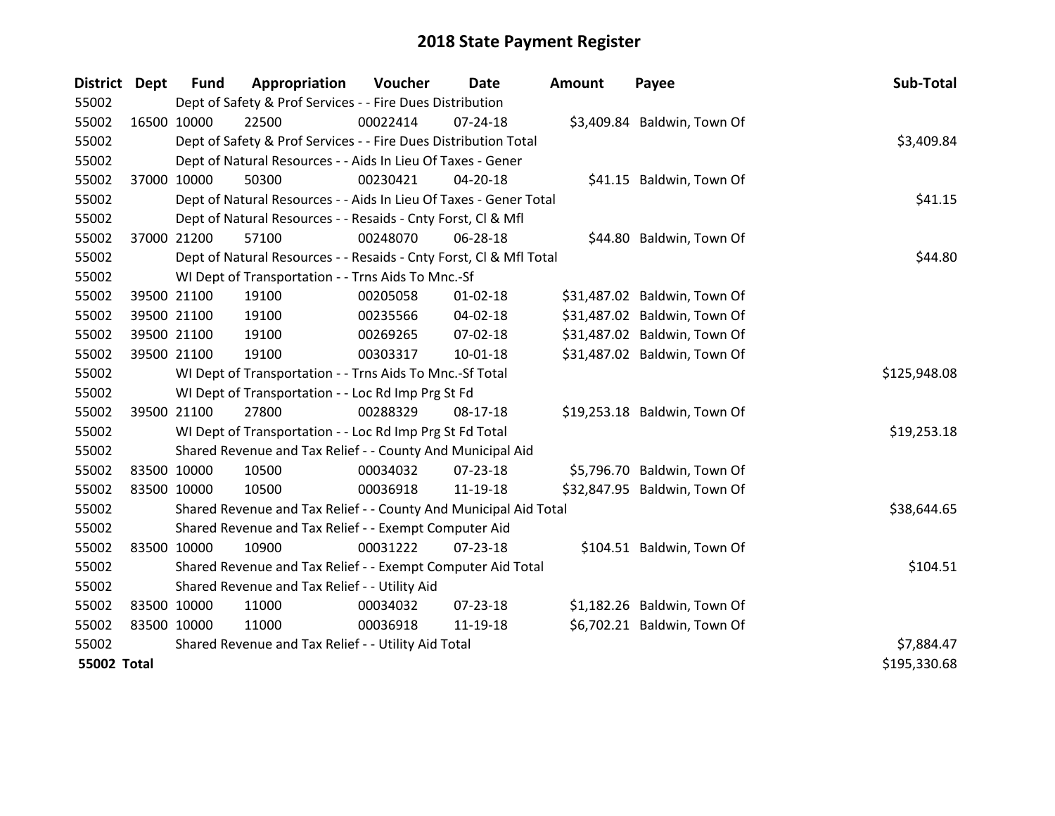# 2018 State Payment Register

| District | Dept | Fund | Appropriation | Voucher | Date | Amount | Payee | Sub-Total |
|---|---|---|---|---|---|---|---|---|
| 55002 | | Dept of Safety & Prof Services - - Fire Dues Distribution | | | | | | |
| 55002 | 16500 | 10000 | 22500 | 00022414 | 07-24-18 | $3,409.84 | Baldwin, Town Of | |
| 55002 | | Dept of Safety & Prof Services - - Fire Dues Distribution Total | | | | | | $3,409.84 |
| 55002 | | Dept of Natural Resources - - Aids In Lieu Of Taxes - Gener | | | | | | |
| 55002 | 37000 | 10000 | 50300 | 00230421 | 04-20-18 | $41.15 | Baldwin, Town Of | |
| 55002 | | Dept of Natural Resources - - Aids In Lieu Of Taxes - Gener Total | | | | | | $41.15 |
| 55002 | | Dept of Natural Resources - - Resaids - Cnty Forst, Cl & Mfl | | | | | | |
| 55002 | 37000 | 21200 | 57100 | 00248070 | 06-28-18 | $44.80 | Baldwin, Town Of | |
| 55002 | | Dept of Natural Resources - - Resaids - Cnty Forst, Cl & Mfl Total | | | | | | $44.80 |
| 55002 | | WI Dept of Transportation - - Trns Aids To Mnc.-Sf | | | | | | |
| 55002 | 39500 | 21100 | 19100 | 00205058 | 01-02-18 | $31,487.02 | Baldwin, Town Of | |
| 55002 | 39500 | 21100 | 19100 | 00235566 | 04-02-18 | $31,487.02 | Baldwin, Town Of | |
| 55002 | 39500 | 21100 | 19100 | 00269265 | 07-02-18 | $31,487.02 | Baldwin, Town Of | |
| 55002 | 39500 | 21100 | 19100 | 00303317 | 10-01-18 | $31,487.02 | Baldwin, Town Of | |
| 55002 | | WI Dept of Transportation - - Trns Aids To Mnc.-Sf Total | | | | | | $125,948.08 |
| 55002 | | WI Dept of Transportation - - Loc Rd Imp Prg St Fd | | | | | | |
| 55002 | 39500 | 21100 | 27800 | 00288329 | 08-17-18 | $19,253.18 | Baldwin, Town Of | |
| 55002 | | WI Dept of Transportation - - Loc Rd Imp Prg St Fd Total | | | | | | $19,253.18 |
| 55002 | | Shared Revenue and Tax Relief - - County And Municipal Aid | | | | | | |
| 55002 | 83500 | 10000 | 10500 | 00034032 | 07-23-18 | $5,796.70 | Baldwin, Town Of | |
| 55002 | 83500 | 10000 | 10500 | 00036918 | 11-19-18 | $32,847.95 | Baldwin, Town Of | |
| 55002 | | Shared Revenue and Tax Relief - - County And Municipal Aid Total | | | | | | $38,644.65 |
| 55002 | | Shared Revenue and Tax Relief - - Exempt Computer Aid | | | | | | |
| 55002 | 83500 | 10000 | 10900 | 00031222 | 07-23-18 | $104.51 | Baldwin, Town Of | |
| 55002 | | Shared Revenue and Tax Relief - - Exempt Computer Aid Total | | | | | | $104.51 |
| 55002 | | Shared Revenue and Tax Relief - - Utility Aid | | | | | | |
| 55002 | 83500 | 10000 | 11000 | 00034032 | 07-23-18 | $1,182.26 | Baldwin, Town Of | |
| 55002 | 83500 | 10000 | 11000 | 00036918 | 11-19-18 | $6,702.21 | Baldwin, Town Of | |
| 55002 | | Shared Revenue and Tax Relief - - Utility Aid Total | | | | | | $7,884.47 |
| **55002 Total** | | | | | | | | $195,330.68 |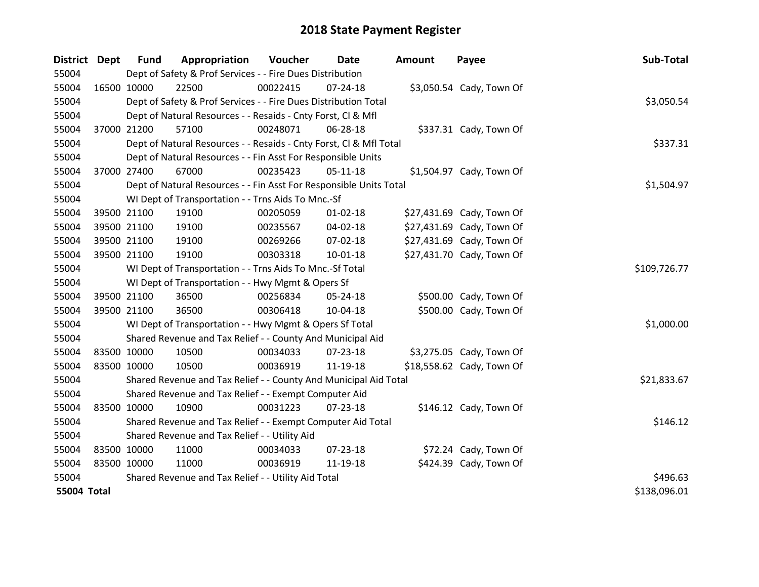# 2018 State Payment Register

| District | Dept | Fund | Appropriation | Voucher | Date | Amount | Payee | Sub-Total |
|---|---|---|---|---|---|---|---|---|
| 55004 | Dept of Safety & Prof Services - - Fire Dues Distribution | | | | | | | |
| 55004 | 16500 | 10000 | 22500 | 00022415 | 07-24-18 | $3,050.54 | Cady, Town Of | |
| 55004 | Dept of Safety & Prof Services - - Fire Dues Distribution Total | | | | | | | $3,050.54 |
| 55004 | Dept of Natural Resources - - Resaids - Cnty Forst, Cl & Mfl | | | | | | | |
| 55004 | 37000 | 21200 | 57100 | 00248071 | 06-28-18 | $337.31 | Cady, Town Of | |
| 55004 | Dept of Natural Resources - - Resaids - Cnty Forst, Cl & Mfl Total | | | | | | | $337.31 |
| 55004 | Dept of Natural Resources - - Fin Asst For Responsible Units | | | | | | | |
| 55004 | 37000 | 27400 | 67000 | 00235423 | 05-11-18 | $1,504.97 | Cady, Town Of | |
| 55004 | Dept of Natural Resources - - Fin Asst For Responsible Units Total | | | | | | | $1,504.97 |
| 55004 | WI Dept of Transportation - - Trns Aids To Mnc.-Sf | | | | | | | |
| 55004 | 39500 | 21100 | 19100 | 00205059 | 01-02-18 | $27,431.69 | Cady, Town Of | |
| 55004 | 39500 | 21100 | 19100 | 00235567 | 04-02-18 | $27,431.69 | Cady, Town Of | |
| 55004 | 39500 | 21100 | 19100 | 00269266 | 07-02-18 | $27,431.69 | Cady, Town Of | |
| 55004 | 39500 | 21100 | 19100 | 00303318 | 10-01-18 | $27,431.70 | Cady, Town Of | |
| 55004 | WI Dept of Transportation - - Trns Aids To Mnc.-Sf Total | | | | | | | $109,726.77 |
| 55004 | WI Dept of Transportation - - Hwy Mgmt & Opers Sf | | | | | | | |
| 55004 | 39500 | 21100 | 36500 | 00256834 | 05-24-18 | $500.00 | Cady, Town Of | |
| 55004 | 39500 | 21100 | 36500 | 00306418 | 10-04-18 | $500.00 | Cady, Town Of | |
| 55004 | WI Dept of Transportation - - Hwy Mgmt & Opers Sf Total | | | | | | | $1,000.00 |
| 55004 | Shared Revenue and Tax Relief - - County And Municipal Aid | | | | | | | |
| 55004 | 83500 | 10000 | 10500 | 00034033 | 07-23-18 | $3,275.05 | Cady, Town Of | |
| 55004 | 83500 | 10000 | 10500 | 00036919 | 11-19-18 | $18,558.62 | Cady, Town Of | |
| 55004 | Shared Revenue and Tax Relief - - County And Municipal Aid Total | | | | | | | $21,833.67 |
| 55004 | Shared Revenue and Tax Relief - - Exempt Computer Aid | | | | | | | |
| 55004 | 83500 | 10000 | 10900 | 00031223 | 07-23-18 | $146.12 | Cady, Town Of | |
| 55004 | Shared Revenue and Tax Relief - - Exempt Computer Aid Total | | | | | | | $146.12 |
| 55004 | Shared Revenue and Tax Relief - - Utility Aid | | | | | | | |
| 55004 | 83500 | 10000 | 11000 | 00034033 | 07-23-18 | $72.24 | Cady, Town Of | |
| 55004 | 83500 | 10000 | 11000 | 00036919 | 11-19-18 | $424.39 | Cady, Town Of | |
| 55004 | Shared Revenue and Tax Relief - - Utility Aid Total | | | | | | | $496.63 |
| **55004 Total** | | | | | | | | $138,096.01 |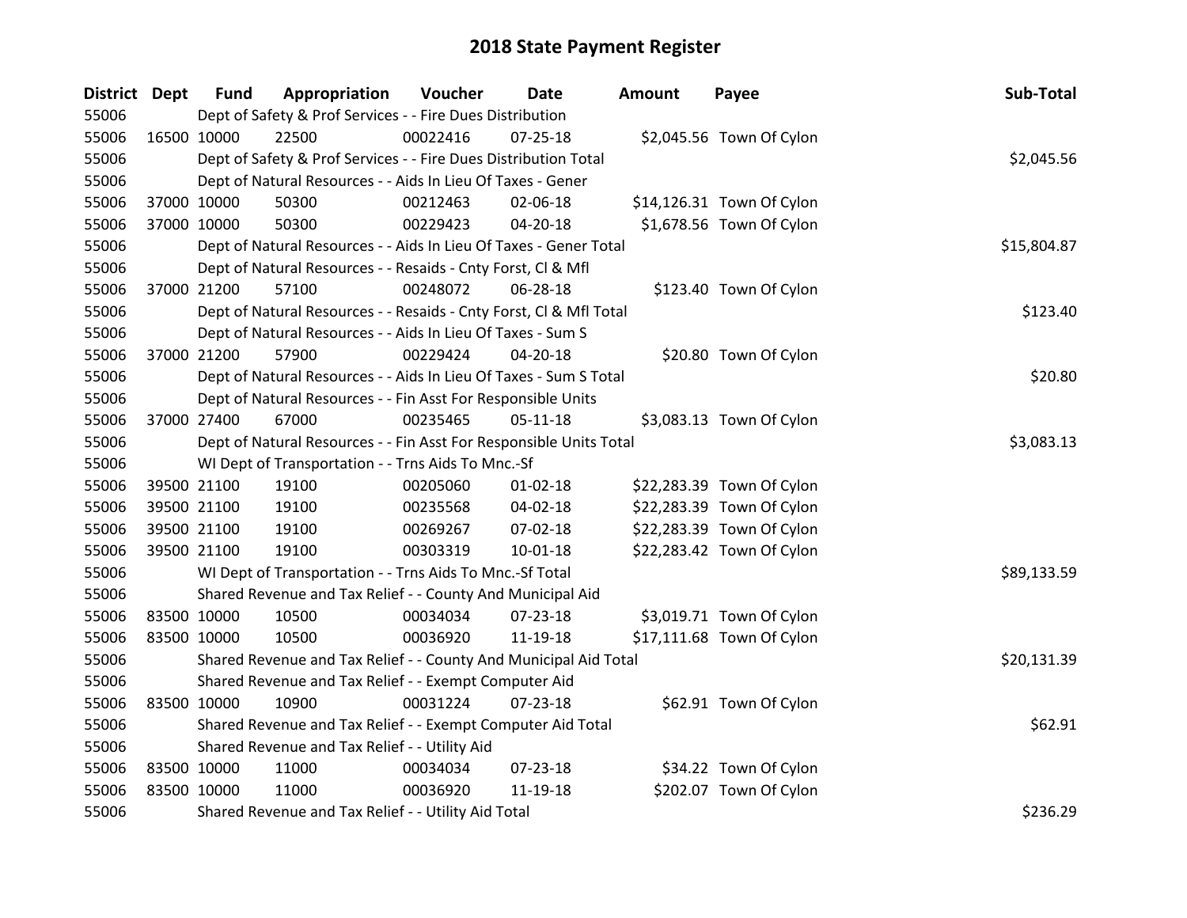# 2018 State Payment Register

| District | Dept | Fund | Appropriation | Voucher | Date | Amount | Payee | Sub-Total |
|---|---|---|---|---|---|---|---|---|
| 55006 | | Dept of Safety & Prof Services - - Fire Dues Distribution | | | | | | |
| 55006 | 16500 | 10000 | 22500 | 00022416 | 07-25-18 | $2,045.56 | Town Of Cylon | |
| 55006 | | Dept of Safety & Prof Services - - Fire Dues Distribution Total | | | | | | $2,045.56 |
| 55006 | | Dept of Natural Resources - - Aids In Lieu Of Taxes - Gener | | | | | | |
| 55006 | 37000 | 10000 | 50300 | 00212463 | 02-06-18 | $14,126.31 | Town Of Cylon | |
| 55006 | 37000 | 10000 | 50300 | 00229423 | 04-20-18 | $1,678.56 | Town Of Cylon | |
| 55006 | | Dept of Natural Resources - - Aids In Lieu Of Taxes - Gener Total | | | | | | $15,804.87 |
| 55006 | | Dept of Natural Resources - - Resaids - Cnty Forst, Cl & Mfl | | | | | | |
| 55006 | 37000 | 21200 | 57100 | 00248072 | 06-28-18 | $123.40 | Town Of Cylon | |
| 55006 | | Dept of Natural Resources - - Resaids - Cnty Forst, Cl & Mfl Total | | | | | | $123.40 |
| 55006 | | Dept of Natural Resources - - Aids In Lieu Of Taxes - Sum S | | | | | | |
| 55006 | 37000 | 21200 | 57900 | 00229424 | 04-20-18 | $20.80 | Town Of Cylon | |
| 55006 | | Dept of Natural Resources - - Aids In Lieu Of Taxes - Sum S Total | | | | | | $20.80 |
| 55006 | | Dept of Natural Resources - - Fin Asst For Responsible Units | | | | | | |
| 55006 | 37000 | 27400 | 67000 | 00235465 | 05-11-18 | $3,083.13 | Town Of Cylon | |
| 55006 | | Dept of Natural Resources - - Fin Asst For Responsible Units Total | | | | | | $3,083.13 |
| 55006 | | WI Dept of Transportation - - Trns Aids To Mnc.-Sf | | | | | | |
| 55006 | 39500 | 21100 | 19100 | 00205060 | 01-02-18 | $22,283.39 | Town Of Cylon | |
| 55006 | 39500 | 21100 | 19100 | 00235568 | 04-02-18 | $22,283.39 | Town Of Cylon | |
| 55006 | 39500 | 21100 | 19100 | 00269267 | 07-02-18 | $22,283.39 | Town Of Cylon | |
| 55006 | 39500 | 21100 | 19100 | 00303319 | 10-01-18 | $22,283.42 | Town Of Cylon | |
| 55006 | | WI Dept of Transportation - - Trns Aids To Mnc.-Sf Total | | | | | | $89,133.59 |
| 55006 | | Shared Revenue and Tax Relief - - County And Municipal Aid | | | | | | |
| 55006 | 83500 | 10000 | 10500 | 00034034 | 07-23-18 | $3,019.71 | Town Of Cylon | |
| 55006 | 83500 | 10000 | 10500 | 00036920 | 11-19-18 | $17,111.68 | Town Of Cylon | |
| 55006 | | Shared Revenue and Tax Relief - - County And Municipal Aid Total | | | | | | $20,131.39 |
| 55006 | | Shared Revenue and Tax Relief - - Exempt Computer Aid | | | | | | |
| 55006 | 83500 | 10000 | 10900 | 00031224 | 07-23-18 | $62.91 | Town Of Cylon | |
| 55006 | | Shared Revenue and Tax Relief - - Exempt Computer Aid Total | | | | | | $62.91 |
| 55006 | | Shared Revenue and Tax Relief - - Utility Aid | | | | | | |
| 55006 | 83500 | 10000 | 11000 | 00034034 | 07-23-18 | $34.22 | Town Of Cylon | |
| 55006 | 83500 | 10000 | 11000 | 00036920 | 11-19-18 | $202.07 | Town Of Cylon | |
| 55006 | | Shared Revenue and Tax Relief - - Utility Aid Total | | | | | | $236.29 |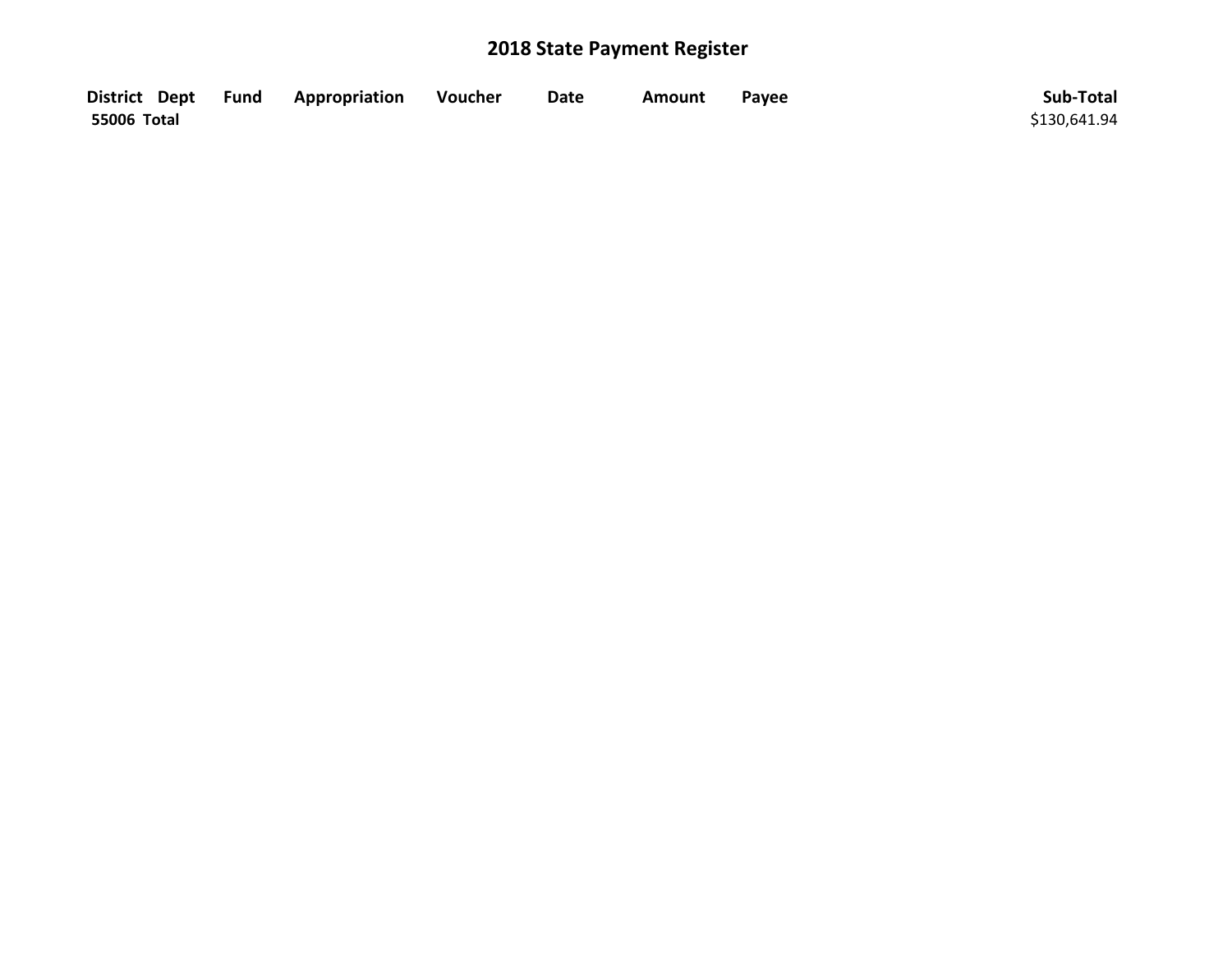# 2018 State Payment Register

| District | Dept | Fund | Appropriation | Voucher | Date | Amount | Payee | Sub-Total |
|---|---|---|---|---|---|---|---|---|
| **55006 Total** | | | | | | | | $130,641.94 |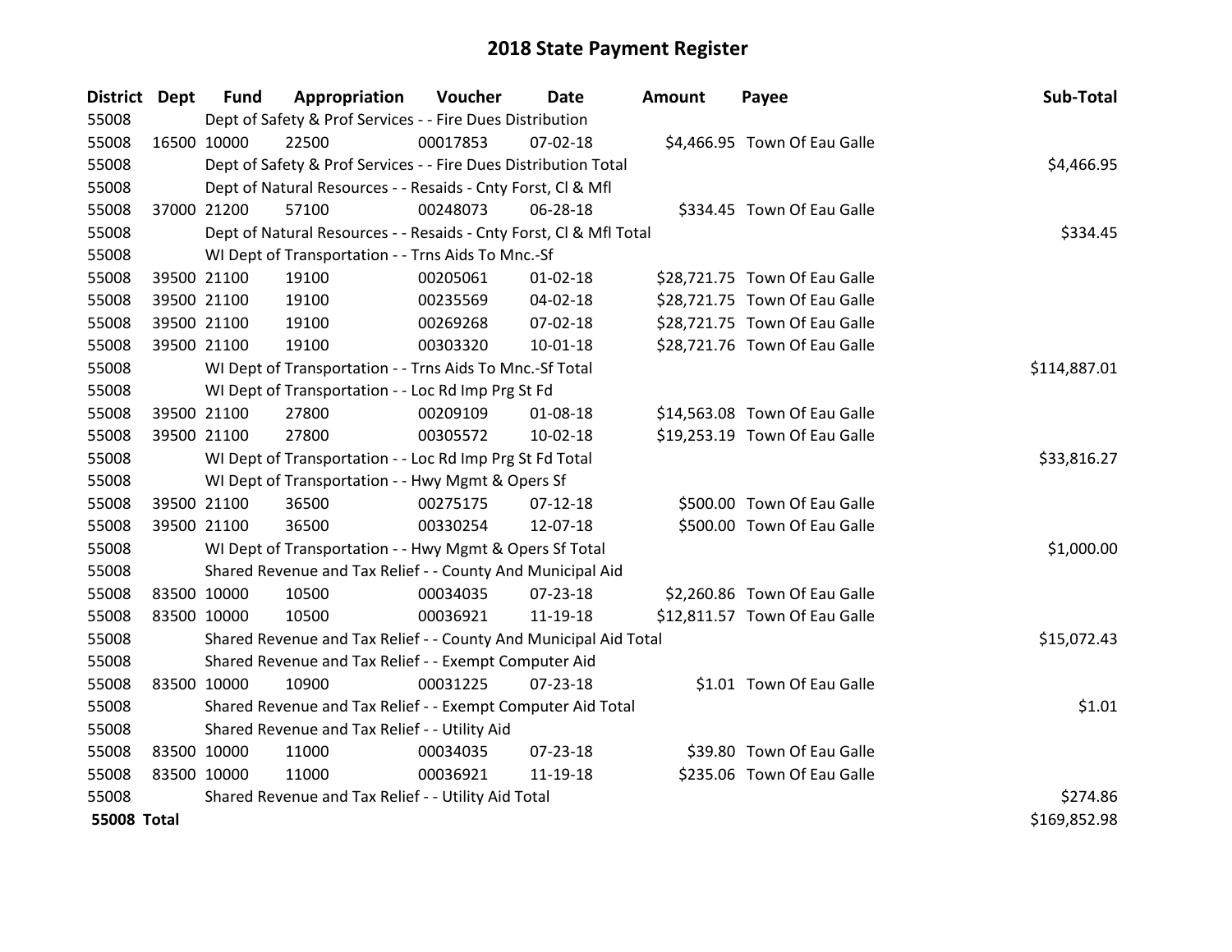# 2018 State Payment Register

| District | Dept | Fund | Appropriation | Voucher | Date | Amount | Payee | Sub-Total |
|---|---|---|---|---|---|---|---|---|
| 55008 | | Dept of Safety & Prof Services - - Fire Dues Distribution | | | | | | |
| 55008 | 16500 | 10000 | 22500 | 00017853 | 07-02-18 | $4,466.95 | Town Of Eau Galle | |
| 55008 | | Dept of Safety & Prof Services - - Fire Dues Distribution Total | | | | | | $4,466.95 |
| 55008 | | Dept of Natural Resources - - Resaids - Cnty Forst, Cl & Mfl | | | | | | |
| 55008 | 37000 | 21200 | 57100 | 00248073 | 06-28-18 | $334.45 | Town Of Eau Galle | |
| 55008 | | Dept of Natural Resources - - Resaids - Cnty Forst, Cl & Mfl Total | | | | | | $334.45 |
| 55008 | | WI Dept of Transportation - - Trns Aids To Mnc.-Sf | | | | | | |
| 55008 | 39500 | 21100 | 19100 | 00205061 | 01-02-18 | $28,721.75 | Town Of Eau Galle | |
| 55008 | 39500 | 21100 | 19100 | 00235569 | 04-02-18 | $28,721.75 | Town Of Eau Galle | |
| 55008 | 39500 | 21100 | 19100 | 00269268 | 07-02-18 | $28,721.75 | Town Of Eau Galle | |
| 55008 | 39500 | 21100 | 19100 | 00303320 | 10-01-18 | $28,721.76 | Town Of Eau Galle | |
| 55008 | | WI Dept of Transportation - - Trns Aids To Mnc.-Sf Total | | | | | | $114,887.01 |
| 55008 | | WI Dept of Transportation - - Loc Rd Imp Prg St Fd | | | | | | |
| 55008 | 39500 | 21100 | 27800 | 00209109 | 01-08-18 | $14,563.08 | Town Of Eau Galle | |
| 55008 | 39500 | 21100 | 27800 | 00305572 | 10-02-18 | $19,253.19 | Town Of Eau Galle | |
| 55008 | | WI Dept of Transportation - - Loc Rd Imp Prg St Fd Total | | | | | | $33,816.27 |
| 55008 | | WI Dept of Transportation - - Hwy Mgmt & Opers Sf | | | | | | |
| 55008 | 39500 | 21100 | 36500 | 00275175 | 07-12-18 | $500.00 | Town Of Eau Galle | |
| 55008 | 39500 | 21100 | 36500 | 00330254 | 12-07-18 | $500.00 | Town Of Eau Galle | |
| 55008 | | WI Dept of Transportation - - Hwy Mgmt & Opers Sf Total | | | | | | $1,000.00 |
| 55008 | | Shared Revenue and Tax Relief - - County And Municipal Aid | | | | | | |
| 55008 | 83500 | 10000 | 10500 | 00034035 | 07-23-18 | $2,260.86 | Town Of Eau Galle | |
| 55008 | 83500 | 10000 | 10500 | 00036921 | 11-19-18 | $12,811.57 | Town Of Eau Galle | |
| 55008 | | Shared Revenue and Tax Relief - - County And Municipal Aid Total | | | | | | $15,072.43 |
| 55008 | | Shared Revenue and Tax Relief - - Exempt Computer Aid | | | | | | |
| 55008 | 83500 | 10000 | 10900 | 00031225 | 07-23-18 | $1.01 | Town Of Eau Galle | |
| 55008 | | Shared Revenue and Tax Relief - - Exempt Computer Aid Total | | | | | | $1.01 |
| 55008 | | Shared Revenue and Tax Relief - - Utility Aid | | | | | | |
| 55008 | 83500 | 10000 | 11000 | 00034035 | 07-23-18 | $39.80 | Town Of Eau Galle | |
| 55008 | 83500 | 10000 | 11000 | 00036921 | 11-19-18 | $235.06 | Town Of Eau Galle | |
| 55008 | | Shared Revenue and Tax Relief - - Utility Aid Total | | | | | | $274.86 |
| **55008 Total** | | | | | | | | $169,852.98 |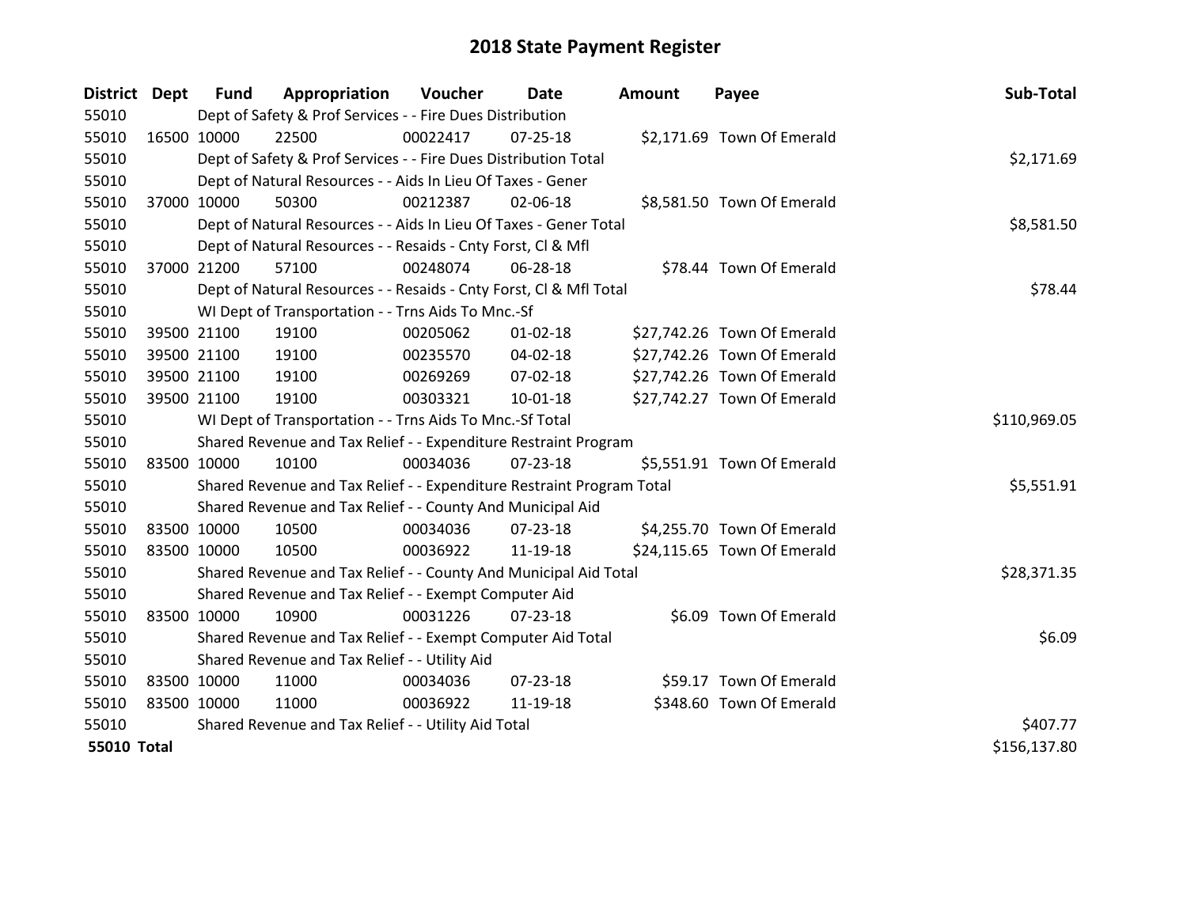# 2018 State Payment Register

| District | Dept | Fund | Appropriation | Voucher | Date | Amount | Payee | Sub-Total |
|---|---|---|---|---|---|---|---|---|
| 55010 | | Dept of Safety & Prof Services - - Fire Dues Distribution | | | | | | |
| 55010 | 16500 | 10000 | 22500 | 00022417 | 07-25-18 | $2,171.69 | Town Of Emerald | |
| 55010 | | Dept of Safety & Prof Services - - Fire Dues Distribution Total | | | | | | $2,171.69 |
| 55010 | | Dept of Natural Resources - - Aids In Lieu Of Taxes - Gener | | | | | | |
| 55010 | 37000 | 10000 | 50300 | 00212387 | 02-06-18 | $8,581.50 | Town Of Emerald | |
| 55010 | | Dept of Natural Resources - - Aids In Lieu Of Taxes - Gener Total | | | | | | $8,581.50 |
| 55010 | | Dept of Natural Resources - - Resaids - Cnty Forst, Cl & Mfl | | | | | | |
| 55010 | 37000 | 21200 | 57100 | 00248074 | 06-28-18 | $78.44 | Town Of Emerald | |
| 55010 | | Dept of Natural Resources - - Resaids - Cnty Forst, Cl & Mfl Total | | | | | | $78.44 |
| 55010 | | WI Dept of Transportation - - Trns Aids To Mnc.-Sf | | | | | | |
| 55010 | 39500 | 21100 | 19100 | 00205062 | 01-02-18 | $27,742.26 | Town Of Emerald | |
| 55010 | 39500 | 21100 | 19100 | 00235570 | 04-02-18 | $27,742.26 | Town Of Emerald | |
| 55010 | 39500 | 21100 | 19100 | 00269269 | 07-02-18 | $27,742.26 | Town Of Emerald | |
| 55010 | 39500 | 21100 | 19100 | 00303321 | 10-01-18 | $27,742.27 | Town Of Emerald | |
| 55010 | | WI Dept of Transportation - - Trns Aids To Mnc.-Sf Total | | | | | | $110,969.05 |
| 55010 | | Shared Revenue and Tax Relief - - Expenditure Restraint Program | | | | | | |
| 55010 | 83500 | 10000 | 10100 | 00034036 | 07-23-18 | $5,551.91 | Town Of Emerald | |
| 55010 | | Shared Revenue and Tax Relief - - Expenditure Restraint Program Total | | | | | | $5,551.91 |
| 55010 | | Shared Revenue and Tax Relief - - County And Municipal Aid | | | | | | |
| 55010 | 83500 | 10000 | 10500 | 00034036 | 07-23-18 | $4,255.70 | Town Of Emerald | |
| 55010 | 83500 | 10000 | 10500 | 00036922 | 11-19-18 | $24,115.65 | Town Of Emerald | |
| 55010 | | Shared Revenue and Tax Relief - - County And Municipal Aid Total | | | | | | $28,371.35 |
| 55010 | | Shared Revenue and Tax Relief - - Exempt Computer Aid | | | | | | |
| 55010 | 83500 | 10000 | 10900 | 00031226 | 07-23-18 | $6.09 | Town Of Emerald | |
| 55010 | | Shared Revenue and Tax Relief - - Exempt Computer Aid Total | | | | | | $6.09 |
| 55010 | | Shared Revenue and Tax Relief - - Utility Aid | | | | | | |
| 55010 | 83500 | 10000 | 11000 | 00034036 | 07-23-18 | $59.17 | Town Of Emerald | |
| 55010 | 83500 | 10000 | 11000 | 00036922 | 11-19-18 | $348.60 | Town Of Emerald | |
| 55010 | | Shared Revenue and Tax Relief - - Utility Aid Total | | | | | | $407.77 |
| **55010 Total** | | | | | | | | $156,137.80 |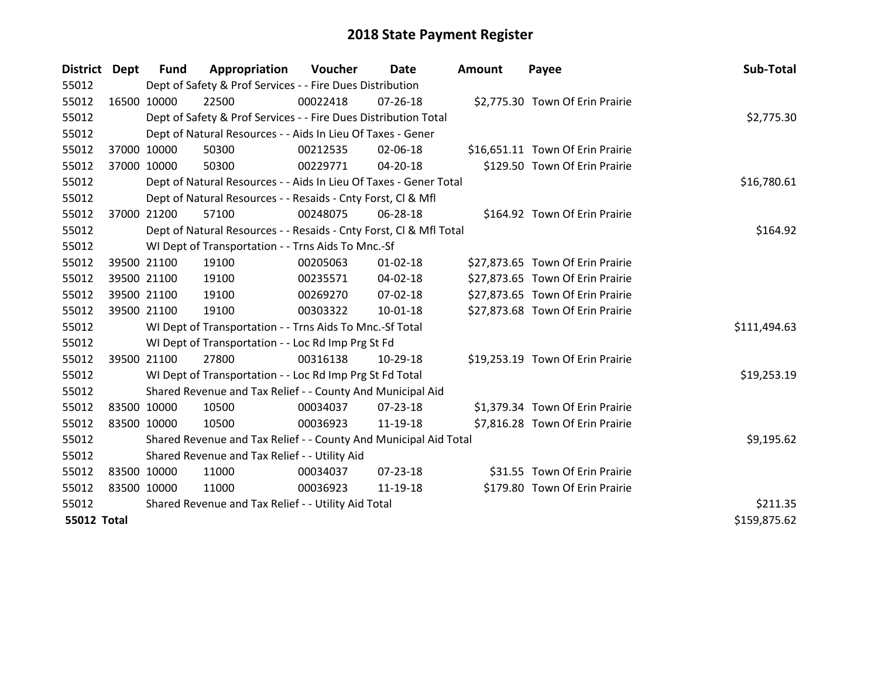# 2018 State Payment Register

| District | Dept | Fund | Appropriation | Voucher | Date | Amount | Payee | Sub-Total |
|---|---|---|---|---|---|---|---|---|
| 55012 | | Dept of Safety & Prof Services - - Fire Dues Distribution | | | | | | |
| 55012 | 16500 | 10000 | 22500 | 00022418 | 07-26-18 | $2,775.30 | Town Of Erin Prairie | |
| 55012 | | Dept of Safety & Prof Services - - Fire Dues Distribution Total | | | | | | $2,775.30 |
| 55012 | | Dept of Natural Resources - - Aids In Lieu Of Taxes - Gener | | | | | | |
| 55012 | 37000 | 10000 | 50300 | 00212535 | 02-06-18 | $16,651.11 | Town Of Erin Prairie | |
| 55012 | 37000 | 10000 | 50300 | 00229771 | 04-20-18 | $129.50 | Town Of Erin Prairie | |
| 55012 | | Dept of Natural Resources - - Aids In Lieu Of Taxes - Gener Total | | | | | | $16,780.61 |
| 55012 | | Dept of Natural Resources - - Resaids - Cnty Forst, Cl & Mfl | | | | | | |
| 55012 | 37000 | 21200 | 57100 | 00248075 | 06-28-18 | $164.92 | Town Of Erin Prairie | |
| 55012 | | Dept of Natural Resources - - Resaids - Cnty Forst, Cl & Mfl Total | | | | | | $164.92 |
| 55012 | | WI Dept of Transportation - - Trns Aids To Mnc.-Sf | | | | | | |
| 55012 | 39500 | 21100 | 19100 | 00205063 | 01-02-18 | $27,873.65 | Town Of Erin Prairie | |
| 55012 | 39500 | 21100 | 19100 | 00235571 | 04-02-18 | $27,873.65 | Town Of Erin Prairie | |
| 55012 | 39500 | 21100 | 19100 | 00269270 | 07-02-18 | $27,873.65 | Town Of Erin Prairie | |
| 55012 | 39500 | 21100 | 19100 | 00303322 | 10-01-18 | $27,873.68 | Town Of Erin Prairie | |
| 55012 | | WI Dept of Transportation - - Trns Aids To Mnc.-Sf Total | | | | | | $111,494.63 |
| 55012 | | WI Dept of Transportation - - Loc Rd Imp Prg St Fd | | | | | | |
| 55012 | 39500 | 21100 | 27800 | 00316138 | 10-29-18 | $19,253.19 | Town Of Erin Prairie | |
| 55012 | | WI Dept of Transportation - - Loc Rd Imp Prg St Fd Total | | | | | | $19,253.19 |
| 55012 | | Shared Revenue and Tax Relief - - County And Municipal Aid | | | | | | |
| 55012 | 83500 | 10000 | 10500 | 00034037 | 07-23-18 | $1,379.34 | Town Of Erin Prairie | |
| 55012 | 83500 | 10000 | 10500 | 00036923 | 11-19-18 | $7,816.28 | Town Of Erin Prairie | |
| 55012 | | Shared Revenue and Tax Relief - - County And Municipal Aid Total | | | | | | $9,195.62 |
| 55012 | | Shared Revenue and Tax Relief - - Utility Aid | | | | | | |
| 55012 | 83500 | 10000 | 11000 | 00034037 | 07-23-18 | $31.55 | Town Of Erin Prairie | |
| 55012 | 83500 | 10000 | 11000 | 00036923 | 11-19-18 | $179.80 | Town Of Erin Prairie | |
| 55012 | | Shared Revenue and Tax Relief - - Utility Aid Total | | | | | | $211.35 |
| **55012 Total** | | | | | | | | $159,875.62 |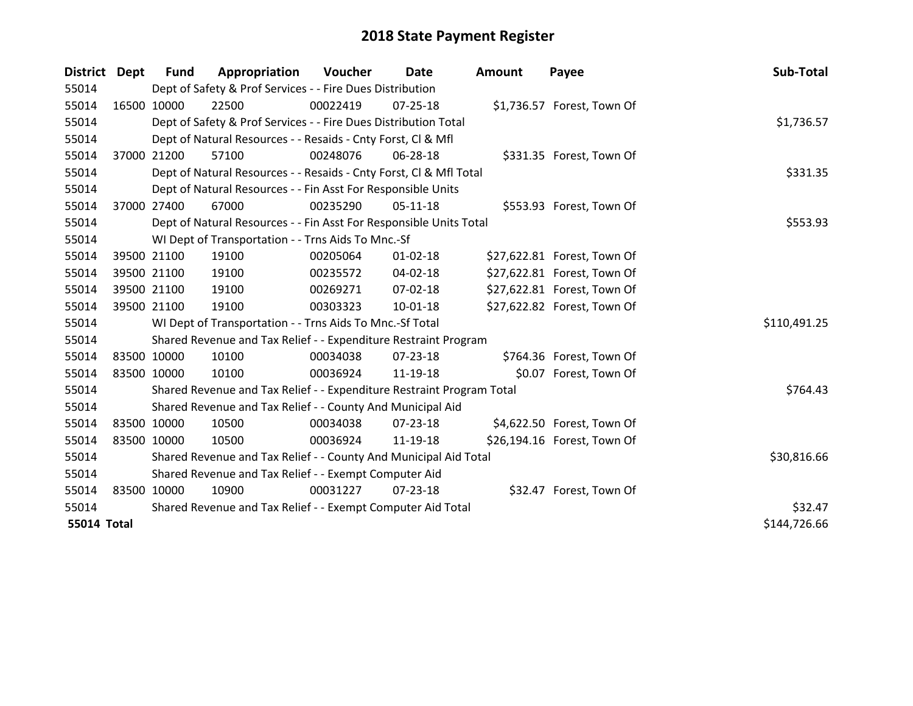# 2018 State Payment Register

| District | Dept | Fund | Appropriation | Voucher | Date | Amount | Payee | Sub-Total |
|---|---|---|---|---|---|---|---|---|
| 55014 | Dept of Safety & Prof Services - - Fire Dues Distribution | | | | | | | |
| 55014 | 16500 | 10000 | 22500 | 00022419 | 07-25-18 | $1,736.57 | Forest, Town Of | |
| 55014 | Dept of Safety & Prof Services - - Fire Dues Distribution Total | | | | | | | $1,736.57 |
| 55014 | Dept of Natural Resources - - Resaids - Cnty Forst, Cl & Mfl | | | | | | | |
| 55014 | 37000 | 21200 | 57100 | 00248076 | 06-28-18 | $331.35 | Forest, Town Of | |
| 55014 | Dept of Natural Resources - - Resaids - Cnty Forst, Cl & Mfl Total | | | | | | | $331.35 |
| 55014 | Dept of Natural Resources - - Fin Asst For Responsible Units | | | | | | | |
| 55014 | 37000 | 27400 | 67000 | 00235290 | 05-11-18 | $553.93 | Forest, Town Of | |
| 55014 | Dept of Natural Resources - - Fin Asst For Responsible Units Total | | | | | | | $553.93 |
| 55014 | WI Dept of Transportation - - Trns Aids To Mnc.-Sf | | | | | | | |
| 55014 | 39500 | 21100 | 19100 | 00205064 | 01-02-18 | $27,622.81 | Forest, Town Of | |
| 55014 | 39500 | 21100 | 19100 | 00235572 | 04-02-18 | $27,622.81 | Forest, Town Of | |
| 55014 | 39500 | 21100 | 19100 | 00269271 | 07-02-18 | $27,622.81 | Forest, Town Of | |
| 55014 | 39500 | 21100 | 19100 | 00303323 | 10-01-18 | $27,622.82 | Forest, Town Of | |
| 55014 | WI Dept of Transportation - - Trns Aids To Mnc.-Sf Total | | | | | | | $110,491.25 |
| 55014 | Shared Revenue and Tax Relief - - Expenditure Restraint Program | | | | | | | |
| 55014 | 83500 | 10000 | 10100 | 00034038 | 07-23-18 | $764.36 | Forest, Town Of | |
| 55014 | 83500 | 10000 | 10100 | 00036924 | 11-19-18 | $0.07 | Forest, Town Of | |
| 55014 | Shared Revenue and Tax Relief - - Expenditure Restraint Program Total | | | | | | | $764.43 |
| 55014 | Shared Revenue and Tax Relief - - County And Municipal Aid | | | | | | | |
| 55014 | 83500 | 10000 | 10500 | 00034038 | 07-23-18 | $4,622.50 | Forest, Town Of | |
| 55014 | 83500 | 10000 | 10500 | 00036924 | 11-19-18 | $26,194.16 | Forest, Town Of | |
| 55014 | Shared Revenue and Tax Relief - - County And Municipal Aid Total | | | | | | | $30,816.66 |
| 55014 | Shared Revenue and Tax Relief - - Exempt Computer Aid | | | | | | | |
| 55014 | 83500 | 10000 | 10900 | 00031227 | 07-23-18 | $32.47 | Forest, Town Of | |
| 55014 | Shared Revenue and Tax Relief - - Exempt Computer Aid Total | | | | | | | $32.47 |
| **55014 Total** | | | | | | | | $144,726.66 |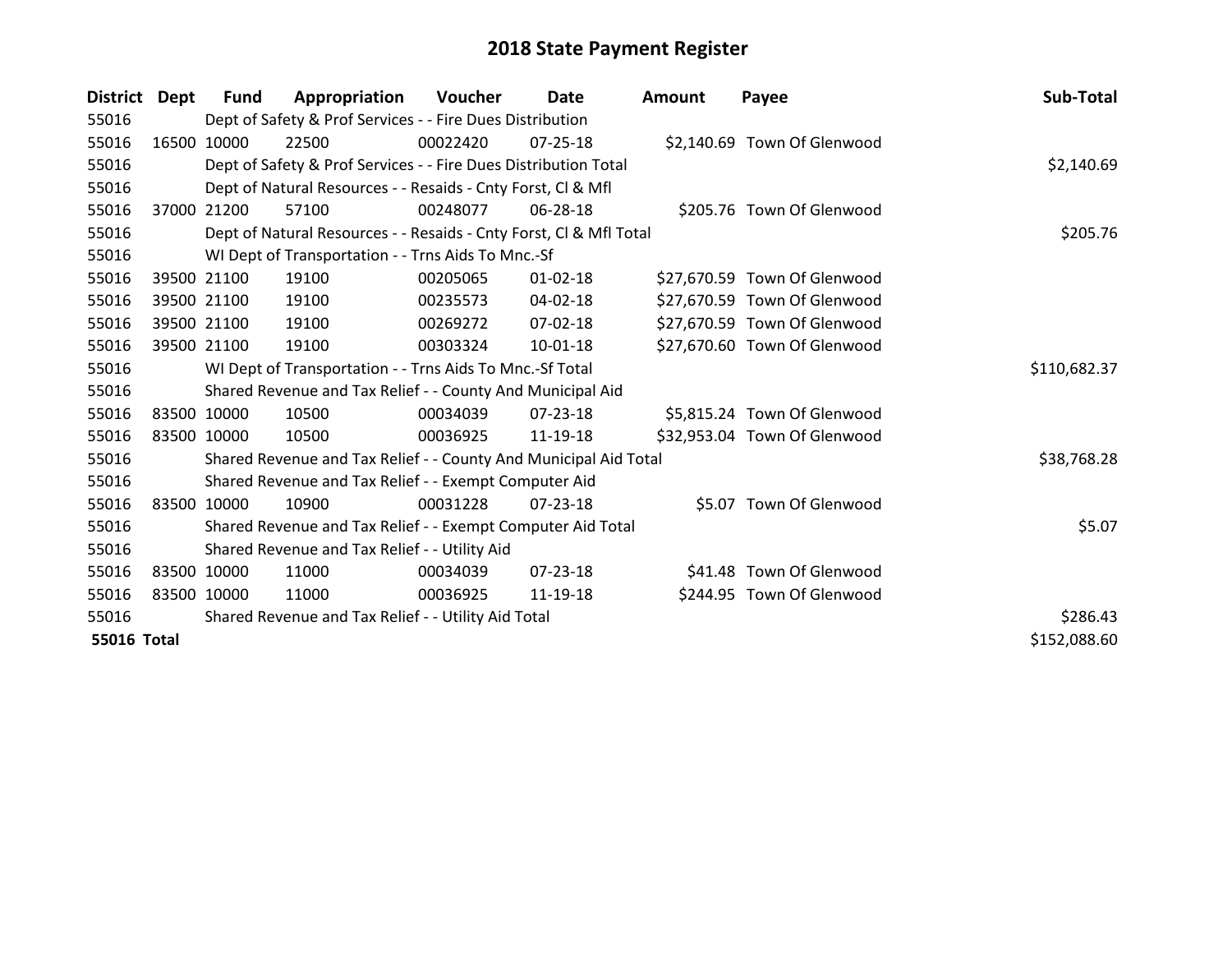# 2018 State Payment Register

| District | Dept | Fund | Appropriation | Voucher | Date | Amount | Payee | Sub-Total |
|---|---|---|---|---|---|---|---|---|
| 55016 | | Dept of Safety & Prof Services - - Fire Dues Distribution | | | | | | |
| 55016 | 16500 | 10000 | 22500 | 00022420 | 07-25-18 | $2,140.69 | Town Of Glenwood | |
| 55016 | | Dept of Safety & Prof Services - - Fire Dues Distribution Total | | | | | | $2,140.69 |
| 55016 | | Dept of Natural Resources - - Resaids - Cnty Forst, Cl & Mfl | | | | | | |
| 55016 | 37000 | 21200 | 57100 | 00248077 | 06-28-18 | $205.76 | Town Of Glenwood | |
| 55016 | | Dept of Natural Resources - - Resaids - Cnty Forst, Cl & Mfl Total | | | | | | $205.76 |
| 55016 | | WI Dept of Transportation - - Trns Aids To Mnc.-Sf | | | | | | |
| 55016 | 39500 | 21100 | 19100 | 00205065 | 01-02-18 | $27,670.59 | Town Of Glenwood | |
| 55016 | 39500 | 21100 | 19100 | 00235573 | 04-02-18 | $27,670.59 | Town Of Glenwood | |
| 55016 | 39500 | 21100 | 19100 | 00269272 | 07-02-18 | $27,670.59 | Town Of Glenwood | |
| 55016 | 39500 | 21100 | 19100 | 00303324 | 10-01-18 | $27,670.60 | Town Of Glenwood | |
| 55016 | | WI Dept of Transportation - - Trns Aids To Mnc.-Sf Total | | | | | | $110,682.37 |
| 55016 | | Shared Revenue and Tax Relief - - County And Municipal Aid | | | | | | |
| 55016 | 83500 | 10000 | 10500 | 00034039 | 07-23-18 | $5,815.24 | Town Of Glenwood | |
| 55016 | 83500 | 10000 | 10500 | 00036925 | 11-19-18 | $32,953.04 | Town Of Glenwood | |
| 55016 | | Shared Revenue and Tax Relief - - County And Municipal Aid Total | | | | | | $38,768.28 |
| 55016 | | Shared Revenue and Tax Relief - - Exempt Computer Aid | | | | | | |
| 55016 | 83500 | 10000 | 10900 | 00031228 | 07-23-18 | $5.07 | Town Of Glenwood | |
| 55016 | | Shared Revenue and Tax Relief - - Exempt Computer Aid Total | | | | | | $5.07 |
| 55016 | | Shared Revenue and Tax Relief - - Utility Aid | | | | | | |
| 55016 | 83500 | 10000 | 11000 | 00034039 | 07-23-18 | $41.48 | Town Of Glenwood | |
| 55016 | 83500 | 10000 | 11000 | 00036925 | 11-19-18 | $244.95 | Town Of Glenwood | |
| 55016 | | Shared Revenue and Tax Relief - - Utility Aid Total | | | | | | $286.43 |
| **55016 Total** | | | | | | | | $152,088.60 |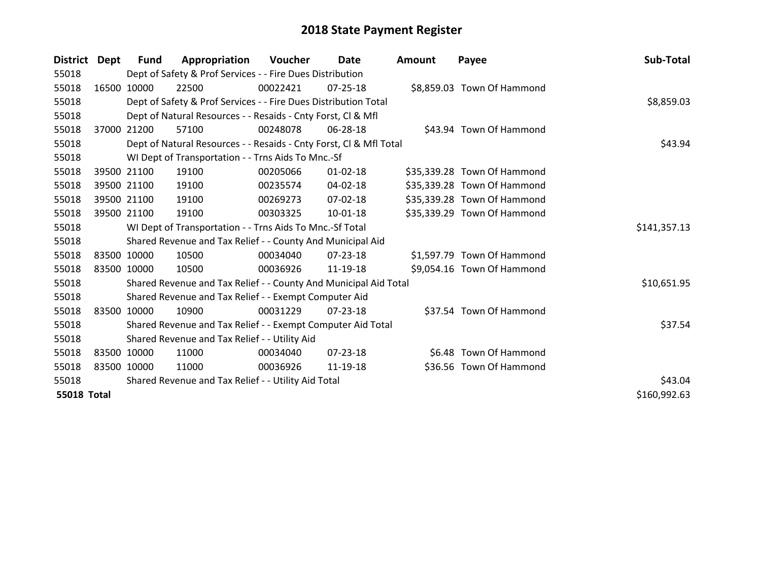# 2018 State Payment Register

| District | Dept | Fund | Appropriation | Voucher | Date | Amount | Payee | Sub-Total |
|---|---|---|---|---|---|---|---|---|
| 55018 | | Dept of Safety & Prof Services - - Fire Dues Distribution | | | | | | |
| 55018 | 16500 | 10000 | 22500 | 00022421 | 07-25-18 | $8,859.03 | Town Of Hammond | |
| 55018 | | Dept of Safety & Prof Services - - Fire Dues Distribution Total | | | | | | $8,859.03 |
| 55018 | | Dept of Natural Resources - - Resaids - Cnty Forst, Cl & Mfl | | | | | | |
| 55018 | 37000 | 21200 | 57100 | 00248078 | 06-28-18 | $43.94 | Town Of Hammond | |
| 55018 | | Dept of Natural Resources - - Resaids - Cnty Forst, Cl & Mfl Total | | | | | | $43.94 |
| 55018 | | WI Dept of Transportation - - Trns Aids To Mnc.-Sf | | | | | | |
| 55018 | 39500 | 21100 | 19100 | 00205066 | 01-02-18 | $35,339.28 | Town Of Hammond | |
| 55018 | 39500 | 21100 | 19100 | 00235574 | 04-02-18 | $35,339.28 | Town Of Hammond | |
| 55018 | 39500 | 21100 | 19100 | 00269273 | 07-02-18 | $35,339.28 | Town Of Hammond | |
| 55018 | 39500 | 21100 | 19100 | 00303325 | 10-01-18 | $35,339.29 | Town Of Hammond | |
| 55018 | | WI Dept of Transportation - - Trns Aids To Mnc.-Sf Total | | | | | | $141,357.13 |
| 55018 | | Shared Revenue and Tax Relief - - County And Municipal Aid | | | | | | |
| 55018 | 83500 | 10000 | 10500 | 00034040 | 07-23-18 | $1,597.79 | Town Of Hammond | |
| 55018 | 83500 | 10000 | 10500 | 00036926 | 11-19-18 | $9,054.16 | Town Of Hammond | |
| 55018 | | Shared Revenue and Tax Relief - - County And Municipal Aid Total | | | | | | $10,651.95 |
| 55018 | | Shared Revenue and Tax Relief - - Exempt Computer Aid | | | | | | |
| 55018 | 83500 | 10000 | 10900 | 00031229 | 07-23-18 | $37.54 | Town Of Hammond | |
| 55018 | | Shared Revenue and Tax Relief - - Exempt Computer Aid Total | | | | | | $37.54 |
| 55018 | | Shared Revenue and Tax Relief - - Utility Aid | | | | | | |
| 55018 | 83500 | 10000 | 11000 | 00034040 | 07-23-18 | $6.48 | Town Of Hammond | |
| 55018 | 83500 | 10000 | 11000 | 00036926 | 11-19-18 | $36.56 | Town Of Hammond | |
| 55018 | | Shared Revenue and Tax Relief - - Utility Aid Total | | | | | | $43.04 |
| **55018 Total** | | | | | | | | $160,992.63 |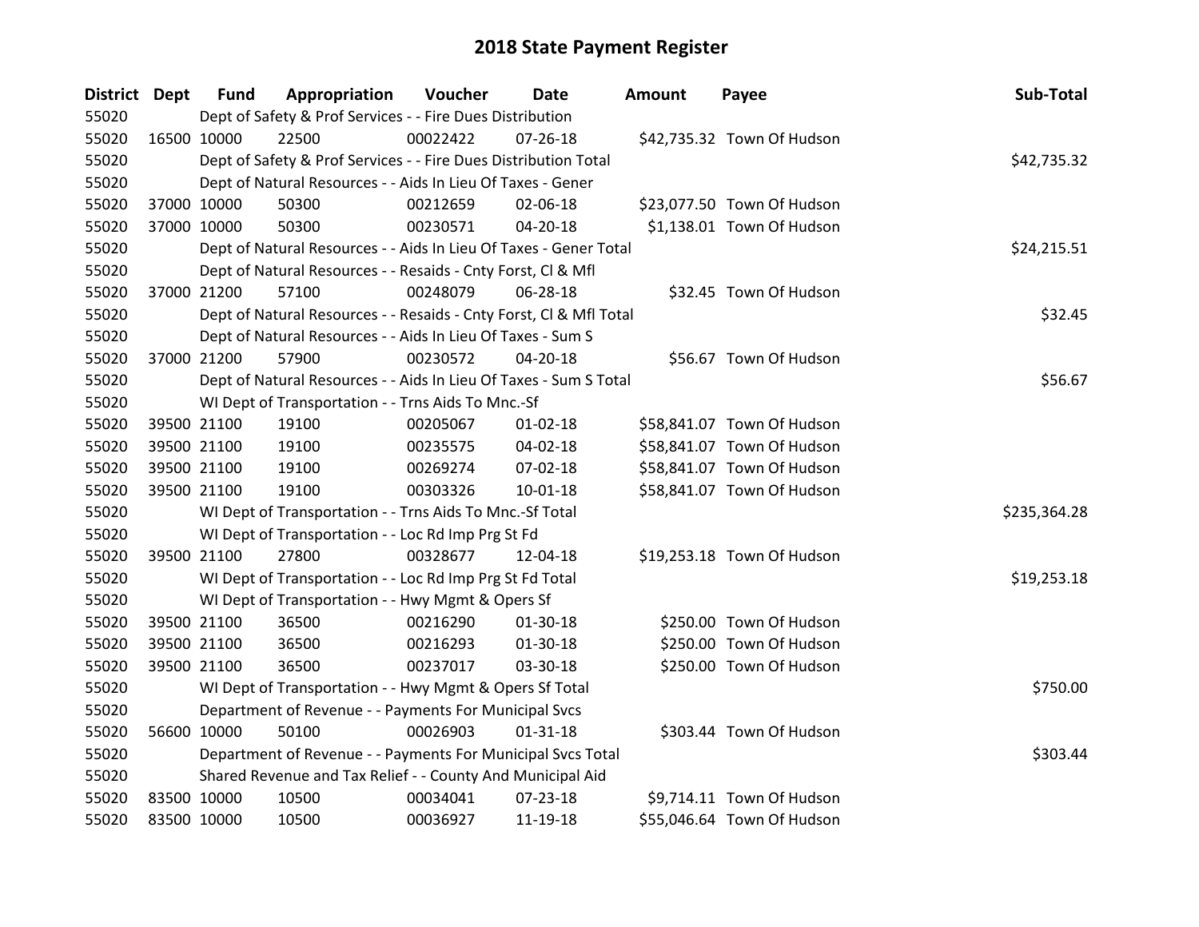# 2018 State Payment Register

| District | Dept | Fund | Appropriation | Voucher | Date | Amount | Payee | Sub-Total |
|---|---|---|---|---|---|---|---|---|
| 55020 | | Dept of Safety & Prof Services - - Fire Dues Distribution | | | | | | |
| 55020 | 16500 | 10000 | 22500 | 00022422 | 07-26-18 | $42,735.32 | Town Of Hudson | |
| 55020 | | Dept of Safety & Prof Services - - Fire Dues Distribution Total | | | | | | $42,735.32 |
| 55020 | | Dept of Natural Resources - - Aids In Lieu Of Taxes - Gener | | | | | | |
| 55020 | 37000 | 10000 | 50300 | 00212659 | 02-06-18 | $23,077.50 | Town Of Hudson | |
| 55020 | 37000 | 10000 | 50300 | 00230571 | 04-20-18 | $1,138.01 | Town Of Hudson | |
| 55020 | | Dept of Natural Resources - - Aids In Lieu Of Taxes - Gener Total | | | | | | $24,215.51 |
| 55020 | | Dept of Natural Resources - - Resaids - Cnty Forst, Cl & Mfl | | | | | | |
| 55020 | 37000 | 21200 | 57100 | 00248079 | 06-28-18 | $32.45 | Town Of Hudson | |
| 55020 | | Dept of Natural Resources - - Resaids - Cnty Forst, Cl & Mfl Total | | | | | | $32.45 |
| 55020 | | Dept of Natural Resources - - Aids In Lieu Of Taxes - Sum S | | | | | | |
| 55020 | 37000 | 21200 | 57900 | 00230572 | 04-20-18 | $56.67 | Town Of Hudson | |
| 55020 | | Dept of Natural Resources - - Aids In Lieu Of Taxes - Sum S Total | | | | | | $56.67 |
| 55020 | | WI Dept of Transportation - - Trns Aids To Mnc.-Sf | | | | | | |
| 55020 | 39500 | 21100 | 19100 | 00205067 | 01-02-18 | $58,841.07 | Town Of Hudson | |
| 55020 | 39500 | 21100 | 19100 | 00235575 | 04-02-18 | $58,841.07 | Town Of Hudson | |
| 55020 | 39500 | 21100 | 19100 | 00269274 | 07-02-18 | $58,841.07 | Town Of Hudson | |
| 55020 | 39500 | 21100 | 19100 | 00303326 | 10-01-18 | $58,841.07 | Town Of Hudson | |
| 55020 | | WI Dept of Transportation - - Trns Aids To Mnc.-Sf Total | | | | | | $235,364.28 |
| 55020 | | WI Dept of Transportation - - Loc Rd Imp Prg St Fd | | | | | | |
| 55020 | 39500 | 21100 | 27800 | 00328677 | 12-04-18 | $19,253.18 | Town Of Hudson | |
| 55020 | | WI Dept of Transportation - - Loc Rd Imp Prg St Fd Total | | | | | | $19,253.18 |
| 55020 | | WI Dept of Transportation - - Hwy Mgmt & Opers Sf | | | | | | |
| 55020 | 39500 | 21100 | 36500 | 00216290 | 01-30-18 | $250.00 | Town Of Hudson | |
| 55020 | 39500 | 21100 | 36500 | 00216293 | 01-30-18 | $250.00 | Town Of Hudson | |
| 55020 | 39500 | 21100 | 36500 | 00237017 | 03-30-18 | $250.00 | Town Of Hudson | |
| 55020 | | WI Dept of Transportation - - Hwy Mgmt & Opers Sf Total | | | | | | $750.00 |
| 55020 | | Department of Revenue - - Payments For Municipal Svcs | | | | | | |
| 55020 | 56600 | 10000 | 50100 | 00026903 | 01-31-18 | $303.44 | Town Of Hudson | |
| 55020 | | Department of Revenue - - Payments For Municipal Svcs Total | | | | | | $303.44 |
| 55020 | | Shared Revenue and Tax Relief - - County And Municipal Aid | | | | | | |
| 55020 | 83500 | 10000 | 10500 | 00034041 | 07-23-18 | $9,714.11 | Town Of Hudson | |
| 55020 | 83500 | 10000 | 10500 | 00036927 | 11-19-18 | $55,046.64 | Town Of Hudson | |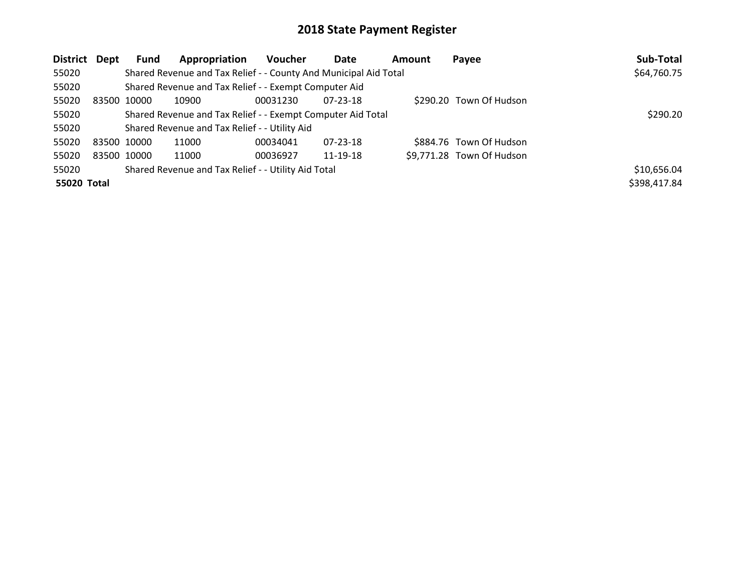# 2018 State Payment Register

| District | Dept | Fund | Appropriation | Voucher | Date | Amount | Payee | Sub-Total |
|---|---|---|---|---|---|---|---|---|
| 55020 | | Shared Revenue and Tax Relief - - County And Municipal Aid Total | | | | | | $64,760.75 |
| 55020 | | Shared Revenue and Tax Relief - - Exempt Computer Aid | | | | | | |
| 55020 | 83500 | 10000 | 10900 | 00031230 | 07-23-18 | $290.20 | Town Of Hudson | |
| 55020 | | Shared Revenue and Tax Relief - - Exempt Computer Aid Total | | | | | | $290.20 |
| 55020 | | Shared Revenue and Tax Relief - - Utility Aid | | | | | | |
| 55020 | 83500 | 10000 | 11000 | 00034041 | 07-23-18 | $884.76 | Town Of Hudson | |
| 55020 | 83500 | 10000 | 11000 | 00036927 | 11-19-18 | $9,771.28 | Town Of Hudson | |
| 55020 | | Shared Revenue and Tax Relief - - Utility Aid Total | | | | | | $10,656.04 |
| **55020 Total** | | | | | | | | $398,417.84 |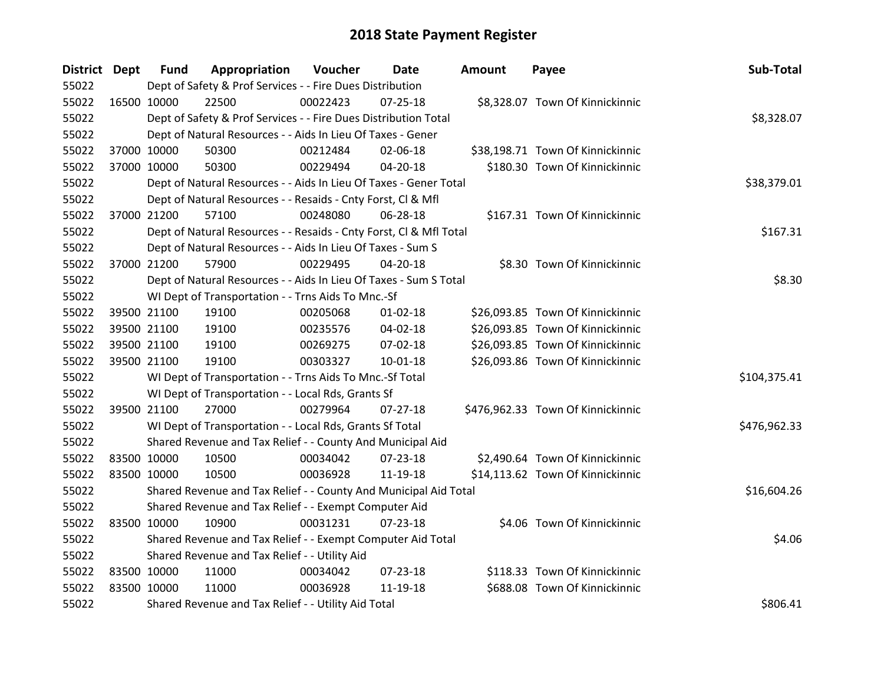# 2018 State Payment Register

| District | Dept | Fund | Appropriation | Voucher | Date | Amount | Payee | Sub-Total |
|---|---|---|---|---|---|---|---|---|
| 55022 | | Dept of Safety & Prof Services - - Fire Dues Distribution | | | | | | |
| 55022 | 16500 | 10000 | 22500 | 00022423 | 07-25-18 | $8,328.07 | Town Of Kinnickinnic | |
| 55022 | | Dept of Safety & Prof Services - - Fire Dues Distribution Total | | | | | | $8,328.07 |
| 55022 | | Dept of Natural Resources - - Aids In Lieu Of Taxes - Gener | | | | | | |
| 55022 | 37000 | 10000 | 50300 | 00212484 | 02-06-18 | $38,198.71 | Town Of Kinnickinnic | |
| 55022 | 37000 | 10000 | 50300 | 00229494 | 04-20-18 | $180.30 | Town Of Kinnickinnic | |
| 55022 | | Dept of Natural Resources - - Aids In Lieu Of Taxes - Gener Total | | | | | | $38,379.01 |
| 55022 | | Dept of Natural Resources - - Resaids - Cnty Forst, Cl & Mfl | | | | | | |
| 55022 | 37000 | 21200 | 57100 | 00248080 | 06-28-18 | $167.31 | Town Of Kinnickinnic | |
| 55022 | | Dept of Natural Resources - - Resaids - Cnty Forst, Cl & Mfl Total | | | | | | $167.31 |
| 55022 | | Dept of Natural Resources - - Aids In Lieu Of Taxes - Sum S | | | | | | |
| 55022 | 37000 | 21200 | 57900 | 00229495 | 04-20-18 | $8.30 | Town Of Kinnickinnic | |
| 55022 | | Dept of Natural Resources - - Aids In Lieu Of Taxes - Sum S Total | | | | | | $8.30 |
| 55022 | | WI Dept of Transportation - - Trns Aids To Mnc.-Sf | | | | | | |
| 55022 | 39500 | 21100 | 19100 | 00205068 | 01-02-18 | $26,093.85 | Town Of Kinnickinnic | |
| 55022 | 39500 | 21100 | 19100 | 00235576 | 04-02-18 | $26,093.85 | Town Of Kinnickinnic | |
| 55022 | 39500 | 21100 | 19100 | 00269275 | 07-02-18 | $26,093.85 | Town Of Kinnickinnic | |
| 55022 | 39500 | 21100 | 19100 | 00303327 | 10-01-18 | $26,093.86 | Town Of Kinnickinnic | |
| 55022 | | WI Dept of Transportation - - Trns Aids To Mnc.-Sf Total | | | | | | $104,375.41 |
| 55022 | | WI Dept of Transportation - - Local Rds, Grants Sf | | | | | | |
| 55022 | 39500 | 21100 | 27000 | 00279964 | 07-27-18 | $476,962.33 | Town Of Kinnickinnic | |
| 55022 | | WI Dept of Transportation - - Local Rds, Grants Sf Total | | | | | | $476,962.33 |
| 55022 | | Shared Revenue and Tax Relief - - County And Municipal Aid | | | | | | |
| 55022 | 83500 | 10000 | 10500 | 00034042 | 07-23-18 | $2,490.64 | Town Of Kinnickinnic | |
| 55022 | 83500 | 10000 | 10500 | 00036928 | 11-19-18 | $14,113.62 | Town Of Kinnickinnic | |
| 55022 | | Shared Revenue and Tax Relief - - County And Municipal Aid Total | | | | | | $16,604.26 |
| 55022 | | Shared Revenue and Tax Relief - - Exempt Computer Aid | | | | | | |
| 55022 | 83500 | 10000 | 10900 | 00031231 | 07-23-18 | $4.06 | Town Of Kinnickinnic | |
| 55022 | | Shared Revenue and Tax Relief - - Exempt Computer Aid Total | | | | | | $4.06 |
| 55022 | | Shared Revenue and Tax Relief - - Utility Aid | | | | | | |
| 55022 | 83500 | 10000 | 11000 | 00034042 | 07-23-18 | $118.33 | Town Of Kinnickinnic | |
| 55022 | 83500 | 10000 | 11000 | 00036928 | 11-19-18 | $688.08 | Town Of Kinnickinnic | |
| 55022 | | Shared Revenue and Tax Relief - - Utility Aid Total | | | | | | $806.41 |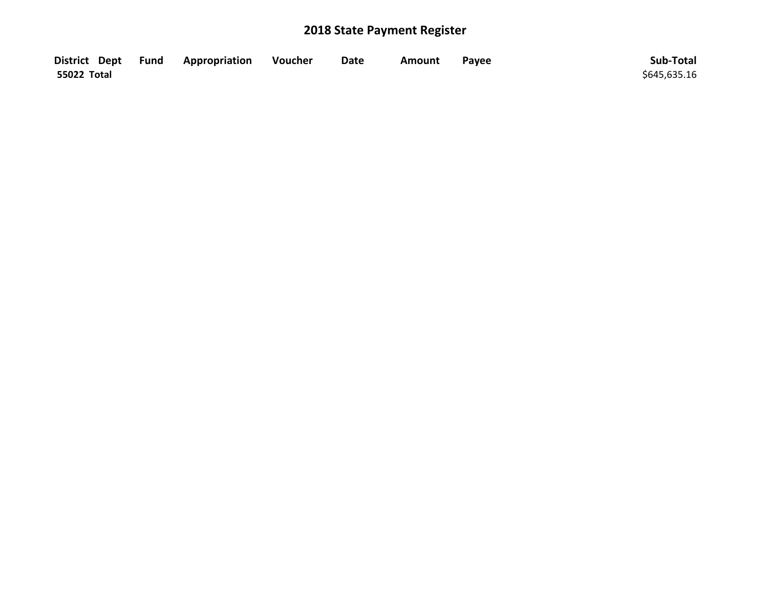# 2018 State Payment Register

| District | Dept | Fund | Appropriation | Voucher | Date | Amount | Payee | Sub-Total |
|---|---|---|---|---|---|---|---|---|
| **55022 Total** | | | | | | | | $645,635.16 |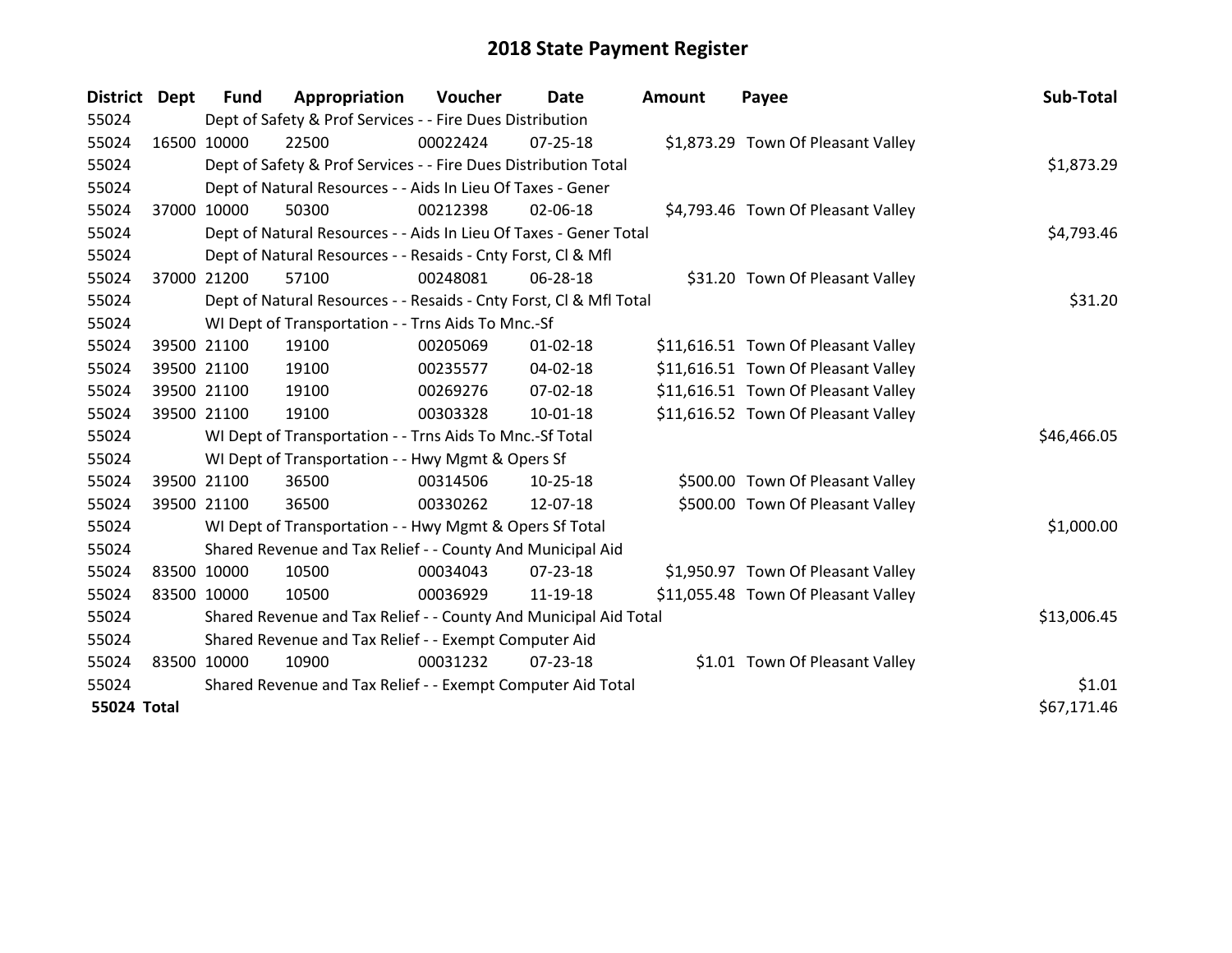# 2018 State Payment Register

| District | Dept | Fund | Appropriation | Voucher | Date | Amount | Payee | Sub-Total |
|---|---|---|---|---|---|---|---|---|
| 55024 | | Dept of Safety & Prof Services - - Fire Dues Distribution | | | | | | |
| 55024 | 16500 | 10000 | 22500 | 00022424 | 07-25-18 | $1,873.29 | Town Of Pleasant Valley | |
| 55024 | | Dept of Safety & Prof Services - - Fire Dues Distribution Total | | | | | | $1,873.29 |
| 55024 | | Dept of Natural Resources - - Aids In Lieu Of Taxes - Gener | | | | | | |
| 55024 | 37000 | 10000 | 50300 | 00212398 | 02-06-18 | $4,793.46 | Town Of Pleasant Valley | |
| 55024 | | Dept of Natural Resources - - Aids In Lieu Of Taxes - Gener Total | | | | | | $4,793.46 |
| 55024 | | Dept of Natural Resources - - Resaids - Cnty Forst, Cl & Mfl | | | | | | |
| 55024 | 37000 | 21200 | 57100 | 00248081 | 06-28-18 | $31.20 | Town Of Pleasant Valley | |
| 55024 | | Dept of Natural Resources - - Resaids - Cnty Forst, Cl & Mfl Total | | | | | | $31.20 |
| 55024 | | WI Dept of Transportation - - Trns Aids To Mnc.-Sf | | | | | | |
| 55024 | 39500 | 21100 | 19100 | 00205069 | 01-02-18 | $11,616.51 | Town Of Pleasant Valley | |
| 55024 | 39500 | 21100 | 19100 | 00235577 | 04-02-18 | $11,616.51 | Town Of Pleasant Valley | |
| 55024 | 39500 | 21100 | 19100 | 00269276 | 07-02-18 | $11,616.51 | Town Of Pleasant Valley | |
| 55024 | 39500 | 21100 | 19100 | 00303328 | 10-01-18 | $11,616.52 | Town Of Pleasant Valley | |
| 55024 | | WI Dept of Transportation - - Trns Aids To Mnc.-Sf Total | | | | | | $46,466.05 |
| 55024 | | WI Dept of Transportation - - Hwy Mgmt & Opers Sf | | | | | | |
| 55024 | 39500 | 21100 | 36500 | 00314506 | 10-25-18 | $500.00 | Town Of Pleasant Valley | |
| 55024 | 39500 | 21100 | 36500 | 00330262 | 12-07-18 | $500.00 | Town Of Pleasant Valley | |
| 55024 | | WI Dept of Transportation - - Hwy Mgmt & Opers Sf Total | | | | | | $1,000.00 |
| 55024 | | Shared Revenue and Tax Relief - - County And Municipal Aid | | | | | | |
| 55024 | 83500 | 10000 | 10500 | 00034043 | 07-23-18 | $1,950.97 | Town Of Pleasant Valley | |
| 55024 | 83500 | 10000 | 10500 | 00036929 | 11-19-18 | $11,055.48 | Town Of Pleasant Valley | |
| 55024 | | Shared Revenue and Tax Relief - - County And Municipal Aid Total | | | | | | $13,006.45 |
| 55024 | | Shared Revenue and Tax Relief - - Exempt Computer Aid | | | | | | |
| 55024 | 83500 | 10000 | 10900 | 00031232 | 07-23-18 | $1.01 | Town Of Pleasant Valley | |
| 55024 | | Shared Revenue and Tax Relief - - Exempt Computer Aid Total | | | | | | $1.01 |
| **55024 Total** | | | | | | | | $67,171.46 |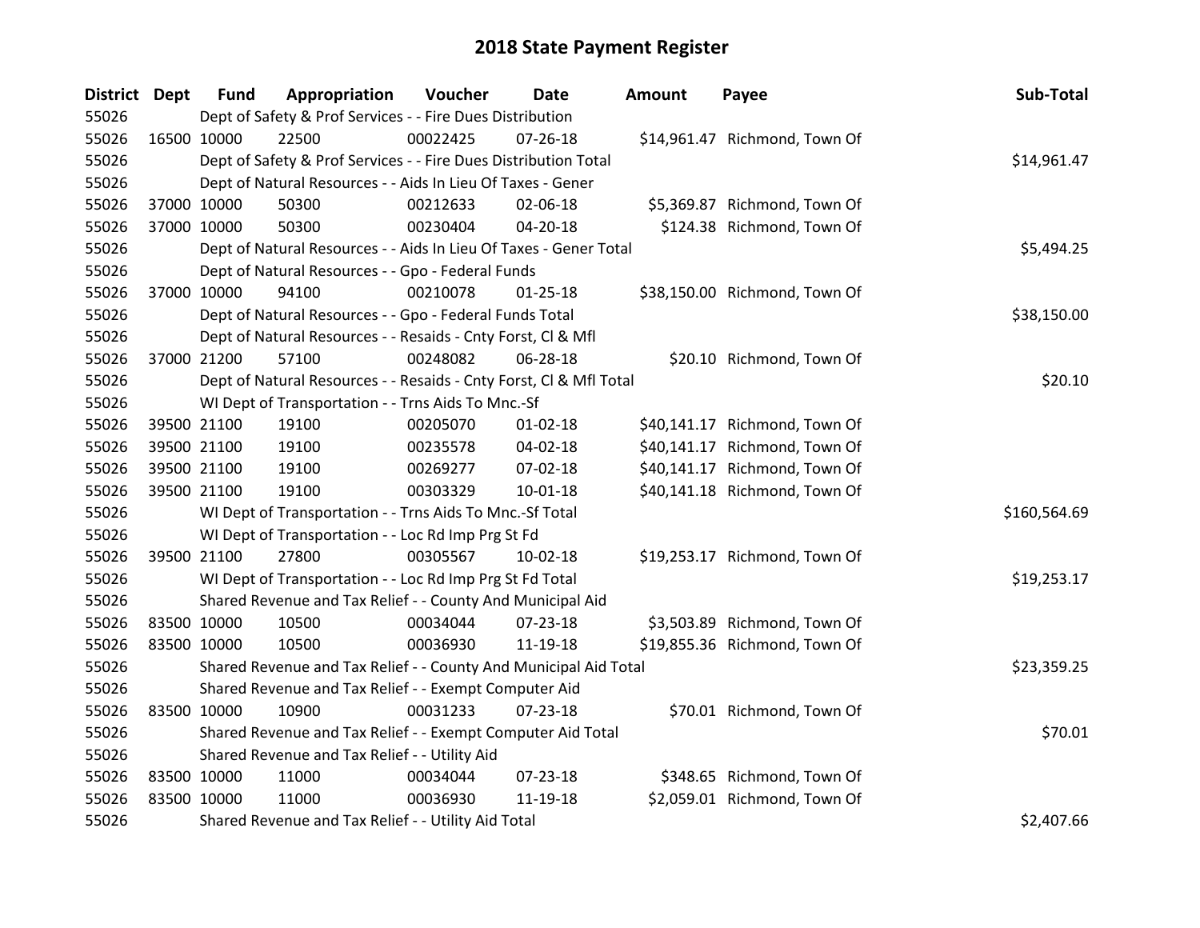# 2018 State Payment Register

| District | Dept | Fund | Appropriation | Voucher | Date | Amount | Payee | Sub-Total |
|---|---|---|---|---|---|---|---|---|
| 55026 | | Dept of Safety & Prof Services - - Fire Dues Distribution | | | | | | |
| 55026 | 16500 | 10000 | 22500 | 00022425 | 07-26-18 | $14,961.47 | Richmond, Town Of | |
| 55026 | | Dept of Safety & Prof Services - - Fire Dues Distribution Total | | | | | | $14,961.47 |
| 55026 | | Dept of Natural Resources - - Aids In Lieu Of Taxes - Gener | | | | | | |
| 55026 | 37000 | 10000 | 50300 | 00212633 | 02-06-18 | $5,369.87 | Richmond, Town Of | |
| 55026 | 37000 | 10000 | 50300 | 00230404 | 04-20-18 | $124.38 | Richmond, Town Of | |
| 55026 | | Dept of Natural Resources - - Aids In Lieu Of Taxes - Gener Total | | | | | | $5,494.25 |
| 55026 | | Dept of Natural Resources - - Gpo - Federal Funds | | | | | | |
| 55026 | 37000 | 10000 | 94100 | 00210078 | 01-25-18 | $38,150.00 | Richmond, Town Of | |
| 55026 | | Dept of Natural Resources - - Gpo - Federal Funds Total | | | | | | $38,150.00 |
| 55026 | | Dept of Natural Resources - - Resaids - Cnty Forst, Cl & Mfl | | | | | | |
| 55026 | 37000 | 21200 | 57100 | 00248082 | 06-28-18 | $20.10 | Richmond, Town Of | |
| 55026 | | Dept of Natural Resources - - Resaids - Cnty Forst, Cl & Mfl Total | | | | | | $20.10 |
| 55026 | | WI Dept of Transportation - - Trns Aids To Mnc.-Sf | | | | | | |
| 55026 | 39500 | 21100 | 19100 | 00205070 | 01-02-18 | $40,141.17 | Richmond, Town Of | |
| 55026 | 39500 | 21100 | 19100 | 00235578 | 04-02-18 | $40,141.17 | Richmond, Town Of | |
| 55026 | 39500 | 21100 | 19100 | 00269277 | 07-02-18 | $40,141.17 | Richmond, Town Of | |
| 55026 | 39500 | 21100 | 19100 | 00303329 | 10-01-18 | $40,141.18 | Richmond, Town Of | |
| 55026 | | WI Dept of Transportation - - Trns Aids To Mnc.-Sf Total | | | | | | $160,564.69 |
| 55026 | | WI Dept of Transportation - - Loc Rd Imp Prg St Fd | | | | | | |
| 55026 | 39500 | 21100 | 27800 | 00305567 | 10-02-18 | $19,253.17 | Richmond, Town Of | |
| 55026 | | WI Dept of Transportation - - Loc Rd Imp Prg St Fd Total | | | | | | $19,253.17 |
| 55026 | | Shared Revenue and Tax Relief - - County And Municipal Aid | | | | | | |
| 55026 | 83500 | 10000 | 10500 | 00034044 | 07-23-18 | $3,503.89 | Richmond, Town Of | |
| 55026 | 83500 | 10000 | 10500 | 00036930 | 11-19-18 | $19,855.36 | Richmond, Town Of | |
| 55026 | | Shared Revenue and Tax Relief - - County And Municipal Aid Total | | | | | | $23,359.25 |
| 55026 | | Shared Revenue and Tax Relief - - Exempt Computer Aid | | | | | | |
| 55026 | 83500 | 10000 | 10900 | 00031233 | 07-23-18 | $70.01 | Richmond, Town Of | |
| 55026 | | Shared Revenue and Tax Relief - - Exempt Computer Aid Total | | | | | | $70.01 |
| 55026 | | Shared Revenue and Tax Relief - - Utility Aid | | | | | | |
| 55026 | 83500 | 10000 | 11000 | 00034044 | 07-23-18 | $348.65 | Richmond, Town Of | |
| 55026 | 83500 | 10000 | 11000 | 00036930 | 11-19-18 | $2,059.01 | Richmond, Town Of | |
| 55026 | | Shared Revenue and Tax Relief - - Utility Aid Total | | | | | | $2,407.66 |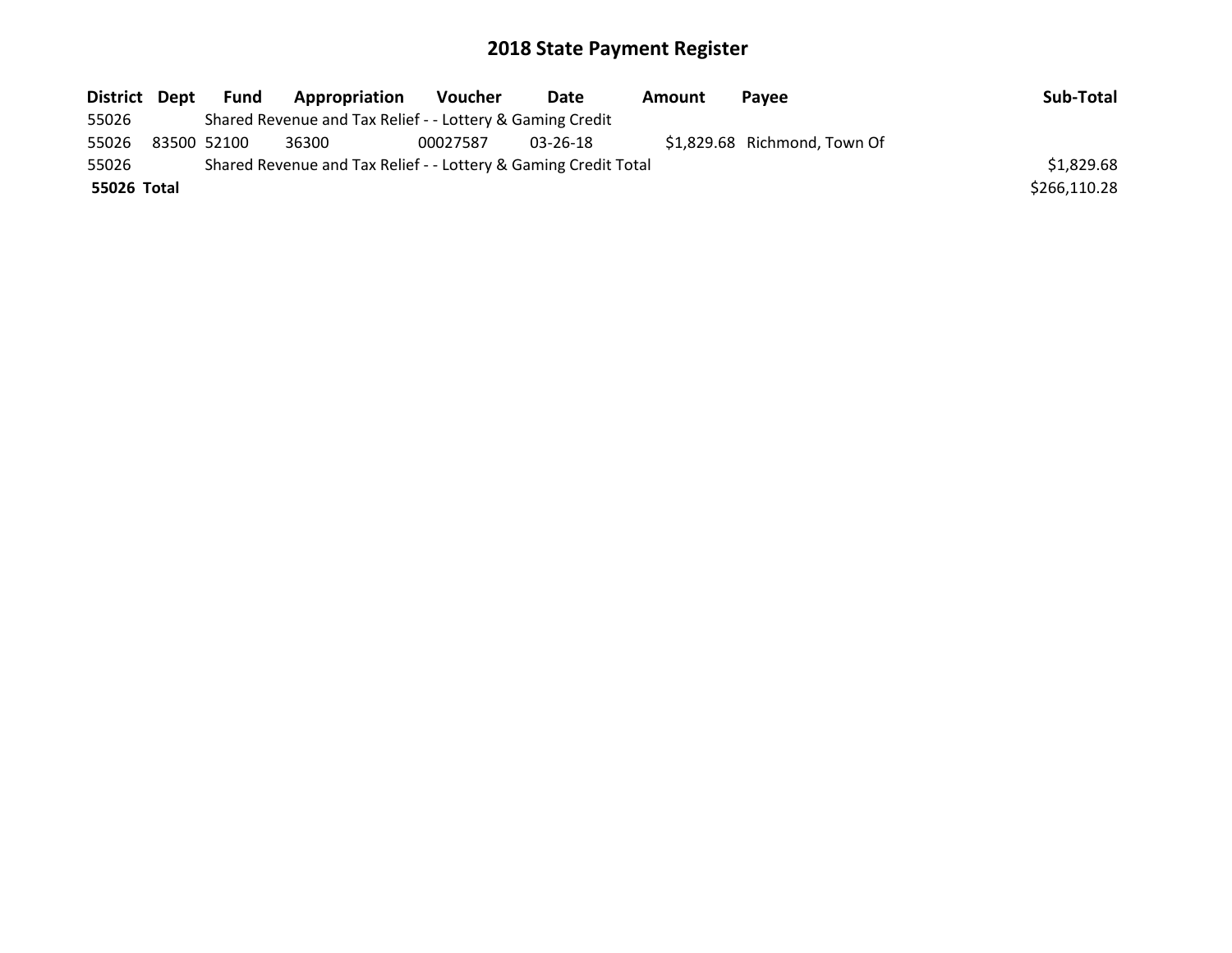# 2018 State Payment Register

| District | Dept | Fund | Appropriation | Voucher | Date | Amount | Payee | Sub-Total |
|---|---|---|---|---|---|---|---|---|
| 55026 | | Shared Revenue and Tax Relief - - Lottery & Gaming Credit | | | | | | |
| 55026 | 83500 | 52100 | 36300 | 00027587 | 03-26-18 | $1,829.68 | Richmond, Town Of | |
| 55026 | | Shared Revenue and Tax Relief - - Lottery & Gaming Credit Total | | | | | | $1,829.68 |
| **55026** | **Total** | | | | | | | $266,110.28 |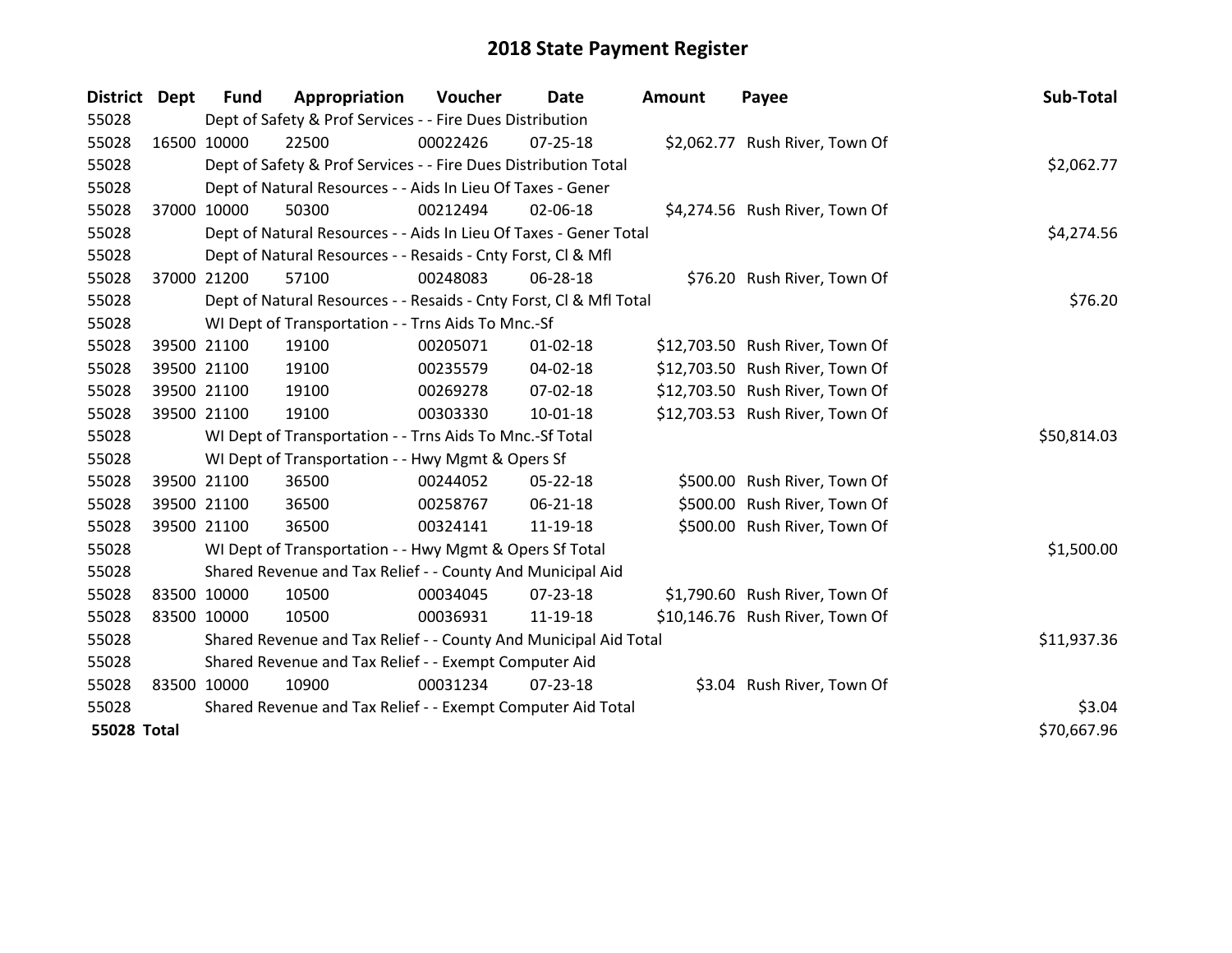# 2018 State Payment Register

| District | Dept | Fund | Appropriation | Voucher | Date | Amount | Payee | Sub-Total |
|---|---|---|---|---|---|---|---|---|
| 55028 | | Dept of Safety & Prof Services - - Fire Dues Distribution | | | | | | |
| 55028 | 16500 | 10000 | 22500 | 00022426 | 07-25-18 | $2,062.77 | Rush River, Town Of | |
| 55028 | | Dept of Safety & Prof Services - - Fire Dues Distribution Total | | | | | | $2,062.77 |
| 55028 | | Dept of Natural Resources - - Aids In Lieu Of Taxes - Gener | | | | | | |
| 55028 | 37000 | 10000 | 50300 | 00212494 | 02-06-18 | $4,274.56 | Rush River, Town Of | |
| 55028 | | Dept of Natural Resources - - Aids In Lieu Of Taxes - Gener Total | | | | | | $4,274.56 |
| 55028 | | Dept of Natural Resources - - Resaids - Cnty Forst, Cl & Mfl | | | | | | |
| 55028 | 37000 | 21200 | 57100 | 00248083 | 06-28-18 | $76.20 | Rush River, Town Of | |
| 55028 | | Dept of Natural Resources - - Resaids - Cnty Forst, Cl & Mfl Total | | | | | | $76.20 |
| 55028 | | WI Dept of Transportation - - Trns Aids To Mnc.-Sf | | | | | | |
| 55028 | 39500 | 21100 | 19100 | 00205071 | 01-02-18 | $12,703.50 | Rush River, Town Of | |
| 55028 | 39500 | 21100 | 19100 | 00235579 | 04-02-18 | $12,703.50 | Rush River, Town Of | |
| 55028 | 39500 | 21100 | 19100 | 00269278 | 07-02-18 | $12,703.50 | Rush River, Town Of | |
| 55028 | 39500 | 21100 | 19100 | 00303330 | 10-01-18 | $12,703.53 | Rush River, Town Of | |
| 55028 | | WI Dept of Transportation - - Trns Aids To Mnc.-Sf Total | | | | | | $50,814.03 |
| 55028 | | WI Dept of Transportation - - Hwy Mgmt & Opers Sf | | | | | | |
| 55028 | 39500 | 21100 | 36500 | 00244052 | 05-22-18 | $500.00 | Rush River, Town Of | |
| 55028 | 39500 | 21100 | 36500 | 00258767 | 06-21-18 | $500.00 | Rush River, Town Of | |
| 55028 | 39500 | 21100 | 36500 | 00324141 | 11-19-18 | $500.00 | Rush River, Town Of | |
| 55028 | | WI Dept of Transportation - - Hwy Mgmt & Opers Sf Total | | | | | | $1,500.00 |
| 55028 | | Shared Revenue and Tax Relief - - County And Municipal Aid | | | | | | |
| 55028 | 83500 | 10000 | 10500 | 00034045 | 07-23-18 | $1,790.60 | Rush River, Town Of | |
| 55028 | 83500 | 10000 | 10500 | 00036931 | 11-19-18 | $10,146.76 | Rush River, Town Of | |
| 55028 | | Shared Revenue and Tax Relief - - County And Municipal Aid Total | | | | | | $11,937.36 |
| 55028 | | Shared Revenue and Tax Relief - - Exempt Computer Aid | | | | | | |
| 55028 | 83500 | 10000 | 10900 | 00031234 | 07-23-18 | $3.04 | Rush River, Town Of | |
| 55028 | | Shared Revenue and Tax Relief - - Exempt Computer Aid Total | | | | | | $3.04 |
| **55028 Total** | | | | | | | | $70,667.96 |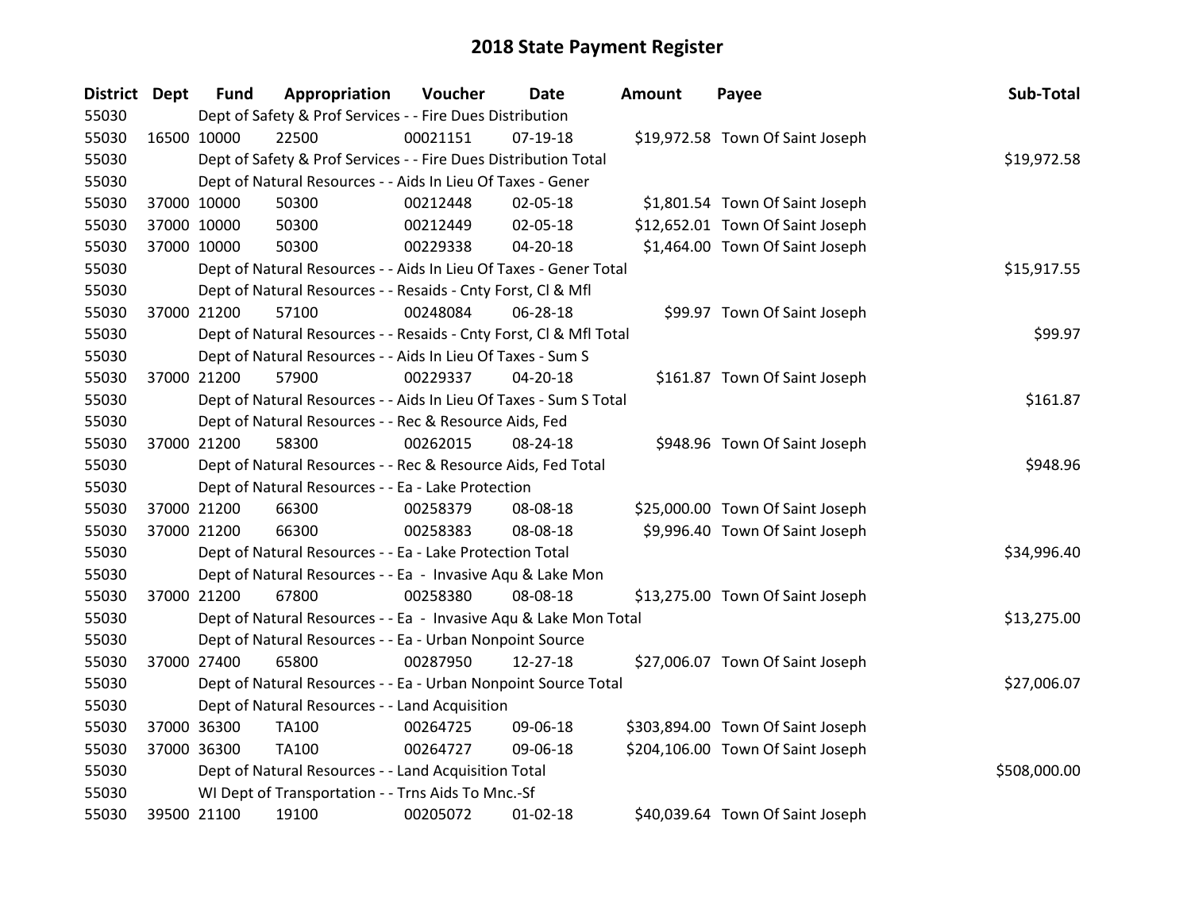# 2018 State Payment Register

| District | Dept | Fund | Appropriation | Voucher | Date | Amount | Payee | Sub-Total |
|---|---|---|---|---|---|---|---|---|
| 55030 | | Dept of Safety & Prof Services - - Fire Dues Distribution | | | | | | |
| 55030 | 16500 | 10000 | 22500 | 00021151 | 07-19-18 | $19,972.58 | Town Of Saint Joseph | |
| 55030 | | Dept of Safety & Prof Services - - Fire Dues Distribution Total | | | | | | $19,972.58 |
| 55030 | | Dept of Natural Resources - - Aids In Lieu Of Taxes - Gener | | | | | | |
| 55030 | 37000 | 10000 | 50300 | 00212448 | 02-05-18 | $1,801.54 | Town Of Saint Joseph | |
| 55030 | 37000 | 10000 | 50300 | 00212449 | 02-05-18 | $12,652.01 | Town Of Saint Joseph | |
| 55030 | 37000 | 10000 | 50300 | 00229338 | 04-20-18 | $1,464.00 | Town Of Saint Joseph | |
| 55030 | | Dept of Natural Resources - - Aids In Lieu Of Taxes - Gener Total | | | | | | $15,917.55 |
| 55030 | | Dept of Natural Resources - - Resaids - Cnty Forst, Cl & Mfl | | | | | | |
| 55030 | 37000 | 21200 | 57100 | 00248084 | 06-28-18 | $99.97 | Town Of Saint Joseph | |
| 55030 | | Dept of Natural Resources - - Resaids - Cnty Forst, Cl & Mfl Total | | | | | | $99.97 |
| 55030 | | Dept of Natural Resources - - Aids In Lieu Of Taxes - Sum S | | | | | | |
| 55030 | 37000 | 21200 | 57900 | 00229337 | 04-20-18 | $161.87 | Town Of Saint Joseph | |
| 55030 | | Dept of Natural Resources - - Aids In Lieu Of Taxes - Sum S Total | | | | | | $161.87 |
| 55030 | | Dept of Natural Resources - - Rec & Resource Aids, Fed | | | | | | |
| 55030 | 37000 | 21200 | 58300 | 00262015 | 08-24-18 | $948.96 | Town Of Saint Joseph | |
| 55030 | | Dept of Natural Resources - - Rec & Resource Aids, Fed Total | | | | | | $948.96 |
| 55030 | | Dept of Natural Resources - - Ea - Lake Protection | | | | | | |
| 55030 | 37000 | 21200 | 66300 | 00258379 | 08-08-18 | $25,000.00 | Town Of Saint Joseph | |
| 55030 | 37000 | 21200 | 66300 | 00258383 | 08-08-18 | $9,996.40 | Town Of Saint Joseph | |
| 55030 | | Dept of Natural Resources - - Ea - Lake Protection Total | | | | | | $34,996.40 |
| 55030 | | Dept of Natural Resources - - Ea - Invasive Aqu & Lake Mon | | | | | | |
| 55030 | 37000 | 21200 | 67800 | 00258380 | 08-08-18 | $13,275.00 | Town Of Saint Joseph | |
| 55030 | | Dept of Natural Resources - - Ea - Invasive Aqu & Lake Mon Total | | | | | | $13,275.00 |
| 55030 | | Dept of Natural Resources - - Ea - Urban Nonpoint Source | | | | | | |
| 55030 | 37000 | 27400 | 65800 | 00287950 | 12-27-18 | $27,006.07 | Town Of Saint Joseph | |
| 55030 | | Dept of Natural Resources - - Ea - Urban Nonpoint Source Total | | | | | | $27,006.07 |
| 55030 | | Dept of Natural Resources - - Land Acquisition | | | | | | |
| 55030 | 37000 | 36300 | TA100 | 00264725 | 09-06-18 | $303,894.00 | Town Of Saint Joseph | |
| 55030 | 37000 | 36300 | TA100 | 00264727 | 09-06-18 | $204,106.00 | Town Of Saint Joseph | |
| 55030 | | Dept of Natural Resources - - Land Acquisition Total | | | | | | $508,000.00 |
| 55030 | | WI Dept of Transportation - - Trns Aids To Mnc.-Sf | | | | | | |
| 55030 | 39500 | 21100 | 19100 | 00205072 | 01-02-18 | $40,039.64 | Town Of Saint Joseph | |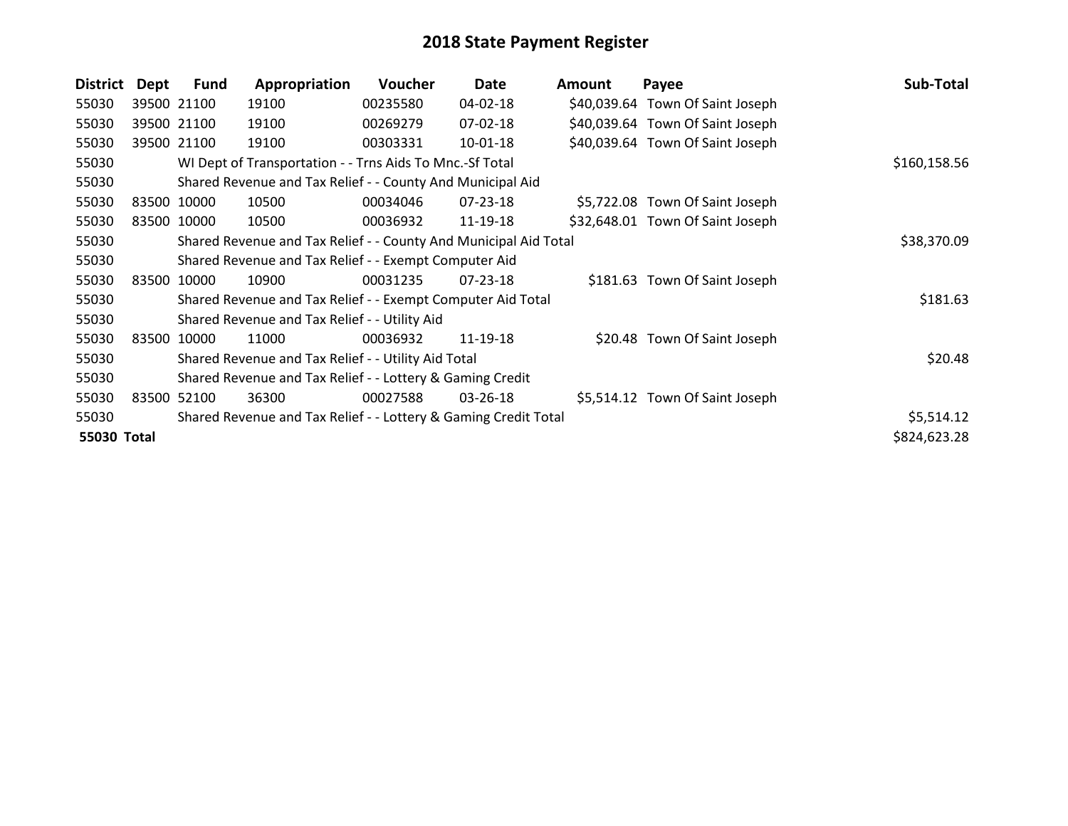# 2018 State Payment Register

| District | Dept | Fund | Appropriation | Voucher | Date | Amount | Payee | Sub-Total |
|---|---|---|---|---|---|---|---|---|
| 55030 | 39500 | 21100 | 19100 | 00235580 | 04-02-18 | $40,039.64 | Town Of Saint Joseph | |
| 55030 | 39500 | 21100 | 19100 | 00269279 | 07-02-18 | $40,039.64 | Town Of Saint Joseph | |
| 55030 | 39500 | 21100 | 19100 | 00303331 | 10-01-18 | $40,039.64 | Town Of Saint Joseph | |
| 55030 | | WI Dept of Transportation - - Trns Aids To Mnc.-Sf Total | | | | | | $160,158.56 |
| 55030 | | Shared Revenue and Tax Relief - - County And Municipal Aid | | | | | | |
| 55030 | 83500 | 10000 | 10500 | 00034046 | 07-23-18 | $5,722.08 | Town Of Saint Joseph | |
| 55030 | 83500 | 10000 | 10500 | 00036932 | 11-19-18 | $32,648.01 | Town Of Saint Joseph | |
| 55030 | | Shared Revenue and Tax Relief - - County And Municipal Aid Total | | | | | | $38,370.09 |
| 55030 | | Shared Revenue and Tax Relief - - Exempt Computer Aid | | | | | | |
| 55030 | 83500 | 10000 | 10900 | 00031235 | 07-23-18 | $181.63 | Town Of Saint Joseph | |
| 55030 | | Shared Revenue and Tax Relief - - Exempt Computer Aid Total | | | | | | $181.63 |
| 55030 | | Shared Revenue and Tax Relief - - Utility Aid | | | | | | |
| 55030 | 83500 | 10000 | 11000 | 00036932 | 11-19-18 | $20.48 | Town Of Saint Joseph | |
| 55030 | | Shared Revenue and Tax Relief - - Utility Aid Total | | | | | | $20.48 |
| 55030 | | Shared Revenue and Tax Relief - - Lottery & Gaming Credit | | | | | | |
| 55030 | 83500 | 52100 | 36300 | 00027588 | 03-26-18 | $5,514.12 | Town Of Saint Joseph | |
| 55030 | | Shared Revenue and Tax Relief - - Lottery & Gaming Credit Total | | | | | | $5,514.12 |
| **55030 Total** | | | | | | | | $824,623.28 |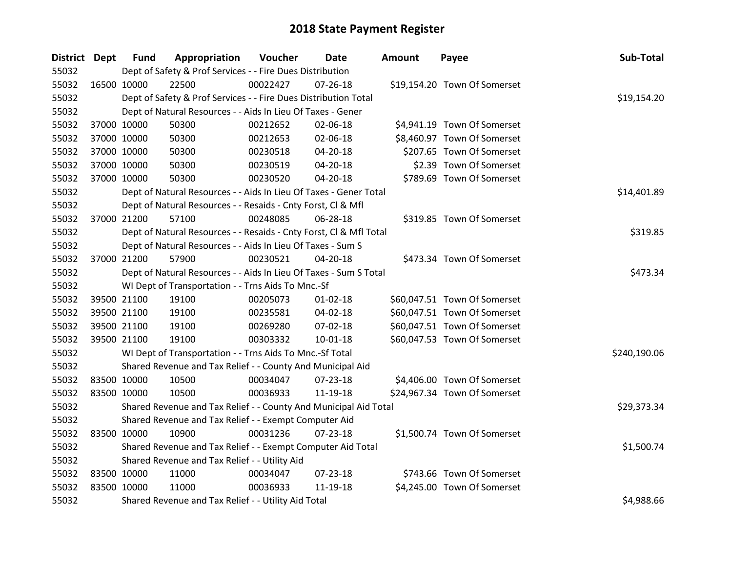# 2018 State Payment Register

| District | Dept | Fund | Appropriation | Voucher | Date | Amount | Payee | Sub-Total |
|---|---|---|---|---|---|---|---|---|
| 55032 | | Dept of Safety & Prof Services - - Fire Dues Distribution | | | | | | |
| 55032 | 16500 | 10000 | 22500 | 00022427 | 07-26-18 | $19,154.20 | Town Of Somerset | |
| 55032 | | Dept of Safety & Prof Services - - Fire Dues Distribution Total | | | | | | $19,154.20 |
| 55032 | | Dept of Natural Resources - - Aids In Lieu Of Taxes - Gener | | | | | | |
| 55032 | 37000 | 10000 | 50300 | 00212652 | 02-06-18 | $4,941.19 | Town Of Somerset | |
| 55032 | 37000 | 10000 | 50300 | 00212653 | 02-06-18 | $8,460.97 | Town Of Somerset | |
| 55032 | 37000 | 10000 | 50300 | 00230518 | 04-20-18 | $207.65 | Town Of Somerset | |
| 55032 | 37000 | 10000 | 50300 | 00230519 | 04-20-18 | $2.39 | Town Of Somerset | |
| 55032 | 37000 | 10000 | 50300 | 00230520 | 04-20-18 | $789.69 | Town Of Somerset | |
| 55032 | | Dept of Natural Resources - - Aids In Lieu Of Taxes - Gener Total | | | | | | $14,401.89 |
| 55032 | | Dept of Natural Resources - - Resaids - Cnty Forst, Cl & Mfl | | | | | | |
| 55032 | 37000 | 21200 | 57100 | 00248085 | 06-28-18 | $319.85 | Town Of Somerset | |
| 55032 | | Dept of Natural Resources - - Resaids - Cnty Forst, Cl & Mfl Total | | | | | | $319.85 |
| 55032 | | Dept of Natural Resources - - Aids In Lieu Of Taxes - Sum S | | | | | | |
| 55032 | 37000 | 21200 | 57900 | 00230521 | 04-20-18 | $473.34 | Town Of Somerset | |
| 55032 | | Dept of Natural Resources - - Aids In Lieu Of Taxes - Sum S Total | | | | | | $473.34 |
| 55032 | | WI Dept of Transportation - - Trns Aids To Mnc.-Sf | | | | | | |
| 55032 | 39500 | 21100 | 19100 | 00205073 | 01-02-18 | $60,047.51 | Town Of Somerset | |
| 55032 | 39500 | 21100 | 19100 | 00235581 | 04-02-18 | $60,047.51 | Town Of Somerset | |
| 55032 | 39500 | 21100 | 19100 | 00269280 | 07-02-18 | $60,047.51 | Town Of Somerset | |
| 55032 | 39500 | 21100 | 19100 | 00303332 | 10-01-18 | $60,047.53 | Town Of Somerset | |
| 55032 | | WI Dept of Transportation - - Trns Aids To Mnc.-Sf Total | | | | | | $240,190.06 |
| 55032 | | Shared Revenue and Tax Relief - - County And Municipal Aid | | | | | | |
| 55032 | 83500 | 10000 | 10500 | 00034047 | 07-23-18 | $4,406.00 | Town Of Somerset | |
| 55032 | 83500 | 10000 | 10500 | 00036933 | 11-19-18 | $24,967.34 | Town Of Somerset | |
| 55032 | | Shared Revenue and Tax Relief - - County And Municipal Aid Total | | | | | | $29,373.34 |
| 55032 | | Shared Revenue and Tax Relief - - Exempt Computer Aid | | | | | | |
| 55032 | 83500 | 10000 | 10900 | 00031236 | 07-23-18 | $1,500.74 | Town Of Somerset | |
| 55032 | | Shared Revenue and Tax Relief - - Exempt Computer Aid Total | | | | | | $1,500.74 |
| 55032 | | Shared Revenue and Tax Relief - - Utility Aid | | | | | | |
| 55032 | 83500 | 10000 | 11000 | 00034047 | 07-23-18 | $743.66 | Town Of Somerset | |
| 55032 | 83500 | 10000 | 11000 | 00036933 | 11-19-18 | $4,245.00 | Town Of Somerset | |
| 55032 | | Shared Revenue and Tax Relief - - Utility Aid Total | | | | | | $4,988.66 |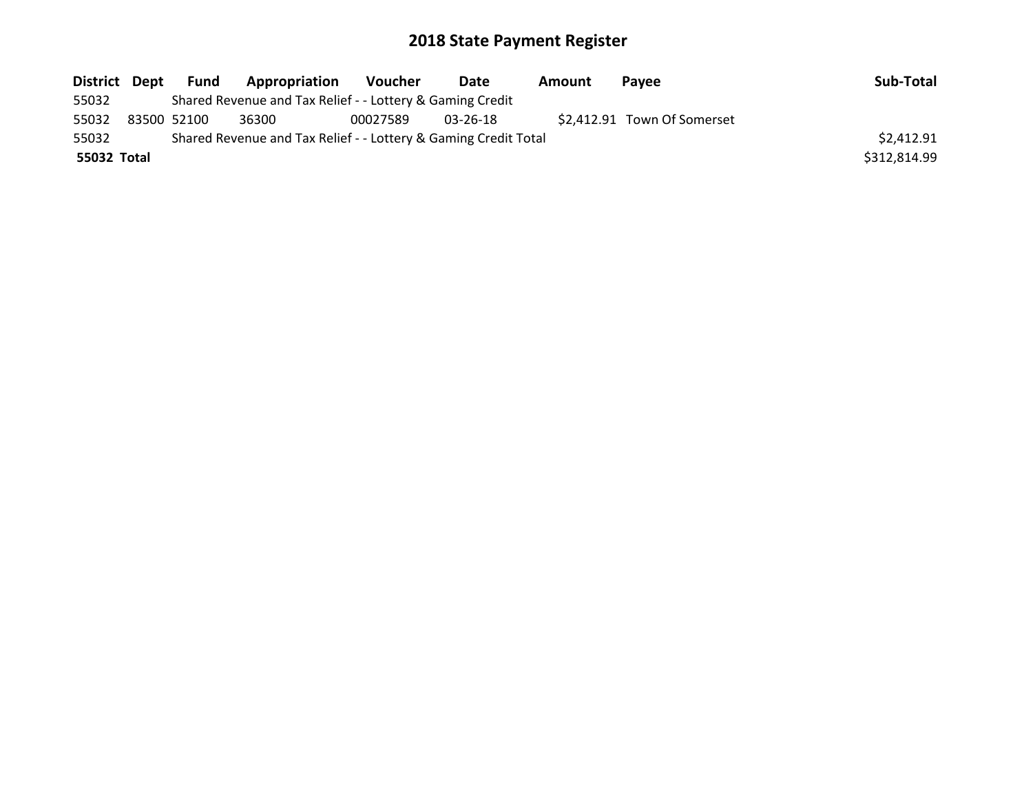# 2018 State Payment Register

| District | Dept | Fund | Appropriation | Voucher | Date | Amount | Payee | Sub-Total |
|---|---|---|---|---|---|---|---|---|
| 55032 | | Shared Revenue and Tax Relief - - Lottery & Gaming Credit | | | | | | |
| 55032 | 83500 | 52100 | 36300 | 00027589 | 03-26-18 | $2,412.91 | Town Of Somerset | |
| 55032 | | Shared Revenue and Tax Relief - - Lottery & Gaming Credit Total | | | | | | $2,412.91 |
| **55032** | **Total** | | | | | | | $312,814.99 |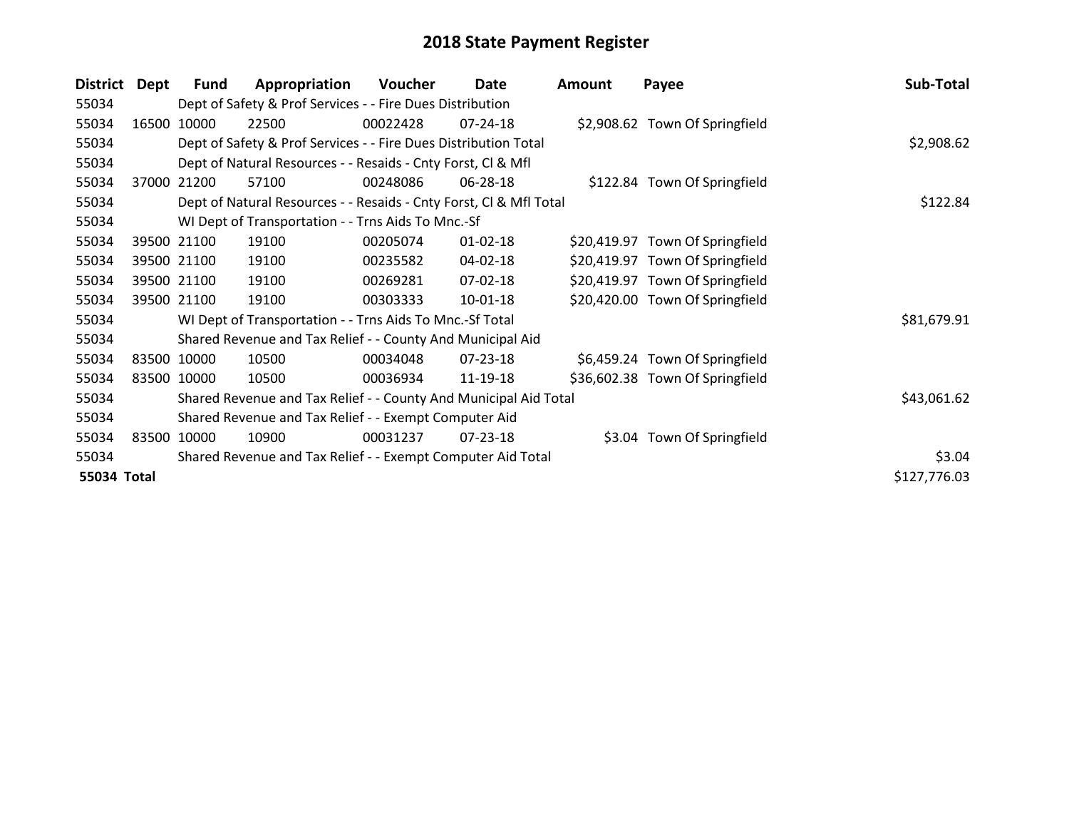# 2018 State Payment Register

| District | Dept | Fund | Appropriation | Voucher | Date | Amount | Payee | Sub-Total |
|---|---|---|---|---|---|---|---|---|
| 55034 | | Dept of Safety & Prof Services - - Fire Dues Distribution | | | | | | |
| 55034 | 16500 | 10000 | 22500 | 00022428 | 07-24-18 | $2,908.62 | Town Of Springfield | |
| 55034 | | Dept of Safety & Prof Services - - Fire Dues Distribution Total | | | | | | $2,908.62 |
| 55034 | | Dept of Natural Resources - - Resaids - Cnty Forst, Cl & Mfl | | | | | | |
| 55034 | 37000 | 21200 | 57100 | 00248086 | 06-28-18 | $122.84 | Town Of Springfield | |
| 55034 | | Dept of Natural Resources - - Resaids - Cnty Forst, Cl & Mfl Total | | | | | | $122.84 |
| 55034 | | WI Dept of Transportation - - Trns Aids To Mnc.-Sf | | | | | | |
| 55034 | 39500 | 21100 | 19100 | 00205074 | 01-02-18 | $20,419.97 | Town Of Springfield | |
| 55034 | 39500 | 21100 | 19100 | 00235582 | 04-02-18 | $20,419.97 | Town Of Springfield | |
| 55034 | 39500 | 21100 | 19100 | 00269281 | 07-02-18 | $20,419.97 | Town Of Springfield | |
| 55034 | 39500 | 21100 | 19100 | 00303333 | 10-01-18 | $20,420.00 | Town Of Springfield | |
| 55034 | | WI Dept of Transportation - - Trns Aids To Mnc.-Sf Total | | | | | | $81,679.91 |
| 55034 | | Shared Revenue and Tax Relief - - County And Municipal Aid | | | | | | |
| 55034 | 83500 | 10000 | 10500 | 00034048 | 07-23-18 | $6,459.24 | Town Of Springfield | |
| 55034 | 83500 | 10000 | 10500 | 00036934 | 11-19-18 | $36,602.38 | Town Of Springfield | |
| 55034 | | Shared Revenue and Tax Relief - - County And Municipal Aid Total | | | | | | $43,061.62 |
| 55034 | | Shared Revenue and Tax Relief - - Exempt Computer Aid | | | | | | |
| 55034 | 83500 | 10000 | 10900 | 00031237 | 07-23-18 | $3.04 | Town Of Springfield | |
| 55034 | | Shared Revenue and Tax Relief - - Exempt Computer Aid Total | | | | | | $3.04 |
| **55034 Total** | | | | | | | | $127,776.03 |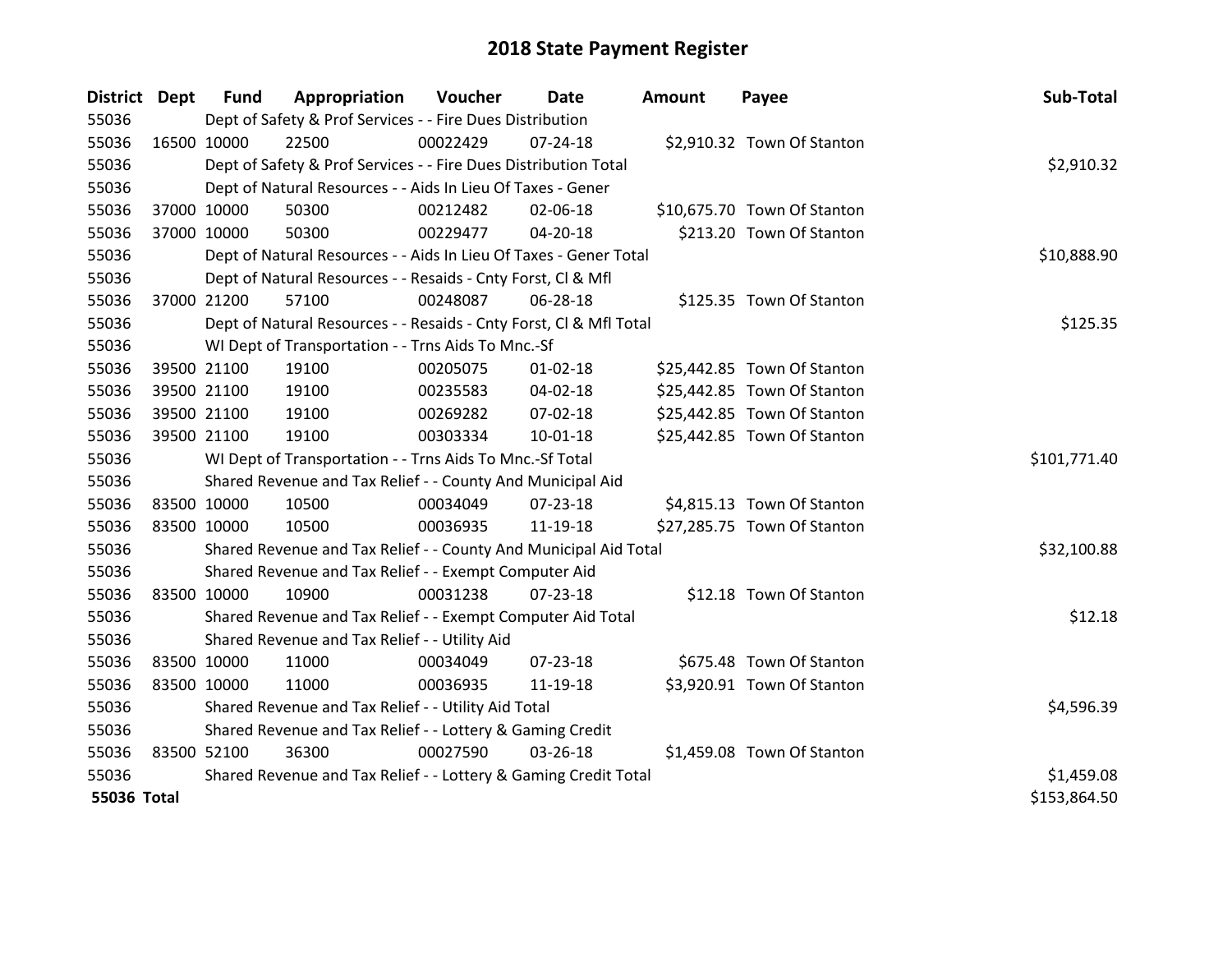# 2018 State Payment Register

| District | Dept | Fund | Appropriation | Voucher | Date | Amount | Payee | Sub-Total |
|---|---|---|---|---|---|---|---|---|
| 55036 | | Dept of Safety & Prof Services - - Fire Dues Distribution | | | | | | |
| 55036 | 16500 | 10000 | 22500 | 00022429 | 07-24-18 | $2,910.32 | Town Of Stanton | |
| 55036 | | Dept of Safety & Prof Services - - Fire Dues Distribution Total | | | | | | $2,910.32 |
| 55036 | | Dept of Natural Resources - - Aids In Lieu Of Taxes - Gener | | | | | | |
| 55036 | 37000 | 10000 | 50300 | 00212482 | 02-06-18 | $10,675.70 | Town Of Stanton | |
| 55036 | 37000 | 10000 | 50300 | 00229477 | 04-20-18 | $213.20 | Town Of Stanton | |
| 55036 | | Dept of Natural Resources - - Aids In Lieu Of Taxes - Gener Total | | | | | | $10,888.90 |
| 55036 | | Dept of Natural Resources - - Resaids - Cnty Forst, Cl & Mfl | | | | | | |
| 55036 | 37000 | 21200 | 57100 | 00248087 | 06-28-18 | $125.35 | Town Of Stanton | |
| 55036 | | Dept of Natural Resources - - Resaids - Cnty Forst, Cl & Mfl Total | | | | | | $125.35 |
| 55036 | | WI Dept of Transportation - - Trns Aids To Mnc.-Sf | | | | | | |
| 55036 | 39500 | 21100 | 19100 | 00205075 | 01-02-18 | $25,442.85 | Town Of Stanton | |
| 55036 | 39500 | 21100 | 19100 | 00235583 | 04-02-18 | $25,442.85 | Town Of Stanton | |
| 55036 | 39500 | 21100 | 19100 | 00269282 | 07-02-18 | $25,442.85 | Town Of Stanton | |
| 55036 | 39500 | 21100 | 19100 | 00303334 | 10-01-18 | $25,442.85 | Town Of Stanton | |
| 55036 | | WI Dept of Transportation - - Trns Aids To Mnc.-Sf Total | | | | | | $101,771.40 |
| 55036 | | Shared Revenue and Tax Relief - - County And Municipal Aid | | | | | | |
| 55036 | 83500 | 10000 | 10500 | 00034049 | 07-23-18 | $4,815.13 | Town Of Stanton | |
| 55036 | 83500 | 10000 | 10500 | 00036935 | 11-19-18 | $27,285.75 | Town Of Stanton | |
| 55036 | | Shared Revenue and Tax Relief - - County And Municipal Aid Total | | | | | | $32,100.88 |
| 55036 | | Shared Revenue and Tax Relief - - Exempt Computer Aid | | | | | | |
| 55036 | 83500 | 10000 | 10900 | 00031238 | 07-23-18 | $12.18 | Town Of Stanton | |
| 55036 | | Shared Revenue and Tax Relief - - Exempt Computer Aid Total | | | | | | $12.18 |
| 55036 | | Shared Revenue and Tax Relief - - Utility Aid | | | | | | |
| 55036 | 83500 | 10000 | 11000 | 00034049 | 07-23-18 | $675.48 | Town Of Stanton | |
| 55036 | 83500 | 10000 | 11000 | 00036935 | 11-19-18 | $3,920.91 | Town Of Stanton | |
| 55036 | | Shared Revenue and Tax Relief - - Utility Aid Total | | | | | | $4,596.39 |
| 55036 | | Shared Revenue and Tax Relief - - Lottery & Gaming Credit | | | | | | |
| 55036 | 83500 | 52100 | 36300 | 00027590 | 03-26-18 | $1,459.08 | Town Of Stanton | |
| 55036 | | Shared Revenue and Tax Relief - - Lottery & Gaming Credit Total | | | | | | $1,459.08 |
| **55036 Total** | | | | | | | | $153,864.50 |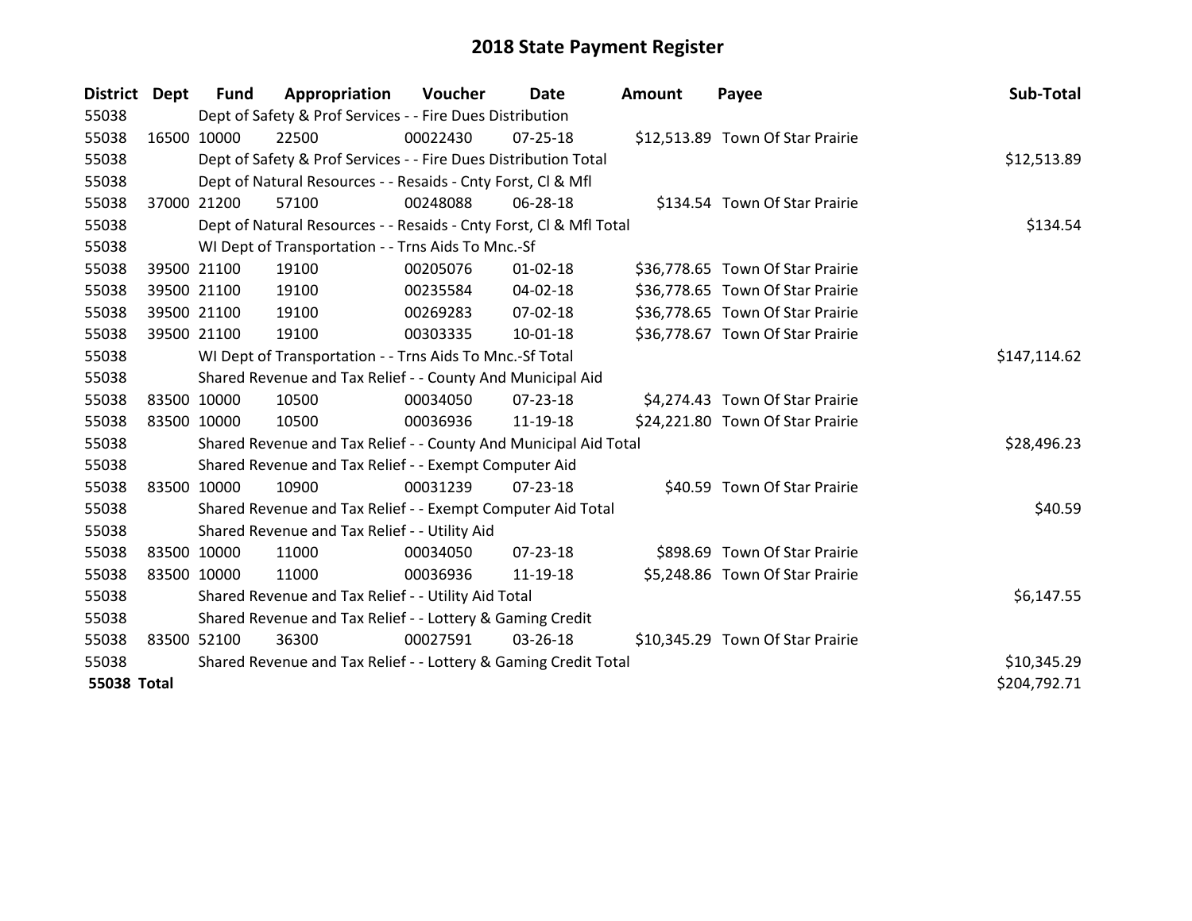# 2018 State Payment Register

| District | Dept | Fund | Appropriation | Voucher | Date | Amount | Payee | Sub-Total |
|---|---|---|---|---|---|---|---|---|
| 55038 | Dept of Safety & Prof Services - - Fire Dues Distribution | | | | | | | |
| 55038 | 16500 | 10000 | 22500 | 00022430 | 07-25-18 | $12,513.89 | Town Of Star Prairie | |
| 55038 | Dept of Safety & Prof Services - - Fire Dues Distribution Total | | | | | | | $12,513.89 |
| 55038 | Dept of Natural Resources - - Resaids - Cnty Forst, Cl & Mfl | | | | | | | |
| 55038 | 37000 | 21200 | 57100 | 00248088 | 06-28-18 | $134.54 | Town Of Star Prairie | |
| 55038 | Dept of Natural Resources - - Resaids - Cnty Forst, Cl & Mfl Total | | | | | | | $134.54 |
| 55038 | WI Dept of Transportation - - Trns Aids To Mnc.-Sf | | | | | | | |
| 55038 | 39500 | 21100 | 19100 | 00205076 | 01-02-18 | $36,778.65 | Town Of Star Prairie | |
| 55038 | 39500 | 21100 | 19100 | 00235584 | 04-02-18 | $36,778.65 | Town Of Star Prairie | |
| 55038 | 39500 | 21100 | 19100 | 00269283 | 07-02-18 | $36,778.65 | Town Of Star Prairie | |
| 55038 | 39500 | 21100 | 19100 | 00303335 | 10-01-18 | $36,778.67 | Town Of Star Prairie | |
| 55038 | WI Dept of Transportation - - Trns Aids To Mnc.-Sf Total | | | | | | | $147,114.62 |
| 55038 | Shared Revenue and Tax Relief - - County And Municipal Aid | | | | | | | |
| 55038 | 83500 | 10000 | 10500 | 00034050 | 07-23-18 | $4,274.43 | Town Of Star Prairie | |
| 55038 | 83500 | 10000 | 10500 | 00036936 | 11-19-18 | $24,221.80 | Town Of Star Prairie | |
| 55038 | Shared Revenue and Tax Relief - - County And Municipal Aid Total | | | | | | | $28,496.23 |
| 55038 | Shared Revenue and Tax Relief - - Exempt Computer Aid | | | | | | | |
| 55038 | 83500 | 10000 | 10900 | 00031239 | 07-23-18 | $40.59 | Town Of Star Prairie | |
| 55038 | Shared Revenue and Tax Relief - - Exempt Computer Aid Total | | | | | | | $40.59 |
| 55038 | Shared Revenue and Tax Relief - - Utility Aid | | | | | | | |
| 55038 | 83500 | 10000 | 11000 | 00034050 | 07-23-18 | $898.69 | Town Of Star Prairie | |
| 55038 | 83500 | 10000 | 11000 | 00036936 | 11-19-18 | $5,248.86 | Town Of Star Prairie | |
| 55038 | Shared Revenue and Tax Relief - - Utility Aid Total | | | | | | | $6,147.55 |
| 55038 | Shared Revenue and Tax Relief - - Lottery & Gaming Credit | | | | | | | |
| 55038 | 83500 | 52100 | 36300 | 00027591 | 03-26-18 | $10,345.29 | Town Of Star Prairie | |
| 55038 | Shared Revenue and Tax Relief - - Lottery & Gaming Credit Total | | | | | | | $10,345.29 |
| **55038 Total** | | | | | | | | $204,792.71 |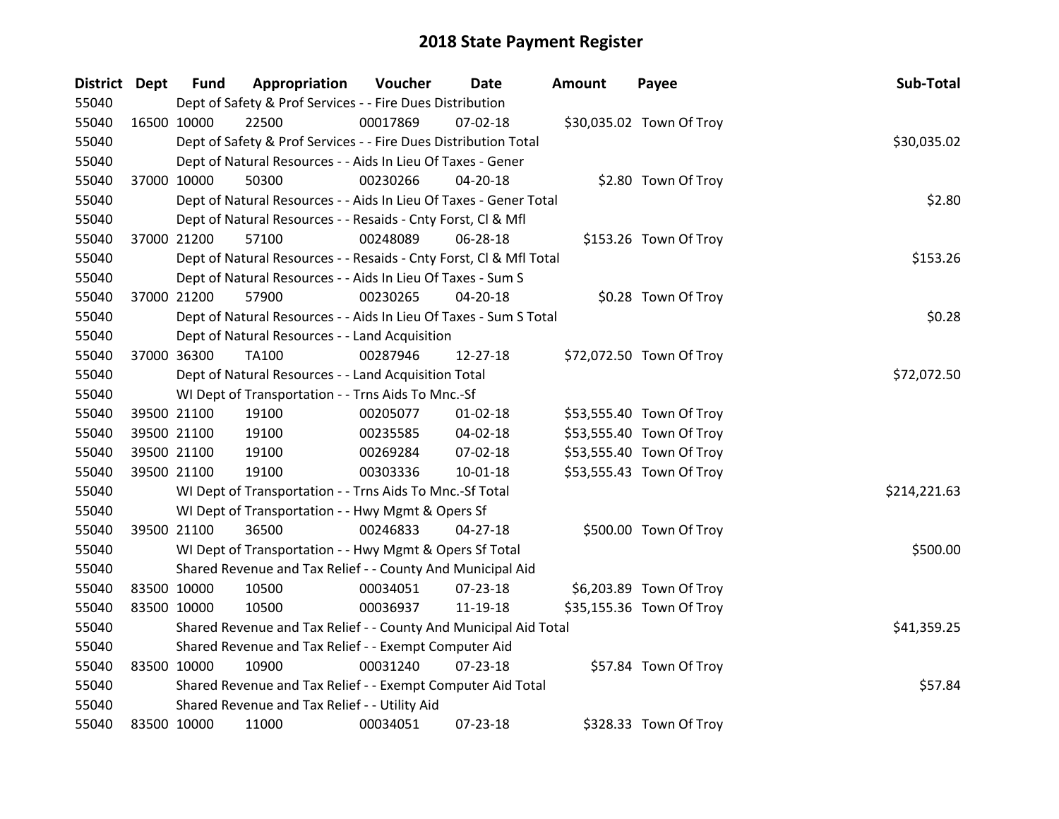# 2018 State Payment Register

| District | Dept | Fund | Appropriation | Voucher | Date | Amount | Payee | Sub-Total |
|---|---|---|---|---|---|---|---|---|
| 55040 | | Dept of Safety & Prof Services - - Fire Dues Distribution | | | | | | |
| 55040 | 16500 | 10000 | 22500 | 00017869 | 07-02-18 | $30,035.02 | Town Of Troy | |
| 55040 | | Dept of Safety & Prof Services - - Fire Dues Distribution Total | | | | | | $30,035.02 |
| 55040 | | Dept of Natural Resources - - Aids In Lieu Of Taxes - Gener | | | | | | |
| 55040 | 37000 | 10000 | 50300 | 00230266 | 04-20-18 | $2.80 | Town Of Troy | |
| 55040 | | Dept of Natural Resources - - Aids In Lieu Of Taxes - Gener Total | | | | | | $2.80 |
| 55040 | | Dept of Natural Resources - - Resaids - Cnty Forst, Cl & Mfl | | | | | | |
| 55040 | 37000 | 21200 | 57100 | 00248089 | 06-28-18 | $153.26 | Town Of Troy | |
| 55040 | | Dept of Natural Resources - - Resaids - Cnty Forst, Cl & Mfl Total | | | | | | $153.26 |
| 55040 | | Dept of Natural Resources - - Aids In Lieu Of Taxes - Sum S | | | | | | |
| 55040 | 37000 | 21200 | 57900 | 00230265 | 04-20-18 | $0.28 | Town Of Troy | |
| 55040 | | Dept of Natural Resources - - Aids In Lieu Of Taxes - Sum S Total | | | | | | $0.28 |
| 55040 | | Dept of Natural Resources - - Land Acquisition | | | | | | |
| 55040 | 37000 | 36300 | TA100 | 00287946 | 12-27-18 | $72,072.50 | Town Of Troy | |
| 55040 | | Dept of Natural Resources - - Land Acquisition Total | | | | | | $72,072.50 |
| 55040 | | WI Dept of Transportation - - Trns Aids To Mnc.-Sf | | | | | | |
| 55040 | 39500 | 21100 | 19100 | 00205077 | 01-02-18 | $53,555.40 | Town Of Troy | |
| 55040 | 39500 | 21100 | 19100 | 00235585 | 04-02-18 | $53,555.40 | Town Of Troy | |
| 55040 | 39500 | 21100 | 19100 | 00269284 | 07-02-18 | $53,555.40 | Town Of Troy | |
| 55040 | 39500 | 21100 | 19100 | 00303336 | 10-01-18 | $53,555.43 | Town Of Troy | |
| 55040 | | WI Dept of Transportation - - Trns Aids To Mnc.-Sf Total | | | | | | $214,221.63 |
| 55040 | | WI Dept of Transportation - - Hwy Mgmt & Opers Sf | | | | | | |
| 55040 | 39500 | 21100 | 36500 | 00246833 | 04-27-18 | $500.00 | Town Of Troy | |
| 55040 | | WI Dept of Transportation - - Hwy Mgmt & Opers Sf Total | | | | | | $500.00 |
| 55040 | | Shared Revenue and Tax Relief - - County And Municipal Aid | | | | | | |
| 55040 | 83500 | 10000 | 10500 | 00034051 | 07-23-18 | $6,203.89 | Town Of Troy | |
| 55040 | 83500 | 10000 | 10500 | 00036937 | 11-19-18 | $35,155.36 | Town Of Troy | |
| 55040 | | Shared Revenue and Tax Relief - - County And Municipal Aid Total | | | | | | $41,359.25 |
| 55040 | | Shared Revenue and Tax Relief - - Exempt Computer Aid | | | | | | |
| 55040 | 83500 | 10000 | 10900 | 00031240 | 07-23-18 | $57.84 | Town Of Troy | |
| 55040 | | Shared Revenue and Tax Relief - - Exempt Computer Aid Total | | | | | | $57.84 |
| 55040 | | Shared Revenue and Tax Relief - - Utility Aid | | | | | | |
| 55040 | 83500 | 10000 | 11000 | 00034051 | 07-23-18 | $328.33 | Town Of Troy | |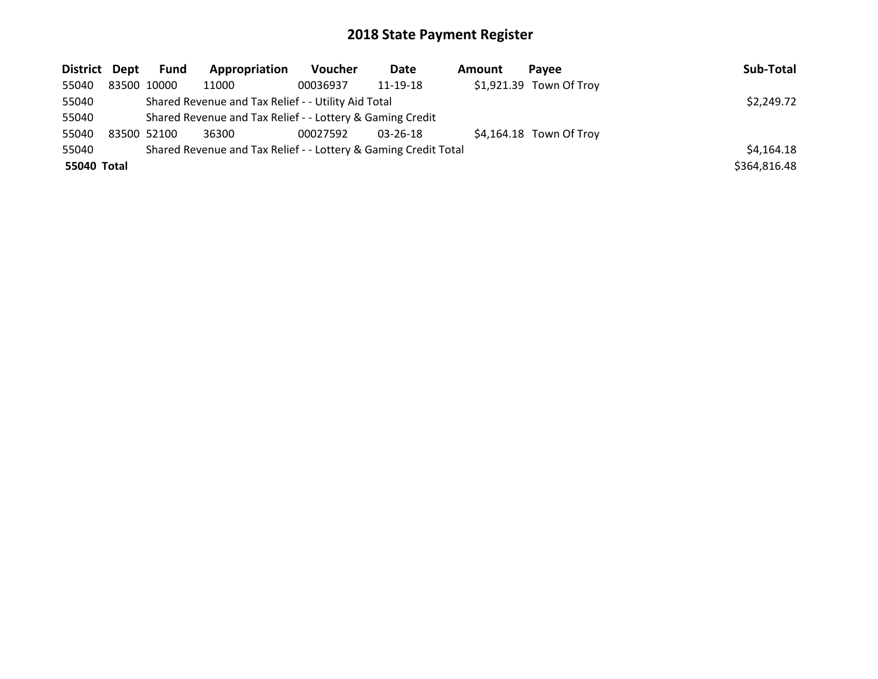# 2018 State Payment Register

| District | Dept | Fund | Appropriation | Voucher | Date | Amount | Payee | Sub-Total |
|---|---|---|---|---|---|---|---|---|
| 55040 | 83500 | 10000 | 11000 | 00036937 | 11-19-18 | $1,921.39 | Town Of Troy | |
| 55040 | | Shared Revenue and Tax Relief - - Utility Aid Total | | | | | | $2,249.72 |
| 55040 | | Shared Revenue and Tax Relief - - Lottery & Gaming Credit | | | | | | |
| 55040 | 83500 | 52100 | 36300 | 00027592 | 03-26-18 | $4,164.18 | Town Of Troy | |
| 55040 | | Shared Revenue and Tax Relief - - Lottery & Gaming Credit Total | | | | | | $4,164.18 |
| **55040 Total** | | | | | | | | $364,816.48 |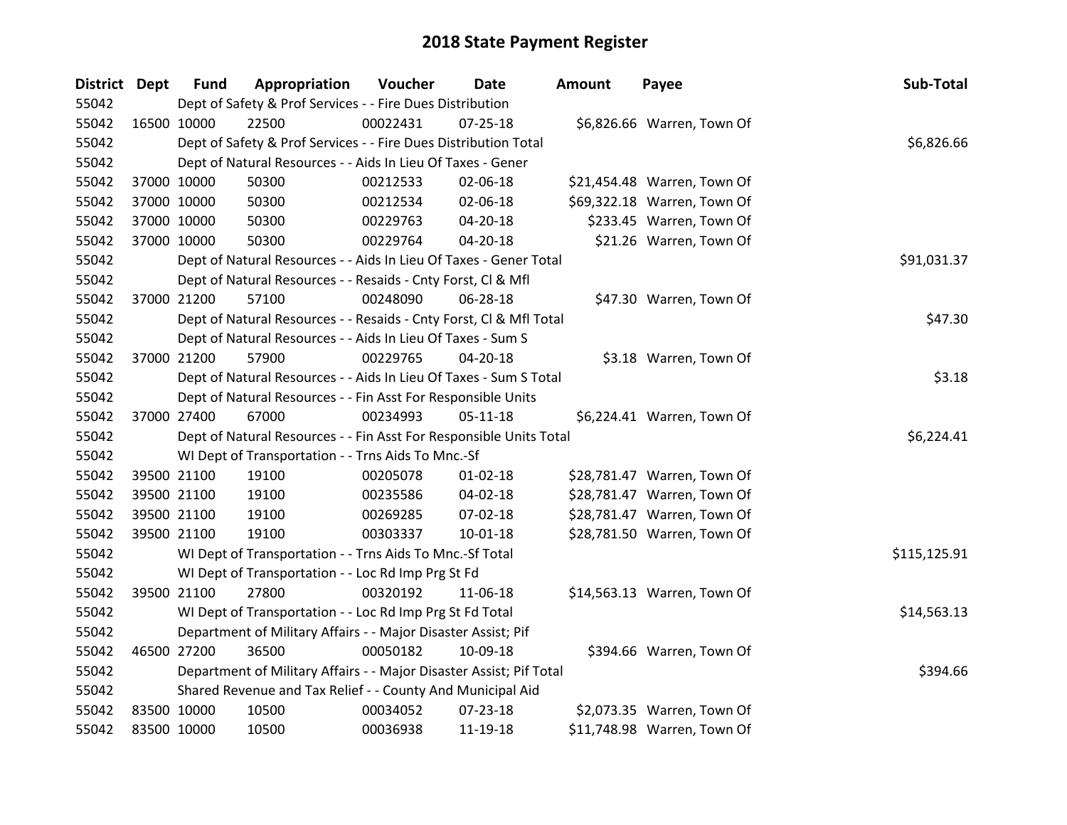# 2018 State Payment Register

| District | Dept | Fund | Appropriation | Voucher | Date | Amount | Payee | Sub-Total |
|---|---|---|---|---|---|---|---|---|
| 55042 | | Dept of Safety & Prof Services - - Fire Dues Distribution | | | | | | |
| 55042 | 16500 | 10000 | 22500 | 00022431 | 07-25-18 | $6,826.66 | Warren, Town Of | |
| 55042 | | Dept of Safety & Prof Services - - Fire Dues Distribution Total | | | | | | $6,826.66 |
| 55042 | | Dept of Natural Resources - - Aids In Lieu Of Taxes - Gener | | | | | | |
| 55042 | 37000 | 10000 | 50300 | 00212533 | 02-06-18 | $21,454.48 | Warren, Town Of | |
| 55042 | 37000 | 10000 | 50300 | 00212534 | 02-06-18 | $69,322.18 | Warren, Town Of | |
| 55042 | 37000 | 10000 | 50300 | 00229763 | 04-20-18 | $233.45 | Warren, Town Of | |
| 55042 | 37000 | 10000 | 50300 | 00229764 | 04-20-18 | $21.26 | Warren, Town Of | |
| 55042 | | Dept of Natural Resources - - Aids In Lieu Of Taxes - Gener Total | | | | | | $91,031.37 |
| 55042 | | Dept of Natural Resources - - Resaids - Cnty Forst, Cl & Mfl | | | | | | |
| 55042 | 37000 | 21200 | 57100 | 00248090 | 06-28-18 | $47.30 | Warren, Town Of | |
| 55042 | | Dept of Natural Resources - - Resaids - Cnty Forst, Cl & Mfl Total | | | | | | $47.30 |
| 55042 | | Dept of Natural Resources - - Aids In Lieu Of Taxes - Sum S | | | | | | |
| 55042 | 37000 | 21200 | 57900 | 00229765 | 04-20-18 | $3.18 | Warren, Town Of | |
| 55042 | | Dept of Natural Resources - - Aids In Lieu Of Taxes - Sum S Total | | | | | | $3.18 |
| 55042 | | Dept of Natural Resources - - Fin Asst For Responsible Units | | | | | | |
| 55042 | 37000 | 27400 | 67000 | 00234993 | 05-11-18 | $6,224.41 | Warren, Town Of | |
| 55042 | | Dept of Natural Resources - - Fin Asst For Responsible Units Total | | | | | | $6,224.41 |
| 55042 | | WI Dept of Transportation - - Trns Aids To Mnc.-Sf | | | | | | |
| 55042 | 39500 | 21100 | 19100 | 00205078 | 01-02-18 | $28,781.47 | Warren, Town Of | |
| 55042 | 39500 | 21100 | 19100 | 00235586 | 04-02-18 | $28,781.47 | Warren, Town Of | |
| 55042 | 39500 | 21100 | 19100 | 00269285 | 07-02-18 | $28,781.47 | Warren, Town Of | |
| 55042 | 39500 | 21100 | 19100 | 00303337 | 10-01-18 | $28,781.50 | Warren, Town Of | |
| 55042 | | WI Dept of Transportation - - Trns Aids To Mnc.-Sf Total | | | | | | $115,125.91 |
| 55042 | | WI Dept of Transportation - - Loc Rd Imp Prg St Fd | | | | | | |
| 55042 | 39500 | 21100 | 27800 | 00320192 | 11-06-18 | $14,563.13 | Warren, Town Of | |
| 55042 | | WI Dept of Transportation - - Loc Rd Imp Prg St Fd Total | | | | | | $14,563.13 |
| 55042 | | Department of Military Affairs - - Major Disaster Assist; Pif | | | | | | |
| 55042 | 46500 | 27200 | 36500 | 00050182 | 10-09-18 | $394.66 | Warren, Town Of | |
| 55042 | | Department of Military Affairs - - Major Disaster Assist; Pif Total | | | | | | $394.66 |
| 55042 | | Shared Revenue and Tax Relief - - County And Municipal Aid | | | | | | |
| 55042 | 83500 | 10000 | 10500 | 00034052 | 07-23-18 | $2,073.35 | Warren, Town Of | |
| 55042 | 83500 | 10000 | 10500 | 00036938 | 11-19-18 | $11,748.98 | Warren, Town Of | |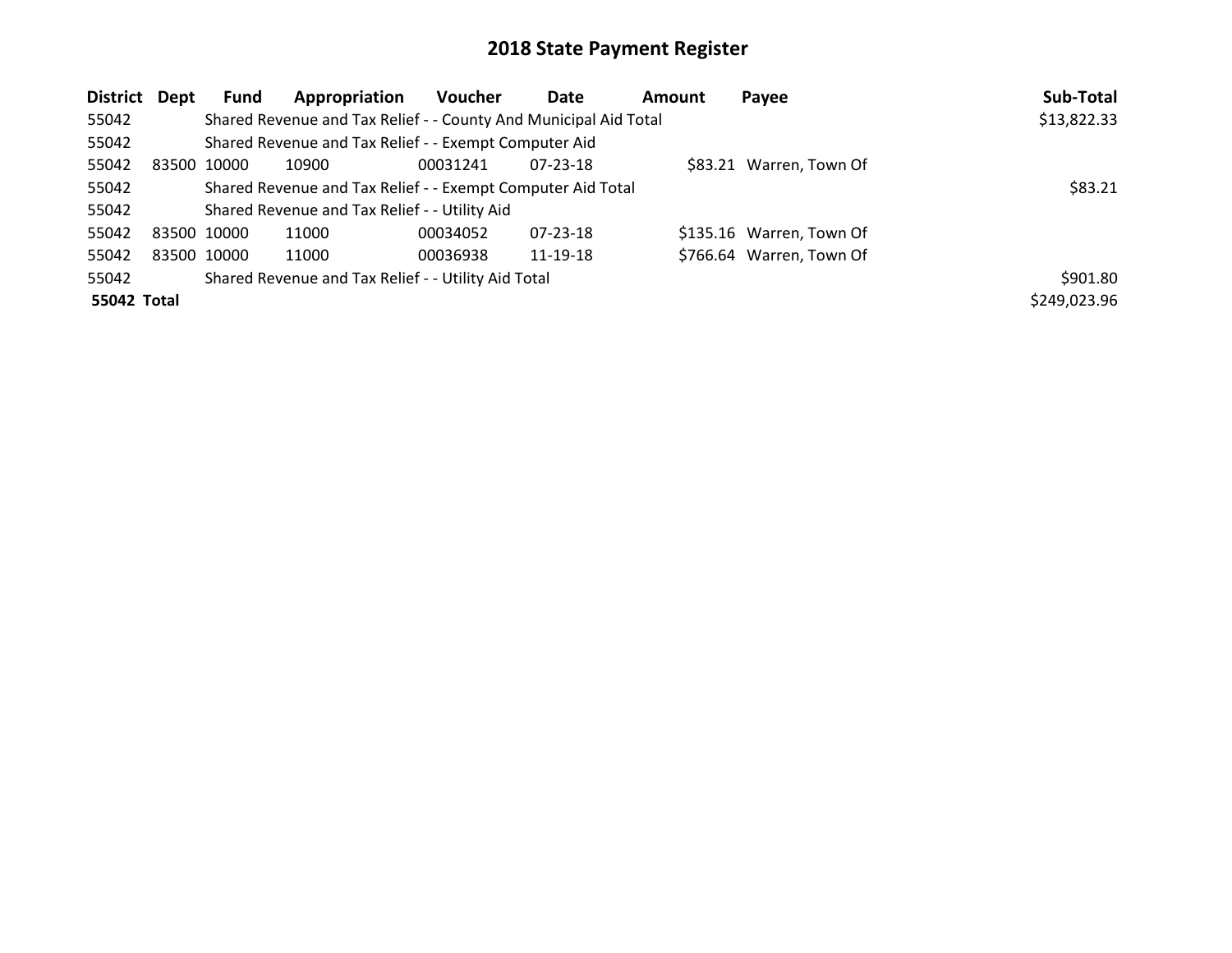# 2018 State Payment Register

| District | Dept | Fund | Appropriation | Voucher | Date | Amount | Payee | Sub-Total |
|---|---|---|---|---|---|---|---|---|
| 55042 | | Shared Revenue and Tax Relief - - County And Municipal Aid Total | | | | | | $13,822.33 |
| 55042 | | Shared Revenue and Tax Relief - - Exempt Computer Aid | | | | | | |
| 55042 | 83500 | 10000 | 10900 | 00031241 | 07-23-18 | $83.21 | Warren, Town Of | |
| 55042 | | Shared Revenue and Tax Relief - - Exempt Computer Aid Total | | | | | | $83.21 |
| 55042 | | Shared Revenue and Tax Relief - - Utility Aid | | | | | | |
| 55042 | 83500 | 10000 | 11000 | 00034052 | 07-23-18 | $135.16 | Warren, Town Of | |
| 55042 | 83500 | 10000 | 11000 | 00036938 | 11-19-18 | $766.64 | Warren, Town Of | |
| 55042 | | Shared Revenue and Tax Relief - - Utility Aid Total | | | | | | $901.80 |
| **55042 Total** | | | | | | | | $249,023.96 |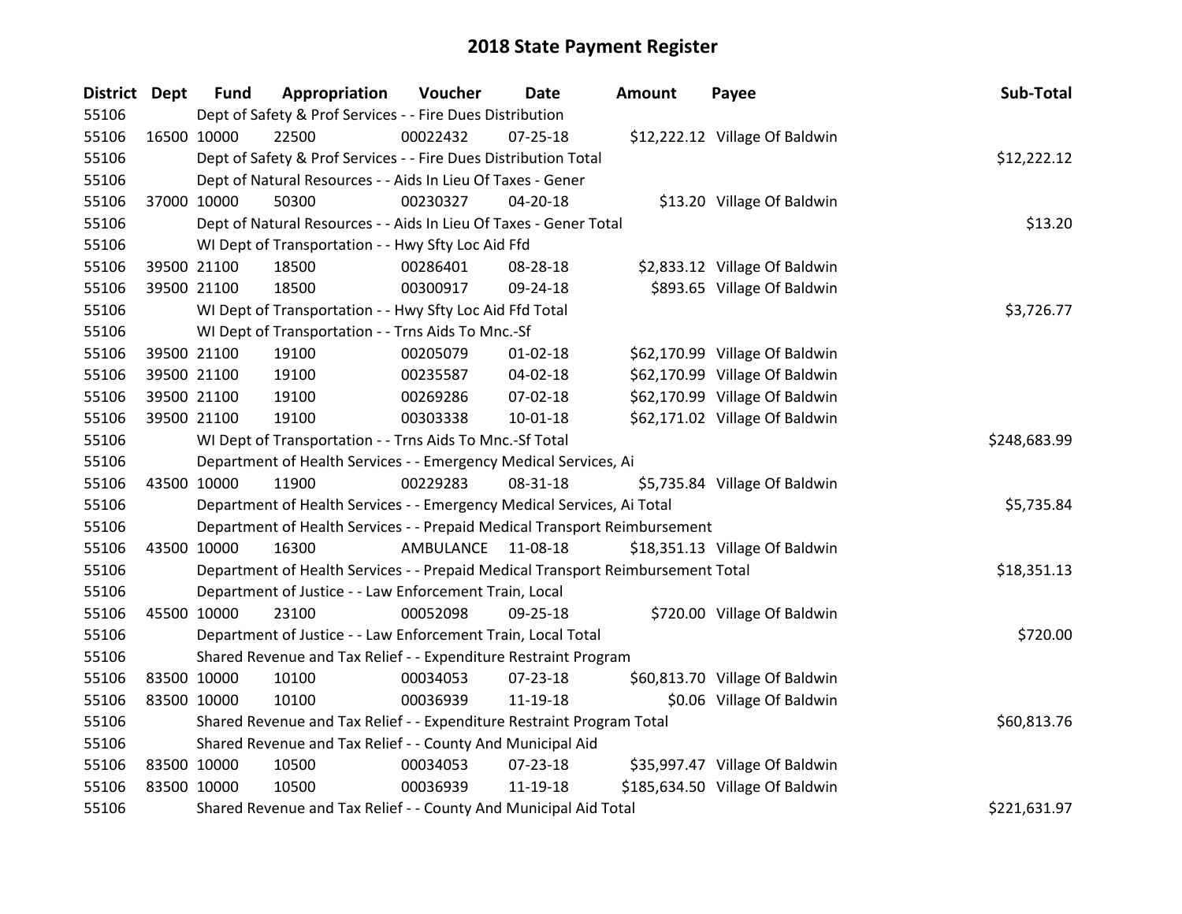# 2018 State Payment Register

| District | Dept | Fund | Appropriation | Voucher | Date | Amount | Payee | Sub-Total |
|---|---|---|---|---|---|---|---|---|
| 55106 | | Dept of Safety & Prof Services - - Fire Dues Distribution | | | | | | |
| 55106 | 16500 | 10000 | 22500 | 00022432 | 07-25-18 | $12,222.12 | Village Of Baldwin | |
| 55106 | | Dept of Safety & Prof Services - - Fire Dues Distribution Total | | | | | | $12,222.12 |
| 55106 | | Dept of Natural Resources - - Aids In Lieu Of Taxes - Gener | | | | | | |
| 55106 | 37000 | 10000 | 50300 | 00230327 | 04-20-18 | $13.20 | Village Of Baldwin | |
| 55106 | | Dept of Natural Resources - - Aids In Lieu Of Taxes - Gener Total | | | | | | $13.20 |
| 55106 | | WI Dept of Transportation - - Hwy Sfty Loc Aid Ffd | | | | | | |
| 55106 | 39500 | 21100 | 18500 | 00286401 | 08-28-18 | $2,833.12 | Village Of Baldwin | |
| 55106 | 39500 | 21100 | 18500 | 00300917 | 09-24-18 | $893.65 | Village Of Baldwin | |
| 55106 | | WI Dept of Transportation - - Hwy Sfty Loc Aid Ffd Total | | | | | | $3,726.77 |
| 55106 | | WI Dept of Transportation - - Trns Aids To Mnc.-Sf | | | | | | |
| 55106 | 39500 | 21100 | 19100 | 00205079 | 01-02-18 | $62,170.99 | Village Of Baldwin | |
| 55106 | 39500 | 21100 | 19100 | 00235587 | 04-02-18 | $62,170.99 | Village Of Baldwin | |
| 55106 | 39500 | 21100 | 19100 | 00269286 | 07-02-18 | $62,170.99 | Village Of Baldwin | |
| 55106 | 39500 | 21100 | 19100 | 00303338 | 10-01-18 | $62,171.02 | Village Of Baldwin | |
| 55106 | | WI Dept of Transportation - - Trns Aids To Mnc.-Sf Total | | | | | | $248,683.99 |
| 55106 | | Department of Health Services - - Emergency Medical Services, Ai | | | | | | |
| 55106 | 43500 | 10000 | 11900 | 00229283 | 08-31-18 | $5,735.84 | Village Of Baldwin | |
| 55106 | | Department of Health Services - - Emergency Medical Services, Ai Total | | | | | | $5,735.84 |
| 55106 | | Department of Health Services - - Prepaid Medical Transport Reimbursement | | | | | | |
| 55106 | 43500 | 10000 | 16300 | AMBULANCE | 11-08-18 | $18,351.13 | Village Of Baldwin | |
| 55106 | | Department of Health Services - - Prepaid Medical Transport Reimbursement Total | | | | | | $18,351.13 |
| 55106 | | Department of Justice - - Law Enforcement Train, Local | | | | | | |
| 55106 | 45500 | 10000 | 23100 | 00052098 | 09-25-18 | $720.00 | Village Of Baldwin | |
| 55106 | | Department of Justice - - Law Enforcement Train, Local Total | | | | | | $720.00 |
| 55106 | | Shared Revenue and Tax Relief - - Expenditure Restraint Program | | | | | | |
| 55106 | 83500 | 10000 | 10100 | 00034053 | 07-23-18 | $60,813.70 | Village Of Baldwin | |
| 55106 | 83500 | 10000 | 10100 | 00036939 | 11-19-18 | $0.06 | Village Of Baldwin | |
| 55106 | | Shared Revenue and Tax Relief - - Expenditure Restraint Program Total | | | | | | $60,813.76 |
| 55106 | | Shared Revenue and Tax Relief - - County And Municipal Aid | | | | | | |
| 55106 | 83500 | 10000 | 10500 | 00034053 | 07-23-18 | $35,997.47 | Village Of Baldwin | |
| 55106 | 83500 | 10000 | 10500 | 00036939 | 11-19-18 | $185,634.50 | Village Of Baldwin | |
| 55106 | | Shared Revenue and Tax Relief - - County And Municipal Aid Total | | | | | | $221,631.97 |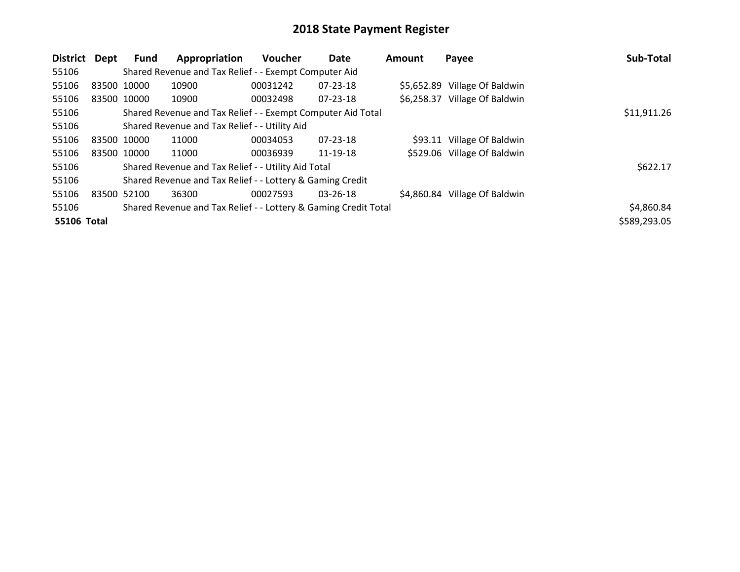# 2018 State Payment Register

| District | Dept | Fund | Appropriation | Voucher | Date | Amount | Payee | Sub-Total |
|---|---|---|---|---|---|---|---|---|
| 55106 | | Shared Revenue and Tax Relief - - Exempt Computer Aid | | | | | | |
| 55106 | 83500 | 10000 | 10900 | 00031242 | 07-23-18 | $5,652.89 | Village Of Baldwin | |
| 55106 | 83500 | 10000 | 10900 | 00032498 | 07-23-18 | $6,258.37 | Village Of Baldwin | |
| 55106 | | Shared Revenue and Tax Relief - - Exempt Computer Aid Total | | | | | | $11,911.26 |
| 55106 | | Shared Revenue and Tax Relief - - Utility Aid | | | | | | |
| 55106 | 83500 | 10000 | 11000 | 00034053 | 07-23-18 | $93.11 | Village Of Baldwin | |
| 55106 | 83500 | 10000 | 11000 | 00036939 | 11-19-18 | $529.06 | Village Of Baldwin | |
| 55106 | | Shared Revenue and Tax Relief - - Utility Aid Total | | | | | | $622.17 |
| 55106 | | Shared Revenue and Tax Relief - - Lottery & Gaming Credit | | | | | | |
| 55106 | 83500 | 52100 | 36300 | 00027593 | 03-26-18 | $4,860.84 | Village Of Baldwin | |
| 55106 | | Shared Revenue and Tax Relief - - Lottery & Gaming Credit Total | | | | | | $4,860.84 |
| **55106 Total** | | | | | | | | $589,293.05 |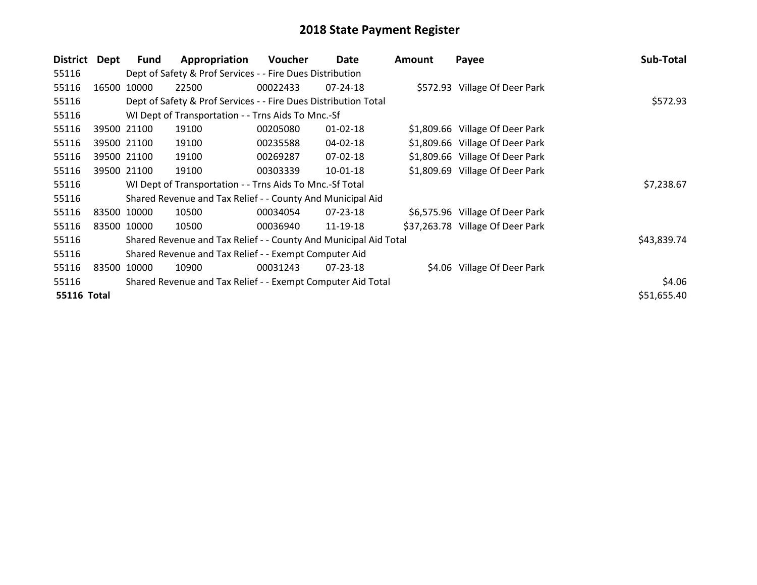# 2018 State Payment Register

| District | Dept | Fund | Appropriation | Voucher | Date | Amount | Payee | Sub-Total |
|---|---|---|---|---|---|---|---|---|
| 55116 | | Dept of Safety & Prof Services - - Fire Dues Distribution | | | | | | |
| 55116 | 16500 | 10000 | 22500 | 00022433 | 07-24-18 | $572.93 | Village Of Deer Park | |
| 55116 | | Dept of Safety & Prof Services - - Fire Dues Distribution Total | | | | | | $572.93 |
| 55116 | | WI Dept of Transportation - - Trns Aids To Mnc.-Sf | | | | | | |
| 55116 | 39500 | 21100 | 19100 | 00205080 | 01-02-18 | $1,809.66 | Village Of Deer Park | |
| 55116 | 39500 | 21100 | 19100 | 00235588 | 04-02-18 | $1,809.66 | Village Of Deer Park | |
| 55116 | 39500 | 21100 | 19100 | 00269287 | 07-02-18 | $1,809.66 | Village Of Deer Park | |
| 55116 | 39500 | 21100 | 19100 | 00303339 | 10-01-18 | $1,809.69 | Village Of Deer Park | |
| 55116 | | WI Dept of Transportation - - Trns Aids To Mnc.-Sf Total | | | | | | $7,238.67 |
| 55116 | | Shared Revenue and Tax Relief - - County And Municipal Aid | | | | | | |
| 55116 | 83500 | 10000 | 10500 | 00034054 | 07-23-18 | $6,575.96 | Village Of Deer Park | |
| 55116 | 83500 | 10000 | 10500 | 00036940 | 11-19-18 | $37,263.78 | Village Of Deer Park | |
| 55116 | | Shared Revenue and Tax Relief - - County And Municipal Aid Total | | | | | | $43,839.74 |
| 55116 | | Shared Revenue and Tax Relief - - Exempt Computer Aid | | | | | | |
| 55116 | 83500 | 10000 | 10900 | 00031243 | 07-23-18 | $4.06 | Village Of Deer Park | |
| 55116 | | Shared Revenue and Tax Relief - - Exempt Computer Aid Total | | | | | | $4.06 |
| **55116 Total** | | | | | | | | $51,655.40 |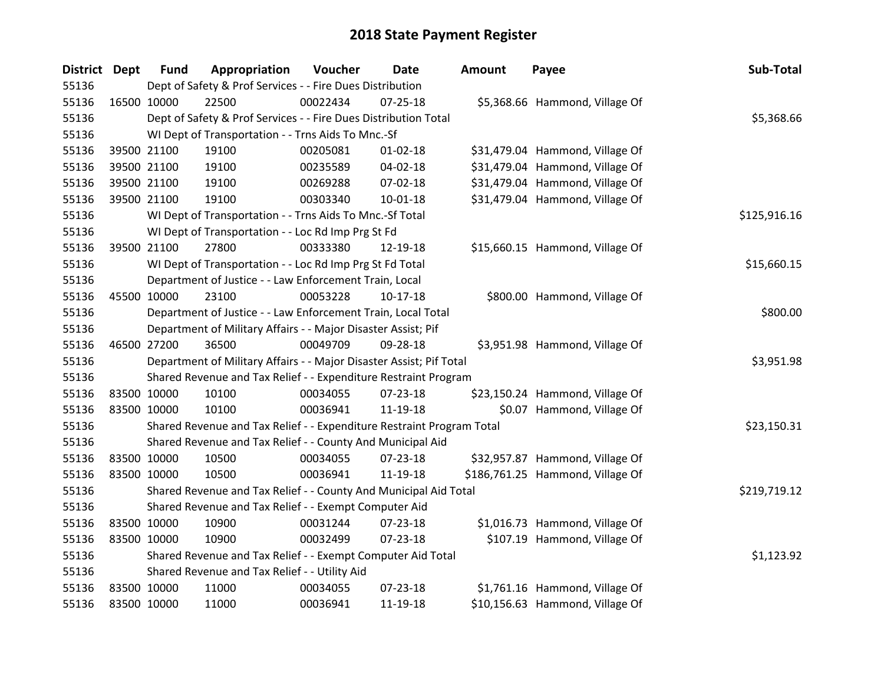# 2018 State Payment Register

| District | Dept | Fund | Appropriation | Voucher | Date | Amount | Payee | Sub-Total |
|---|---|---|---|---|---|---|---|---|
| 55136 | | Dept of Safety & Prof Services - - Fire Dues Distribution | | | | | | |
| 55136 | 16500 | 10000 | 22500 | 00022434 | 07-25-18 | $5,368.66 | Hammond, Village Of | |
| 55136 | | Dept of Safety & Prof Services - - Fire Dues Distribution Total | | | | | | $5,368.66 |
| 55136 | | WI Dept of Transportation - - Trns Aids To Mnc.-Sf | | | | | | |
| 55136 | 39500 | 21100 | 19100 | 00205081 | 01-02-18 | $31,479.04 | Hammond, Village Of | |
| 55136 | 39500 | 21100 | 19100 | 00235589 | 04-02-18 | $31,479.04 | Hammond, Village Of | |
| 55136 | 39500 | 21100 | 19100 | 00269288 | 07-02-18 | $31,479.04 | Hammond, Village Of | |
| 55136 | 39500 | 21100 | 19100 | 00303340 | 10-01-18 | $31,479.04 | Hammond, Village Of | |
| 55136 | | WI Dept of Transportation - - Trns Aids To Mnc.-Sf Total | | | | | | $125,916.16 |
| 55136 | | WI Dept of Transportation - - Loc Rd Imp Prg St Fd | | | | | | |
| 55136 | 39500 | 21100 | 27800 | 00333380 | 12-19-18 | $15,660.15 | Hammond, Village Of | |
| 55136 | | WI Dept of Transportation - - Loc Rd Imp Prg St Fd Total | | | | | | $15,660.15 |
| 55136 | | Department of Justice - - Law Enforcement Train, Local | | | | | | |
| 55136 | 45500 | 10000 | 23100 | 00053228 | 10-17-18 | $800.00 | Hammond, Village Of | |
| 55136 | | Department of Justice - - Law Enforcement Train, Local Total | | | | | | $800.00 |
| 55136 | | Department of Military Affairs - - Major Disaster Assist; Pif | | | | | | |
| 55136 | 46500 | 27200 | 36500 | 00049709 | 09-28-18 | $3,951.98 | Hammond, Village Of | |
| 55136 | | Department of Military Affairs - - Major Disaster Assist; Pif Total | | | | | | $3,951.98 |
| 55136 | | Shared Revenue and Tax Relief - - Expenditure Restraint Program | | | | | | |
| 55136 | 83500 | 10000 | 10100 | 00034055 | 07-23-18 | $23,150.24 | Hammond, Village Of | |
| 55136 | 83500 | 10000 | 10100 | 00036941 | 11-19-18 | $0.07 | Hammond, Village Of | |
| 55136 | | Shared Revenue and Tax Relief - - Expenditure Restraint Program Total | | | | | | $23,150.31 |
| 55136 | | Shared Revenue and Tax Relief - - County And Municipal Aid | | | | | | |
| 55136 | 83500 | 10000 | 10500 | 00034055 | 07-23-18 | $32,957.87 | Hammond, Village Of | |
| 55136 | 83500 | 10000 | 10500 | 00036941 | 11-19-18 | $186,761.25 | Hammond, Village Of | |
| 55136 | | Shared Revenue and Tax Relief - - County And Municipal Aid Total | | | | | | $219,719.12 |
| 55136 | | Shared Revenue and Tax Relief - - Exempt Computer Aid | | | | | | |
| 55136 | 83500 | 10000 | 10900 | 00031244 | 07-23-18 | $1,016.73 | Hammond, Village Of | |
| 55136 | 83500 | 10000 | 10900 | 00032499 | 07-23-18 | $107.19 | Hammond, Village Of | |
| 55136 | | Shared Revenue and Tax Relief - - Exempt Computer Aid Total | | | | | | $1,123.92 |
| 55136 | | Shared Revenue and Tax Relief - - Utility Aid | | | | | | |
| 55136 | 83500 | 10000 | 11000 | 00034055 | 07-23-18 | $1,761.16 | Hammond, Village Of | |
| 55136 | 83500 | 10000 | 11000 | 00036941 | 11-19-18 | $10,156.63 | Hammond, Village Of | |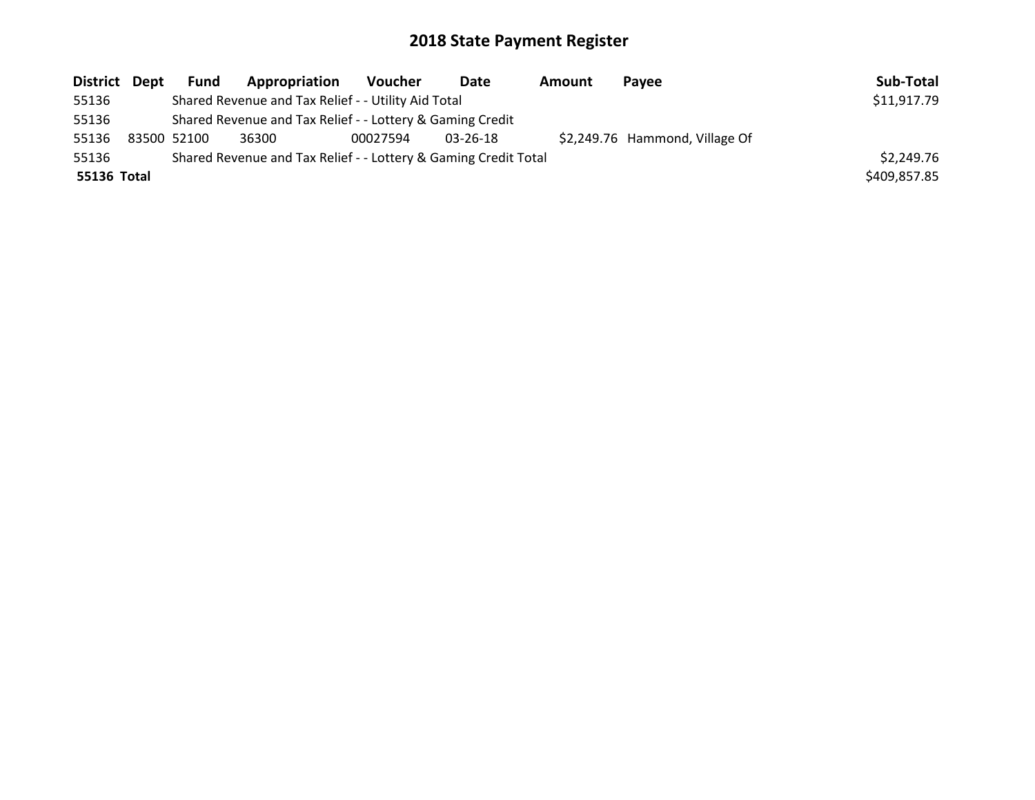## 2018 State Payment Register

| District | Dept | Fund | Appropriation | Voucher | Date | Amount | Payee | Sub-Total |
|---|---|---|---|---|---|---|---|---|
| 55136 | | Shared Revenue and Tax Relief - - Utility Aid Total | | | | | | $11,917.79 |
| 55136 | | Shared Revenue and Tax Relief - - Lottery & Gaming Credit | | | | | | |
| 55136 | 83500 | 52100 | 36300 | 00027594 | 03-26-18 | $2,249.76 | Hammond, Village Of | |
| 55136 | | Shared Revenue and Tax Relief - - Lottery & Gaming Credit Total | | | | | | $2,249.76 |
| **55136** | **Total** | | | | | | | $409,857.85 |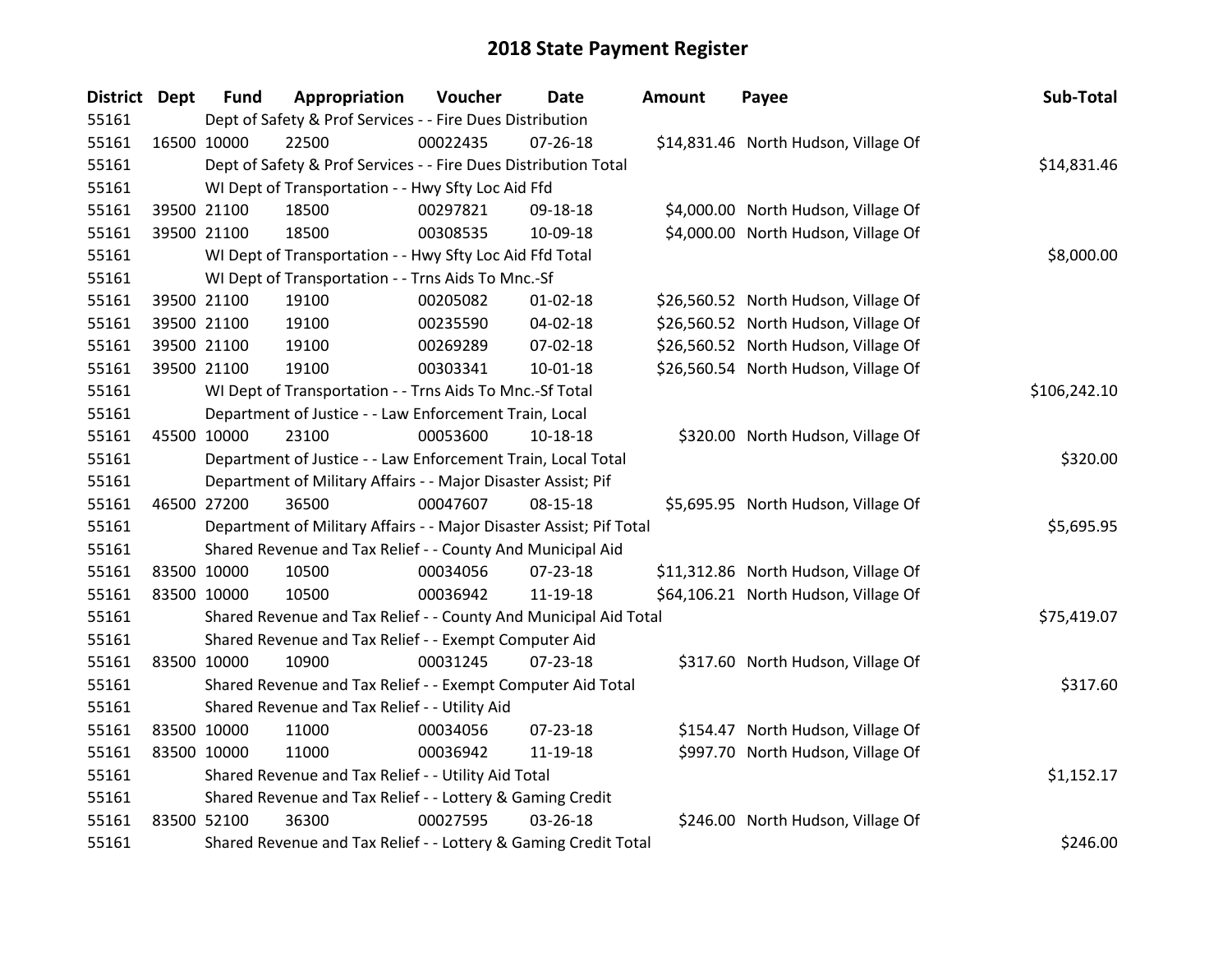# 2018 State Payment Register

| District | Dept | Fund | Appropriation | Voucher | Date | Amount | Payee | Sub-Total |
|---|---|---|---|---|---|---|---|---|
| 55161 | | Dept of Safety & Prof Services - - Fire Dues Distribution | | | | | | |
| 55161 | 16500 | 10000 | 22500 | 00022435 | 07-26-18 | $14,831.46 | North Hudson, Village Of | |
| 55161 | | Dept of Safety & Prof Services - - Fire Dues Distribution Total | | | | | | $14,831.46 |
| 55161 | | WI Dept of Transportation - - Hwy Sfty Loc Aid Ffd | | | | | | |
| 55161 | 39500 | 21100 | 18500 | 00297821 | 09-18-18 | $4,000.00 | North Hudson, Village Of | |
| 55161 | 39500 | 21100 | 18500 | 00308535 | 10-09-18 | $4,000.00 | North Hudson, Village Of | |
| 55161 | | WI Dept of Transportation - - Hwy Sfty Loc Aid Ffd Total | | | | | | $8,000.00 |
| 55161 | | WI Dept of Transportation - - Trns Aids To Mnc.-Sf | | | | | | |
| 55161 | 39500 | 21100 | 19100 | 00205082 | 01-02-18 | $26,560.52 | North Hudson, Village Of | |
| 55161 | 39500 | 21100 | 19100 | 00235590 | 04-02-18 | $26,560.52 | North Hudson, Village Of | |
| 55161 | 39500 | 21100 | 19100 | 00269289 | 07-02-18 | $26,560.52 | North Hudson, Village Of | |
| 55161 | 39500 | 21100 | 19100 | 00303341 | 10-01-18 | $26,560.54 | North Hudson, Village Of | |
| 55161 | | WI Dept of Transportation - - Trns Aids To Mnc.-Sf Total | | | | | | $106,242.10 |
| 55161 | | Department of Justice - - Law Enforcement Train, Local | | | | | | |
| 55161 | 45500 | 10000 | 23100 | 00053600 | 10-18-18 | $320.00 | North Hudson, Village Of | |
| 55161 | | Department of Justice - - Law Enforcement Train, Local Total | | | | | | $320.00 |
| 55161 | | Department of Military Affairs - - Major Disaster Assist; Pif | | | | | | |
| 55161 | 46500 | 27200 | 36500 | 00047607 | 08-15-18 | $5,695.95 | North Hudson, Village Of | |
| 55161 | | Department of Military Affairs - - Major Disaster Assist; Pif Total | | | | | | $5,695.95 |
| 55161 | | Shared Revenue and Tax Relief - - County And Municipal Aid | | | | | | |
| 55161 | 83500 | 10000 | 10500 | 00034056 | 07-23-18 | $11,312.86 | North Hudson, Village Of | |
| 55161 | 83500 | 10000 | 10500 | 00036942 | 11-19-18 | $64,106.21 | North Hudson, Village Of | |
| 55161 | | Shared Revenue and Tax Relief - - County And Municipal Aid Total | | | | | | $75,419.07 |
| 55161 | | Shared Revenue and Tax Relief - - Exempt Computer Aid | | | | | | |
| 55161 | 83500 | 10000 | 10900 | 00031245 | 07-23-18 | $317.60 | North Hudson, Village Of | |
| 55161 | | Shared Revenue and Tax Relief - - Exempt Computer Aid Total | | | | | | $317.60 |
| 55161 | | Shared Revenue and Tax Relief - - Utility Aid | | | | | | |
| 55161 | 83500 | 10000 | 11000 | 00034056 | 07-23-18 | $154.47 | North Hudson, Village Of | |
| 55161 | 83500 | 10000 | 11000 | 00036942 | 11-19-18 | $997.70 | North Hudson, Village Of | |
| 55161 | | Shared Revenue and Tax Relief - - Utility Aid Total | | | | | | $1,152.17 |
| 55161 | | Shared Revenue and Tax Relief - - Lottery & Gaming Credit | | | | | | |
| 55161 | 83500 | 52100 | 36300 | 00027595 | 03-26-18 | $246.00 | North Hudson, Village Of | |
| 55161 | | Shared Revenue and Tax Relief - - Lottery & Gaming Credit Total | | | | | | $246.00 |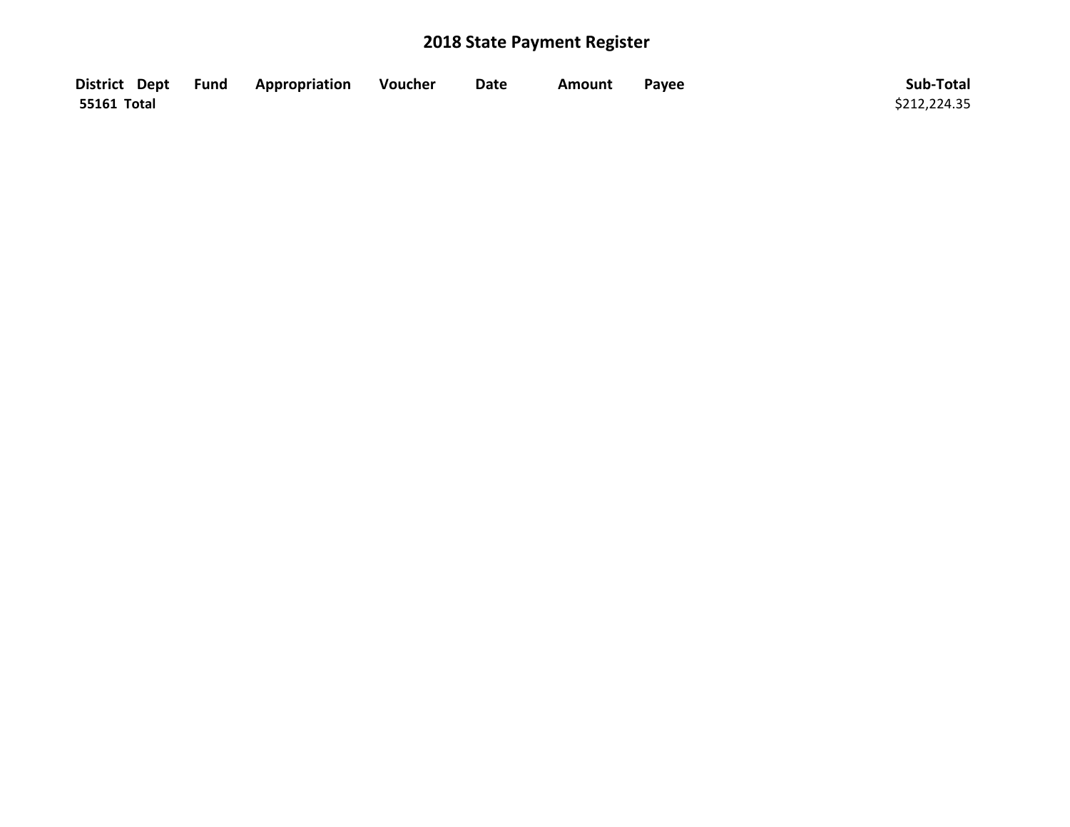# 2018 State Payment Register

| District | Dept | Fund | Appropriation | Voucher | Date | Amount | Payee | Sub-Total |
|---|---|---|---|---|---|---|---|---|
| 55161 Total | | | | | | | | $212,224.35 |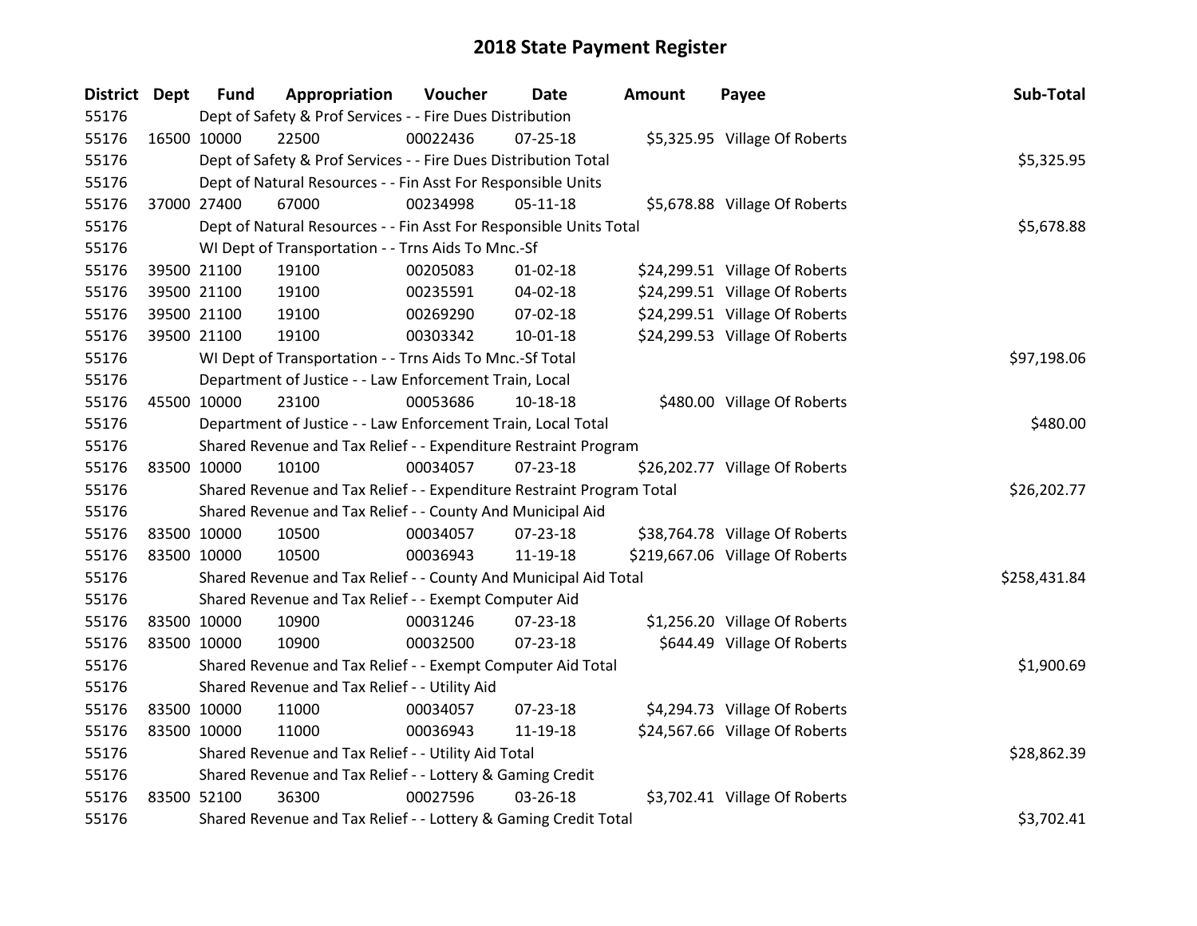# 2018 State Payment Register

| District | Dept | Fund | Appropriation | Voucher | Date | Amount | Payee | Sub-Total |
|---|---|---|---|---|---|---|---|---|
| 55176 | Dept of Safety & Prof Services - - Fire Dues Distribution | | | | | | | |
| 55176 | 16500 | 10000 | 22500 | 00022436 | 07-25-18 | $5,325.95 | Village Of Roberts | |
| 55176 | Dept of Safety & Prof Services - - Fire Dues Distribution Total | | | | | | | $5,325.95 |
| 55176 | Dept of Natural Resources - - Fin Asst For Responsible Units | | | | | | | |
| 55176 | 37000 | 27400 | 67000 | 00234998 | 05-11-18 | $5,678.88 | Village Of Roberts | |
| 55176 | Dept of Natural Resources - - Fin Asst For Responsible Units Total | | | | | | | $5,678.88 |
| 55176 | WI Dept of Transportation - - Trns Aids To Mnc.-Sf | | | | | | | |
| 55176 | 39500 | 21100 | 19100 | 00205083 | 01-02-18 | $24,299.51 | Village Of Roberts | |
| 55176 | 39500 | 21100 | 19100 | 00235591 | 04-02-18 | $24,299.51 | Village Of Roberts | |
| 55176 | 39500 | 21100 | 19100 | 00269290 | 07-02-18 | $24,299.51 | Village Of Roberts | |
| 55176 | 39500 | 21100 | 19100 | 00303342 | 10-01-18 | $24,299.53 | Village Of Roberts | |
| 55176 | WI Dept of Transportation - - Trns Aids To Mnc.-Sf Total | | | | | | | $97,198.06 |
| 55176 | Department of Justice - - Law Enforcement Train, Local | | | | | | | |
| 55176 | 45500 | 10000 | 23100 | 00053686 | 10-18-18 | $480.00 | Village Of Roberts | |
| 55176 | Department of Justice - - Law Enforcement Train, Local Total | | | | | | | $480.00 |
| 55176 | Shared Revenue and Tax Relief - - Expenditure Restraint Program | | | | | | | |
| 55176 | 83500 | 10000 | 10100 | 00034057 | 07-23-18 | $26,202.77 | Village Of Roberts | |
| 55176 | Shared Revenue and Tax Relief - - Expenditure Restraint Program Total | | | | | | | $26,202.77 |
| 55176 | Shared Revenue and Tax Relief - - County And Municipal Aid | | | | | | | |
| 55176 | 83500 | 10000 | 10500 | 00034057 | 07-23-18 | $38,764.78 | Village Of Roberts | |
| 55176 | 83500 | 10000 | 10500 | 00036943 | 11-19-18 | $219,667.06 | Village Of Roberts | |
| 55176 | Shared Revenue and Tax Relief - - County And Municipal Aid Total | | | | | | | $258,431.84 |
| 55176 | Shared Revenue and Tax Relief - - Exempt Computer Aid | | | | | | | |
| 55176 | 83500 | 10000 | 10900 | 00031246 | 07-23-18 | $1,256.20 | Village Of Roberts | |
| 55176 | 83500 | 10000 | 10900 | 00032500 | 07-23-18 | $644.49 | Village Of Roberts | |
| 55176 | Shared Revenue and Tax Relief - - Exempt Computer Aid Total | | | | | | | $1,900.69 |
| 55176 | Shared Revenue and Tax Relief - - Utility Aid | | | | | | | |
| 55176 | 83500 | 10000 | 11000 | 00034057 | 07-23-18 | $4,294.73 | Village Of Roberts | |
| 55176 | 83500 | 10000 | 11000 | 00036943 | 11-19-18 | $24,567.66 | Village Of Roberts | |
| 55176 | Shared Revenue and Tax Relief - - Utility Aid Total | | | | | | | $28,862.39 |
| 55176 | Shared Revenue and Tax Relief - - Lottery & Gaming Credit | | | | | | | |
| 55176 | 83500 | 52100 | 36300 | 00027596 | 03-26-18 | $3,702.41 | Village Of Roberts | |
| 55176 | Shared Revenue and Tax Relief - - Lottery & Gaming Credit Total | | | | | | | $3,702.41 |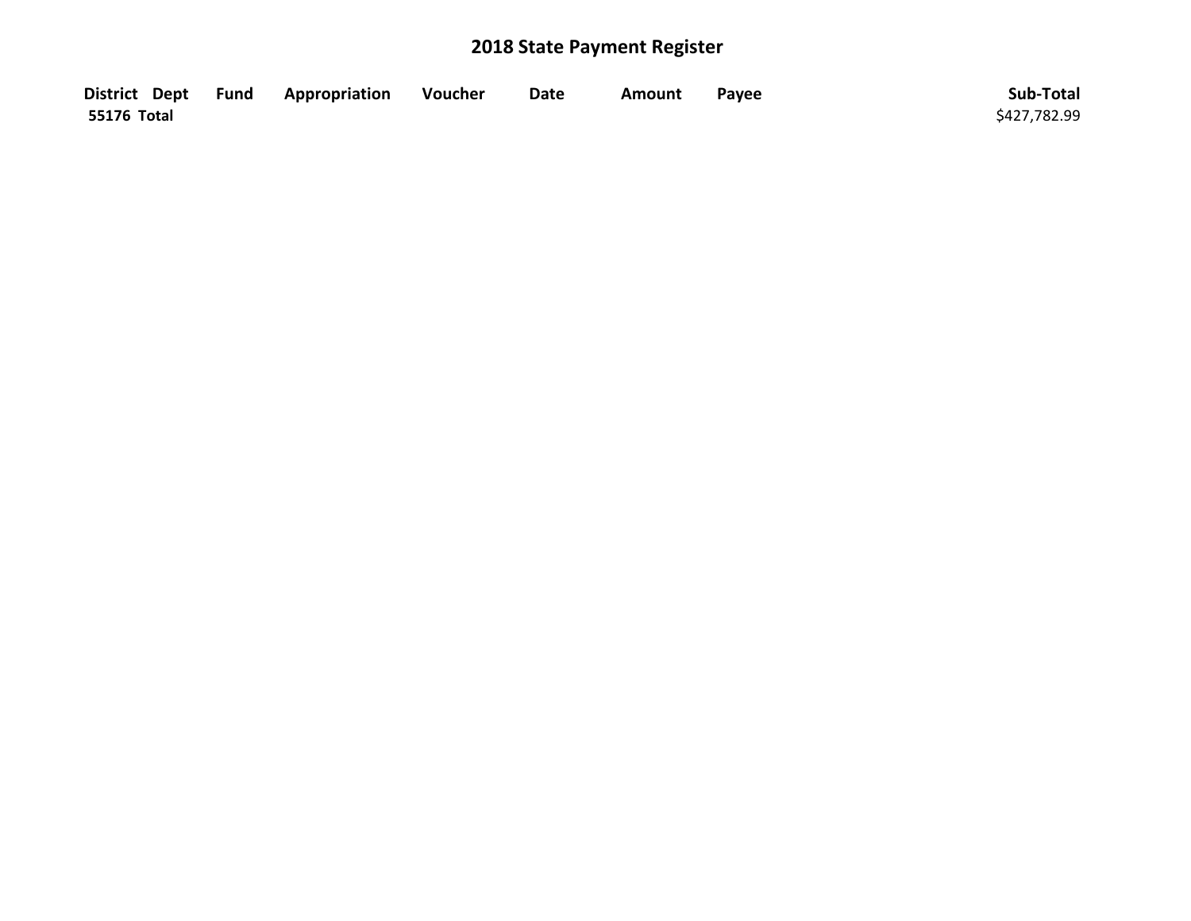# 2018 State Payment Register

| District | Dept | Fund | Appropriation | Voucher | Date | Amount | Payee | Sub-Total |
|---|---|---|---|---|---|---|---|---|
| **55176 Total** | | | | | | | | $427,782.99 |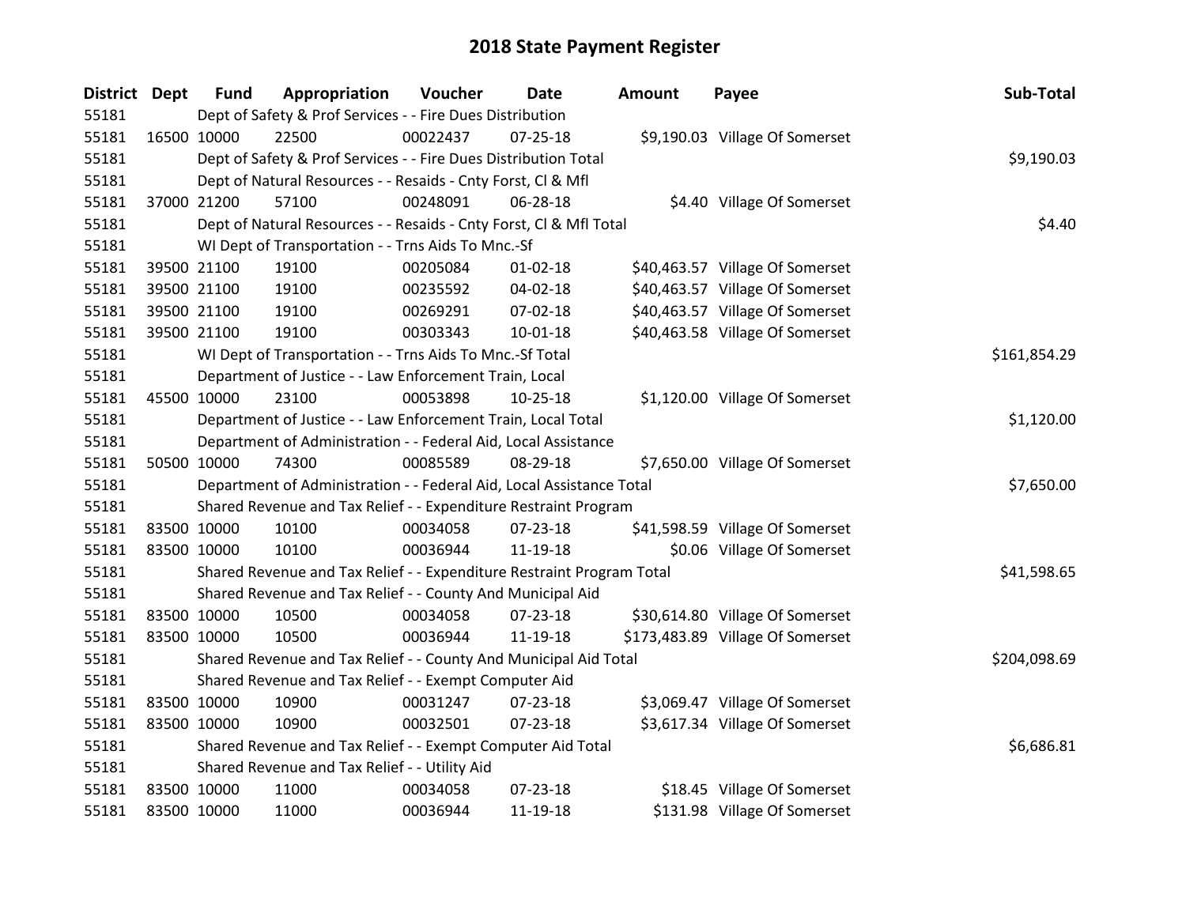# 2018 State Payment Register

| District | Dept | Fund | Appropriation | Voucher | Date | Amount | Payee | Sub-Total |
|---|---|---|---|---|---|---|---|---|
| 55181 | | Dept of Safety & Prof Services - - Fire Dues Distribution | | | | | | |
| 55181 | 16500 | 10000 | 22500 | 00022437 | 07-25-18 | $9,190.03 | Village Of Somerset | |
| 55181 | | Dept of Safety & Prof Services - - Fire Dues Distribution Total | | | | | | $9,190.03 |
| 55181 | | Dept of Natural Resources - - Resaids - Cnty Forst, Cl & Mfl | | | | | | |
| 55181 | 37000 | 21200 | 57100 | 00248091 | 06-28-18 | $4.40 | Village Of Somerset | |
| 55181 | | Dept of Natural Resources - - Resaids - Cnty Forst, Cl & Mfl Total | | | | | | $4.40 |
| 55181 | | WI Dept of Transportation - - Trns Aids To Mnc.-Sf | | | | | | |
| 55181 | 39500 | 21100 | 19100 | 00205084 | 01-02-18 | $40,463.57 | Village Of Somerset | |
| 55181 | 39500 | 21100 | 19100 | 00235592 | 04-02-18 | $40,463.57 | Village Of Somerset | |
| 55181 | 39500 | 21100 | 19100 | 00269291 | 07-02-18 | $40,463.57 | Village Of Somerset | |
| 55181 | 39500 | 21100 | 19100 | 00303343 | 10-01-18 | $40,463.58 | Village Of Somerset | |
| 55181 | | WI Dept of Transportation - - Trns Aids To Mnc.-Sf Total | | | | | | $161,854.29 |
| 55181 | | Department of Justice - - Law Enforcement Train, Local | | | | | | |
| 55181 | 45500 | 10000 | 23100 | 00053898 | 10-25-18 | $1,120.00 | Village Of Somerset | |
| 55181 | | Department of Justice - - Law Enforcement Train, Local Total | | | | | | $1,120.00 |
| 55181 | | Department of Administration - - Federal Aid, Local Assistance | | | | | | |
| 55181 | 50500 | 10000 | 74300 | 00085589 | 08-29-18 | $7,650.00 | Village Of Somerset | |
| 55181 | | Department of Administration - - Federal Aid, Local Assistance Total | | | | | | $7,650.00 |
| 55181 | | Shared Revenue and Tax Relief - - Expenditure Restraint Program | | | | | | |
| 55181 | 83500 | 10000 | 10100 | 00034058 | 07-23-18 | $41,598.59 | Village Of Somerset | |
| 55181 | 83500 | 10000 | 10100 | 00036944 | 11-19-18 | $0.06 | Village Of Somerset | |
| 55181 | | Shared Revenue and Tax Relief - - Expenditure Restraint Program Total | | | | | | $41,598.65 |
| 55181 | | Shared Revenue and Tax Relief - - County And Municipal Aid | | | | | | |
| 55181 | 83500 | 10000 | 10500 | 00034058 | 07-23-18 | $30,614.80 | Village Of Somerset | |
| 55181 | 83500 | 10000 | 10500 | 00036944 | 11-19-18 | $173,483.89 | Village Of Somerset | |
| 55181 | | Shared Revenue and Tax Relief - - County And Municipal Aid Total | | | | | | $204,098.69 |
| 55181 | | Shared Revenue and Tax Relief - - Exempt Computer Aid | | | | | | |
| 55181 | 83500 | 10000 | 10900 | 00031247 | 07-23-18 | $3,069.47 | Village Of Somerset | |
| 55181 | 83500 | 10000 | 10900 | 00032501 | 07-23-18 | $3,617.34 | Village Of Somerset | |
| 55181 | | Shared Revenue and Tax Relief - - Exempt Computer Aid Total | | | | | | $6,686.81 |
| 55181 | | Shared Revenue and Tax Relief - - Utility Aid | | | | | | |
| 55181 | 83500 | 10000 | 11000 | 00034058 | 07-23-18 | $18.45 | Village Of Somerset | |
| 55181 | 83500 | 10000 | 11000 | 00036944 | 11-19-18 | $131.98 | Village Of Somerset | |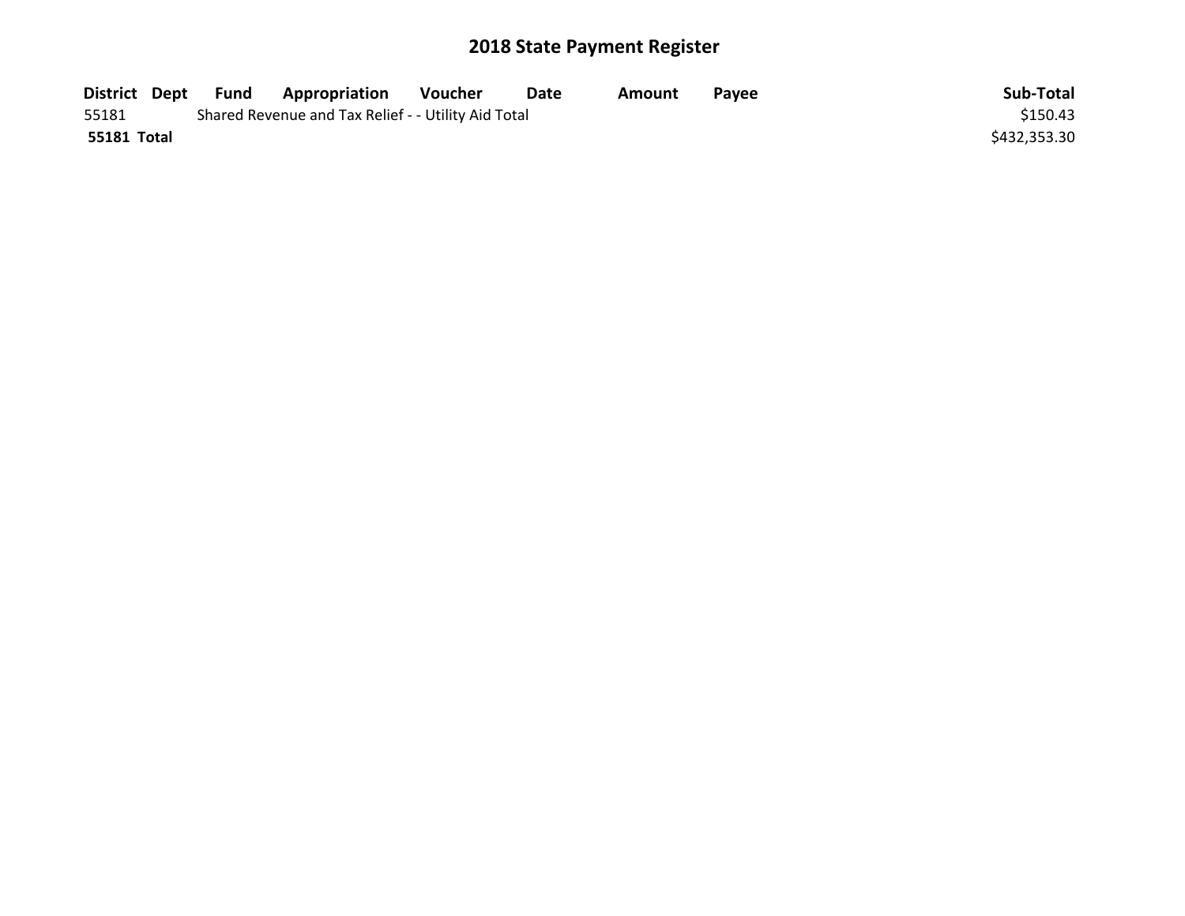# 2018 State Payment Register

| District | Dept | Fund | Appropriation | Voucher | Date | Amount | Payee | Sub-Total |
|---|---|---|---|---|---|---|---|---|
| 55181 | | Shared Revenue and Tax Relief - - Utility Aid Total | | | | | | $150.43 |
| **55181 Total** | | | | | | | | $432,353.30 |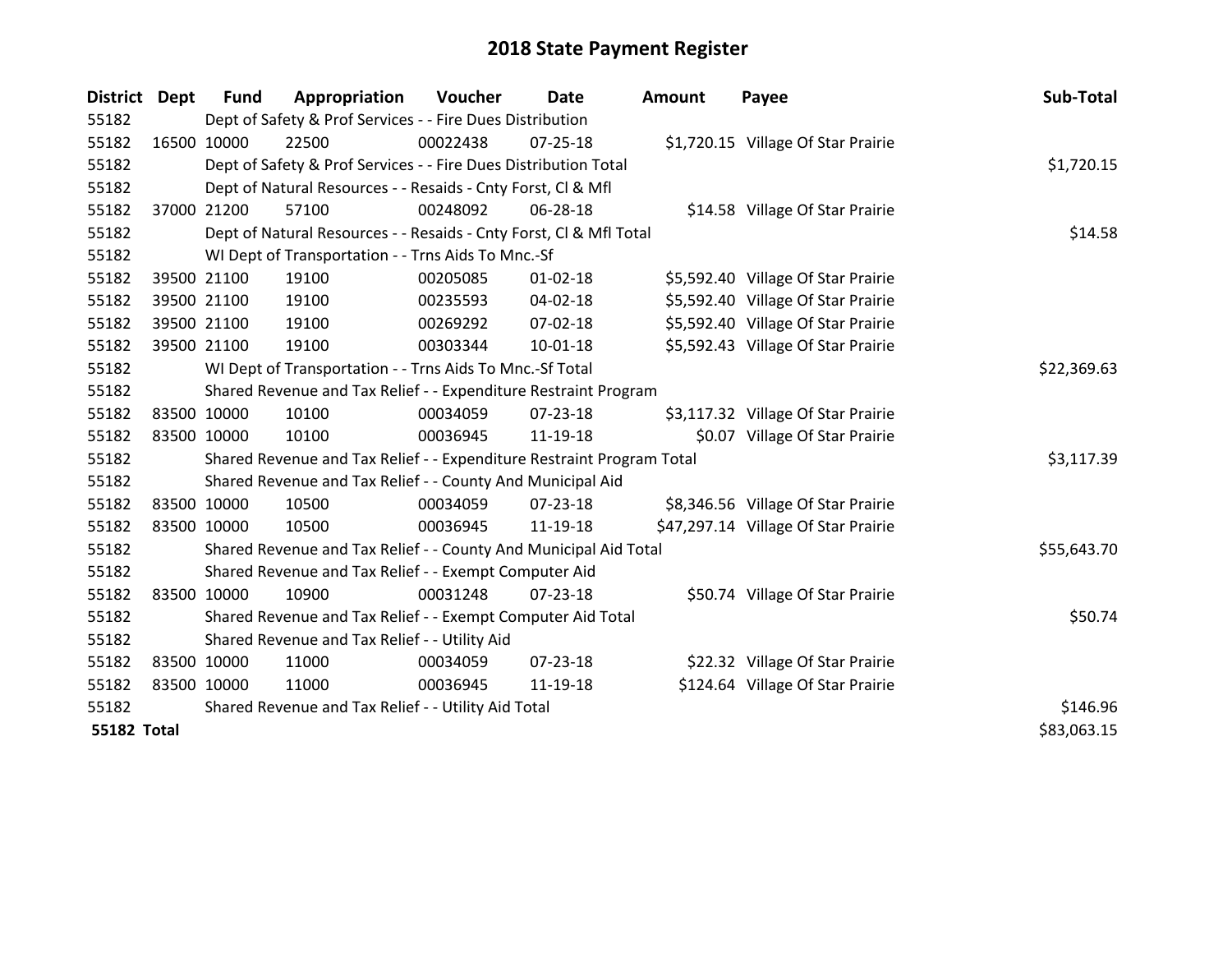# 2018 State Payment Register

| District | Dept | Fund | Appropriation | Voucher | Date | Amount | Payee | Sub-Total |
|---|---|---|---|---|---|---|---|---|
| 55182 | | Dept of Safety & Prof Services - - Fire Dues Distribution | | | | | | |
| 55182 | 16500 | 10000 | 22500 | 00022438 | 07-25-18 | $1,720.15 | Village Of Star Prairie | |
| 55182 | | Dept of Safety & Prof Services - - Fire Dues Distribution Total | | | | | | $1,720.15 |
| 55182 | | Dept of Natural Resources - - Resaids - Cnty Forst, Cl & Mfl | | | | | | |
| 55182 | 37000 | 21200 | 57100 | 00248092 | 06-28-18 | $14.58 | Village Of Star Prairie | |
| 55182 | | Dept of Natural Resources - - Resaids - Cnty Forst, Cl & Mfl Total | | | | | | $14.58 |
| 55182 | | WI Dept of Transportation - - Trns Aids To Mnc.-Sf | | | | | | |
| 55182 | 39500 | 21100 | 19100 | 00205085 | 01-02-18 | $5,592.40 | Village Of Star Prairie | |
| 55182 | 39500 | 21100 | 19100 | 00235593 | 04-02-18 | $5,592.40 | Village Of Star Prairie | |
| 55182 | 39500 | 21100 | 19100 | 00269292 | 07-02-18 | $5,592.40 | Village Of Star Prairie | |
| 55182 | 39500 | 21100 | 19100 | 00303344 | 10-01-18 | $5,592.43 | Village Of Star Prairie | |
| 55182 | | WI Dept of Transportation - - Trns Aids To Mnc.-Sf Total | | | | | | $22,369.63 |
| 55182 | | Shared Revenue and Tax Relief - - Expenditure Restraint Program | | | | | | |
| 55182 | 83500 | 10000 | 10100 | 00034059 | 07-23-18 | $3,117.32 | Village Of Star Prairie | |
| 55182 | 83500 | 10000 | 10100 | 00036945 | 11-19-18 | $0.07 | Village Of Star Prairie | |
| 55182 | | Shared Revenue and Tax Relief - - Expenditure Restraint Program Total | | | | | | $3,117.39 |
| 55182 | | Shared Revenue and Tax Relief - - County And Municipal Aid | | | | | | |
| 55182 | 83500 | 10000 | 10500 | 00034059 | 07-23-18 | $8,346.56 | Village Of Star Prairie | |
| 55182 | 83500 | 10000 | 10500 | 00036945 | 11-19-18 | $47,297.14 | Village Of Star Prairie | |
| 55182 | | Shared Revenue and Tax Relief - - County And Municipal Aid Total | | | | | | $55,643.70 |
| 55182 | | Shared Revenue and Tax Relief - - Exempt Computer Aid | | | | | | |
| 55182 | 83500 | 10000 | 10900 | 00031248 | 07-23-18 | $50.74 | Village Of Star Prairie | |
| 55182 | | Shared Revenue and Tax Relief - - Exempt Computer Aid Total | | | | | | $50.74 |
| 55182 | | Shared Revenue and Tax Relief - - Utility Aid | | | | | | |
| 55182 | 83500 | 10000 | 11000 | 00034059 | 07-23-18 | $22.32 | Village Of Star Prairie | |
| 55182 | 83500 | 10000 | 11000 | 00036945 | 11-19-18 | $124.64 | Village Of Star Prairie | |
| 55182 | | Shared Revenue and Tax Relief - - Utility Aid Total | | | | | | $146.96 |
| **55182 Total** | | | | | | | | $83,063.15 |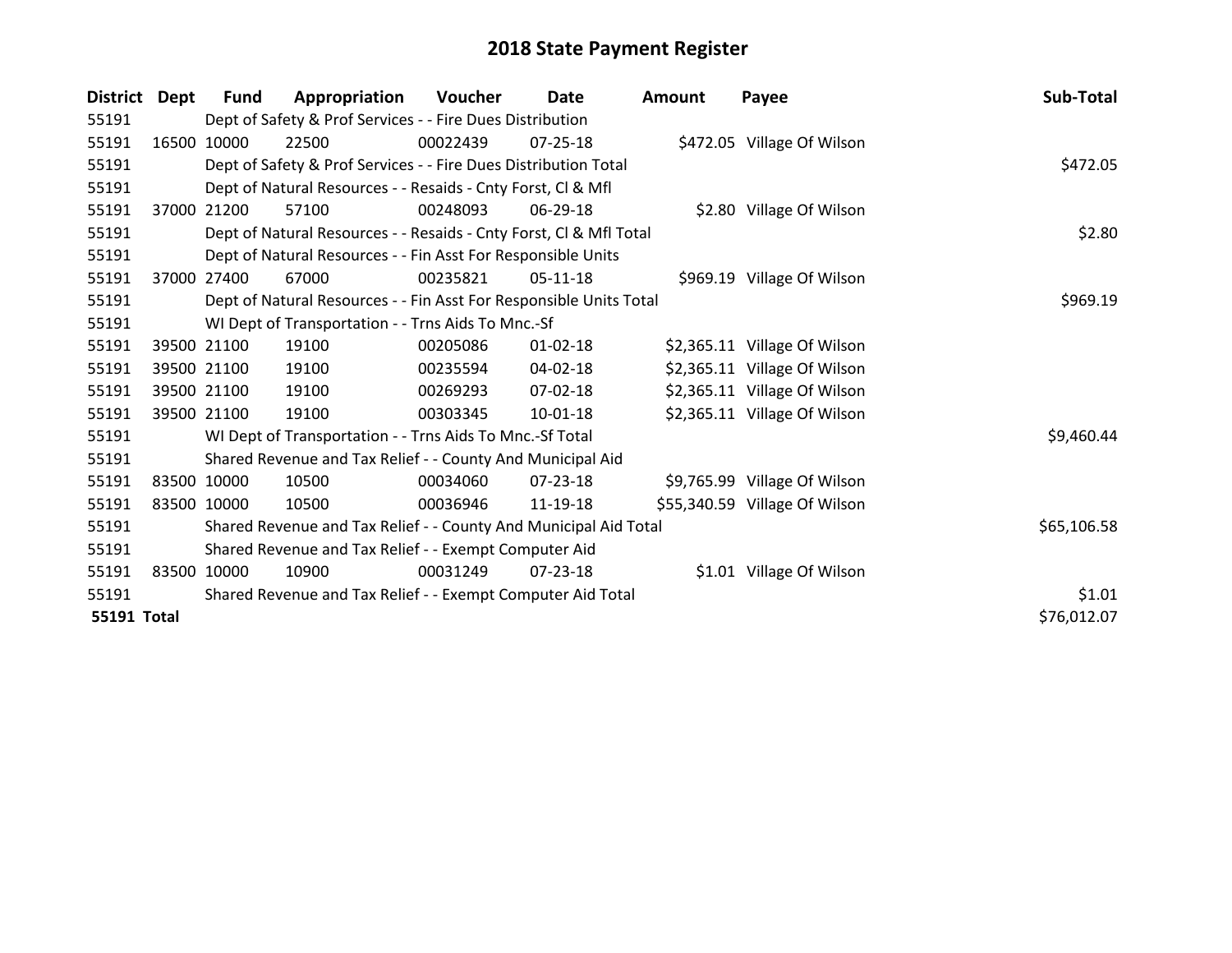# 2018 State Payment Register

| District | Dept | Fund | Appropriation | Voucher | Date | Amount | Payee | Sub-Total |
|---|---|---|---|---|---|---|---|---|
| 55191 | | Dept of Safety & Prof Services - - Fire Dues Distribution | | | | | | |
| 55191 | 16500 | 10000 | 22500 | 00022439 | 07-25-18 | $472.05 | Village Of Wilson | |
| 55191 | | Dept of Safety & Prof Services - - Fire Dues Distribution Total | | | | | | $472.05 |
| 55191 | | Dept of Natural Resources - - Resaids - Cnty Forst, Cl & Mfl | | | | | | |
| 55191 | 37000 | 21200 | 57100 | 00248093 | 06-29-18 | $2.80 | Village Of Wilson | |
| 55191 | | Dept of Natural Resources - - Resaids - Cnty Forst, Cl & Mfl Total | | | | | | $2.80 |
| 55191 | | Dept of Natural Resources - - Fin Asst For Responsible Units | | | | | | |
| 55191 | 37000 | 27400 | 67000 | 00235821 | 05-11-18 | $969.19 | Village Of Wilson | |
| 55191 | | Dept of Natural Resources - - Fin Asst For Responsible Units Total | | | | | | $969.19 |
| 55191 | | WI Dept of Transportation - - Trns Aids To Mnc.-Sf | | | | | | |
| 55191 | 39500 | 21100 | 19100 | 00205086 | 01-02-18 | $2,365.11 | Village Of Wilson | |
| 55191 | 39500 | 21100 | 19100 | 00235594 | 04-02-18 | $2,365.11 | Village Of Wilson | |
| 55191 | 39500 | 21100 | 19100 | 00269293 | 07-02-18 | $2,365.11 | Village Of Wilson | |
| 55191 | 39500 | 21100 | 19100 | 00303345 | 10-01-18 | $2,365.11 | Village Of Wilson | |
| 55191 | | WI Dept of Transportation - - Trns Aids To Mnc.-Sf Total | | | | | | $9,460.44 |
| 55191 | | Shared Revenue and Tax Relief - - County And Municipal Aid | | | | | | |
| 55191 | 83500 | 10000 | 10500 | 00034060 | 07-23-18 | $9,765.99 | Village Of Wilson | |
| 55191 | 83500 | 10000 | 10500 | 00036946 | 11-19-18 | $55,340.59 | Village Of Wilson | |
| 55191 | | Shared Revenue and Tax Relief - - County And Municipal Aid Total | | | | | | $65,106.58 |
| 55191 | | Shared Revenue and Tax Relief - - Exempt Computer Aid | | | | | | |
| 55191 | 83500 | 10000 | 10900 | 00031249 | 07-23-18 | $1.01 | Village Of Wilson | |
| 55191 | | Shared Revenue and Tax Relief - - Exempt Computer Aid Total | | | | | | $1.01 |
| **55191 Total** | | | | | | | | $76,012.07 |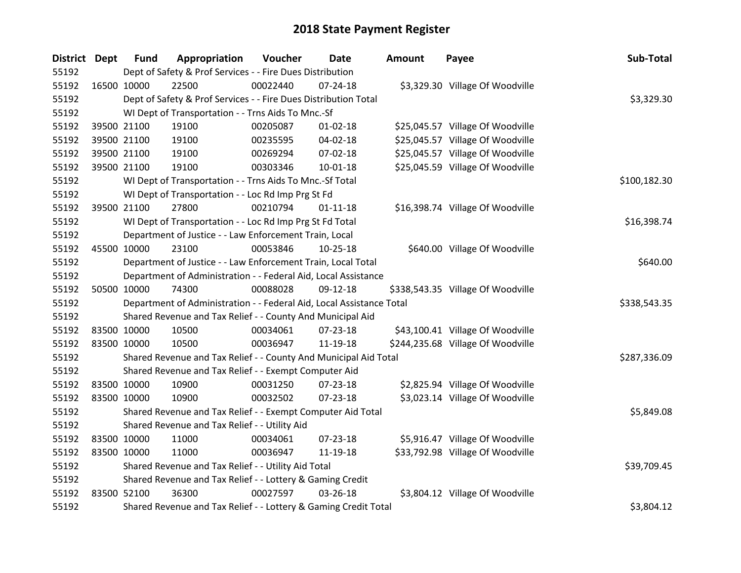# 2018 State Payment Register

| District | Dept | Fund | Appropriation | Voucher | Date | Amount | Payee | Sub-Total |
|---|---|---|---|---|---|---|---|---|
| 55192 | | Dept of Safety & Prof Services - - Fire Dues Distribution | | | | | | |
| 55192 | 16500 | 10000 | 22500 | 00022440 | 07-24-18 | $3,329.30 | Village Of Woodville | |
| 55192 | | Dept of Safety & Prof Services - - Fire Dues Distribution Total | | | | | | $3,329.30 |
| 55192 | | WI Dept of Transportation - - Trns Aids To Mnc.-Sf | | | | | | |
| 55192 | 39500 | 21100 | 19100 | 00205087 | 01-02-18 | $25,045.57 | Village Of Woodville | |
| 55192 | 39500 | 21100 | 19100 | 00235595 | 04-02-18 | $25,045.57 | Village Of Woodville | |
| 55192 | 39500 | 21100 | 19100 | 00269294 | 07-02-18 | $25,045.57 | Village Of Woodville | |
| 55192 | 39500 | 21100 | 19100 | 00303346 | 10-01-18 | $25,045.59 | Village Of Woodville | |
| 55192 | | WI Dept of Transportation - - Trns Aids To Mnc.-Sf Total | | | | | | $100,182.30 |
| 55192 | | WI Dept of Transportation - - Loc Rd Imp Prg St Fd | | | | | | |
| 55192 | 39500 | 21100 | 27800 | 00210794 | 01-11-18 | $16,398.74 | Village Of Woodville | |
| 55192 | | WI Dept of Transportation - - Loc Rd Imp Prg St Fd Total | | | | | | $16,398.74 |
| 55192 | | Department of Justice - - Law Enforcement Train, Local | | | | | | |
| 55192 | 45500 | 10000 | 23100 | 00053846 | 10-25-18 | $640.00 | Village Of Woodville | |
| 55192 | | Department of Justice - - Law Enforcement Train, Local Total | | | | | | $640.00 |
| 55192 | | Department of Administration - - Federal Aid, Local Assistance | | | | | | |
| 55192 | 50500 | 10000 | 74300 | 00088028 | 09-12-18 | $338,543.35 | Village Of Woodville | |
| 55192 | | Department of Administration - - Federal Aid, Local Assistance Total | | | | | | $338,543.35 |
| 55192 | | Shared Revenue and Tax Relief - - County And Municipal Aid | | | | | | |
| 55192 | 83500 | 10000 | 10500 | 00034061 | 07-23-18 | $43,100.41 | Village Of Woodville | |
| 55192 | 83500 | 10000 | 10500 | 00036947 | 11-19-18 | $244,235.68 | Village Of Woodville | |
| 55192 | | Shared Revenue and Tax Relief - - County And Municipal Aid Total | | | | | | $287,336.09 |
| 55192 | | Shared Revenue and Tax Relief - - Exempt Computer Aid | | | | | | |
| 55192 | 83500 | 10000 | 10900 | 00031250 | 07-23-18 | $2,825.94 | Village Of Woodville | |
| 55192 | 83500 | 10000 | 10900 | 00032502 | 07-23-18 | $3,023.14 | Village Of Woodville | |
| 55192 | | Shared Revenue and Tax Relief - - Exempt Computer Aid Total | | | | | | $5,849.08 |
| 55192 | | Shared Revenue and Tax Relief - - Utility Aid | | | | | | |
| 55192 | 83500 | 10000 | 11000 | 00034061 | 07-23-18 | $5,916.47 | Village Of Woodville | |
| 55192 | 83500 | 10000 | 11000 | 00036947 | 11-19-18 | $33,792.98 | Village Of Woodville | |
| 55192 | | Shared Revenue and Tax Relief - - Utility Aid Total | | | | | | $39,709.45 |
| 55192 | | Shared Revenue and Tax Relief - - Lottery & Gaming Credit | | | | | | |
| 55192 | 83500 | 52100 | 36300 | 00027597 | 03-26-18 | $3,804.12 | Village Of Woodville | |
| 55192 | | Shared Revenue and Tax Relief - - Lottery & Gaming Credit Total | | | | | | $3,804.12 |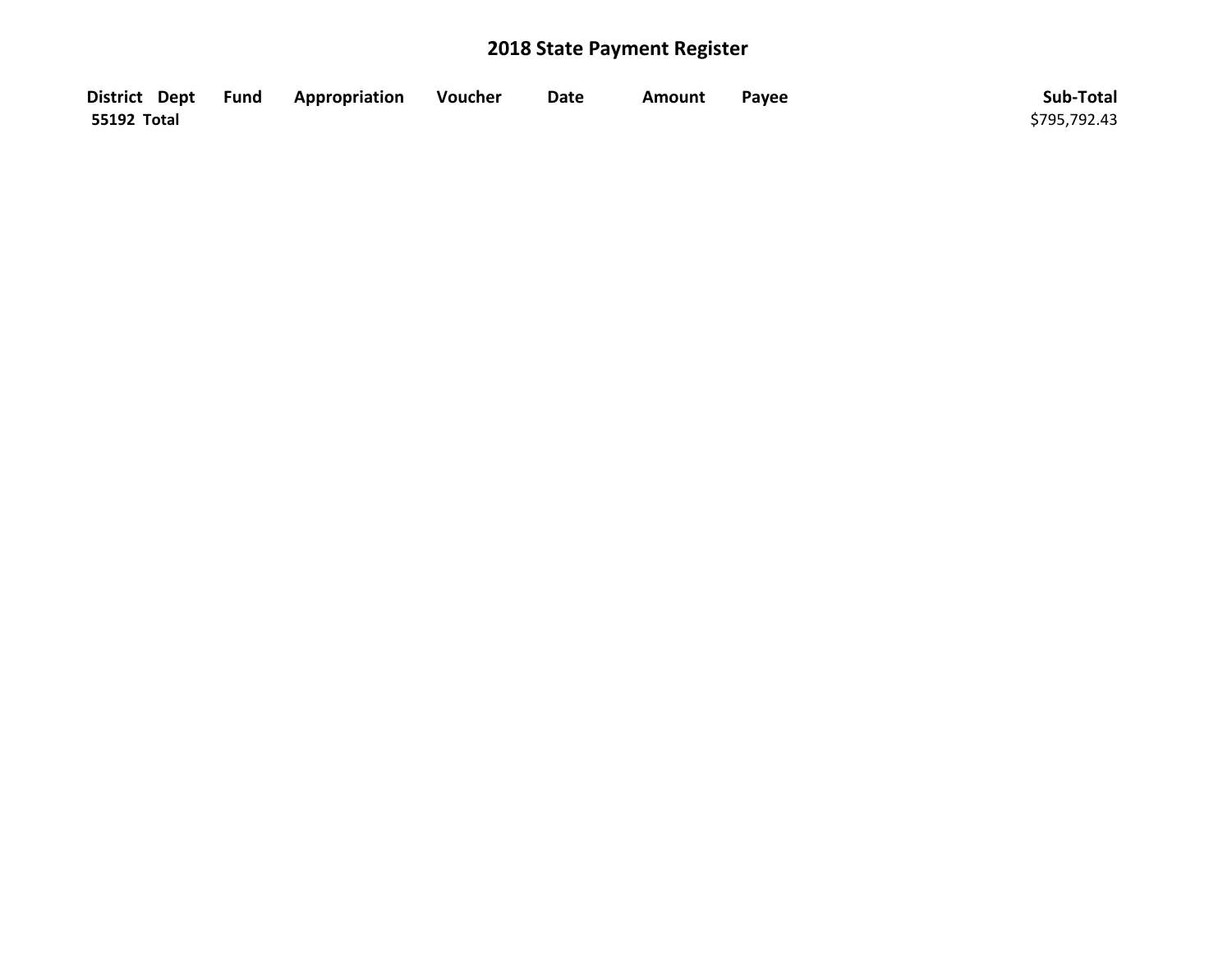# 2018 State Payment Register

| District | Dept | Fund | Appropriation | Voucher | Date | Amount | Payee | Sub-Total |
|---|---|---|---|---|---|---|---|---|
| **55192 Total** | | | | | | | | $795,792.43 |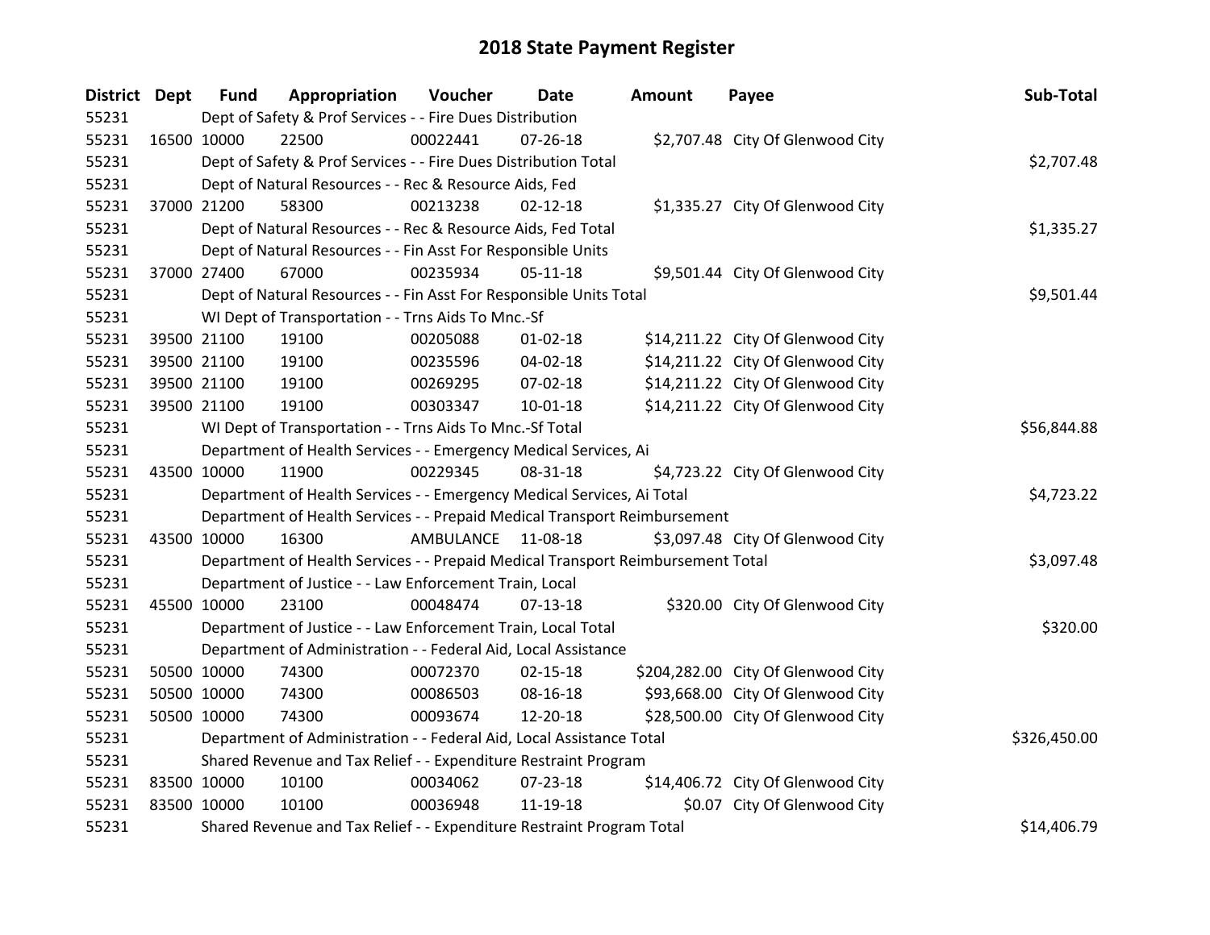# 2018 State Payment Register

| District | Dept | Fund | Appropriation | Voucher | Date | Amount | Payee | Sub-Total |
|---|---|---|---|---|---|---|---|---|
| 55231 | | Dept of Safety & Prof Services - - Fire Dues Distribution | | | | | | |
| 55231 | 16500 | 10000 | 22500 | 00022441 | 07-26-18 | $2,707.48 | City Of Glenwood City | |
| 55231 | | Dept of Safety & Prof Services - - Fire Dues Distribution Total | | | | | | $2,707.48 |
| 55231 | | Dept of Natural Resources - - Rec & Resource Aids, Fed | | | | | | |
| 55231 | 37000 | 21200 | 58300 | 00213238 | 02-12-18 | $1,335.27 | City Of Glenwood City | |
| 55231 | | Dept of Natural Resources - - Rec & Resource Aids, Fed Total | | | | | | $1,335.27 |
| 55231 | | Dept of Natural Resources - - Fin Asst For Responsible Units | | | | | | |
| 55231 | 37000 | 27400 | 67000 | 00235934 | 05-11-18 | $9,501.44 | City Of Glenwood City | |
| 55231 | | Dept of Natural Resources - - Fin Asst For Responsible Units Total | | | | | | $9,501.44 |
| 55231 | | WI Dept of Transportation - - Trns Aids To Mnc.-Sf | | | | | | |
| 55231 | 39500 | 21100 | 19100 | 00205088 | 01-02-18 | $14,211.22 | City Of Glenwood City | |
| 55231 | 39500 | 21100 | 19100 | 00235596 | 04-02-18 | $14,211.22 | City Of Glenwood City | |
| 55231 | 39500 | 21100 | 19100 | 00269295 | 07-02-18 | $14,211.22 | City Of Glenwood City | |
| 55231 | 39500 | 21100 | 19100 | 00303347 | 10-01-18 | $14,211.22 | City Of Glenwood City | |
| 55231 | | WI Dept of Transportation - - Trns Aids To Mnc.-Sf Total | | | | | | $56,844.88 |
| 55231 | | Department of Health Services - - Emergency Medical Services, Ai | | | | | | |
| 55231 | 43500 | 10000 | 11900 | 00229345 | 08-31-18 | $4,723.22 | City Of Glenwood City | |
| 55231 | | Department of Health Services - - Emergency Medical Services, Ai Total | | | | | | $4,723.22 |
| 55231 | | Department of Health Services - - Prepaid Medical Transport Reimbursement | | | | | | |
| 55231 | 43500 | 10000 | 16300 | AMBULANCE | 11-08-18 | $3,097.48 | City Of Glenwood City | |
| 55231 | | Department of Health Services - - Prepaid Medical Transport Reimbursement Total | | | | | | $3,097.48 |
| 55231 | | Department of Justice - - Law Enforcement Train, Local | | | | | | |
| 55231 | 45500 | 10000 | 23100 | 00048474 | 07-13-18 | $320.00 | City Of Glenwood City | |
| 55231 | | Department of Justice - - Law Enforcement Train, Local Total | | | | | | $320.00 |
| 55231 | | Department of Administration - - Federal Aid, Local Assistance | | | | | | |
| 55231 | 50500 | 10000 | 74300 | 00072370 | 02-15-18 | $204,282.00 | City Of Glenwood City | |
| 55231 | 50500 | 10000 | 74300 | 00086503 | 08-16-18 | $93,668.00 | City Of Glenwood City | |
| 55231 | 50500 | 10000 | 74300 | 00093674 | 12-20-18 | $28,500.00 | City Of Glenwood City | |
| 55231 | | Department of Administration - - Federal Aid, Local Assistance Total | | | | | | $326,450.00 |
| 55231 | | Shared Revenue and Tax Relief - - Expenditure Restraint Program | | | | | | |
| 55231 | 83500 | 10000 | 10100 | 00034062 | 07-23-18 | $14,406.72 | City Of Glenwood City | |
| 55231 | 83500 | 10000 | 10100 | 00036948 | 11-19-18 | $0.07 | City Of Glenwood City | |
| 55231 | | Shared Revenue and Tax Relief - - Expenditure Restraint Program Total | | | | | | $14,406.79 |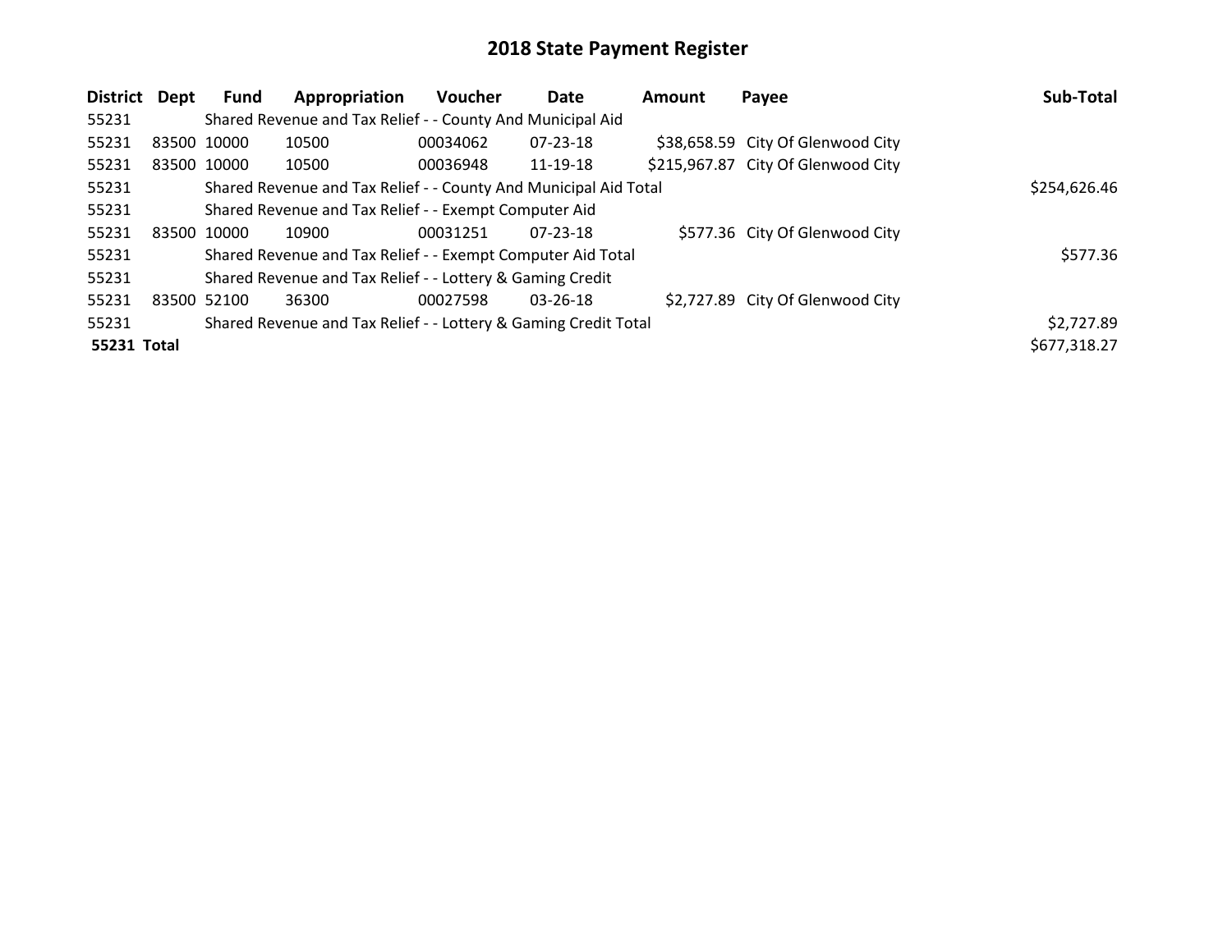# 2018 State Payment Register

| District | Dept | Fund | Appropriation | Voucher | Date | Amount | Payee | Sub-Total |
|---|---|---|---|---|---|---|---|---|
| 55231 | | Shared Revenue and Tax Relief - - County And Municipal Aid | | | | | | |
| 55231 | 83500 | 10000 | 10500 | 00034062 | 07-23-18 | $38,658.59 | City Of Glenwood City | |
| 55231 | 83500 | 10000 | 10500 | 00036948 | 11-19-18 | $215,967.87 | City Of Glenwood City | |
| 55231 | | Shared Revenue and Tax Relief - - County And Municipal Aid Total | | | | | | $254,626.46 |
| 55231 | | Shared Revenue and Tax Relief - - Exempt Computer Aid | | | | | | |
| 55231 | 83500 | 10000 | 10900 | 00031251 | 07-23-18 | $577.36 | City Of Glenwood City | |
| 55231 | | Shared Revenue and Tax Relief - - Exempt Computer Aid Total | | | | | | $577.36 |
| 55231 | | Shared Revenue and Tax Relief - - Lottery & Gaming Credit | | | | | | |
| 55231 | 83500 | 52100 | 36300 | 00027598 | 03-26-18 | $2,727.89 | City Of Glenwood City | |
| 55231 | | Shared Revenue and Tax Relief - - Lottery & Gaming Credit Total | | | | | | $2,727.89 |
| **55231 Total** | | | | | | | | $677,318.27 |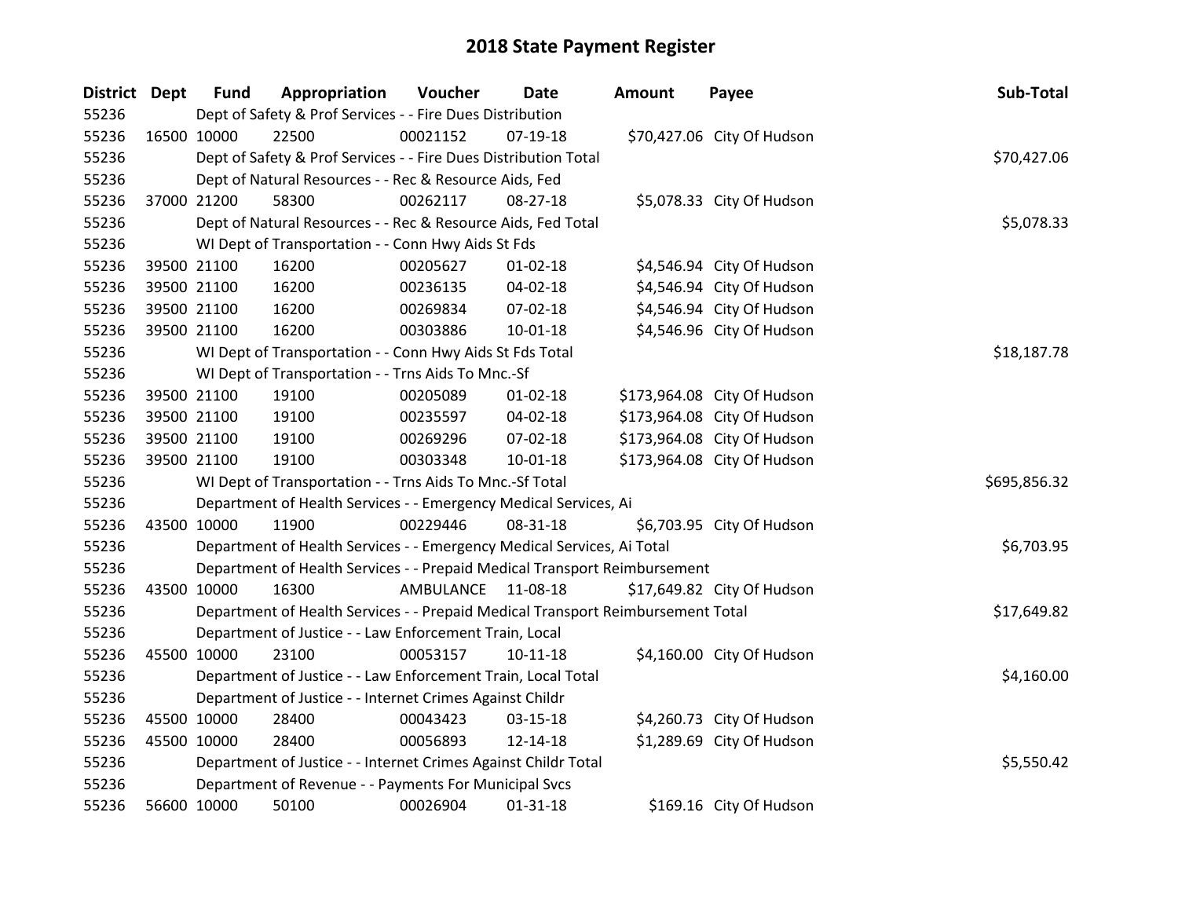# 2018 State Payment Register

| District | Dept | Fund | Appropriation | Voucher | Date | Amount | Payee | Sub-Total |
|---|---|---|---|---|---|---|---|---|
| 55236 | | Dept of Safety & Prof Services - - Fire Dues Distribution | | | | | | |
| 55236 | 16500 | 10000 | 22500 | 00021152 | 07-19-18 | $70,427.06 | City Of Hudson | |
| 55236 | | Dept of Safety & Prof Services - - Fire Dues Distribution Total | | | | | | $70,427.06 |
| 55236 | | Dept of Natural Resources - - Rec & Resource Aids, Fed | | | | | | |
| 55236 | 37000 | 21200 | 58300 | 00262117 | 08-27-18 | $5,078.33 | City Of Hudson | |
| 55236 | | Dept of Natural Resources - - Rec & Resource Aids, Fed Total | | | | | | $5,078.33 |
| 55236 | | WI Dept of Transportation - - Conn Hwy Aids St Fds | | | | | | |
| 55236 | 39500 | 21100 | 16200 | 00205627 | 01-02-18 | $4,546.94 | City Of Hudson | |
| 55236 | 39500 | 21100 | 16200 | 00236135 | 04-02-18 | $4,546.94 | City Of Hudson | |
| 55236 | 39500 | 21100 | 16200 | 00269834 | 07-02-18 | $4,546.94 | City Of Hudson | |
| 55236 | 39500 | 21100 | 16200 | 00303886 | 10-01-18 | $4,546.96 | City Of Hudson | |
| 55236 | | WI Dept of Transportation - - Conn Hwy Aids St Fds Total | | | | | | $18,187.78 |
| 55236 | | WI Dept of Transportation - - Trns Aids To Mnc.-Sf | | | | | | |
| 55236 | 39500 | 21100 | 19100 | 00205089 | 01-02-18 | $173,964.08 | City Of Hudson | |
| 55236 | 39500 | 21100 | 19100 | 00235597 | 04-02-18 | $173,964.08 | City Of Hudson | |
| 55236 | 39500 | 21100 | 19100 | 00269296 | 07-02-18 | $173,964.08 | City Of Hudson | |
| 55236 | 39500 | 21100 | 19100 | 00303348 | 10-01-18 | $173,964.08 | City Of Hudson | |
| 55236 | | WI Dept of Transportation - - Trns Aids To Mnc.-Sf Total | | | | | | $695,856.32 |
| 55236 | | Department of Health Services - - Emergency Medical Services, Ai | | | | | | |
| 55236 | 43500 | 10000 | 11900 | 00229446 | 08-31-18 | $6,703.95 | City Of Hudson | |
| 55236 | | Department of Health Services - - Emergency Medical Services, Ai Total | | | | | | $6,703.95 |
| 55236 | | Department of Health Services - - Prepaid Medical Transport Reimbursement | | | | | | |
| 55236 | 43500 | 10000 | 16300 | AMBULANCE | 11-08-18 | $17,649.82 | City Of Hudson | |
| 55236 | | Department of Health Services - - Prepaid Medical Transport Reimbursement Total | | | | | | $17,649.82 |
| 55236 | | Department of Justice - - Law Enforcement Train, Local | | | | | | |
| 55236 | 45500 | 10000 | 23100 | 00053157 | 10-11-18 | $4,160.00 | City Of Hudson | |
| 55236 | | Department of Justice - - Law Enforcement Train, Local Total | | | | | | $4,160.00 |
| 55236 | | Department of Justice - - Internet Crimes Against Childr | | | | | | |
| 55236 | 45500 | 10000 | 28400 | 00043423 | 03-15-18 | $4,260.73 | City Of Hudson | |
| 55236 | 45500 | 10000 | 28400 | 00056893 | 12-14-18 | $1,289.69 | City Of Hudson | |
| 55236 | | Department of Justice - - Internet Crimes Against Childr Total | | | | | | $5,550.42 |
| 55236 | | Department of Revenue - - Payments For Municipal Svcs | | | | | | |
| 55236 | 56600 | 10000 | 50100 | 00026904 | 01-31-18 | $169.16 | City Of Hudson | |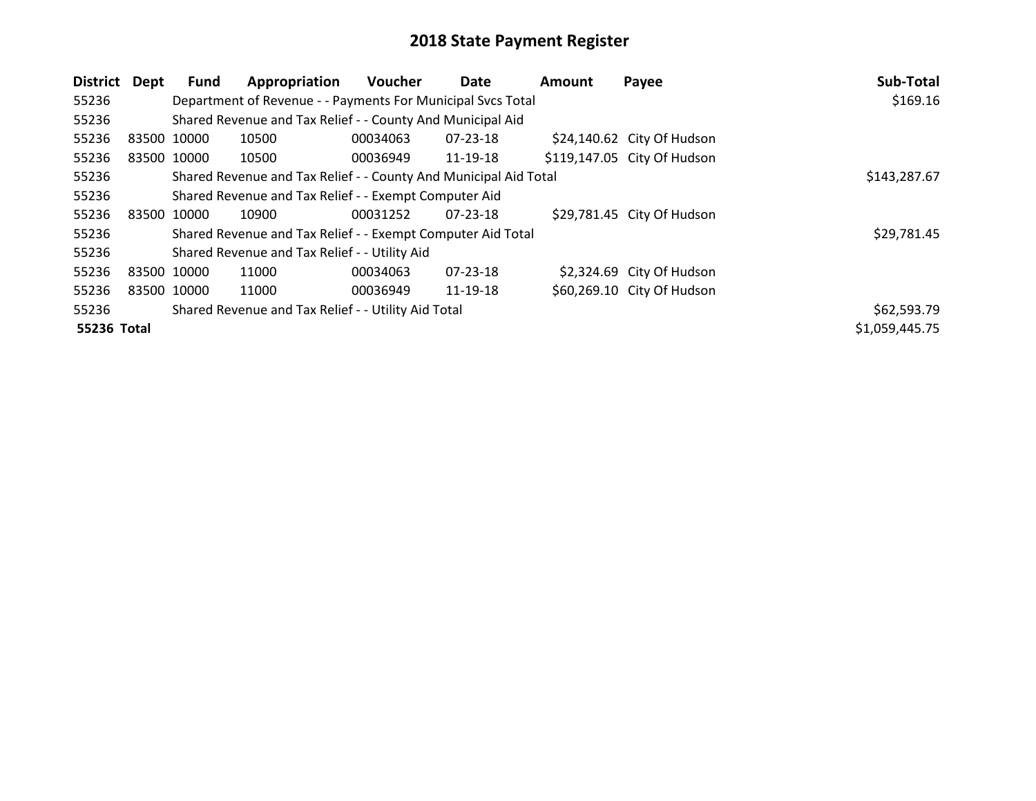# 2018 State Payment Register

| District | Dept | Fund | Appropriation | Voucher | Date | Amount | Payee | Sub-Total |
|---|---|---|---|---|---|---|---|---|
| 55236 | | Department of Revenue - - Payments For Municipal Svcs Total | | | | | | $169.16 |
| 55236 | | Shared Revenue and Tax Relief - - County And Municipal Aid | | | | | | |
| 55236 | 83500 | 10000 | 10500 | 00034063 | 07-23-18 | $24,140.62 | City Of Hudson | |
| 55236 | 83500 | 10000 | 10500 | 00036949 | 11-19-18 | $119,147.05 | City Of Hudson | |
| 55236 | | Shared Revenue and Tax Relief - - County And Municipal Aid Total | | | | | | $143,287.67 |
| 55236 | | Shared Revenue and Tax Relief - - Exempt Computer Aid | | | | | | |
| 55236 | 83500 | 10000 | 10900 | 00031252 | 07-23-18 | $29,781.45 | City Of Hudson | |
| 55236 | | Shared Revenue and Tax Relief - - Exempt Computer Aid Total | | | | | | $29,781.45 |
| 55236 | | Shared Revenue and Tax Relief - - Utility Aid | | | | | | |
| 55236 | 83500 | 10000 | 11000 | 00034063 | 07-23-18 | $2,324.69 | City Of Hudson | |
| 55236 | 83500 | 10000 | 11000 | 00036949 | 11-19-18 | $60,269.10 | City Of Hudson | |
| 55236 | | Shared Revenue and Tax Relief - - Utility Aid Total | | | | | | $62,593.79 |
| **55236 Total** | | | | | | | | $1,059,445.75 |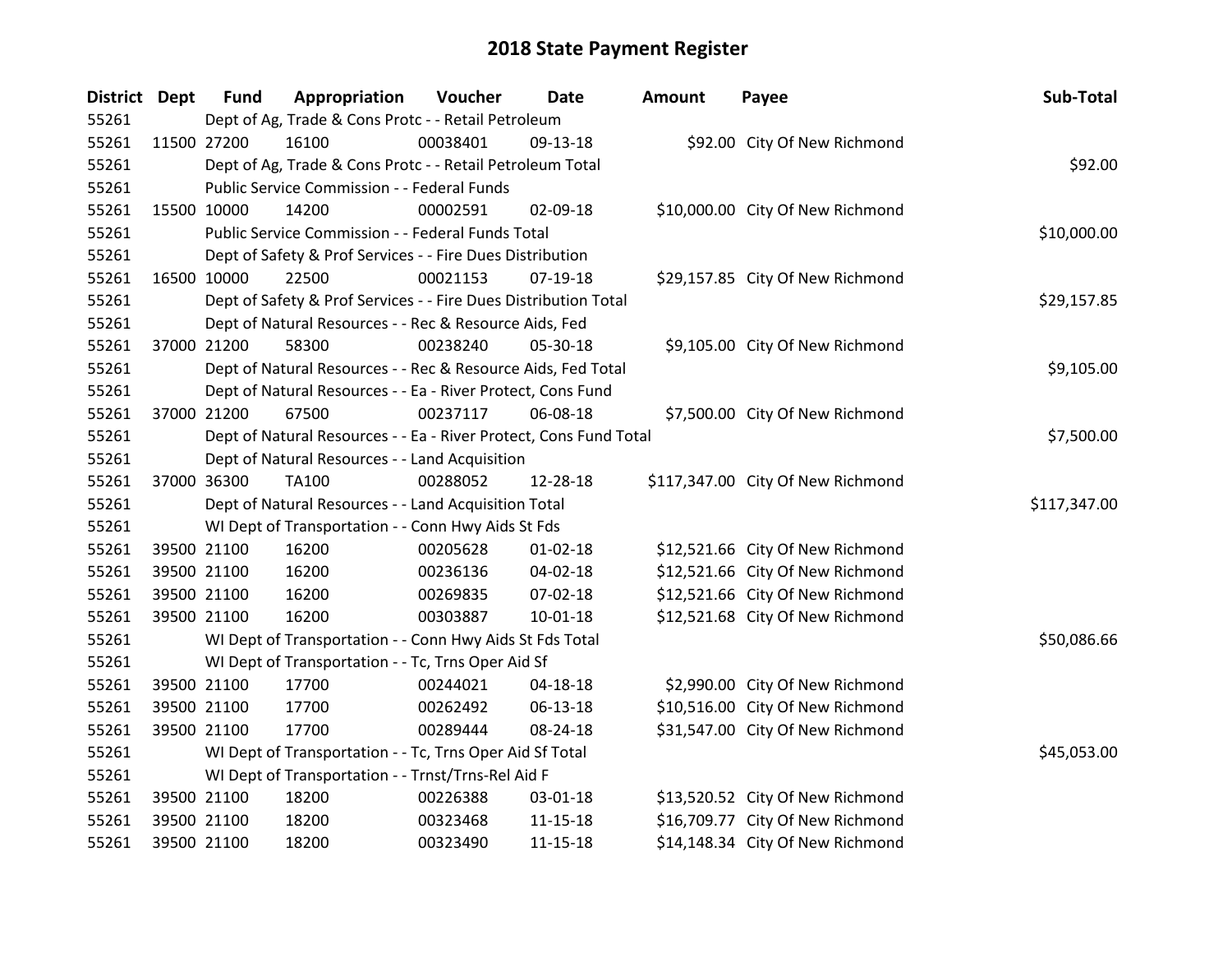# 2018 State Payment Register

| District | Dept | Fund | Appropriation | Voucher | Date | Amount | Payee | Sub-Total |
|---|---|---|---|---|---|---|---|---|
| 55261 | Dept of Ag, Trade & Cons Protc - - Retail Petroleum | | | | | | | |
| 55261 | 11500 | 27200 | 16100 | 00038401 | 09-13-18 | $92.00 | City Of New Richmond | |
| 55261 | Dept of Ag, Trade & Cons Protc - - Retail Petroleum Total | | | | | | | $92.00 |
| 55261 | Public Service Commission - - Federal Funds | | | | | | | |
| 55261 | 15500 | 10000 | 14200 | 00002591 | 02-09-18 | $10,000.00 | City Of New Richmond | |
| 55261 | Public Service Commission - - Federal Funds Total | | | | | | | $10,000.00 |
| 55261 | Dept of Safety & Prof Services - - Fire Dues Distribution | | | | | | | |
| 55261 | 16500 | 10000 | 22500 | 00021153 | 07-19-18 | $29,157.85 | City Of New Richmond | |
| 55261 | Dept of Safety & Prof Services - - Fire Dues Distribution Total | | | | | | | $29,157.85 |
| 55261 | Dept of Natural Resources - - Rec & Resource Aids, Fed | | | | | | | |
| 55261 | 37000 | 21200 | 58300 | 00238240 | 05-30-18 | $9,105.00 | City Of New Richmond | |
| 55261 | Dept of Natural Resources - - Rec & Resource Aids, Fed Total | | | | | | | $9,105.00 |
| 55261 | Dept of Natural Resources - - Ea - River Protect, Cons Fund | | | | | | | |
| 55261 | 37000 | 21200 | 67500 | 00237117 | 06-08-18 | $7,500.00 | City Of New Richmond | |
| 55261 | Dept of Natural Resources - - Ea - River Protect, Cons Fund Total | | | | | | | $7,500.00 |
| 55261 | Dept of Natural Resources - - Land Acquisition | | | | | | | |
| 55261 | 37000 | 36300 | TA100 | 00288052 | 12-28-18 | $117,347.00 | City Of New Richmond | |
| 55261 | Dept of Natural Resources - - Land Acquisition Total | | | | | | | $117,347.00 |
| 55261 | WI Dept of Transportation - - Conn Hwy Aids St Fds | | | | | | | |
| 55261 | 39500 | 21100 | 16200 | 00205628 | 01-02-18 | $12,521.66 | City Of New Richmond | |
| 55261 | 39500 | 21100 | 16200 | 00236136 | 04-02-18 | $12,521.66 | City Of New Richmond | |
| 55261 | 39500 | 21100 | 16200 | 00269835 | 07-02-18 | $12,521.66 | City Of New Richmond | |
| 55261 | 39500 | 21100 | 16200 | 00303887 | 10-01-18 | $12,521.68 | City Of New Richmond | |
| 55261 | WI Dept of Transportation - - Conn Hwy Aids St Fds Total | | | | | | | $50,086.66 |
| 55261 | WI Dept of Transportation - - Tc, Trns Oper Aid Sf | | | | | | | |
| 55261 | 39500 | 21100 | 17700 | 00244021 | 04-18-18 | $2,990.00 | City Of New Richmond | |
| 55261 | 39500 | 21100 | 17700 | 00262492 | 06-13-18 | $10,516.00 | City Of New Richmond | |
| 55261 | 39500 | 21100 | 17700 | 00289444 | 08-24-18 | $31,547.00 | City Of New Richmond | |
| 55261 | WI Dept of Transportation - - Tc, Trns Oper Aid Sf Total | | | | | | | $45,053.00 |
| 55261 | WI Dept of Transportation - - Trnst/Trns-Rel Aid F | | | | | | | |
| 55261 | 39500 | 21100 | 18200 | 00226388 | 03-01-18 | $13,520.52 | City Of New Richmond | |
| 55261 | 39500 | 21100 | 18200 | 00323468 | 11-15-18 | $16,709.77 | City Of New Richmond | |
| 55261 | 39500 | 21100 | 18200 | 00323490 | 11-15-18 | $14,148.34 | City Of New Richmond | |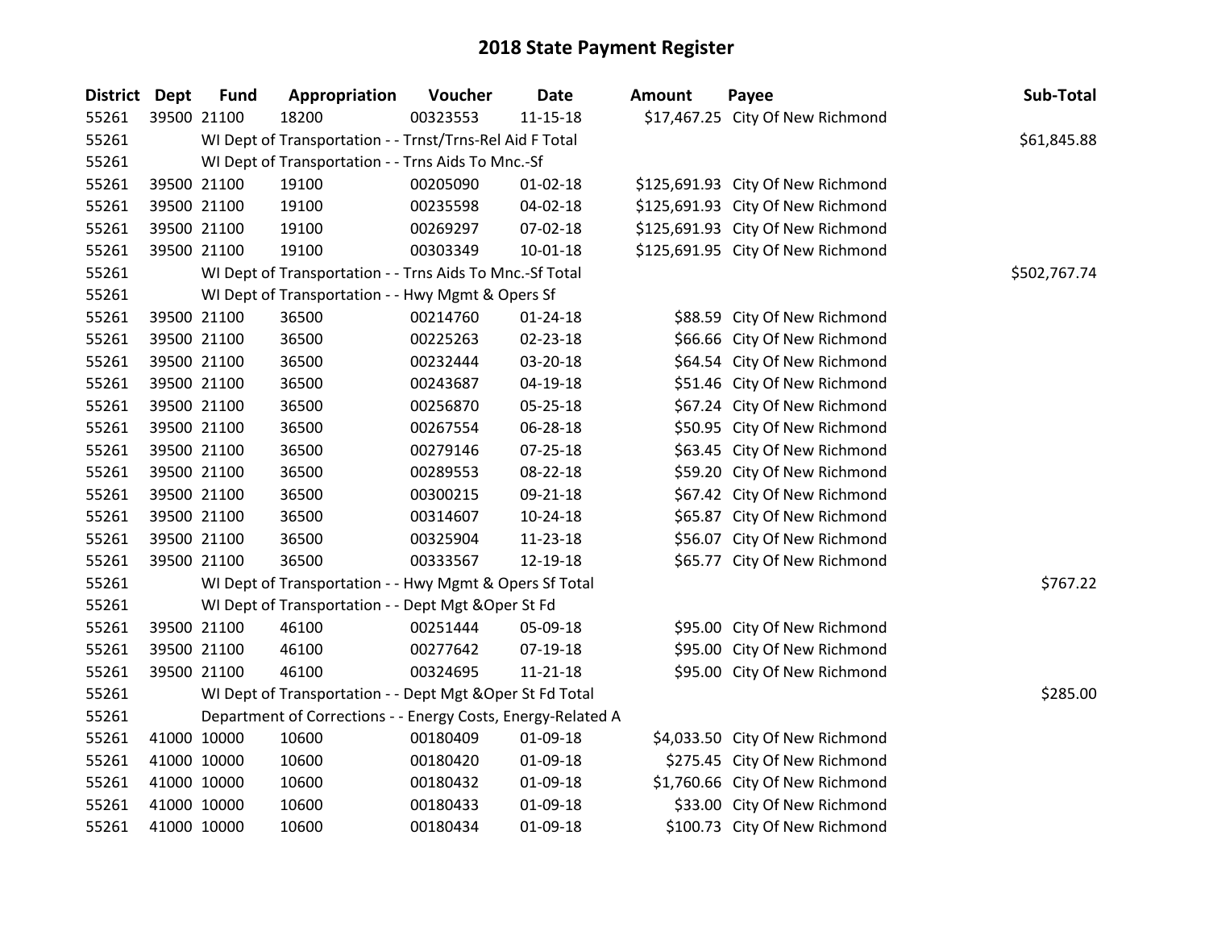# 2018 State Payment Register

| District | Dept | Fund | Appropriation | Voucher | Date | Amount | Payee | Sub-Total |
|---|---|---|---|---|---|---|---|---|
| 55261 | 39500 | 21100 | 18200 | 00323553 | 11-15-18 | $17,467.25 | City Of New Richmond | |
| 55261 | | WI Dept of Transportation - - Trnst/Trns-Rel Aid F Total | | | | | | $61,845.88 |
| 55261 | | WI Dept of Transportation - - Trns Aids To Mnc.-Sf | | | | | | |
| 55261 | 39500 | 21100 | 19100 | 00205090 | 01-02-18 | $125,691.93 | City Of New Richmond | |
| 55261 | 39500 | 21100 | 19100 | 00235598 | 04-02-18 | $125,691.93 | City Of New Richmond | |
| 55261 | 39500 | 21100 | 19100 | 00269297 | 07-02-18 | $125,691.93 | City Of New Richmond | |
| 55261 | 39500 | 21100 | 19100 | 00303349 | 10-01-18 | $125,691.95 | City Of New Richmond | |
| 55261 | | WI Dept of Transportation - - Trns Aids To Mnc.-Sf Total | | | | | | $502,767.74 |
| 55261 | | WI Dept of Transportation - - Hwy Mgmt & Opers Sf | | | | | | |
| 55261 | 39500 | 21100 | 36500 | 00214760 | 01-24-18 | $88.59 | City Of New Richmond | |
| 55261 | 39500 | 21100 | 36500 | 00225263 | 02-23-18 | $66.66 | City Of New Richmond | |
| 55261 | 39500 | 21100 | 36500 | 00232444 | 03-20-18 | $64.54 | City Of New Richmond | |
| 55261 | 39500 | 21100 | 36500 | 00243687 | 04-19-18 | $51.46 | City Of New Richmond | |
| 55261 | 39500 | 21100 | 36500 | 00256870 | 05-25-18 | $67.24 | City Of New Richmond | |
| 55261 | 39500 | 21100 | 36500 | 00267554 | 06-28-18 | $50.95 | City Of New Richmond | |
| 55261 | 39500 | 21100 | 36500 | 00279146 | 07-25-18 | $63.45 | City Of New Richmond | |
| 55261 | 39500 | 21100 | 36500 | 00289553 | 08-22-18 | $59.20 | City Of New Richmond | |
| 55261 | 39500 | 21100 | 36500 | 00300215 | 09-21-18 | $67.42 | City Of New Richmond | |
| 55261 | 39500 | 21100 | 36500 | 00314607 | 10-24-18 | $65.87 | City Of New Richmond | |
| 55261 | 39500 | 21100 | 36500 | 00325904 | 11-23-18 | $56.07 | City Of New Richmond | |
| 55261 | 39500 | 21100 | 36500 | 00333567 | 12-19-18 | $65.77 | City Of New Richmond | |
| 55261 | | WI Dept of Transportation - - Hwy Mgmt & Opers Sf Total | | | | | | $767.22 |
| 55261 | | WI Dept of Transportation - - Dept Mgt &Oper St Fd | | | | | | |
| 55261 | 39500 | 21100 | 46100 | 00251444 | 05-09-18 | $95.00 | City Of New Richmond | |
| 55261 | 39500 | 21100 | 46100 | 00277642 | 07-19-18 | $95.00 | City Of New Richmond | |
| 55261 | 39500 | 21100 | 46100 | 00324695 | 11-21-18 | $95.00 | City Of New Richmond | |
| 55261 | | WI Dept of Transportation - - Dept Mgt &Oper St Fd Total | | | | | | $285.00 |
| 55261 | | Department of Corrections - - Energy Costs, Energy-Related A | | | | | | |
| 55261 | 41000 | 10000 | 10600 | 00180409 | 01-09-18 | $4,033.50 | City Of New Richmond | |
| 55261 | 41000 | 10000 | 10600 | 00180420 | 01-09-18 | $275.45 | City Of New Richmond | |
| 55261 | 41000 | 10000 | 10600 | 00180432 | 01-09-18 | $1,760.66 | City Of New Richmond | |
| 55261 | 41000 | 10000 | 10600 | 00180433 | 01-09-18 | $33.00 | City Of New Richmond | |
| 55261 | 41000 | 10000 | 10600 | 00180434 | 01-09-18 | $100.73 | City Of New Richmond | |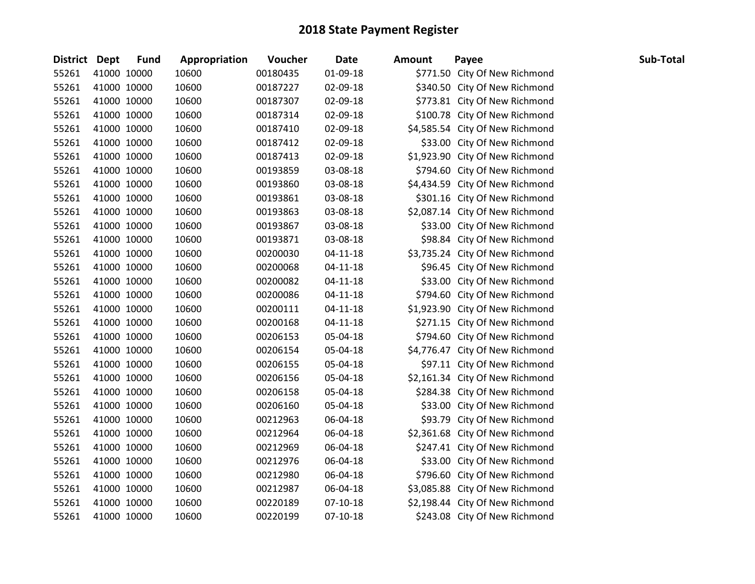# 2018 State Payment Register

| District | Dept | Fund | Appropriation | Voucher | Date | Amount | Payee | Sub-Total |
|---|---|---|---|---|---|---|---|---|
| 55261 | 41000 | 10000 | 10600 | 00180435 | 01-09-18 | $771.50 | City Of New Richmond | |
| 55261 | 41000 | 10000 | 10600 | 00187227 | 02-09-18 | $340.50 | City Of New Richmond | |
| 55261 | 41000 | 10000 | 10600 | 00187307 | 02-09-18 | $773.81 | City Of New Richmond | |
| 55261 | 41000 | 10000 | 10600 | 00187314 | 02-09-18 | $100.78 | City Of New Richmond | |
| 55261 | 41000 | 10000 | 10600 | 00187410 | 02-09-18 | $4,585.54 | City Of New Richmond | |
| 55261 | 41000 | 10000 | 10600 | 00187412 | 02-09-18 | $33.00 | City Of New Richmond | |
| 55261 | 41000 | 10000 | 10600 | 00187413 | 02-09-18 | $1,923.90 | City Of New Richmond | |
| 55261 | 41000 | 10000 | 10600 | 00193859 | 03-08-18 | $794.60 | City Of New Richmond | |
| 55261 | 41000 | 10000 | 10600 | 00193860 | 03-08-18 | $4,434.59 | City Of New Richmond | |
| 55261 | 41000 | 10000 | 10600 | 00193861 | 03-08-18 | $301.16 | City Of New Richmond | |
| 55261 | 41000 | 10000 | 10600 | 00193863 | 03-08-18 | $2,087.14 | City Of New Richmond | |
| 55261 | 41000 | 10000 | 10600 | 00193867 | 03-08-18 | $33.00 | City Of New Richmond | |
| 55261 | 41000 | 10000 | 10600 | 00193871 | 03-08-18 | $98.84 | City Of New Richmond | |
| 55261 | 41000 | 10000 | 10600 | 00200030 | 04-11-18 | $3,735.24 | City Of New Richmond | |
| 55261 | 41000 | 10000 | 10600 | 00200068 | 04-11-18 | $96.45 | City Of New Richmond | |
| 55261 | 41000 | 10000 | 10600 | 00200082 | 04-11-18 | $33.00 | City Of New Richmond | |
| 55261 | 41000 | 10000 | 10600 | 00200086 | 04-11-18 | $794.60 | City Of New Richmond | |
| 55261 | 41000 | 10000 | 10600 | 00200111 | 04-11-18 | $1,923.90 | City Of New Richmond | |
| 55261 | 41000 | 10000 | 10600 | 00200168 | 04-11-18 | $271.15 | City Of New Richmond | |
| 55261 | 41000 | 10000 | 10600 | 00206153 | 05-04-18 | $794.60 | City Of New Richmond | |
| 55261 | 41000 | 10000 | 10600 | 00206154 | 05-04-18 | $4,776.47 | City Of New Richmond | |
| 55261 | 41000 | 10000 | 10600 | 00206155 | 05-04-18 | $97.11 | City Of New Richmond | |
| 55261 | 41000 | 10000 | 10600 | 00206156 | 05-04-18 | $2,161.34 | City Of New Richmond | |
| 55261 | 41000 | 10000 | 10600 | 00206158 | 05-04-18 | $284.38 | City Of New Richmond | |
| 55261 | 41000 | 10000 | 10600 | 00206160 | 05-04-18 | $33.00 | City Of New Richmond | |
| 55261 | 41000 | 10000 | 10600 | 00212963 | 06-04-18 | $93.79 | City Of New Richmond | |
| 55261 | 41000 | 10000 | 10600 | 00212964 | 06-04-18 | $2,361.68 | City Of New Richmond | |
| 55261 | 41000 | 10000 | 10600 | 00212969 | 06-04-18 | $247.41 | City Of New Richmond | |
| 55261 | 41000 | 10000 | 10600 | 00212976 | 06-04-18 | $33.00 | City Of New Richmond | |
| 55261 | 41000 | 10000 | 10600 | 00212980 | 06-04-18 | $796.60 | City Of New Richmond | |
| 55261 | 41000 | 10000 | 10600 | 00212987 | 06-04-18 | $3,085.88 | City Of New Richmond | |
| 55261 | 41000 | 10000 | 10600 | 00220189 | 07-10-18 | $2,198.44 | City Of New Richmond | |
| 55261 | 41000 | 10000 | 10600 | 00220199 | 07-10-18 | $243.08 | City Of New Richmond | |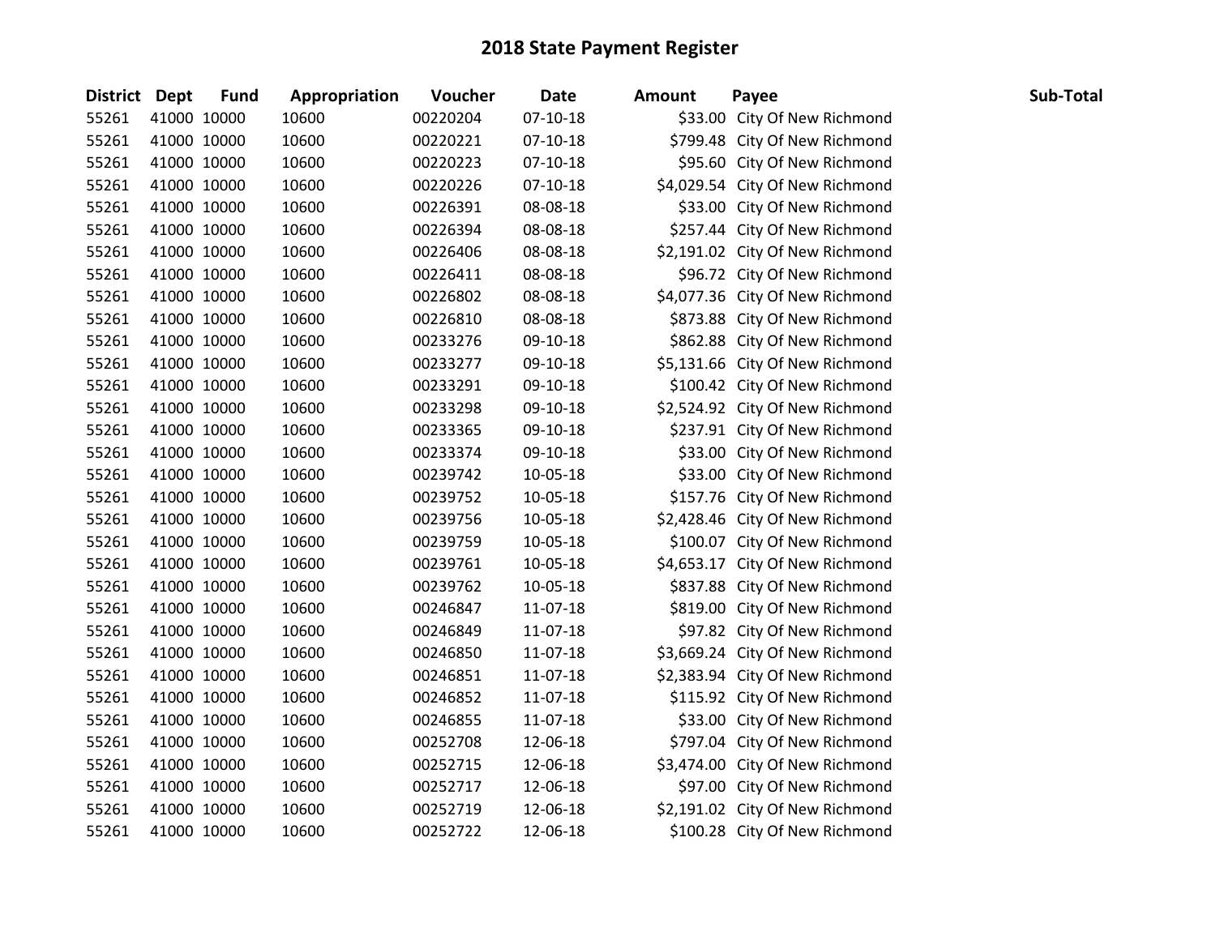# 2018 State Payment Register

| District | Dept | Fund | Appropriation | Voucher | Date | Amount | Payee | Sub-Total |
|---|---|---|---|---|---|---|---|---|
| 55261 | 41000 | 10000 | 10600 | 00220204 | 07-10-18 | $33.00 | City Of New Richmond | |
| 55261 | 41000 | 10000 | 10600 | 00220221 | 07-10-18 | $799.48 | City Of New Richmond | |
| 55261 | 41000 | 10000 | 10600 | 00220223 | 07-10-18 | $95.60 | City Of New Richmond | |
| 55261 | 41000 | 10000 | 10600 | 00220226 | 07-10-18 | $4,029.54 | City Of New Richmond | |
| 55261 | 41000 | 10000 | 10600 | 00226391 | 08-08-18 | $33.00 | City Of New Richmond | |
| 55261 | 41000 | 10000 | 10600 | 00226394 | 08-08-18 | $257.44 | City Of New Richmond | |
| 55261 | 41000 | 10000 | 10600 | 00226406 | 08-08-18 | $2,191.02 | City Of New Richmond | |
| 55261 | 41000 | 10000 | 10600 | 00226411 | 08-08-18 | $96.72 | City Of New Richmond | |
| 55261 | 41000 | 10000 | 10600 | 00226802 | 08-08-18 | $4,077.36 | City Of New Richmond | |
| 55261 | 41000 | 10000 | 10600 | 00226810 | 08-08-18 | $873.88 | City Of New Richmond | |
| 55261 | 41000 | 10000 | 10600 | 00233276 | 09-10-18 | $862.88 | City Of New Richmond | |
| 55261 | 41000 | 10000 | 10600 | 00233277 | 09-10-18 | $5,131.66 | City Of New Richmond | |
| 55261 | 41000 | 10000 | 10600 | 00233291 | 09-10-18 | $100.42 | City Of New Richmond | |
| 55261 | 41000 | 10000 | 10600 | 00233298 | 09-10-18 | $2,524.92 | City Of New Richmond | |
| 55261 | 41000 | 10000 | 10600 | 00233365 | 09-10-18 | $237.91 | City Of New Richmond | |
| 55261 | 41000 | 10000 | 10600 | 00233374 | 09-10-18 | $33.00 | City Of New Richmond | |
| 55261 | 41000 | 10000 | 10600 | 00239742 | 10-05-18 | $33.00 | City Of New Richmond | |
| 55261 | 41000 | 10000 | 10600 | 00239752 | 10-05-18 | $157.76 | City Of New Richmond | |
| 55261 | 41000 | 10000 | 10600 | 00239756 | 10-05-18 | $2,428.46 | City Of New Richmond | |
| 55261 | 41000 | 10000 | 10600 | 00239759 | 10-05-18 | $100.07 | City Of New Richmond | |
| 55261 | 41000 | 10000 | 10600 | 00239761 | 10-05-18 | $4,653.17 | City Of New Richmond | |
| 55261 | 41000 | 10000 | 10600 | 00239762 | 10-05-18 | $837.88 | City Of New Richmond | |
| 55261 | 41000 | 10000 | 10600 | 00246847 | 11-07-18 | $819.00 | City Of New Richmond | |
| 55261 | 41000 | 10000 | 10600 | 00246849 | 11-07-18 | $97.82 | City Of New Richmond | |
| 55261 | 41000 | 10000 | 10600 | 00246850 | 11-07-18 | $3,669.24 | City Of New Richmond | |
| 55261 | 41000 | 10000 | 10600 | 00246851 | 11-07-18 | $2,383.94 | City Of New Richmond | |
| 55261 | 41000 | 10000 | 10600 | 00246852 | 11-07-18 | $115.92 | City Of New Richmond | |
| 55261 | 41000 | 10000 | 10600 | 00246855 | 11-07-18 | $33.00 | City Of New Richmond | |
| 55261 | 41000 | 10000 | 10600 | 00252708 | 12-06-18 | $797.04 | City Of New Richmond | |
| 55261 | 41000 | 10000 | 10600 | 00252715 | 12-06-18 | $3,474.00 | City Of New Richmond | |
| 55261 | 41000 | 10000 | 10600 | 00252717 | 12-06-18 | $97.00 | City Of New Richmond | |
| 55261 | 41000 | 10000 | 10600 | 00252719 | 12-06-18 | $2,191.02 | City Of New Richmond | |
| 55261 | 41000 | 10000 | 10600 | 00252722 | 12-06-18 | $100.28 | City Of New Richmond | |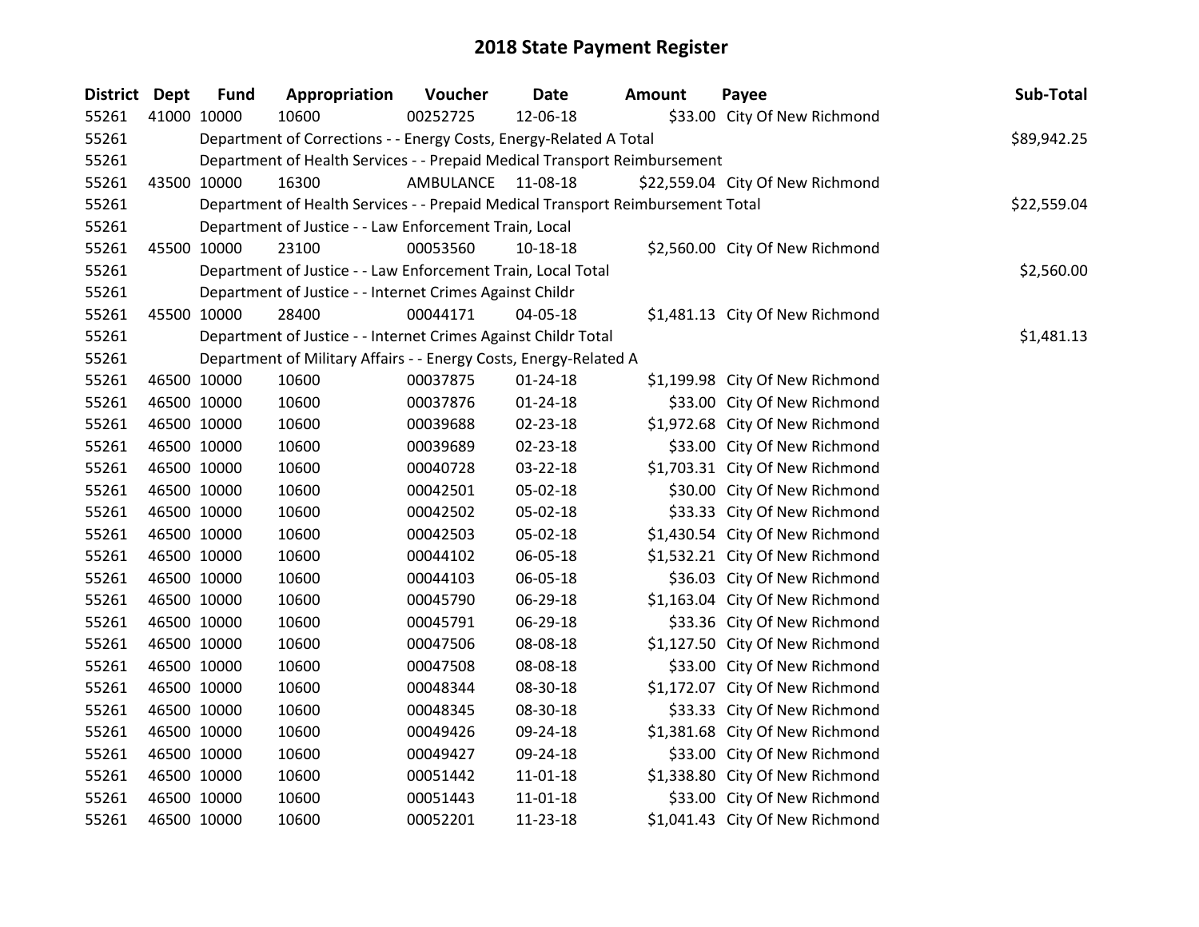# 2018 State Payment Register

| District | Dept | Fund | Appropriation | Voucher | Date | Amount | Payee | Sub-Total |
|---|---|---|---|---|---|---|---|---|
| 55261 | 41000 | 10000 | 10600 | 00252725 | 12-06-18 | $33.00 | City Of New Richmond | |
| 55261 | | | Department of Corrections - - Energy Costs, Energy-Related A Total | | | | | $89,942.25 |
| 55261 | | | Department of Health Services - - Prepaid Medical Transport Reimbursement | | | | | |
| 55261 | 43500 | 10000 | 16300 | AMBULANCE | 11-08-18 | $22,559.04 | City Of New Richmond | |
| 55261 | | | Department of Health Services - - Prepaid Medical Transport Reimbursement Total | | | | | $22,559.04 |
| 55261 | | | Department of Justice - - Law Enforcement Train, Local | | | | | |
| 55261 | 45500 | 10000 | 23100 | 00053560 | 10-18-18 | $2,560.00 | City Of New Richmond | |
| 55261 | | | Department of Justice - - Law Enforcement Train, Local Total | | | | | $2,560.00 |
| 55261 | | | Department of Justice - - Internet Crimes Against Childr | | | | | |
| 55261 | 45500 | 10000 | 28400 | 00044171 | 04-05-18 | $1,481.13 | City Of New Richmond | |
| 55261 | | | Department of Justice - - Internet Crimes Against Childr Total | | | | | $1,481.13 |
| 55261 | | | Department of Military Affairs - - Energy Costs, Energy-Related A | | | | | |
| 55261 | 46500 | 10000 | 10600 | 00037875 | 01-24-18 | $1,199.98 | City Of New Richmond | |
| 55261 | 46500 | 10000 | 10600 | 00037876 | 01-24-18 | $33.00 | City Of New Richmond | |
| 55261 | 46500 | 10000 | 10600 | 00039688 | 02-23-18 | $1,972.68 | City Of New Richmond | |
| 55261 | 46500 | 10000 | 10600 | 00039689 | 02-23-18 | $33.00 | City Of New Richmond | |
| 55261 | 46500 | 10000 | 10600 | 00040728 | 03-22-18 | $1,703.31 | City Of New Richmond | |
| 55261 | 46500 | 10000 | 10600 | 00042501 | 05-02-18 | $30.00 | City Of New Richmond | |
| 55261 | 46500 | 10000 | 10600 | 00042502 | 05-02-18 | $33.33 | City Of New Richmond | |
| 55261 | 46500 | 10000 | 10600 | 00042503 | 05-02-18 | $1,430.54 | City Of New Richmond | |
| 55261 | 46500 | 10000 | 10600 | 00044102 | 06-05-18 | $1,532.21 | City Of New Richmond | |
| 55261 | 46500 | 10000 | 10600 | 00044103 | 06-05-18 | $36.03 | City Of New Richmond | |
| 55261 | 46500 | 10000 | 10600 | 00045790 | 06-29-18 | $1,163.04 | City Of New Richmond | |
| 55261 | 46500 | 10000 | 10600 | 00045791 | 06-29-18 | $33.36 | City Of New Richmond | |
| 55261 | 46500 | 10000 | 10600 | 00047506 | 08-08-18 | $1,127.50 | City Of New Richmond | |
| 55261 | 46500 | 10000 | 10600 | 00047508 | 08-08-18 | $33.00 | City Of New Richmond | |
| 55261 | 46500 | 10000 | 10600 | 00048344 | 08-30-18 | $1,172.07 | City Of New Richmond | |
| 55261 | 46500 | 10000 | 10600 | 00048345 | 08-30-18 | $33.33 | City Of New Richmond | |
| 55261 | 46500 | 10000 | 10600 | 00049426 | 09-24-18 | $1,381.68 | City Of New Richmond | |
| 55261 | 46500 | 10000 | 10600 | 00049427 | 09-24-18 | $33.00 | City Of New Richmond | |
| 55261 | 46500 | 10000 | 10600 | 00051442 | 11-01-18 | $1,338.80 | City Of New Richmond | |
| 55261 | 46500 | 10000 | 10600 | 00051443 | 11-01-18 | $33.00 | City Of New Richmond | |
| 55261 | 46500 | 10000 | 10600 | 00052201 | 11-23-18 | $1,041.43 | City Of New Richmond | |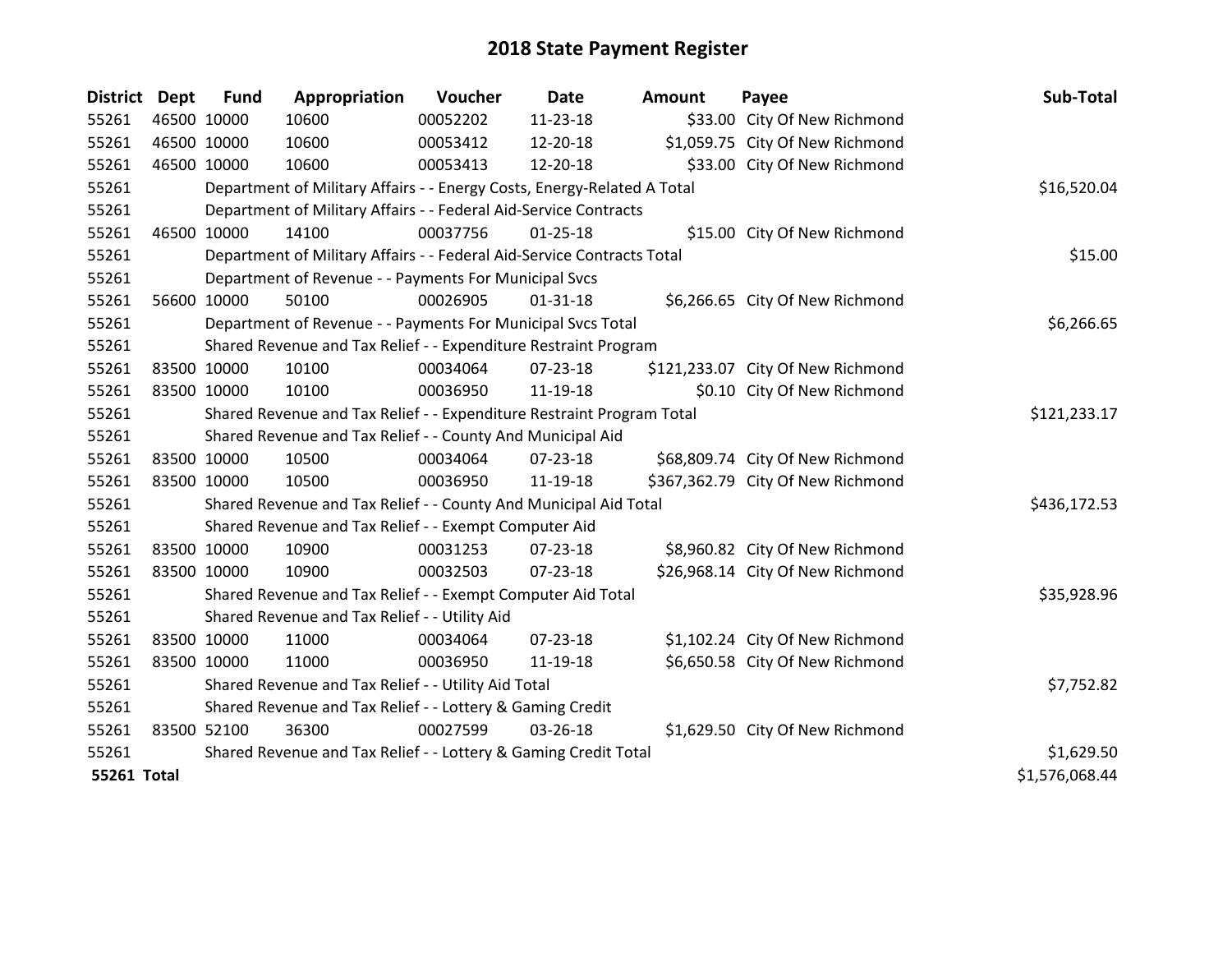# 2018 State Payment Register

| District | Dept | Fund | Appropriation | Voucher | Date | Amount | Payee | Sub-Total |
|---|---|---|---|---|---|---|---|---|
| 55261 | 46500 | 10000 | 10600 | 00052202 | 11-23-18 | $33.00 | City Of New Richmond | |
| 55261 | 46500 | 10000 | 10600 | 00053412 | 12-20-18 | $1,059.75 | City Of New Richmond | |
| 55261 | 46500 | 10000 | 10600 | 00053413 | 12-20-18 | $33.00 | City Of New Richmond | |
| 55261 | | Department of Military Affairs - - Energy Costs, Energy-Related A Total | | | | | | $16,520.04 |
| 55261 | | Department of Military Affairs - - Federal Aid-Service Contracts | | | | | | |
| 55261 | 46500 | 10000 | 14100 | 00037756 | 01-25-18 | $15.00 | City Of New Richmond | |
| 55261 | | Department of Military Affairs - - Federal Aid-Service Contracts Total | | | | | | $15.00 |
| 55261 | | Department of Revenue - - Payments For Municipal Svcs | | | | | | |
| 55261 | 56600 | 10000 | 50100 | 00026905 | 01-31-18 | $6,266.65 | City Of New Richmond | |
| 55261 | | Department of Revenue - - Payments For Municipal Svcs Total | | | | | | $6,266.65 |
| 55261 | | Shared Revenue and Tax Relief - - Expenditure Restraint Program | | | | | | |
| 55261 | 83500 | 10000 | 10100 | 00034064 | 07-23-18 | $121,233.07 | City Of New Richmond | |
| 55261 | 83500 | 10000 | 10100 | 00036950 | 11-19-18 | $0.10 | City Of New Richmond | |
| 55261 | | Shared Revenue and Tax Relief - - Expenditure Restraint Program Total | | | | | | $121,233.17 |
| 55261 | | Shared Revenue and Tax Relief - - County And Municipal Aid | | | | | | |
| 55261 | 83500 | 10000 | 10500 | 00034064 | 07-23-18 | $68,809.74 | City Of New Richmond | |
| 55261 | 83500 | 10000 | 10500 | 00036950 | 11-19-18 | $367,362.79 | City Of New Richmond | |
| 55261 | | Shared Revenue and Tax Relief - - County And Municipal Aid Total | | | | | | $436,172.53 |
| 55261 | | Shared Revenue and Tax Relief - - Exempt Computer Aid | | | | | | |
| 55261 | 83500 | 10000 | 10900 | 00031253 | 07-23-18 | $8,960.82 | City Of New Richmond | |
| 55261 | 83500 | 10000 | 10900 | 00032503 | 07-23-18 | $26,968.14 | City Of New Richmond | |
| 55261 | | Shared Revenue and Tax Relief - - Exempt Computer Aid Total | | | | | | $35,928.96 |
| 55261 | | Shared Revenue and Tax Relief - - Utility Aid | | | | | | |
| 55261 | 83500 | 10000 | 11000 | 00034064 | 07-23-18 | $1,102.24 | City Of New Richmond | |
| 55261 | 83500 | 10000 | 11000 | 00036950 | 11-19-18 | $6,650.58 | City Of New Richmond | |
| 55261 | | Shared Revenue and Tax Relief - - Utility Aid Total | | | | | | $7,752.82 |
| 55261 | | Shared Revenue and Tax Relief - - Lottery & Gaming Credit | | | | | | |
| 55261 | 83500 | 52100 | 36300 | 00027599 | 03-26-18 | $1,629.50 | City Of New Richmond | |
| 55261 | | Shared Revenue and Tax Relief - - Lottery & Gaming Credit Total | | | | | | $1,629.50 |
| **55261 Total** | | | | | | | | $1,576,068.44 |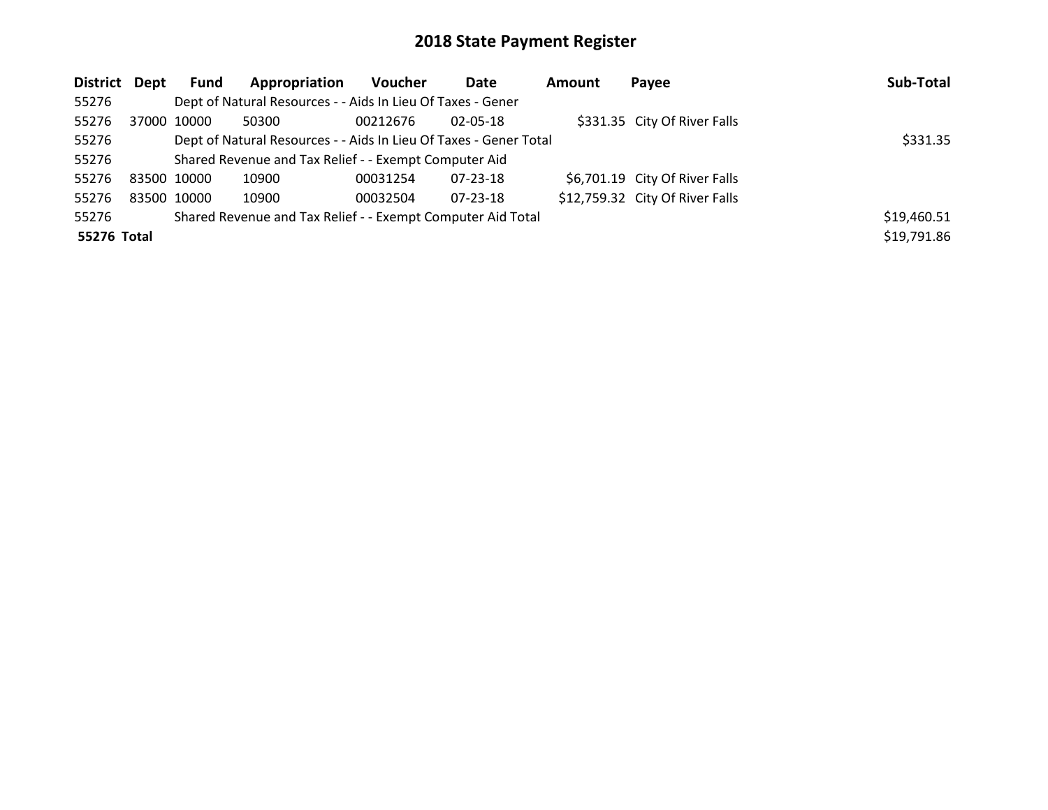# 2018 State Payment Register

| District | Dept | Fund | Appropriation | Voucher | Date | Amount | Payee | Sub-Total |
|---|---|---|---|---|---|---|---|---|
| 55276 | | Dept of Natural Resources - - Aids In Lieu Of Taxes - Gener | | | | | | |
| 55276 | 37000 | 10000 | 50300 | 00212676 | 02-05-18 | $331.35 | City Of River Falls | |
| 55276 | | Dept of Natural Resources - - Aids In Lieu Of Taxes - Gener Total | | | | | | $331.35 |
| 55276 | | Shared Revenue and Tax Relief - - Exempt Computer Aid | | | | | | |
| 55276 | 83500 | 10000 | 10900 | 00031254 | 07-23-18 | $6,701.19 | City Of River Falls | |
| 55276 | 83500 | 10000 | 10900 | 00032504 | 07-23-18 | $12,759.32 | City Of River Falls | |
| 55276 | | Shared Revenue and Tax Relief - - Exempt Computer Aid Total | | | | | | $19,460.51 |
| **55276** | **Total** | | | | | | | $19,791.86 |